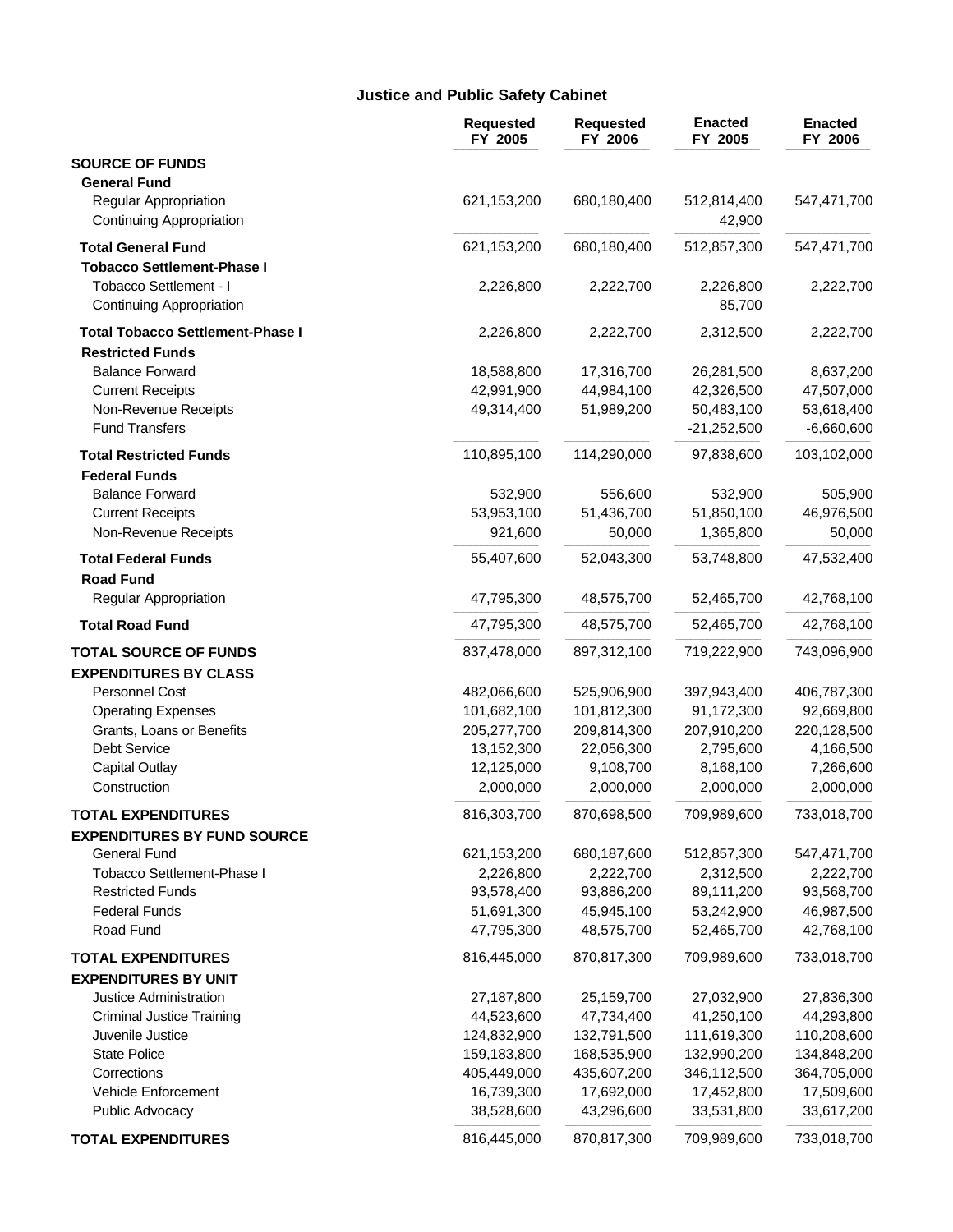## Justice and Public Safety Cabinet

| | Requested FY 2005 | Requested FY 2006 | Enacted FY 2005 | Enacted FY 2006 |
|---|---|---|---|---|
| **SOURCE OF FUNDS** | | | | |
| **General Fund** | | | | |
| Regular Appropriation | 621,153,200 | 680,180,400 | 512,814,400 | 547,471,700 |
| Continuing Appropriation | | | 42,900 | |
| **Total General Fund** | 621,153,200 | 680,180,400 | 512,857,300 | 547,471,700 |
| **Tobacco Settlement-Phase I** | | | | |
| Tobacco Settlement - I | 2,226,800 | 2,222,700 | 2,226,800 | 2,222,700 |
| Continuing Appropriation | | | 85,700 | |
| **Total Tobacco Settlement-Phase I** | 2,226,800 | 2,222,700 | 2,312,500 | 2,222,700 |
| **Restricted Funds** | | | | |
| Balance Forward | 18,588,800 | 17,316,700 | 26,281,500 | 8,637,200 |
| Current Receipts | 42,991,900 | 44,984,100 | 42,326,500 | 47,507,000 |
| Non-Revenue Receipts | 49,314,400 | 51,989,200 | 50,483,100 | 53,618,400 |
| Fund Transfers | | | -21,252,500 | -6,660,600 |
| **Total Restricted Funds** | 110,895,100 | 114,290,000 | 97,838,600 | 103,102,000 |
| **Federal Funds** | | | | |
| Balance Forward | 532,900 | 556,600 | 532,900 | 505,900 |
| Current Receipts | 53,953,100 | 51,436,700 | 51,850,100 | 46,976,500 |
| Non-Revenue Receipts | 921,600 | 50,000 | 1,365,800 | 50,000 |
| **Total Federal Funds** | 55,407,600 | 52,043,300 | 53,748,800 | 47,532,400 |
| **Road Fund** | | | | |
| Regular Appropriation | 47,795,300 | 48,575,700 | 52,465,700 | 42,768,100 |
| **Total Road Fund** | 47,795,300 | 48,575,700 | 52,465,700 | 42,768,100 |
| **TOTAL SOURCE OF FUNDS** | 837,478,000 | 897,312,100 | 719,222,900 | 743,096,900 |
| **EXPENDITURES BY CLASS** | | | | |
| Personnel Cost | 482,066,600 | 525,906,900 | 397,943,400 | 406,787,300 |
| Operating Expenses | 101,682,100 | 101,812,300 | 91,172,300 | 92,669,800 |
| Grants, Loans or Benefits | 205,277,700 | 209,814,300 | 207,910,200 | 220,128,500 |
| Debt Service | 13,152,300 | 22,056,300 | 2,795,600 | 4,166,500 |
| Capital Outlay | 12,125,000 | 9,108,700 | 8,168,100 | 7,266,600 |
| Construction | 2,000,000 | 2,000,000 | 2,000,000 | 2,000,000 |
| **TOTAL EXPENDITURES** | 816,303,700 | 870,698,500 | 709,989,600 | 733,018,700 |
| **EXPENDITURES BY FUND SOURCE** | | | | |
| General Fund | 621,153,200 | 680,187,600 | 512,857,300 | 547,471,700 |
| Tobacco Settlement-Phase I | 2,226,800 | 2,222,700 | 2,312,500 | 2,222,700 |
| Restricted Funds | 93,578,400 | 93,886,200 | 89,111,200 | 93,568,700 |
| Federal Funds | 51,691,300 | 45,945,100 | 53,242,900 | 46,987,500 |
| Road Fund | 47,795,300 | 48,575,700 | 52,465,700 | 42,768,100 |
| **TOTAL EXPENDITURES** | 816,445,000 | 870,817,300 | 709,989,600 | 733,018,700 |
| **EXPENDITURES BY UNIT** | | | | |
| Justice Administration | 27,187,800 | 25,159,700 | 27,032,900 | 27,836,300 |
| Criminal Justice Training | 44,523,600 | 47,734,400 | 41,250,100 | 44,293,800 |
| Juvenile Justice | 124,832,900 | 132,791,500 | 111,619,300 | 110,208,600 |
| State Police | 159,183,800 | 168,535,900 | 132,990,200 | 134,848,200 |
| Corrections | 405,449,000 | 435,607,200 | 346,112,500 | 364,705,000 |
| Vehicle Enforcement | 16,739,300 | 17,692,000 | 17,452,800 | 17,509,600 |
| Public Advocacy | 38,528,600 | 43,296,600 | 33,531,800 | 33,617,200 |
| **TOTAL EXPENDITURES** | 816,445,000 | 870,817,300 | 709,989,600 | 733,018,700 |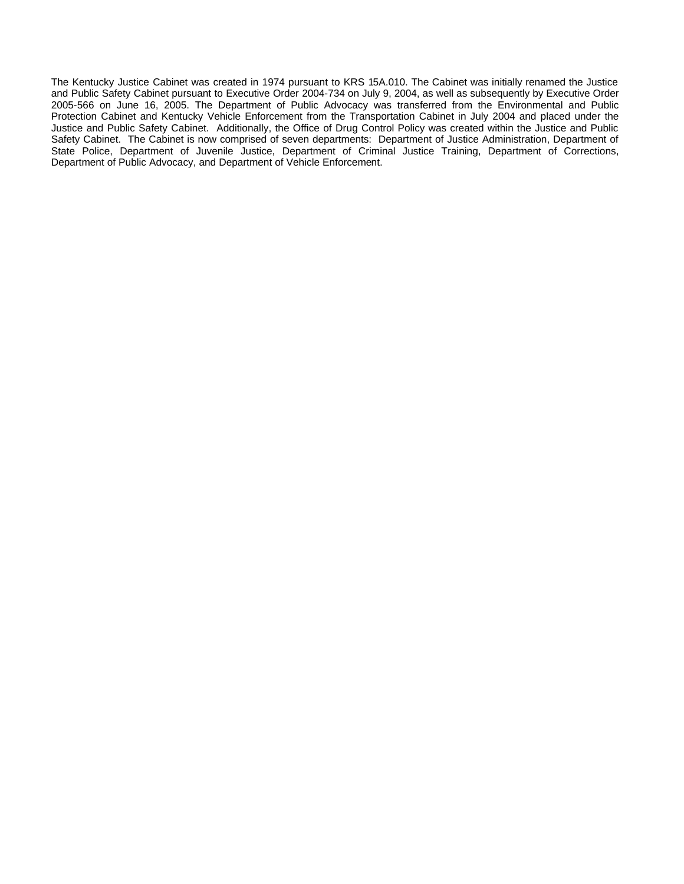The Kentucky Justice Cabinet was created in 1974 pursuant to KRS 15A.010. The Cabinet was initially renamed the Justice and Public Safety Cabinet pursuant to Executive Order 2004-734 on July 9, 2004, as well as subsequently by Executive Order 2005-566 on June 16, 2005. The Department of Public Advocacy was transferred from the Environmental and Public Protection Cabinet and Kentucky Vehicle Enforcement from the Transportation Cabinet in July 2004 and placed under the Justice and Public Safety Cabinet. Additionally, the Office of Drug Control Policy was created within the Justice and Public Safety Cabinet. The Cabinet is now comprised of seven departments: Department of Justice Administration, Department of State Police, Department of Juvenile Justice, Department of Criminal Justice Training, Department of Corrections, Department of Public Advocacy, and Department of Vehicle Enforcement.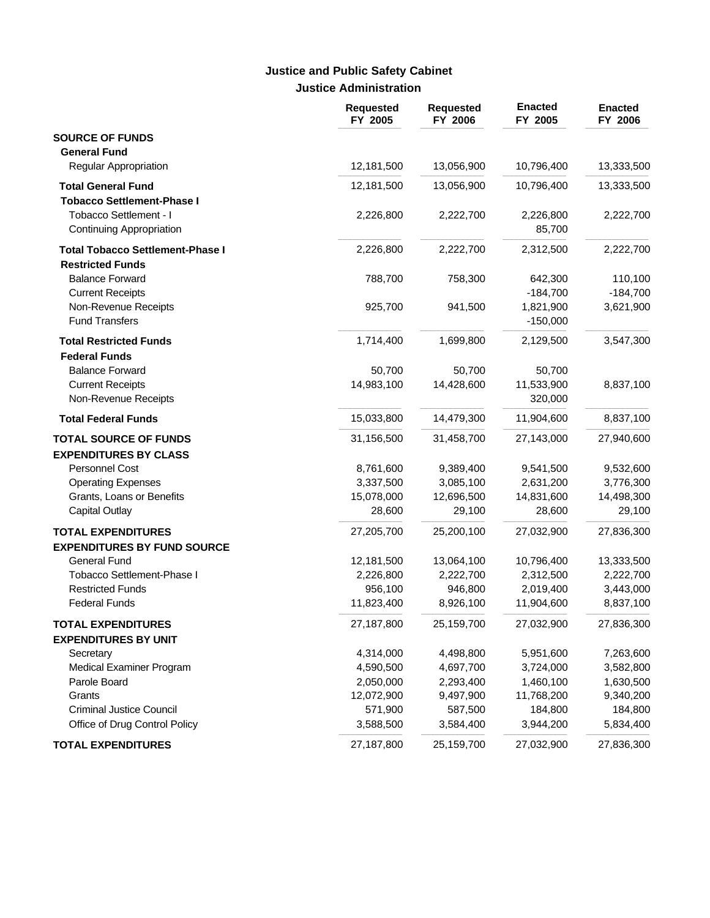## Justice and Public Safety Cabinet

### Justice Administration

| | Requested FY 2005 | Requested FY 2006 | Enacted FY 2005 | Enacted FY 2006 |
|---|---|---|---|---|
| **SOURCE OF FUNDS** | | | | |
| **General Fund** | | | | |
| Regular Appropriation | 12,181,500 | 13,056,900 | 10,796,400 | 13,333,500 |
| **Total General Fund** | 12,181,500 | 13,056,900 | 10,796,400 | 13,333,500 |
| **Tobacco Settlement-Phase I** | | | | |
| Tobacco Settlement - I | 2,226,800 | 2,222,700 | 2,226,800 | 2,222,700 |
| Continuing Appropriation | | | 85,700 | |
| **Total Tobacco Settlement-Phase I** | 2,226,800 | 2,222,700 | 2,312,500 | 2,222,700 |
| **Restricted Funds** | | | | |
| Balance Forward | 788,700 | 758,300 | 642,300 | 110,100 |
| Current Receipts | | | -184,700 | -184,700 |
| Non-Revenue Receipts | 925,700 | 941,500 | 1,821,900 | 3,621,900 |
| Fund Transfers | | | -150,000 | |
| **Total Restricted Funds** | 1,714,400 | 1,699,800 | 2,129,500 | 3,547,300 |
| **Federal Funds** | | | | |
| Balance Forward | 50,700 | 50,700 | 50,700 | |
| Current Receipts | 14,983,100 | 14,428,600 | 11,533,900 | 8,837,100 |
| Non-Revenue Receipts | | | 320,000 | |
| **Total Federal Funds** | 15,033,800 | 14,479,300 | 11,904,600 | 8,837,100 |
| **TOTAL SOURCE OF FUNDS** | 31,156,500 | 31,458,700 | 27,143,000 | 27,940,600 |
| **EXPENDITURES BY CLASS** | | | | |
| Personnel Cost | 8,761,600 | 9,389,400 | 9,541,500 | 9,532,600 |
| Operating Expenses | 3,337,500 | 3,085,100 | 2,631,200 | 3,776,300 |
| Grants, Loans or Benefits | 15,078,000 | 12,696,500 | 14,831,600 | 14,498,300 |
| Capital Outlay | 28,600 | 29,100 | 28,600 | 29,100 |
| **TOTAL EXPENDITURES** | 27,205,700 | 25,200,100 | 27,032,900 | 27,836,300 |
| **EXPENDITURES BY FUND SOURCE** | | | | |
| General Fund | 12,181,500 | 13,064,100 | 10,796,400 | 13,333,500 |
| Tobacco Settlement-Phase I | 2,226,800 | 2,222,700 | 2,312,500 | 2,222,700 |
| Restricted Funds | 956,100 | 946,800 | 2,019,400 | 3,443,000 |
| Federal Funds | 11,823,400 | 8,926,100 | 11,904,600 | 8,837,100 |
| **TOTAL EXPENDITURES** | 27,187,800 | 25,159,700 | 27,032,900 | 27,836,300 |
| **EXPENDITURES BY UNIT** | | | | |
| Secretary | 4,314,000 | 4,498,800 | 5,951,600 | 7,263,600 |
| Medical Examiner Program | 4,590,500 | 4,697,700 | 3,724,000 | 3,582,800 |
| Parole Board | 2,050,000 | 2,293,400 | 1,460,100 | 1,630,500 |
| Grants | 12,072,900 | 9,497,900 | 11,768,200 | 9,340,200 |
| Criminal Justice Council | 571,900 | 587,500 | 184,800 | 184,800 |
| Office of Drug Control Policy | 3,588,500 | 3,584,400 | 3,944,200 | 5,834,400 |
| **TOTAL EXPENDITURES** | 27,187,800 | 25,159,700 | 27,032,900 | 27,836,300 |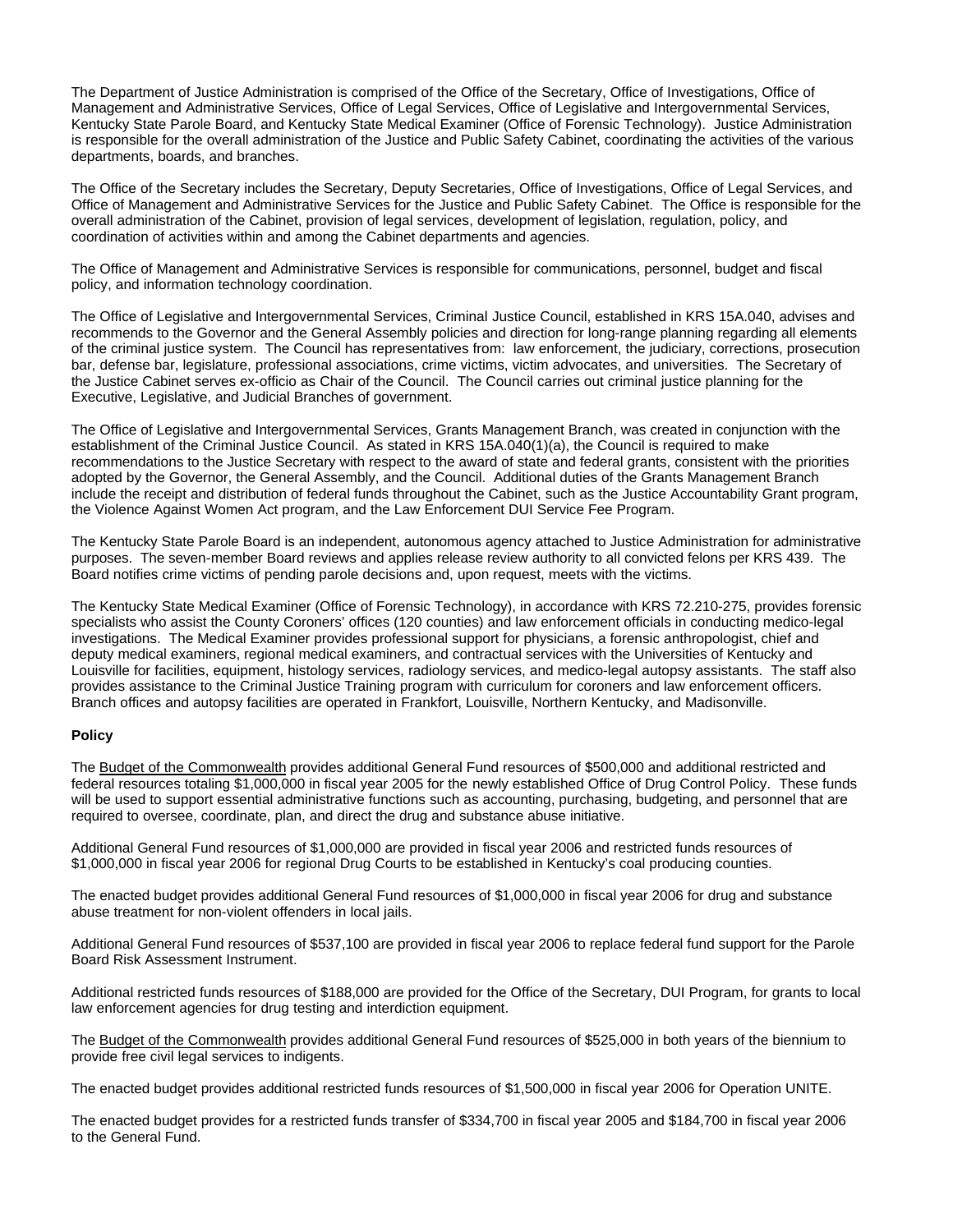The Department of Justice Administration is comprised of the Office of the Secretary, Office of Investigations, Office of Management and Administrative Services, Office of Legal Services, Office of Legislative and Intergovernmental Services, Kentucky State Parole Board, and Kentucky State Medical Examiner (Office of Forensic Technology). Justice Administration is responsible for the overall administration of the Justice and Public Safety Cabinet, coordinating the activities of the various departments, boards, and branches.

The Office of the Secretary includes the Secretary, Deputy Secretaries, Office of Investigations, Office of Legal Services, and Office of Management and Administrative Services for the Justice and Public Safety Cabinet. The Office is responsible for the overall administration of the Cabinet, provision of legal services, development of legislation, regulation, policy, and coordination of activities within and among the Cabinet departments and agencies.

The Office of Management and Administrative Services is responsible for communications, personnel, budget and fiscal policy, and information technology coordination.

The Office of Legislative and Intergovernmental Services, Criminal Justice Council, established in KRS 15A.040, advises and recommends to the Governor and the General Assembly policies and direction for long-range planning regarding all elements of the criminal justice system. The Council has representatives from: law enforcement, the judiciary, corrections, prosecution bar, defense bar, legislature, professional associations, crime victims, victim advocates, and universities. The Secretary of the Justice Cabinet serves ex-officio as Chair of the Council. The Council carries out criminal justice planning for the Executive, Legislative, and Judicial Branches of government.

The Office of Legislative and Intergovernmental Services, Grants Management Branch, was created in conjunction with the establishment of the Criminal Justice Council. As stated in KRS 15A.040(1)(a), the Council is required to make recommendations to the Justice Secretary with respect to the award of state and federal grants, consistent with the priorities adopted by the Governor, the General Assembly, and the Council. Additional duties of the Grants Management Branch include the receipt and distribution of federal funds throughout the Cabinet, such as the Justice Accountability Grant program, the Violence Against Women Act program, and the Law Enforcement DUI Service Fee Program.

The Kentucky State Parole Board is an independent, autonomous agency attached to Justice Administration for administrative purposes. The seven-member Board reviews and applies release authority to all convicted felons per KRS 439. The Board notifies crime victims of pending parole decisions and, upon request, meets with the victims.

The Kentucky State Medical Examiner (Office of Forensic Technology), in accordance with KRS 72.210-275, provides forensic specialists who assist the County Coroners' offices (120 counties) and law enforcement officials in conducting medico-legal investigations. The Medical Examiner provides professional support for physicians, a forensic anthropologist, chief and deputy medical examiners, regional medical examiners, and contractual services with the Universities of Kentucky and Louisville for facilities, equipment, histology services, radiology services, and medico-legal autopsy assistants. The staff also provides assistance to the Criminal Justice Training program with curriculum for coroners and law enforcement officers. Branch offices and autopsy facilities are operated in Frankfort, Louisville, Northern Kentucky, and Madisonville.

**Policy**

The Budget of the Commonwealth provides additional General Fund resources of $500,000 and additional restricted and federal resources totaling $1,000,000 in fiscal year 2005 for the newly established Office of Drug Control Policy. These funds will be used to support essential administrative functions such as accounting, purchasing, budgeting, and personnel that are required to oversee, coordinate, plan, and direct the drug and substance abuse initiative.

Additional General Fund resources of $1,000,000 are provided in fiscal year 2006 and restricted funds resources of $1,000,000 in fiscal year 2006 for regional Drug Courts to be established in Kentucky's coal producing counties.

The enacted budget provides additional General Fund resources of $1,000,000 in fiscal year 2006 for drug and substance abuse treatment for non-violent offenders in local jails.

Additional General Fund resources of $537,100 are provided in fiscal year 2006 to replace federal fund support for the Parole Board Risk Assessment Instrument.

Additional restricted funds resources of $188,000 are provided for the Office of the Secretary, DUI Program, for grants to local law enforcement agencies for drug testing and interdiction equipment.

The Budget of the Commonwealth provides additional General Fund resources of $525,000 in both years of the biennium to provide free civil legal services to indigents.

The enacted budget provides additional restricted funds resources of $1,500,000 in fiscal year 2006 for Operation UNITE.

The enacted budget provides for a restricted funds transfer of $334,700 in fiscal year 2005 and $184,700 in fiscal year 2006 to the General Fund.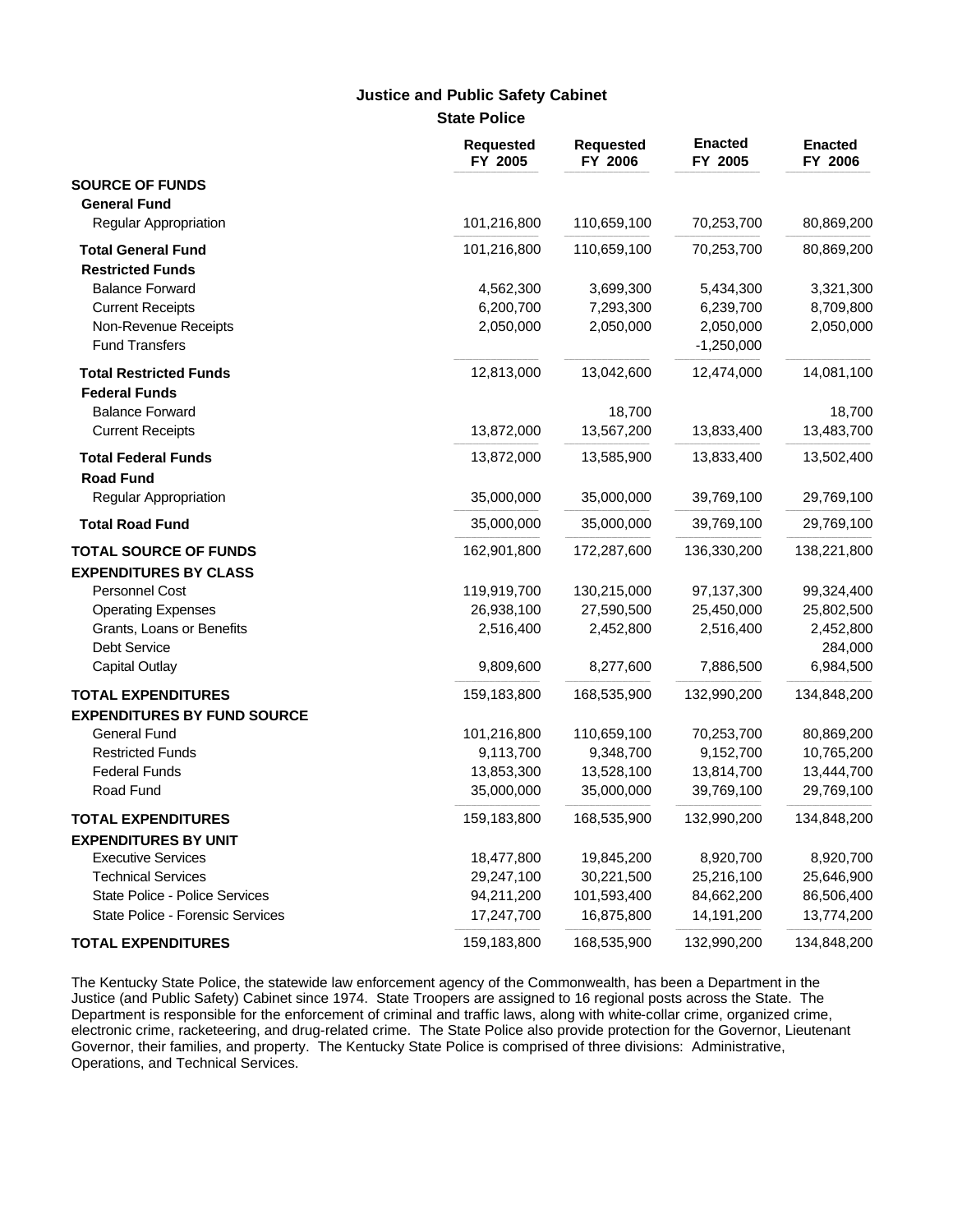## Justice and Public Safety Cabinet

### State Police

| | Requested FY 2005 | Requested FY 2006 | Enacted FY 2005 | Enacted FY 2006 |
|---|---|---|---|---|
| **SOURCE OF FUNDS** | | | | |
| **General Fund** | | | | |
| Regular Appropriation | 101,216,800 | 110,659,100 | 70,253,700 | 80,869,200 |
| **Total General Fund** | 101,216,800 | 110,659,100 | 70,253,700 | 80,869,200 |
| **Restricted Funds** | | | | |
| Balance Forward | 4,562,300 | 3,699,300 | 5,434,300 | 3,321,300 |
| Current Receipts | 6,200,700 | 7,293,300 | 6,239,700 | 8,709,800 |
| Non-Revenue Receipts | 2,050,000 | 2,050,000 | 2,050,000 | 2,050,000 |
| Fund Transfers | | | -1,250,000 | |
| **Total Restricted Funds** | 12,813,000 | 13,042,600 | 12,474,000 | 14,081,100 |
| **Federal Funds** | | | | |
| Balance Forward | | 18,700 | | 18,700 |
| Current Receipts | 13,872,000 | 13,567,200 | 13,833,400 | 13,483,700 |
| **Total Federal Funds** | 13,872,000 | 13,585,900 | 13,833,400 | 13,502,400 |
| **Road Fund** | | | | |
| Regular Appropriation | 35,000,000 | 35,000,000 | 39,769,100 | 29,769,100 |
| **Total Road Fund** | 35,000,000 | 35,000,000 | 39,769,100 | 29,769,100 |
| **TOTAL SOURCE OF FUNDS** | 162,901,800 | 172,287,600 | 136,330,200 | 138,221,800 |
| **EXPENDITURES BY CLASS** | | | | |
| Personnel Cost | 119,919,700 | 130,215,000 | 97,137,300 | 99,324,400 |
| Operating Expenses | 26,938,100 | 27,590,500 | 25,450,000 | 25,802,500 |
| Grants, Loans or Benefits | 2,516,400 | 2,452,800 | 2,516,400 | 2,452,800 |
| Debt Service | | | | 284,000 |
| Capital Outlay | 9,809,600 | 8,277,600 | 7,886,500 | 6,984,500 |
| **TOTAL EXPENDITURES** | 159,183,800 | 168,535,900 | 132,990,200 | 134,848,200 |
| **EXPENDITURES BY FUND SOURCE** | | | | |
| General Fund | 101,216,800 | 110,659,100 | 70,253,700 | 80,869,200 |
| Restricted Funds | 9,113,700 | 9,348,700 | 9,152,700 | 10,765,200 |
| Federal Funds | 13,853,300 | 13,528,100 | 13,814,700 | 13,444,700 |
| Road Fund | 35,000,000 | 35,000,000 | 39,769,100 | 29,769,100 |
| **TOTAL EXPENDITURES** | 159,183,800 | 168,535,900 | 132,990,200 | 134,848,200 |
| **EXPENDITURES BY UNIT** | | | | |
| Executive Services | 18,477,800 | 19,845,200 | 8,920,700 | 8,920,700 |
| Technical Services | 29,247,100 | 30,221,500 | 25,216,100 | 25,646,900 |
| State Police - Police Services | 94,211,200 | 101,593,400 | 84,662,200 | 86,506,400 |
| State Police - Forensic Services | 17,247,700 | 16,875,800 | 14,191,200 | 13,774,200 |
| **TOTAL EXPENDITURES** | 159,183,800 | 168,535,900 | 132,990,200 | 134,848,200 |

The Kentucky State Police, the statewide law enforcement agency of the Commonwealth, has been a Department in the Justice (and Public Safety) Cabinet since 1974. State Troopers are assigned to 16 regional posts across the State. The Department is responsible for the enforcement of criminal and traffic laws, along with white-collar crime, organized crime, electronic crime, racketeering, and drug-related crime. The State Police also provide protection for the Governor, Lieutenant Governor, their families, and property. The Kentucky State Police is comprised of three divisions: Administrative, Operations, and Technical Services.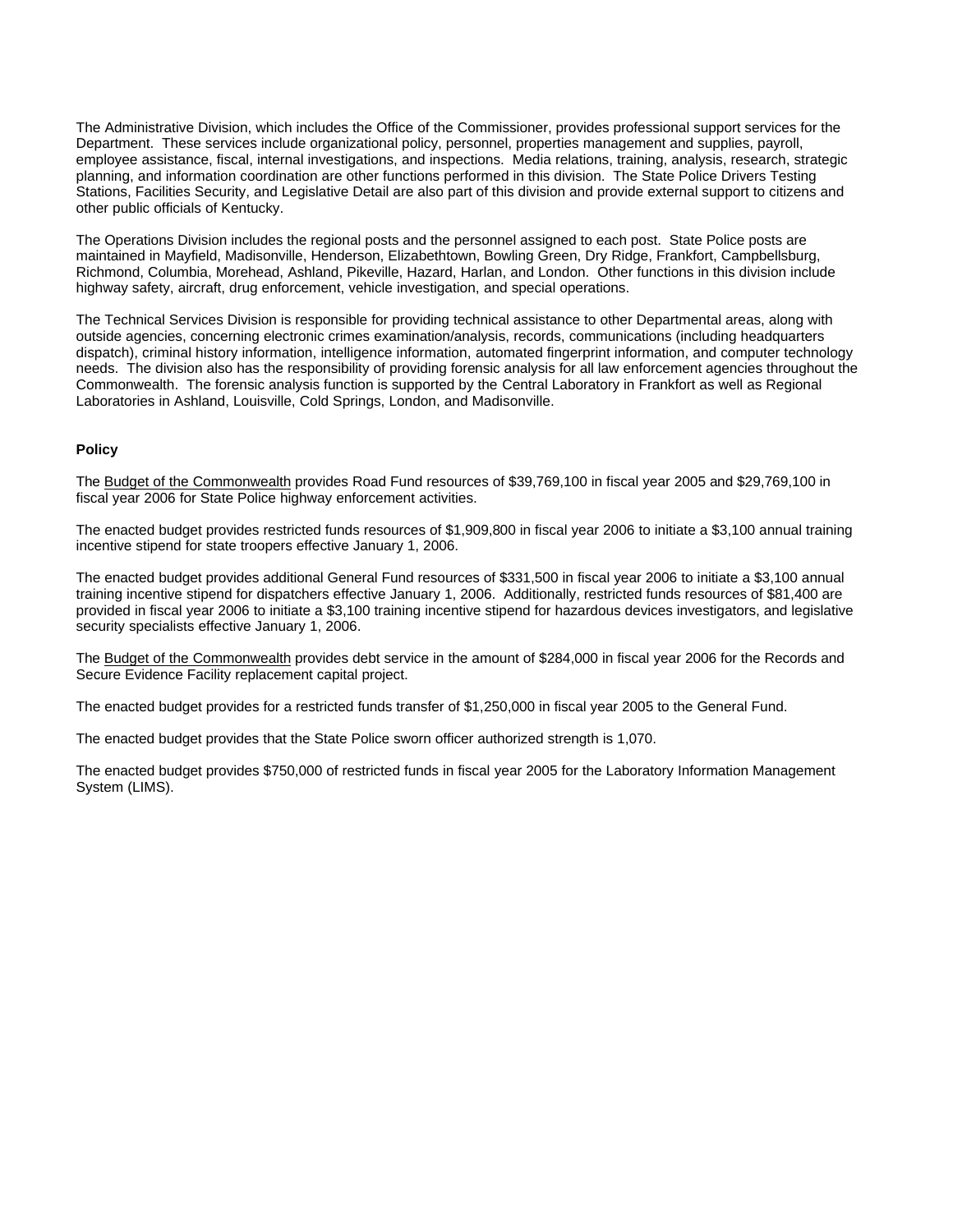The Administrative Division, which includes the Office of the Commissioner, provides professional support services for the Department. These services include organizational policy, personnel, properties management and supplies, payroll, employee assistance, fiscal, internal investigations, and inspections. Media relations, training, analysis, research, strategic planning, and information coordination are other functions performed in this division. The State Police Drivers Testing Stations, Facilities Security, and Legislative Detail are also part of this division and provide external support to citizens and other public officials of Kentucky.

The Operations Division includes the regional posts and the personnel assigned to each post. State Police posts are maintained in Mayfield, Madisonville, Henderson, Elizabethtown, Bowling Green, Dry Ridge, Frankfort, Campbellsburg, Richmond, Columbia, Morehead, Ashland, Pikeville, Hazard, Harlan, and London. Other functions in this division include highway safety, aircraft, drug enforcement, vehicle investigation, and special operations.

The Technical Services Division is responsible for providing technical assistance to other Departmental areas, along with outside agencies, concerning electronic crimes examination/analysis, records, communications (including headquarters dispatch), criminal history information, intelligence information, automated fingerprint information, and computer technology needs. The division also has the responsibility of providing forensic analysis for all law enforcement agencies throughout the Commonwealth. The forensic analysis function is supported by the Central Laboratory in Frankfort as well as Regional Laboratories in Ashland, Louisville, Cold Springs, London, and Madisonville.

**Policy**

The Budget of the Commonwealth provides Road Fund resources of $39,769,100 in fiscal year 2005 and $29,769,100 in fiscal year 2006 for State Police highway enforcement activities.

The enacted budget provides restricted funds resources of $1,909,800 in fiscal year 2006 to initiate a $3,100 annual training incentive stipend for state troopers effective January 1, 2006.

The enacted budget provides additional General Fund resources of $331,500 in fiscal year 2006 to initiate a $3,100 annual training incentive stipend for dispatchers effective January 1, 2006. Additionally, restricted funds resources of $81,400 are provided in fiscal year 2006 to initiate a $3,100 training incentive stipend for hazardous devices investigators, and legislative security specialists effective January 1, 2006.

The Budget of the Commonwealth provides debt service in the amount of $284,000 in fiscal year 2006 for the Records and Secure Evidence Facility replacement capital project.

The enacted budget provides for a restricted funds transfer of $1,250,000 in fiscal year 2005 to the General Fund.

The enacted budget provides that the State Police sworn officer authorized strength is 1,070.

The enacted budget provides $750,000 of restricted funds in fiscal year 2005 for the Laboratory Information Management System (LIMS).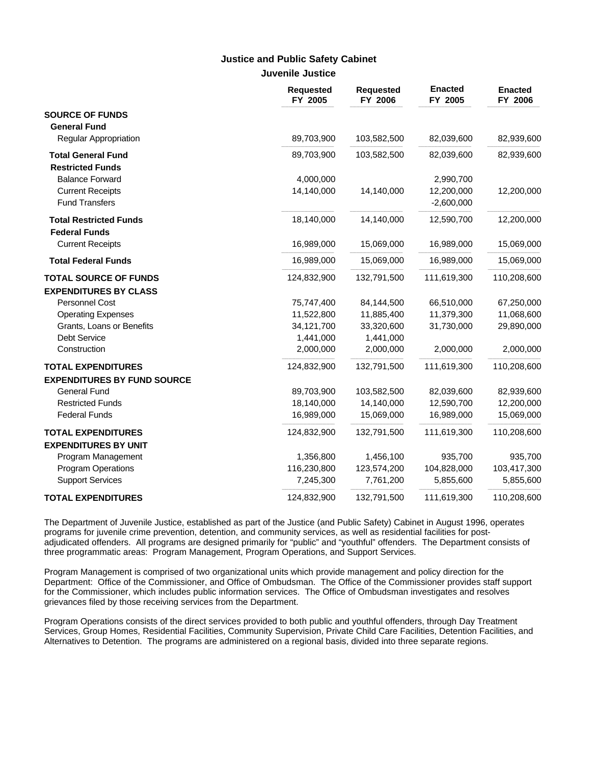## Justice and Public Safety Cabinet

### Juvenile Justice

| | Requested FY 2005 | Requested FY 2006 | Enacted FY 2005 | Enacted FY 2006 |
|---|---|---|---|---|
| **SOURCE OF FUNDS** | | | | |
| **General Fund** | | | | |
| Regular Appropriation | 89,703,900 | 103,582,500 | 82,039,600 | 82,939,600 |
| **Total General Fund** | 89,703,900 | 103,582,500 | 82,039,600 | 82,939,600 |
| **Restricted Funds** | | | | |
| Balance Forward | 4,000,000 | | 2,990,700 | |
| Current Receipts | 14,140,000 | 14,140,000 | 12,200,000 | 12,200,000 |
| Fund Transfers | | | -2,600,000 | |
| **Total Restricted Funds** | 18,140,000 | 14,140,000 | 12,590,700 | 12,200,000 |
| **Federal Funds** | | | | |
| Current Receipts | 16,989,000 | 15,069,000 | 16,989,000 | 15,069,000 |
| **Total Federal Funds** | 16,989,000 | 15,069,000 | 16,989,000 | 15,069,000 |
| **TOTAL SOURCE OF FUNDS** | 124,832,900 | 132,791,500 | 111,619,300 | 110,208,600 |
| **EXPENDITURES BY CLASS** | | | | |
| Personnel Cost | 75,747,400 | 84,144,500 | 66,510,000 | 67,250,000 |
| Operating Expenses | 11,522,800 | 11,885,400 | 11,379,300 | 11,068,600 |
| Grants, Loans or Benefits | 34,121,700 | 33,320,600 | 31,730,000 | 29,890,000 |
| Debt Service | 1,441,000 | 1,441,000 | | |
| Construction | 2,000,000 | 2,000,000 | 2,000,000 | 2,000,000 |
| **TOTAL EXPENDITURES** | 124,832,900 | 132,791,500 | 111,619,300 | 110,208,600 |
| **EXPENDITURES BY FUND SOURCE** | | | | |
| General Fund | 89,703,900 | 103,582,500 | 82,039,600 | 82,939,600 |
| Restricted Funds | 18,140,000 | 14,140,000 | 12,590,700 | 12,200,000 |
| Federal Funds | 16,989,000 | 15,069,000 | 16,989,000 | 15,069,000 |
| **TOTAL EXPENDITURES** | 124,832,900 | 132,791,500 | 111,619,300 | 110,208,600 |
| **EXPENDITURES BY UNIT** | | | | |
| Program Management | 1,356,800 | 1,456,100 | 935,700 | 935,700 |
| Program Operations | 116,230,800 | 123,574,200 | 104,828,000 | 103,417,300 |
| Support Services | 7,245,300 | 7,761,200 | 5,855,600 | 5,855,600 |
| **TOTAL EXPENDITURES** | 124,832,900 | 132,791,500 | 111,619,300 | 110,208,600 |

The Department of Juvenile Justice, established as part of the Justice (and Public Safety) Cabinet in August 1996, operates programs for juvenile crime prevention, detention, and community services, as well as residential facilities for post-adjudicated offenders. All programs are designed primarily for "public" and "youthful" offenders. The Department consists of three programmatic areas: Program Management, Program Operations, and Support Services.

Program Management is comprised of two organizational units which provide management and policy direction for the Department: Office of the Commissioner, and Office of Ombudsman. The Office of the Commissioner provides staff support for the Commissioner, which includes public information services. The Office of Ombudsman investigates and resolves grievances filed by those receiving services from the Department.

Program Operations consists of the direct services provided to both public and youthful offenders, through Day Treatment Services, Group Homes, Residential Facilities, Community Supervision, Private Child Care Facilities, Detention Facilities, and Alternatives to Detention. The programs are administered on a regional basis, divided into three separate regions.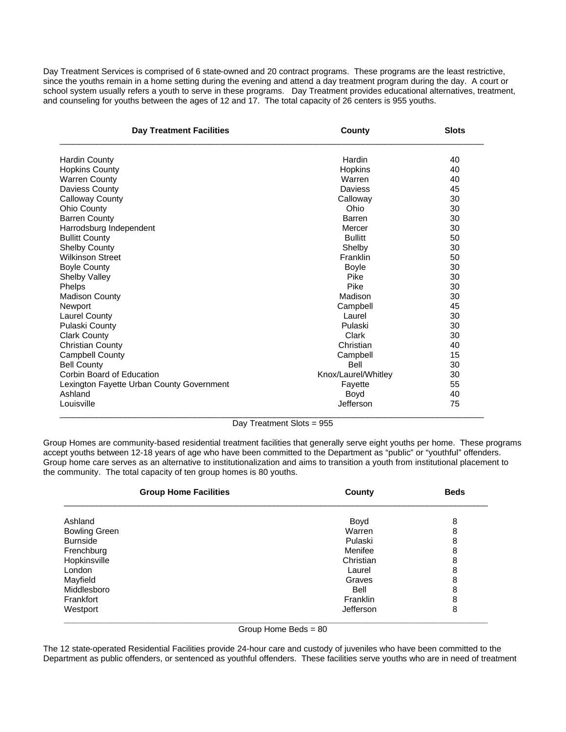Day Treatment Services is comprised of 6 state-owned and 20 contract programs. These programs are the least restrictive, since the youths remain in a home setting during the evening and attend a day treatment program during the day. A court or school system usually refers a youth to serve in these programs. Day Treatment provides educational alternatives, treatment, and counseling for youths between the ages of 12 and 17. The total capacity of 26 centers is 955 youths.

| Day Treatment Facilities | County | Slots |
|---|---|---|
| Hardin County | Hardin | 40 |
| Hopkins County | Hopkins | 40 |
| Warren County | Warren | 40 |
| Daviess County | Daviess | 45 |
| Calloway County | Calloway | 30 |
| Ohio County | Ohio | 30 |
| Barren County | Barren | 30 |
| Harrodsburg Independent | Mercer | 30 |
| Bullitt County | Bullitt | 50 |
| Shelby County | Shelby | 30 |
| Wilkinson Street | Franklin | 50 |
| Boyle County | Boyle | 30 |
| Shelby Valley | Pike | 30 |
| Phelps | Pike | 30 |
| Madison County | Madison | 30 |
| Newport | Campbell | 45 |
| Laurel County | Laurel | 30 |
| Pulaski County | Pulaski | 30 |
| Clark County | Clark | 30 |
| Christian County | Christian | 40 |
| Campbell County | Campbell | 15 |
| Bell County | Bell | 30 |
| Corbin Board of Education | Knox/Laurel/Whitley | 30 |
| Lexington Fayette Urban County Government | Fayette | 55 |
| Ashland | Boyd | 40 |
| Louisville | Jefferson | 75 |

Day Treatment Slots = 955

Group Homes are community-based residential treatment facilities that generally serve eight youths per home. These programs accept youths between 12-18 years of age who have been committed to the Department as "public" or "youthful" offenders. Group home care serves as an alternative to institutionalization and aims to transition a youth from institutional placement to the community. The total capacity of ten group homes is 80 youths.

| Group Home Facilities | County | Beds |
|---|---|---|
| Ashland | Boyd | 8 |
| Bowling Green | Warren | 8 |
| Burnside | Pulaski | 8 |
| Frenchburg | Menifee | 8 |
| Hopkinsville | Christian | 8 |
| London | Laurel | 8 |
| Mayfield | Graves | 8 |
| Middlesboro | Bell | 8 |
| Frankfort | Franklin | 8 |
| Westport | Jefferson | 8 |

Group Home Beds = 80

The 12 state-operated Residential Facilities provide 24-hour care and custody of juveniles who have been committed to the Department as public offenders, or sentenced as youthful offenders. These facilities serve youths who are in need of treatment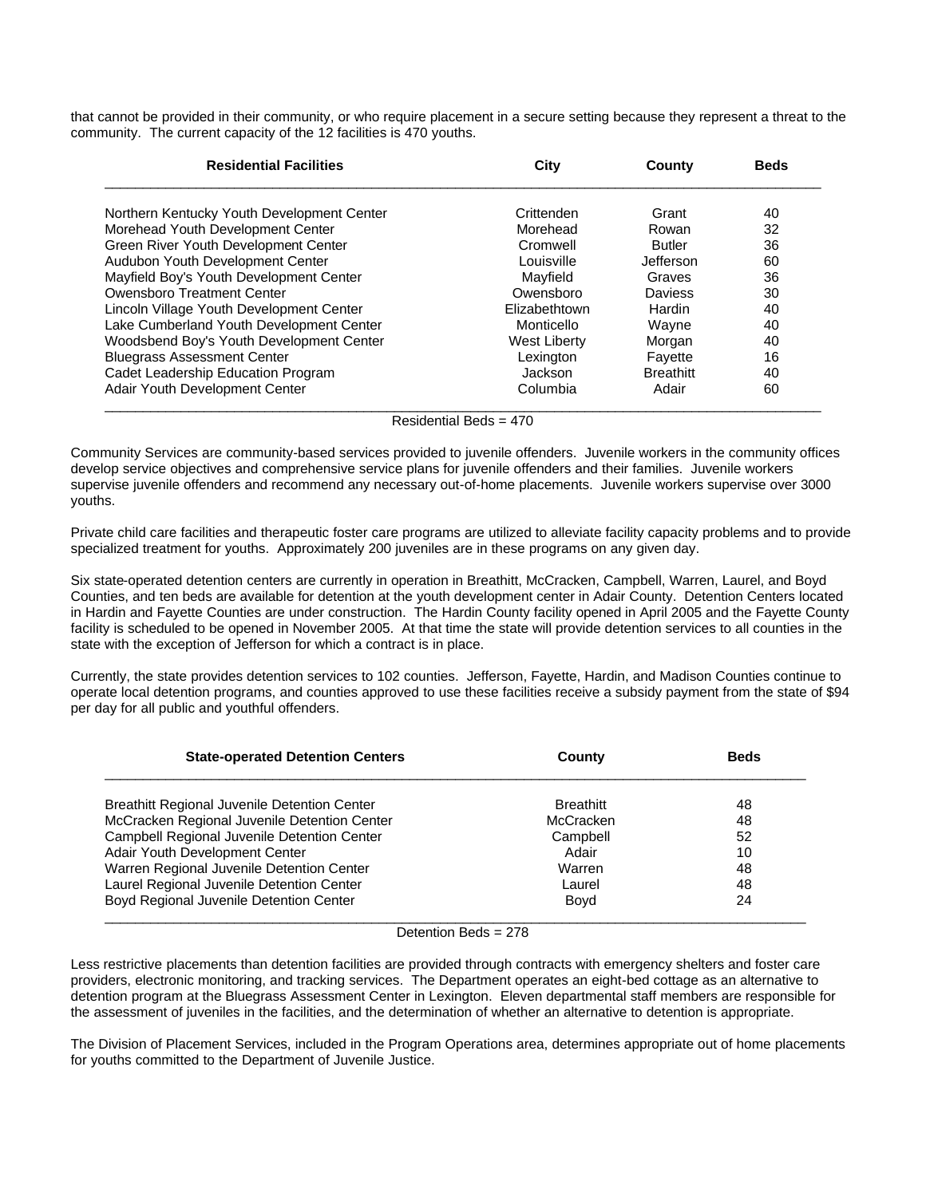that cannot be provided in their community, or who require placement in a secure setting because they represent a threat to the community. The current capacity of the 12 facilities is 470 youths.

| Residential Facilities | City | County | Beds |
|---|---|---|---|
| Northern Kentucky Youth Development Center | Crittenden | Grant | 40 |
| Morehead Youth Development Center | Morehead | Rowan | 32 |
| Green River Youth Development Center | Cromwell | Butler | 36 |
| Audubon Youth Development Center | Louisville | Jefferson | 60 |
| Mayfield Boy's Youth Development Center | Mayfield | Graves | 36 |
| Owensboro Treatment Center | Owensboro | Daviess | 30 |
| Lincoln Village Youth Development Center | Elizabethtown | Hardin | 40 |
| Lake Cumberland Youth Development Center | Monticello | Wayne | 40 |
| Woodsbend Boy's Youth Development Center | West Liberty | Morgan | 40 |
| Bluegrass Assessment Center | Lexington | Fayette | 16 |
| Cadet Leadership Education Program | Jackson | Breathitt | 40 |
| Adair Youth Development Center | Columbia | Adair | 60 |

Residential Beds = 470

Community Services are community-based services provided to juvenile offenders. Juvenile workers in the community offices develop service objectives and comprehensive service plans for juvenile offenders and their families. Juvenile workers supervise juvenile offenders and recommend any necessary out-of-home placements. Juvenile workers supervise over 3000 youths.

Private child care facilities and therapeutic foster care programs are utilized to alleviate facility capacity problems and to provide specialized treatment for youths. Approximately 200 juveniles are in these programs on any given day.

Six state-operated detention centers are currently in operation in Breathitt, McCracken, Campbell, Warren, Laurel, and Boyd Counties, and ten beds are available for detention at the youth development center in Adair County. Detention Centers located in Hardin and Fayette Counties are under construction. The Hardin County facility opened in April 2005 and the Fayette County facility is scheduled to be opened in November 2005. At that time the state will provide detention services to all counties in the state with the exception of Jefferson for which a contract is in place.

Currently, the state provides detention services to 102 counties. Jefferson, Fayette, Hardin, and Madison Counties continue to operate local detention programs, and counties approved to use these facilities receive a subsidy payment from the state of $94 per day for all public and youthful offenders.

| State-operated Detention Centers | County | Beds |
|---|---|---|
| Breathitt Regional Juvenile Detention Center | Breathitt | 48 |
| McCracken Regional Juvenile Detention Center | McCracken | 48 |
| Campbell Regional Juvenile Detention Center | Campbell | 52 |
| Adair Youth Development Center | Adair | 10 |
| Warren Regional Juvenile Detention Center | Warren | 48 |
| Laurel Regional Juvenile Detention Center | Laurel | 48 |
| Boyd Regional Juvenile Detention Center | Boyd | 24 |

Detention Beds = 278

Less restrictive placements than detention facilities are provided through contracts with emergency shelters and foster care providers, electronic monitoring, and tracking services. The Department operates an eight-bed cottage as an alternative to detention program at the Bluegrass Assessment Center in Lexington. Eleven departmental staff members are responsible for the assessment of juveniles in the facilities, and the determination of whether an alternative to detention is appropriate.

The Division of Placement Services, included in the Program Operations area, determines appropriate out of home placements for youths committed to the Department of Juvenile Justice.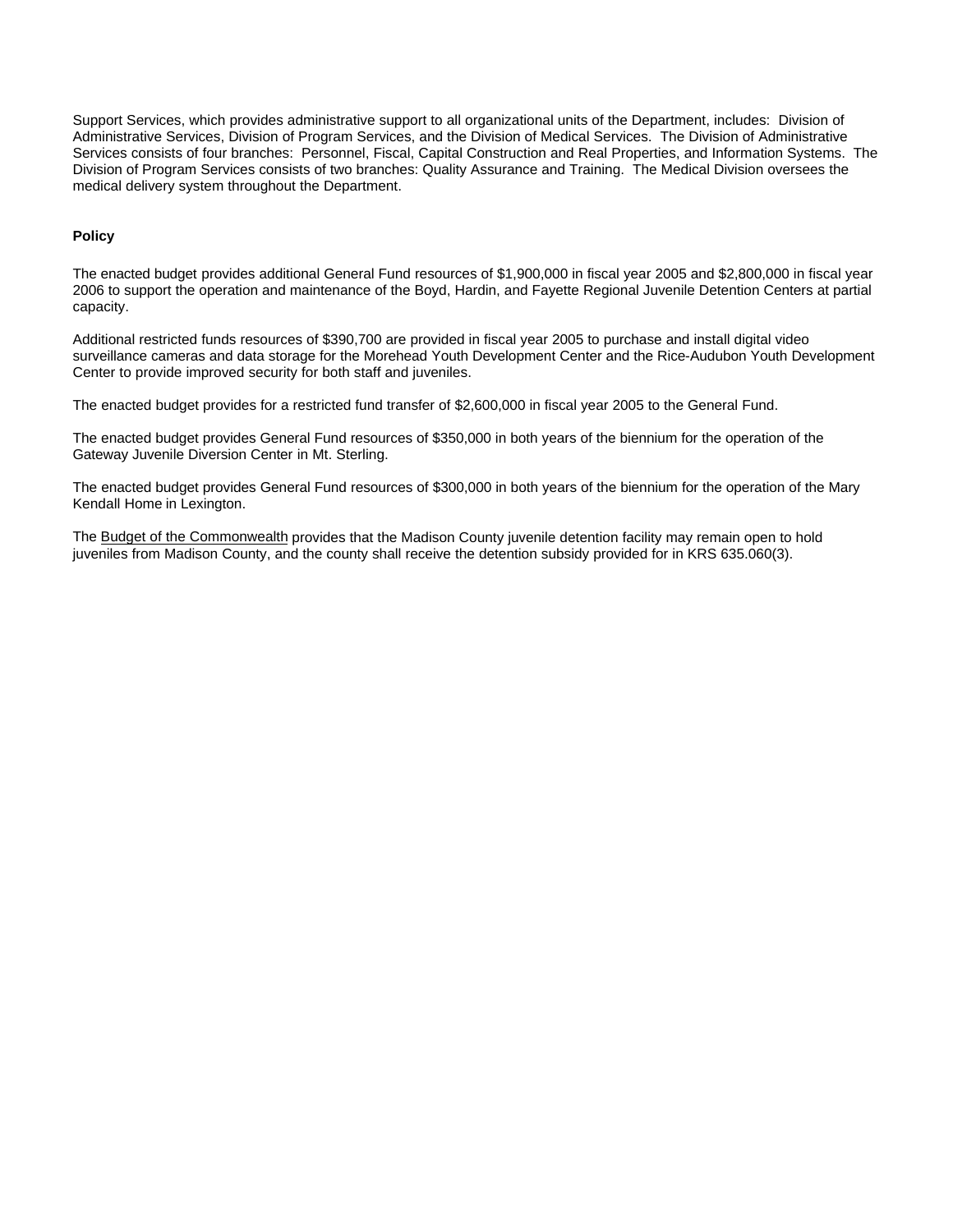Support Services, which provides administrative support to all organizational units of the Department, includes: Division of Administrative Services, Division of Program Services, and the Division of Medical Services. The Division of Administrative Services consists of four branches: Personnel, Fiscal, Capital Construction and Real Properties, and Information Systems. The Division of Program Services consists of two branches: Quality Assurance and Training. The Medical Division oversees the medical delivery system throughout the Department.

**Policy**

The enacted budget provides additional General Fund resources of $1,900,000 in fiscal year 2005 and $2,800,000 in fiscal year 2006 to support the operation and maintenance of the Boyd, Hardin, and Fayette Regional Juvenile Detention Centers at partial capacity.

Additional restricted funds resources of $390,700 are provided in fiscal year 2005 to purchase and install digital video surveillance cameras and data storage for the Morehead Youth Development Center and the Rice-Audubon Youth Development Center to provide improved security for both staff and juveniles.

The enacted budget provides for a restricted fund transfer of $2,600,000 in fiscal year 2005 to the General Fund.

The enacted budget provides General Fund resources of $350,000 in both years of the biennium for the operation of the Gateway Juvenile Diversion Center in Mt. Sterling.

The enacted budget provides General Fund resources of $300,000 in both years of the biennium for the operation of the Mary Kendall Home in Lexington.

The Budget of the Commonwealth provides that the Madison County juvenile detention facility may remain open to hold juveniles from Madison County, and the county shall receive the detention subsidy provided for in KRS 635.060(3).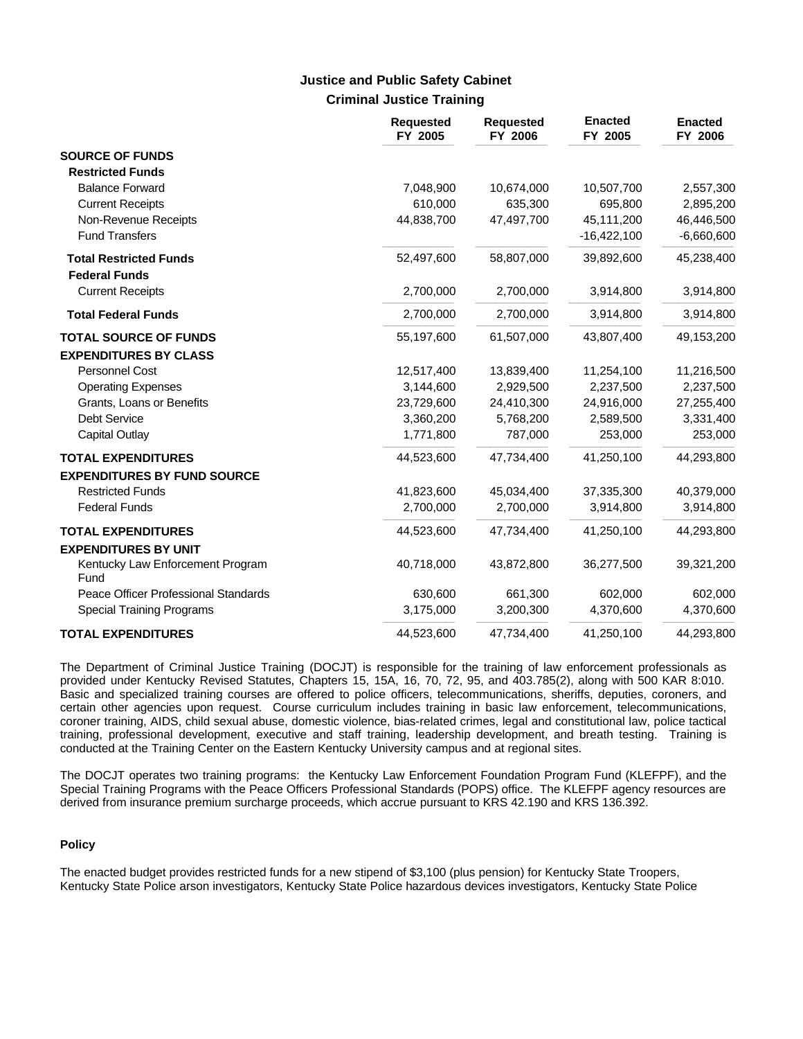## Justice and Public Safety Cabinet

### Criminal Justice Training

| | Requested FY 2005 | Requested FY 2006 | Enacted FY 2005 | Enacted FY 2006 |
|---|---|---|---|---|
| **SOURCE OF FUNDS** | | | | |
| **Restricted Funds** | | | | |
| Balance Forward | 7,048,900 | 10,674,000 | 10,507,700 | 2,557,300 |
| Current Receipts | 610,000 | 635,300 | 695,800 | 2,895,200 |
| Non-Revenue Receipts | 44,838,700 | 47,497,700 | 45,111,200 | 46,446,500 |
| Fund Transfers | | | -16,422,100 | -6,660,600 |
| **Total Restricted Funds** | 52,497,600 | 58,807,000 | 39,892,600 | 45,238,400 |
| **Federal Funds** | | | | |
| Current Receipts | 2,700,000 | 2,700,000 | 3,914,800 | 3,914,800 |
| **Total Federal Funds** | 2,700,000 | 2,700,000 | 3,914,800 | 3,914,800 |
| **TOTAL SOURCE OF FUNDS** | 55,197,600 | 61,507,000 | 43,807,400 | 49,153,200 |
| **EXPENDITURES BY CLASS** | | | | |
| Personnel Cost | 12,517,400 | 13,839,400 | 11,254,100 | 11,216,500 |
| Operating Expenses | 3,144,600 | 2,929,500 | 2,237,500 | 2,237,500 |
| Grants, Loans or Benefits | 23,729,600 | 24,410,300 | 24,916,000 | 27,255,400 |
| Debt Service | 3,360,200 | 5,768,200 | 2,589,500 | 3,331,400 |
| Capital Outlay | 1,771,800 | 787,000 | 253,000 | 253,000 |
| **TOTAL EXPENDITURES** | 44,523,600 | 47,734,400 | 41,250,100 | 44,293,800 |
| **EXPENDITURES BY FUND SOURCE** | | | | |
| Restricted Funds | 41,823,600 | 45,034,400 | 37,335,300 | 40,379,000 |
| Federal Funds | 2,700,000 | 2,700,000 | 3,914,800 | 3,914,800 |
| **TOTAL EXPENDITURES** | 44,523,600 | 47,734,400 | 41,250,100 | 44,293,800 |
| **EXPENDITURES BY UNIT** | | | | |
| Kentucky Law Enforcement Program Fund | 40,718,000 | 43,872,800 | 36,277,500 | 39,321,200 |
| Peace Officer Professional Standards | 630,600 | 661,300 | 602,000 | 602,000 |
| Special Training Programs | 3,175,000 | 3,200,300 | 4,370,600 | 4,370,600 |
| **TOTAL EXPENDITURES** | 44,523,600 | 47,734,400 | 41,250,100 | 44,293,800 |

The Department of Criminal Justice Training (DOCJT) is responsible for the training of law enforcement professionals as provided under Kentucky Revised Statutes, Chapters 15, 15A, 16, 70, 72, 95, and 403.785(2), along with 500 KAR 8:010. Basic and specialized training courses are offered to police officers, telecommunications, sheriffs, deputies, coroners, and certain other agencies upon request. Course curriculum includes training in basic law enforcement, telecommunications, coroner training, AIDS, child sexual abuse, domestic violence, bias-related crimes, legal and constitutional law, police tactical training, professional development, executive and staff training, leadership development, and breath testing. Training is conducted at the Training Center on the Eastern Kentucky University campus and at regional sites.

The DOCJT operates two training programs: the Kentucky Law Enforcement Foundation Program Fund (KLEFPF), and the Special Training Programs with the Peace Officers Professional Standards (POPS) office. The KLEFPF agency resources are derived from insurance premium surcharge proceeds, which accrue pursuant to KRS 42.190 and KRS 136.392.

#### Policy

The enacted budget provides restricted funds for a new stipend of $3,100 (plus pension) for Kentucky State Troopers, Kentucky State Police arson investigators, Kentucky State Police hazardous devices investigators, Kentucky State Police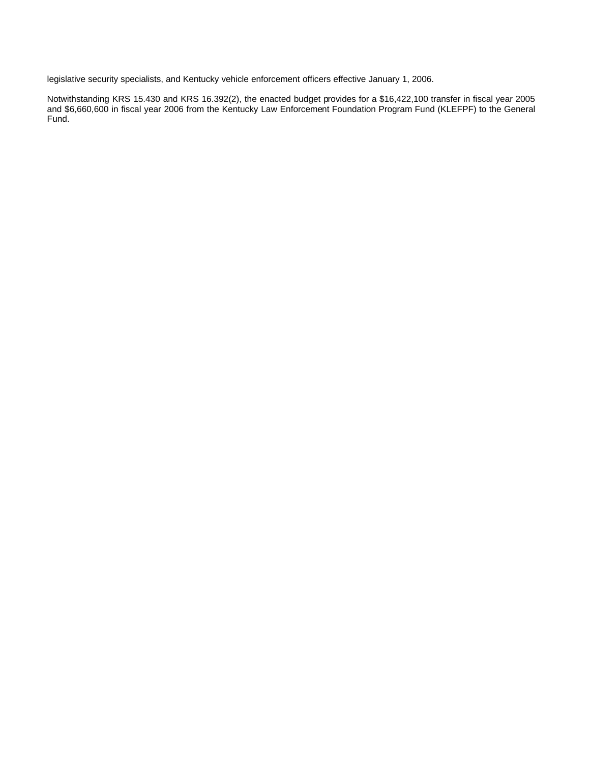legislative security specialists, and Kentucky vehicle enforcement officers effective January 1, 2006.

Notwithstanding KRS 15.430 and KRS 16.392(2), the enacted budget provides for a $16,422,100 transfer in fiscal year 2005 and $6,660,600 in fiscal year 2006 from the Kentucky Law Enforcement Foundation Program Fund (KLEFPF) to the General Fund.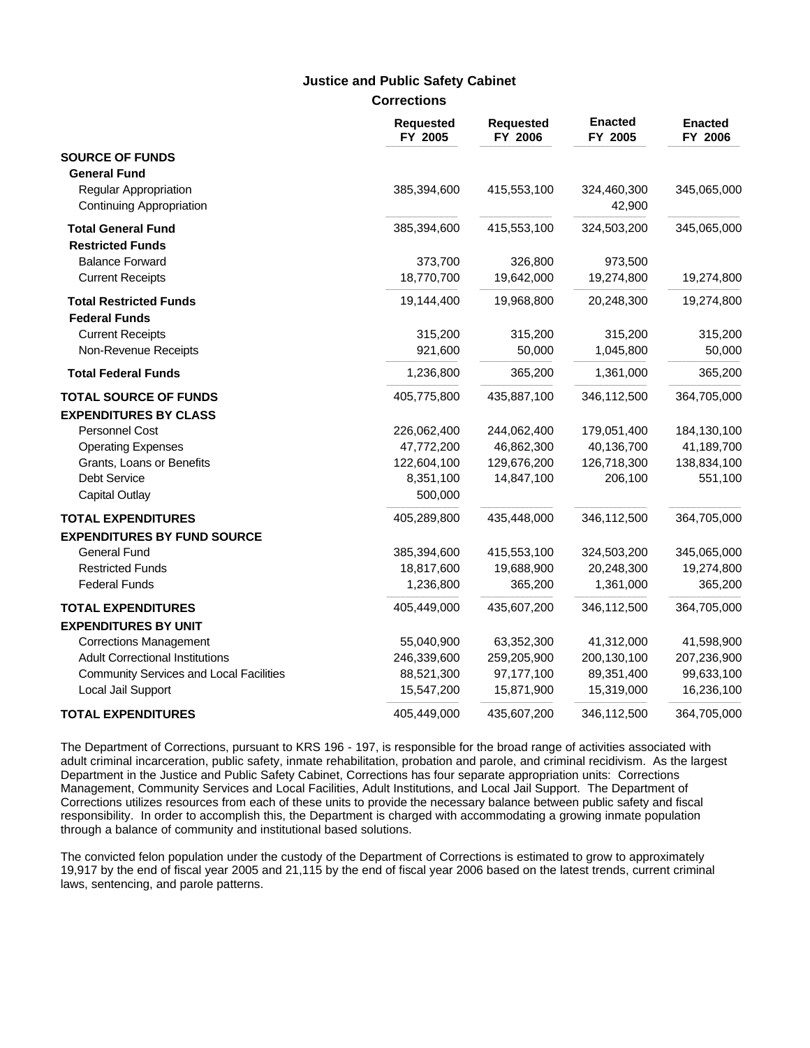## Justice and Public Safety Cabinet

### Corrections

| | Requested FY 2005 | Requested FY 2006 | Enacted FY 2005 | Enacted FY 2006 |
|---|---|---|---|---|
| **SOURCE OF FUNDS** | | | | |
| **General Fund** | | | | |
| Regular Appropriation | 385,394,600 | 415,553,100 | 324,460,300 | 345,065,000 |
| Continuing Appropriation | | | 42,900 | |
| **Total General Fund** | 385,394,600 | 415,553,100 | 324,503,200 | 345,065,000 |
| **Restricted Funds** | | | | |
| Balance Forward | 373,700 | 326,800 | 973,500 | |
| Current Receipts | 18,770,700 | 19,642,000 | 19,274,800 | 19,274,800 |
| **Total Restricted Funds** | 19,144,400 | 19,968,800 | 20,248,300 | 19,274,800 |
| **Federal Funds** | | | | |
| Current Receipts | 315,200 | 315,200 | 315,200 | 315,200 |
| Non-Revenue Receipts | 921,600 | 50,000 | 1,045,800 | 50,000 |
| **Total Federal Funds** | 1,236,800 | 365,200 | 1,361,000 | 365,200 |
| **TOTAL SOURCE OF FUNDS** | 405,775,800 | 435,887,100 | 346,112,500 | 364,705,000 |
| **EXPENDITURES BY CLASS** | | | | |
| Personnel Cost | 226,062,400 | 244,062,400 | 179,051,400 | 184,130,100 |
| Operating Expenses | 47,772,200 | 46,862,300 | 40,136,700 | 41,189,700 |
| Grants, Loans or Benefits | 122,604,100 | 129,676,200 | 126,718,300 | 138,834,100 |
| Debt Service | 8,351,100 | 14,847,100 | 206,100 | 551,100 |
| Capital Outlay | 500,000 | | | |
| **TOTAL EXPENDITURES** | 405,289,800 | 435,448,000 | 346,112,500 | 364,705,000 |
| **EXPENDITURES BY FUND SOURCE** | | | | |
| General Fund | 385,394,600 | 415,553,100 | 324,503,200 | 345,065,000 |
| Restricted Funds | 18,817,600 | 19,688,900 | 20,248,300 | 19,274,800 |
| Federal Funds | 1,236,800 | 365,200 | 1,361,000 | 365,200 |
| **TOTAL EXPENDITURES** | 405,449,000 | 435,607,200 | 346,112,500 | 364,705,000 |
| **EXPENDITURES BY UNIT** | | | | |
| Corrections Management | 55,040,900 | 63,352,300 | 41,312,000 | 41,598,900 |
| Adult Correctional Institutions | 246,339,600 | 259,205,900 | 200,130,100 | 207,236,900 |
| Community Services and Local Facilities | 88,521,300 | 97,177,100 | 89,351,400 | 99,633,100 |
| Local Jail Support | 15,547,200 | 15,871,900 | 15,319,000 | 16,236,100 |
| **TOTAL EXPENDITURES** | 405,449,000 | 435,607,200 | 346,112,500 | 364,705,000 |

The Department of Corrections, pursuant to KRS 196 - 197, is responsible for the broad range of activities associated with adult criminal incarceration, public safety, inmate rehabilitation, probation and parole, and criminal recidivism. As the largest Department in the Justice and Public Safety Cabinet, Corrections has four separate appropriation units: Corrections Management, Community Services and Local Facilities, Adult Institutions, and Local Jail Support. The Department of Corrections utilizes resources from each of these units to provide the necessary balance between public safety and fiscal responsibility. In order to accomplish this, the Department is charged with accommodating a growing inmate population through a balance of community and institutional based solutions.

The convicted felon population under the custody of the Department of Corrections is estimated to grow to approximately 19,917 by the end of fiscal year 2005 and 21,115 by the end of fiscal year 2006 based on the latest trends, current criminal laws, sentencing, and parole patterns.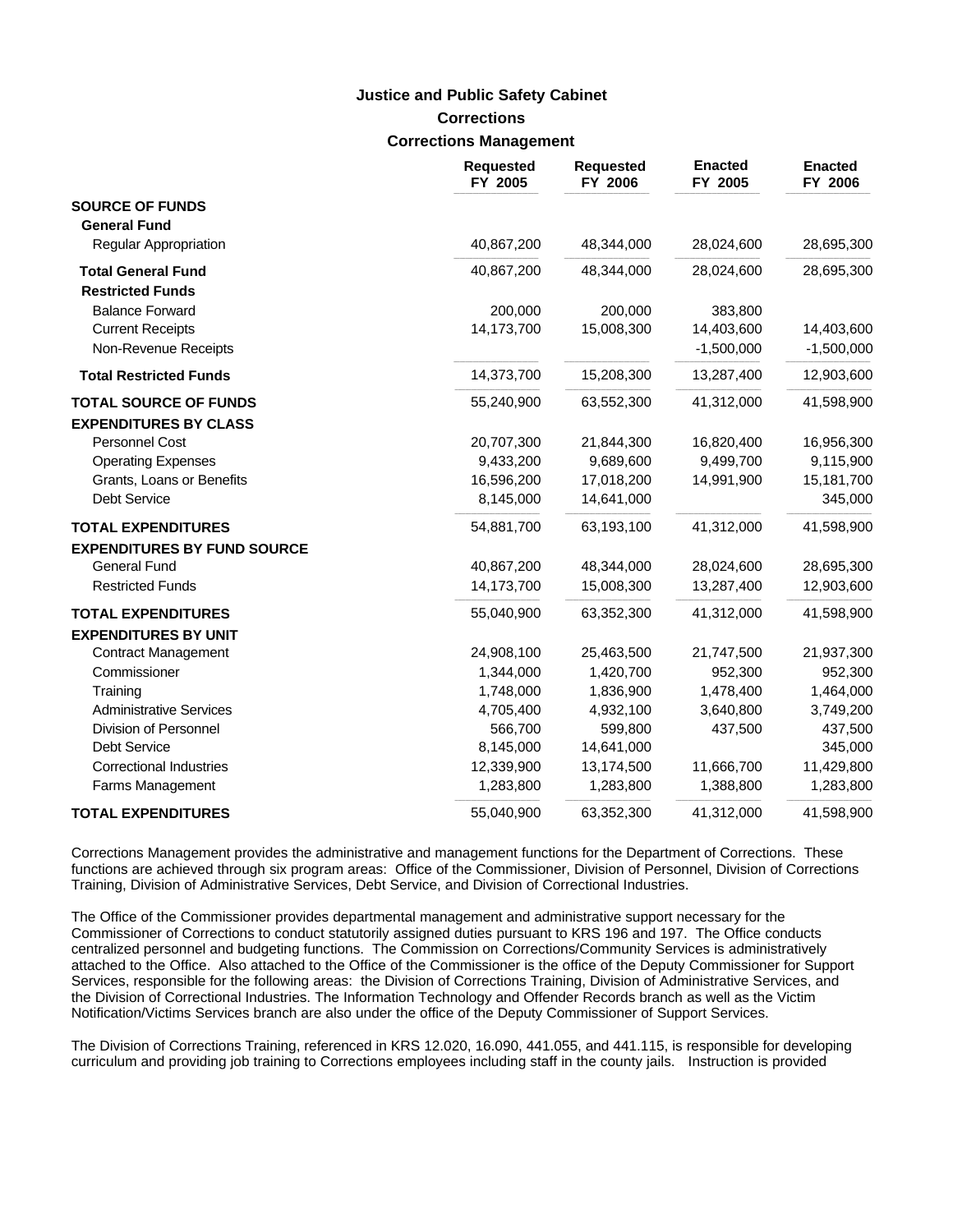**Justice and Public Safety Cabinet**

**Corrections**

**Corrections Management**

| | Requested FY 2005 | Requested FY 2006 | Enacted FY 2005 | Enacted FY 2006 |
|---|---|---|---|---|
| **SOURCE OF FUNDS** | | | | |
| **General Fund** | | | | |
| Regular Appropriation | 40,867,200 | 48,344,000 | 28,024,600 | 28,695,300 |
| **Total General Fund** | 40,867,200 | 48,344,000 | 28,024,600 | 28,695,300 |
| **Restricted Funds** | | | | |
| Balance Forward | 200,000 | 200,000 | 383,800 | |
| Current Receipts | 14,173,700 | 15,008,300 | 14,403,600 | 14,403,600 |
| Non-Revenue Receipts | | | -1,500,000 | -1,500,000 |
| **Total Restricted Funds** | 14,373,700 | 15,208,300 | 13,287,400 | 12,903,600 |
| **TOTAL SOURCE OF FUNDS** | 55,240,900 | 63,552,300 | 41,312,000 | 41,598,900 |
| **EXPENDITURES BY CLASS** | | | | |
| Personnel Cost | 20,707,300 | 21,844,300 | 16,820,400 | 16,956,300 |
| Operating Expenses | 9,433,200 | 9,689,600 | 9,499,700 | 9,115,900 |
| Grants, Loans or Benefits | 16,596,200 | 17,018,200 | 14,991,900 | 15,181,700 |
| Debt Service | 8,145,000 | 14,641,000 | | 345,000 |
| **TOTAL EXPENDITURES** | 54,881,700 | 63,193,100 | 41,312,000 | 41,598,900 |
| **EXPENDITURES BY FUND SOURCE** | | | | |
| General Fund | 40,867,200 | 48,344,000 | 28,024,600 | 28,695,300 |
| Restricted Funds | 14,173,700 | 15,008,300 | 13,287,400 | 12,903,600 |
| **TOTAL EXPENDITURES** | 55,040,900 | 63,352,300 | 41,312,000 | 41,598,900 |
| **EXPENDITURES BY UNIT** | | | | |
| Contract Management | 24,908,100 | 25,463,500 | 21,747,500 | 21,937,300 |
| Commissioner | 1,344,000 | 1,420,700 | 952,300 | 952,300 |
| Training | 1,748,000 | 1,836,900 | 1,478,400 | 1,464,000 |
| Administrative Services | 4,705,400 | 4,932,100 | 3,640,800 | 3,749,200 |
| Division of Personnel | 566,700 | 599,800 | 437,500 | 437,500 |
| Debt Service | 8,145,000 | 14,641,000 | | 345,000 |
| Correctional Industries | 12,339,900 | 13,174,500 | 11,666,700 | 11,429,800 |
| Farms Management | 1,283,800 | 1,283,800 | 1,388,800 | 1,283,800 |
| **TOTAL EXPENDITURES** | 55,040,900 | 63,352,300 | 41,312,000 | 41,598,900 |

Corrections Management provides the administrative and management functions for the Department of Corrections. These functions are achieved through six program areas: Office of the Commissioner, Division of Personnel, Division of Corrections Training, Division of Administrative Services, Debt Service, and Division of Correctional Industries.

The Office of the Commissioner provides departmental management and administrative support necessary for the Commissioner of Corrections to conduct statutorily assigned duties pursuant to KRS 196 and 197. The Office conducts centralized personnel and budgeting functions. The Commission on Corrections/Community Services is administratively attached to the Office. Also attached to the Office of the Commissioner is the office of the Deputy Commissioner for Support Services, responsible for the following areas: the Division of Corrections Training, Division of Administrative Services, and the Division of Correctional Industries. The Information Technology and Offender Records branch as well as the Victim Notification/Victims Services branch are also under the office of the Deputy Commissioner of Support Services.

The Division of Corrections Training, referenced in KRS 12.020, 16.090, 441.055, and 441.115, is responsible for developing curriculum and providing job training to Corrections employees including staff in the county jails. Instruction is provided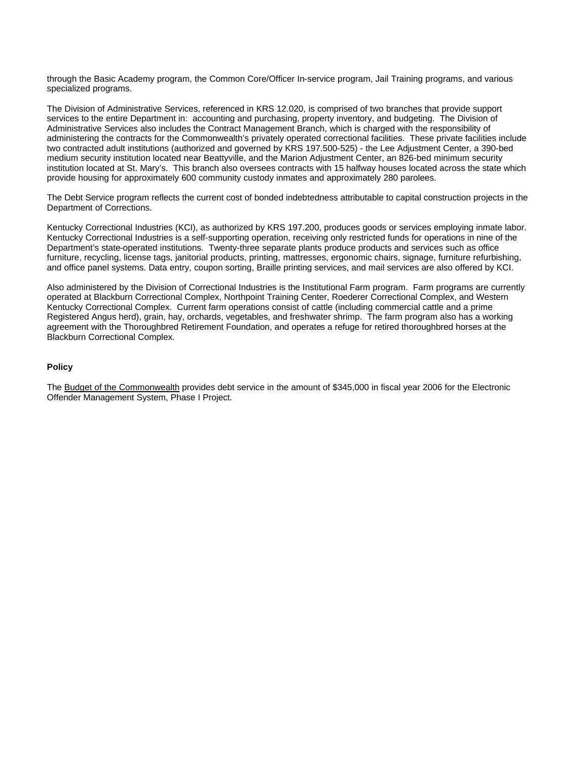through the Basic Academy program, the Common Core/Officer In-service program, Jail Training programs, and various specialized programs.

The Division of Administrative Services, referenced in KRS 12.020, is comprised of two branches that provide support services to the entire Department in: accounting and purchasing, property inventory, and budgeting. The Division of Administrative Services also includes the Contract Management Branch, which is charged with the responsibility of administering the contracts for the Commonwealth's privately operated correctional facilities. These private facilities include two contracted adult institutions (authorized and governed by KRS 197.500-525) - the Lee Adjustment Center, a 390-bed medium security institution located near Beattyville, and the Marion Adjustment Center, an 826-bed minimum security institution located at St. Mary's. This branch also oversees contracts with 15 halfway houses located across the state which provide housing for approximately 600 community custody inmates and approximately 280 parolees.

The Debt Service program reflects the current cost of bonded indebtedness attributable to capital construction projects in the Department of Corrections.

Kentucky Correctional Industries (KCI), as authorized by KRS 197.200, produces goods or services employing inmate labor. Kentucky Correctional Industries is a self-supporting operation, receiving only restricted funds for operations in nine of the Department's state-operated institutions. Twenty-three separate plants produce products and services such as office furniture, recycling, license tags, janitorial products, printing, mattresses, ergonomic chairs, signage, furniture refurbishing, and office panel systems. Data entry, coupon sorting, Braille printing services, and mail services are also offered by KCI.

Also administered by the Division of Correctional Industries is the Institutional Farm program. Farm programs are currently operated at Blackburn Correctional Complex, Northpoint Training Center, Roederer Correctional Complex, and Western Kentucky Correctional Complex. Current farm operations consist of cattle (including commercial cattle and a prime Registered Angus herd), grain, hay, orchards, vegetables, and freshwater shrimp. The farm program also has a working agreement with the Thoroughbred Retirement Foundation, and operates a refuge for retired thoroughbred horses at the Blackburn Correctional Complex.

**Policy**

The Budget of the Commonwealth provides debt service in the amount of $345,000 in fiscal year 2006 for the Electronic Offender Management System, Phase I Project.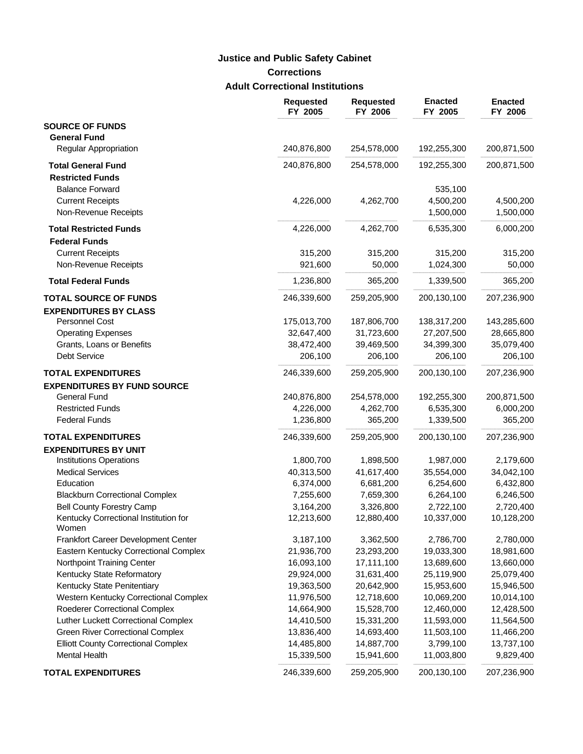# Justice and Public Safety Cabinet

## Corrections

### Adult Correctional Institutions

| | Requested FY 2005 | Requested FY 2006 | Enacted FY 2005 | Enacted FY 2006 |
|---|---|---|---|---|
| **SOURCE OF FUNDS** | | | | |
| **General Fund** | | | | |
| Regular Appropriation | 240,876,800 | 254,578,000 | 192,255,300 | 200,871,500 |
| **Total General Fund** | 240,876,800 | 254,578,000 | 192,255,300 | 200,871,500 |
| **Restricted Funds** | | | | |
| Balance Forward | | | 535,100 | |
| Current Receipts | 4,226,000 | 4,262,700 | 4,500,200 | 4,500,200 |
| Non-Revenue Receipts | | | 1,500,000 | 1,500,000 |
| **Total Restricted Funds** | 4,226,000 | 4,262,700 | 6,535,300 | 6,000,200 |
| **Federal Funds** | | | | |
| Current Receipts | 315,200 | 315,200 | 315,200 | 315,200 |
| Non-Revenue Receipts | 921,600 | 50,000 | 1,024,300 | 50,000 |
| **Total Federal Funds** | 1,236,800 | 365,200 | 1,339,500 | 365,200 |
| **TOTAL SOURCE OF FUNDS** | 246,339,600 | 259,205,900 | 200,130,100 | 207,236,900 |
| **EXPENDITURES BY CLASS** | | | | |
| Personnel Cost | 175,013,700 | 187,806,700 | 138,317,200 | 143,285,600 |
| Operating Expenses | 32,647,400 | 31,723,600 | 27,207,500 | 28,665,800 |
| Grants, Loans or Benefits | 38,472,400 | 39,469,500 | 34,399,300 | 35,079,400 |
| Debt Service | 206,100 | 206,100 | 206,100 | 206,100 |
| **TOTAL EXPENDITURES** | 246,339,600 | 259,205,900 | 200,130,100 | 207,236,900 |
| **EXPENDITURES BY FUND SOURCE** | | | | |
| General Fund | 240,876,800 | 254,578,000 | 192,255,300 | 200,871,500 |
| Restricted Funds | 4,226,000 | 4,262,700 | 6,535,300 | 6,000,200 |
| Federal Funds | 1,236,800 | 365,200 | 1,339,500 | 365,200 |
| **TOTAL EXPENDITURES** | 246,339,600 | 259,205,900 | 200,130,100 | 207,236,900 |
| **EXPENDITURES BY UNIT** | | | | |
| Institutions Operations | 1,800,700 | 1,898,500 | 1,987,000 | 2,179,600 |
| Medical Services | 40,313,500 | 41,617,400 | 35,554,000 | 34,042,100 |
| Education | 6,374,000 | 6,681,200 | 6,254,600 | 6,432,800 |
| Blackburn Correctional Complex | 7,255,600 | 7,659,300 | 6,264,100 | 6,246,500 |
| Bell County Forestry Camp | 3,164,200 | 3,326,800 | 2,722,100 | 2,720,400 |
| Kentucky Correctional Institution for Women | 12,213,600 | 12,880,400 | 10,337,000 | 10,128,200 |
| Frankfort Career Development Center | 3,187,100 | 3,362,500 | 2,786,700 | 2,780,000 |
| Eastern Kentucky Correctional Complex | 21,936,700 | 23,293,200 | 19,033,300 | 18,981,600 |
| Northpoint Training Center | 16,093,100 | 17,111,100 | 13,689,600 | 13,660,000 |
| Kentucky State Reformatory | 29,924,000 | 31,631,400 | 25,119,900 | 25,079,400 |
| Kentucky State Penitentiary | 19,363,500 | 20,642,900 | 15,953,600 | 15,946,500 |
| Western Kentucky Correctional Complex | 11,976,500 | 12,718,600 | 10,069,200 | 10,014,100 |
| Roederer Correctional Complex | 14,664,900 | 15,528,700 | 12,460,000 | 12,428,500 |
| Luther Luckett Correctional Complex | 14,410,500 | 15,331,200 | 11,593,000 | 11,564,500 |
| Green River Correctional Complex | 13,836,400 | 14,693,400 | 11,503,100 | 11,466,200 |
| Elliott County Correctional Complex | 14,485,800 | 14,887,700 | 3,799,100 | 13,737,100 |
| Mental Health | 15,339,500 | 15,941,600 | 11,003,800 | 9,829,400 |
| **TOTAL EXPENDITURES** | 246,339,600 | 259,205,900 | 200,130,100 | 207,236,900 |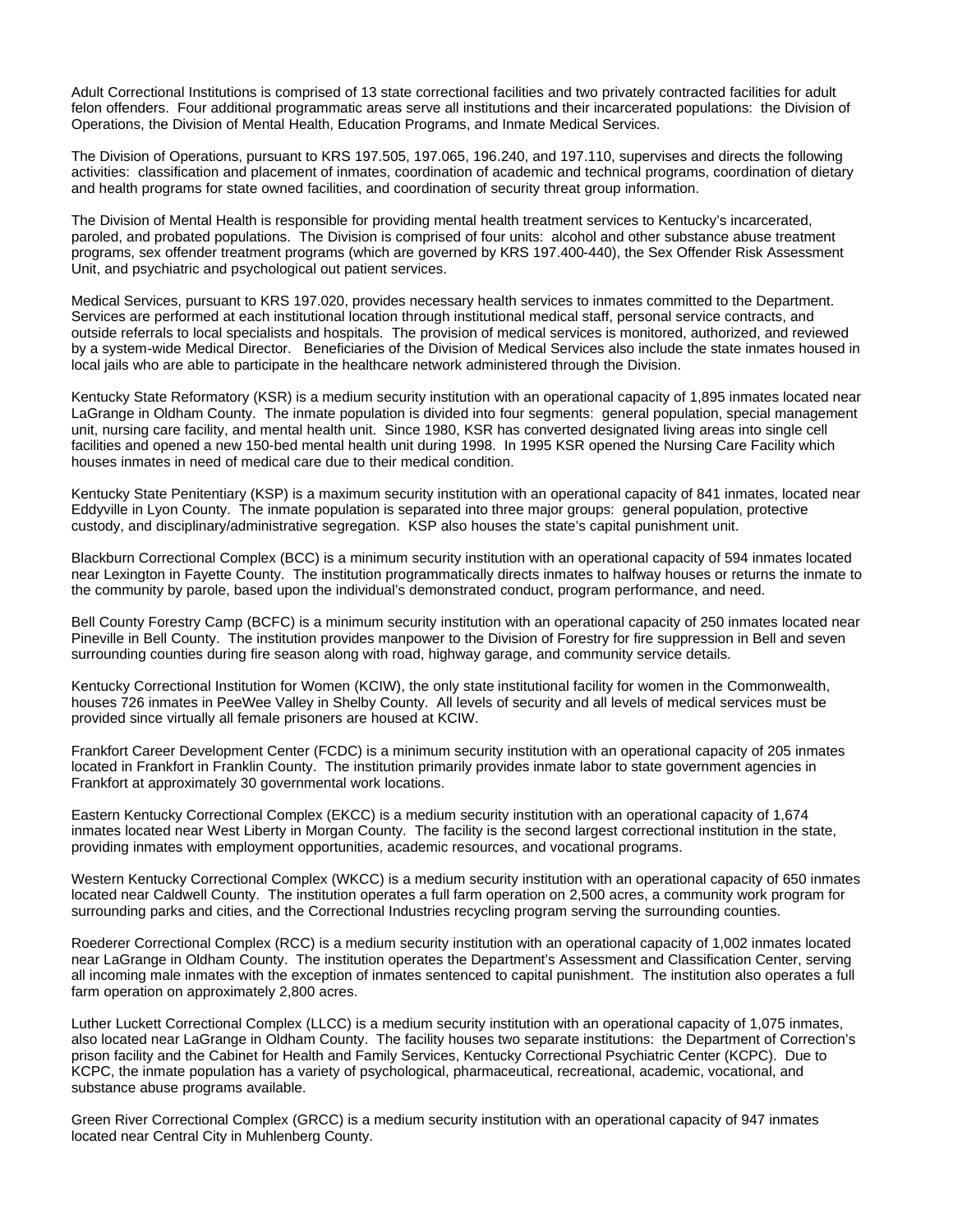Adult Correctional Institutions is comprised of 13 state correctional facilities and two privately contracted facilities for adult felon offenders. Four additional programmatic areas serve all institutions and their incarcerated populations: the Division of Operations, the Division of Mental Health, Education Programs, and Inmate Medical Services.

The Division of Operations, pursuant to KRS 197.505, 197.065, 196.240, and 197.110, supervises and directs the following activities: classification and placement of inmates, coordination of academic and technical programs, coordination of dietary and health programs for state owned facilities, and coordination of security threat group information.

The Division of Mental Health is responsible for providing mental health treatment services to Kentucky's incarcerated, paroled, and probated populations. The Division is comprised of four units: alcohol and other substance abuse treatment programs, sex offender treatment programs (which are governed by KRS 197.400-440), the Sex Offender Risk Assessment Unit, and psychiatric and psychological out patient services.

Medical Services, pursuant to KRS 197.020, provides necessary health services to inmates committed to the Department. Services are performed at each institutional location through institutional medical staff, personal service contracts, and outside referrals to local specialists and hospitals. The provision of medical services is monitored, authorized, and reviewed by a system-wide Medical Director. Beneficiaries of the Division of Medical Services also include the state inmates housed in local jails who are able to participate in the healthcare network administered through the Division.

Kentucky State Reformatory (KSR) is a medium security institution with an operational capacity of 1,895 inmates located near LaGrange in Oldham County. The inmate population is divided into four segments: general population, special management unit, nursing care facility, and mental health unit. Since 1980, KSR has converted designated living areas into single cell facilities and opened a new 150-bed mental health unit during 1998. In 1995 KSR opened the Nursing Care Facility which houses inmates in need of medical care due to their medical condition.

Kentucky State Penitentiary (KSP) is a maximum security institution with an operational capacity of 841 inmates, located near Eddyville in Lyon County. The inmate population is separated into three major groups: general population, protective custody, and disciplinary/administrative segregation. KSP also houses the state's capital punishment unit.

Blackburn Correctional Complex (BCC) is a minimum security institution with an operational capacity of 594 inmates located near Lexington in Fayette County. The institution programmatically directs inmates to halfway houses or returns the inmate to the community by parole, based upon the individual's demonstrated conduct, program performance, and need.

Bell County Forestry Camp (BCFC) is a minimum security institution with an operational capacity of 250 inmates located near Pineville in Bell County. The institution provides manpower to the Division of Forestry for fire suppression in Bell and seven surrounding counties during fire season along with road, highway garage, and community service details.

Kentucky Correctional Institution for Women (KCIW), the only state institutional facility for women in the Commonwealth, houses 726 inmates in PeeWee Valley in Shelby County. All levels of security and all levels of medical services must be provided since virtually all female prisoners are housed at KCIW.

Frankfort Career Development Center (FCDC) is a minimum security institution with an operational capacity of 205 inmates located in Frankfort in Franklin County. The institution primarily provides inmate labor to state government agencies in Frankfort at approximately 30 governmental work locations.

Eastern Kentucky Correctional Complex (EKCC) is a medium security institution with an operational capacity of 1,674 inmates located near West Liberty in Morgan County. The facility is the second largest correctional institution in the state, providing inmates with employment opportunities, academic resources, and vocational programs.

Western Kentucky Correctional Complex (WKCC) is a medium security institution with an operational capacity of 650 inmates located near Caldwell County. The institution operates a full farm operation on 2,500 acres, a community work program for surrounding parks and cities, and the Correctional Industries recycling program serving the surrounding counties.

Roederer Correctional Complex (RCC) is a medium security institution with an operational capacity of 1,002 inmates located near LaGrange in Oldham County. The institution operates the Department's Assessment and Classification Center, serving all incoming male inmates with the exception of inmates sentenced to capital punishment. The institution also operates a full farm operation on approximately 2,800 acres.

Luther Luckett Correctional Complex (LLCC) is a medium security institution with an operational capacity of 1,075 inmates, also located near LaGrange in Oldham County. The facility houses two separate institutions: the Department of Correction's prison facility and the Cabinet for Health and Family Services, Kentucky Correctional Psychiatric Center (KCPC). Due to KCPC, the inmate population has a variety of psychological, pharmaceutical, recreational, academic, vocational, and substance abuse programs available.

Green River Correctional Complex (GRCC) is a medium security institution with an operational capacity of 947 inmates located near Central City in Muhlenberg County.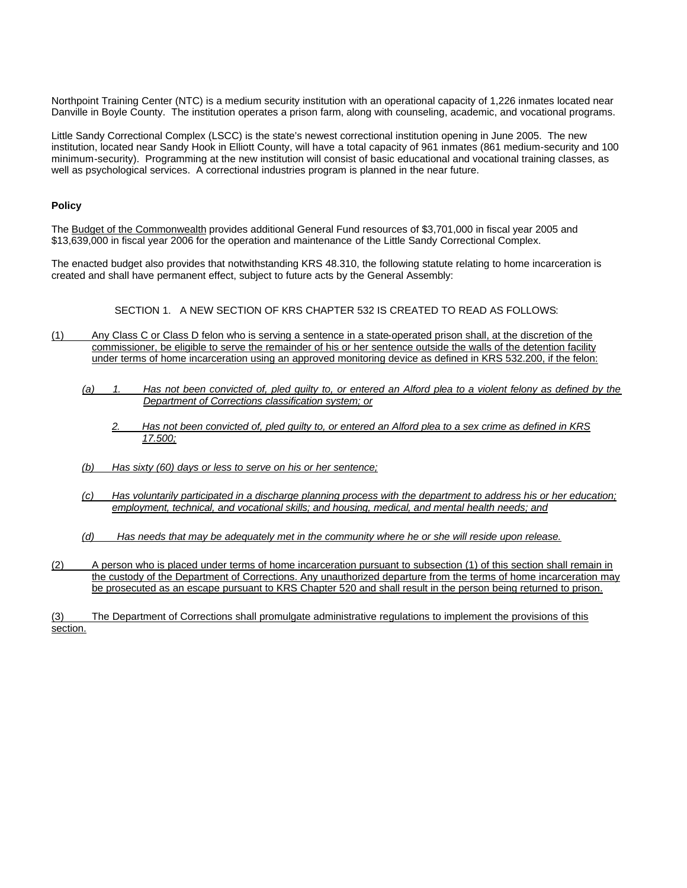Northpoint Training Center (NTC) is a medium security institution with an operational capacity of 1,226 inmates located near Danville in Boyle County. The institution operates a prison farm, along with counseling, academic, and vocational programs.

Little Sandy Correctional Complex (LSCC) is the state's newest correctional institution opening in June 2005. The new institution, located near Sandy Hook in Elliott County, will have a total capacity of 961 inmates (861 medium-security and 100 minimum-security). Programming at the new institution will consist of basic educational and vocational training classes, as well as psychological services. A correctional industries program is planned in the near future.

**Policy**

The Budget of the Commonwealth provides additional General Fund resources of $3,701,000 in fiscal year 2005 and $13,639,000 in fiscal year 2006 for the operation and maintenance of the Little Sandy Correctional Complex.

The enacted budget also provides that notwithstanding KRS 48.310, the following statute relating to home incarceration is created and shall have permanent effect, subject to future acts by the General Assembly:

SECTION 1. A NEW SECTION OF KRS CHAPTER 532 IS CREATED TO READ AS FOLLOWS:

(1) Any Class C or Class D felon who is serving a sentence in a state-operated prison shall, at the discretion of the commissioner, be eligible to serve the remainder of his or her sentence outside the walls of the detention facility under terms of home incarceration using an approved monitoring device as defined in KRS 532.200, if the felon:

*(a) 1. Has not been convicted of, pled guilty to, or entered an Alford plea to a violent felony as defined by the Department of Corrections classification system; or*

*2. Has not been convicted of, pled guilty to, or entered an Alford plea to a sex crime as defined in KRS 17.500;*

*(b) Has sixty (60) days or less to serve on his or her sentence;*

*(c) Has voluntarily participated in a discharge planning process with the department to address his or her education; employment, technical, and vocational skills; and housing, medical, and mental health needs; and*

*(d) Has needs that may be adequately met in the community where he or she will reside upon release.*

(2) A person who is placed under terms of home incarceration pursuant to subsection (1) of this section shall remain in the custody of the Department of Corrections. Any unauthorized departure from the terms of home incarceration may be prosecuted as an escape pursuant to KRS Chapter 520 and shall result in the person being returned to prison.

(3) The Department of Corrections shall promulgate administrative regulations to implement the provisions of this section.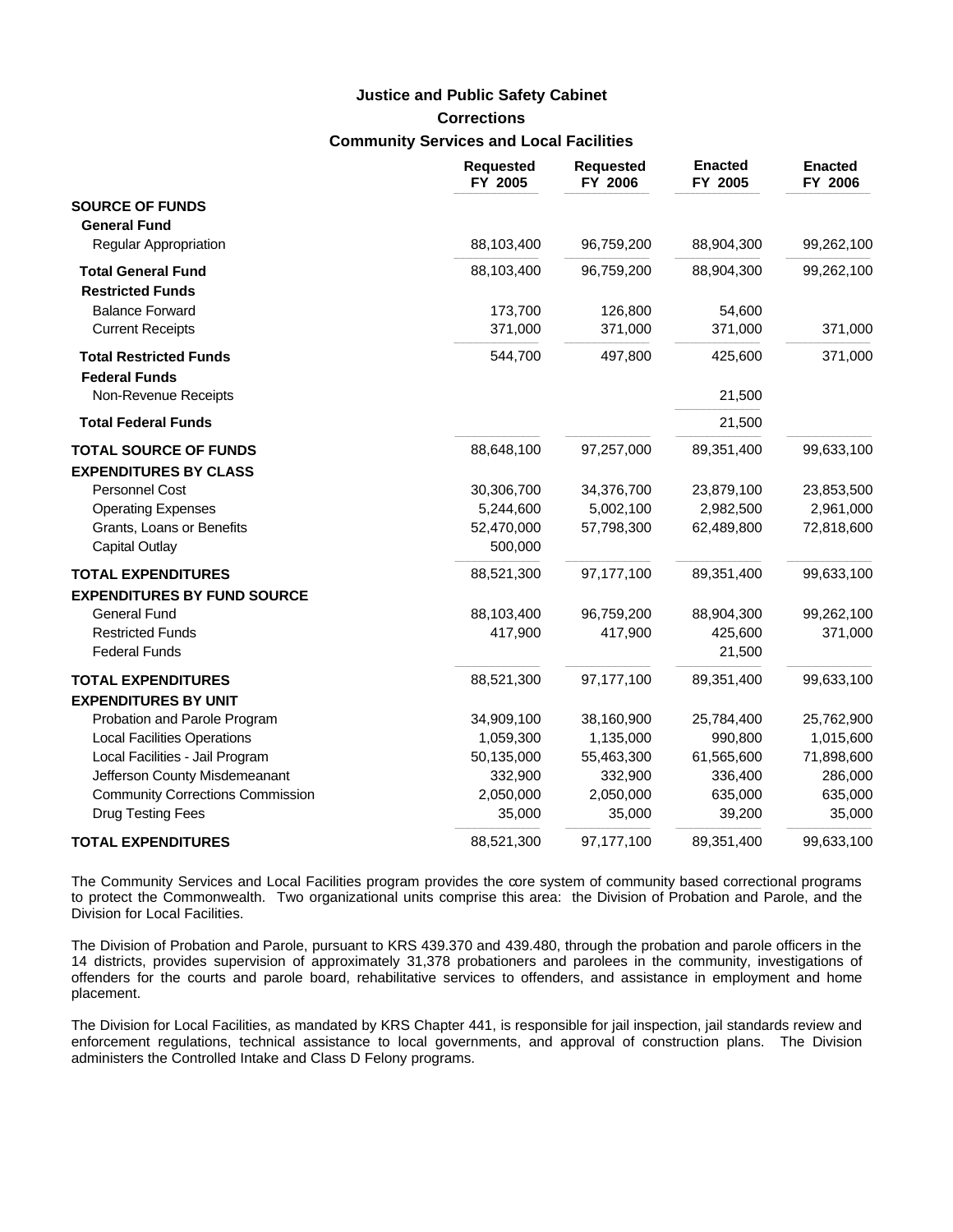# Justice and Public Safety Cabinet
## Corrections
### Community Services and Local Facilities

| | Requested FY 2005 | Requested FY 2006 | Enacted FY 2005 | Enacted FY 2006 |
|---|---|---|---|---|
| **SOURCE OF FUNDS** | | | | |
| **General Fund** | | | | |
| Regular Appropriation | 88,103,400 | 96,759,200 | 88,904,300 | 99,262,100 |
| **Total General Fund** | 88,103,400 | 96,759,200 | 88,904,300 | 99,262,100 |
| **Restricted Funds** | | | | |
| Balance Forward | 173,700 | 126,800 | 54,600 | |
| Current Receipts | 371,000 | 371,000 | 371,000 | 371,000 |
| **Total Restricted Funds** | 544,700 | 497,800 | 425,600 | 371,000 |
| **Federal Funds** | | | | |
| Non-Revenue Receipts | | | 21,500 | |
| **Total Federal Funds** | | | 21,500 | |
| **TOTAL SOURCE OF FUNDS** | 88,648,100 | 97,257,000 | 89,351,400 | 99,633,100 |
| **EXPENDITURES BY CLASS** | | | | |
| Personnel Cost | 30,306,700 | 34,376,700 | 23,879,100 | 23,853,500 |
| Operating Expenses | 5,244,600 | 5,002,100 | 2,982,500 | 2,961,000 |
| Grants, Loans or Benefits | 52,470,000 | 57,798,300 | 62,489,800 | 72,818,600 |
| Capital Outlay | 500,000 | | | |
| **TOTAL EXPENDITURES** | 88,521,300 | 97,177,100 | 89,351,400 | 99,633,100 |
| **EXPENDITURES BY FUND SOURCE** | | | | |
| General Fund | 88,103,400 | 96,759,200 | 88,904,300 | 99,262,100 |
| Restricted Funds | 417,900 | 417,900 | 425,600 | 371,000 |
| Federal Funds | | | 21,500 | |
| **TOTAL EXPENDITURES** | 88,521,300 | 97,177,100 | 89,351,400 | 99,633,100 |
| **EXPENDITURES BY UNIT** | | | | |
| Probation and Parole Program | 34,909,100 | 38,160,900 | 25,784,400 | 25,762,900 |
| Local Facilities Operations | 1,059,300 | 1,135,000 | 990,800 | 1,015,600 |
| Local Facilities - Jail Program | 50,135,000 | 55,463,300 | 61,565,600 | 71,898,600 |
| Jefferson County Misdemeanant | 332,900 | 332,900 | 336,400 | 286,000 |
| Community Corrections Commission | 2,050,000 | 2,050,000 | 635,000 | 635,000 |
| Drug Testing Fees | 35,000 | 35,000 | 39,200 | 35,000 |
| **TOTAL EXPENDITURES** | 88,521,300 | 97,177,100 | 89,351,400 | 99,633,100 |

The Community Services and Local Facilities program provides the core system of community based correctional programs to protect the Commonwealth. Two organizational units comprise this area: the Division of Probation and Parole, and the Division for Local Facilities.

The Division of Probation and Parole, pursuant to KRS 439.370 and 439.480, through the probation and parole officers in the 14 districts, provides supervision of approximately 31,378 probationers and parolees in the community, investigations of offenders for the courts and parole board, rehabilitative services to offenders, and assistance in employment and home placement.

The Division for Local Facilities, as mandated by KRS Chapter 441, is responsible for jail inspection, jail standards review and enforcement regulations, technical assistance to local governments, and approval of construction plans. The Division administers the Controlled Intake and Class D Felony programs.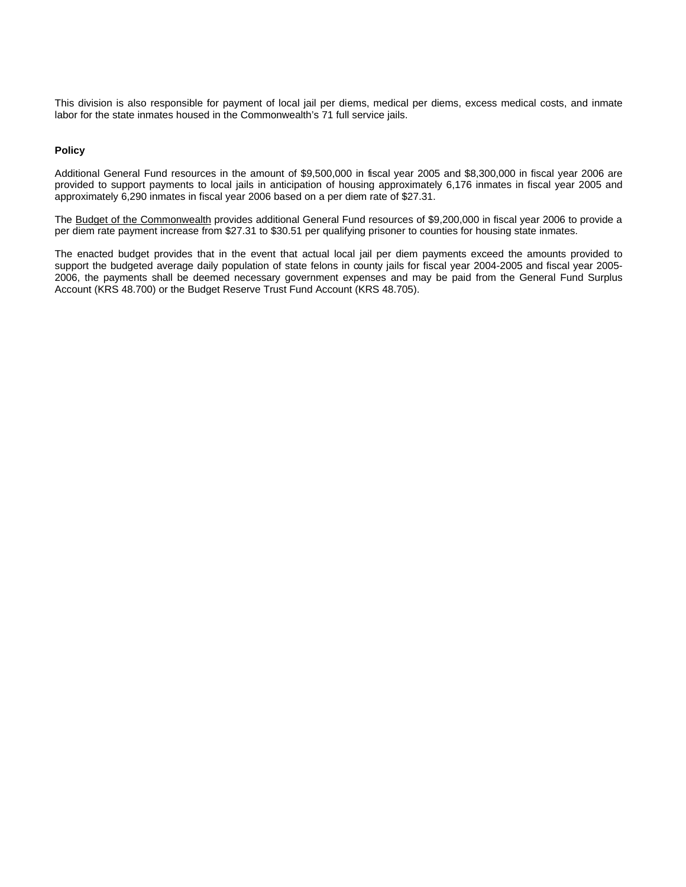This division is also responsible for payment of local jail per diems, medical per diems, excess medical costs, and inmate labor for the state inmates housed in the Commonwealth's 71 full service jails.

**Policy**

Additional General Fund resources in the amount of $9,500,000 in fiscal year 2005 and $8,300,000 in fiscal year 2006 are provided to support payments to local jails in anticipation of housing approximately 6,176 inmates in fiscal year 2005 and approximately 6,290 inmates in fiscal year 2006 based on a per diem rate of $27.31.

The Budget of the Commonwealth provides additional General Fund resources of $9,200,000 in fiscal year 2006 to provide a per diem rate payment increase from $27.31 to $30.51 per qualifying prisoner to counties for housing state inmates.

The enacted budget provides that in the event that actual local jail per diem payments exceed the amounts provided to support the budgeted average daily population of state felons in county jails for fiscal year 2004-2005 and fiscal year 2005-2006, the payments shall be deemed necessary government expenses and may be paid from the General Fund Surplus Account (KRS 48.700) or the Budget Reserve Trust Fund Account (KRS 48.705).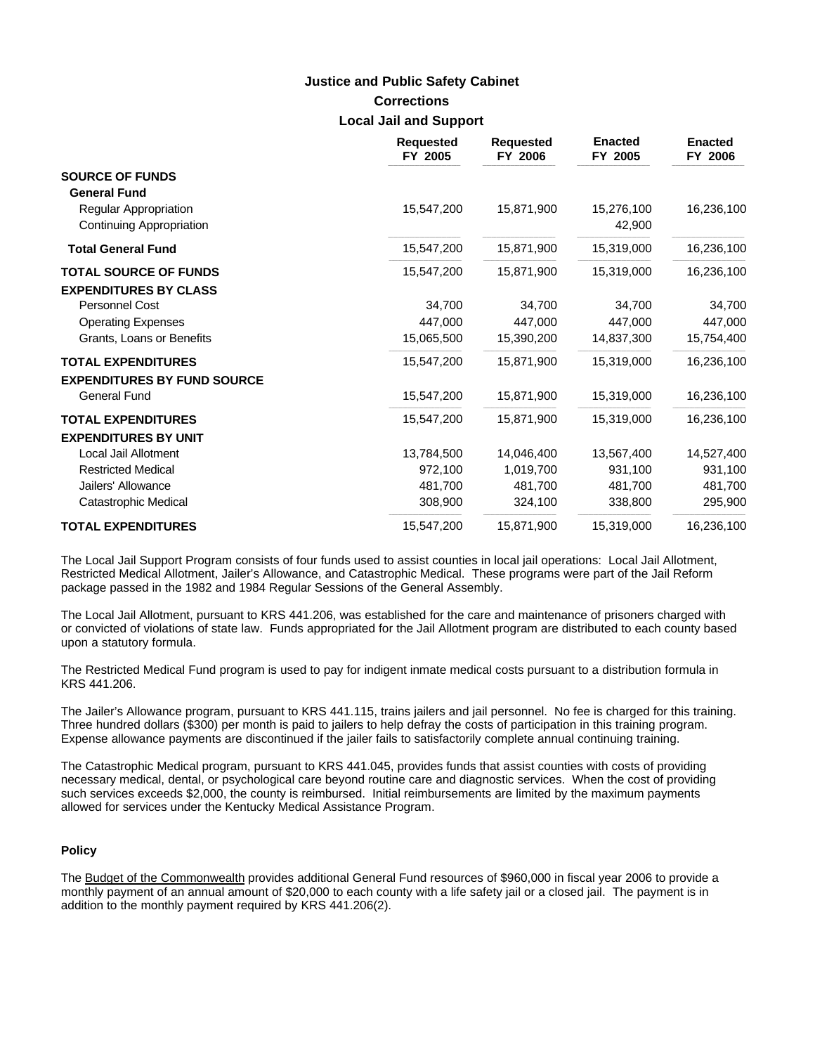# Justice and Public Safety Cabinet

## Corrections

### Local Jail and Support

| | Requested FY 2005 | Requested FY 2006 | Enacted FY 2005 | Enacted FY 2006 |
|---|---|---|---|---|
| **SOURCE OF FUNDS** | | | | |
| **General Fund** | | | | |
| Regular Appropriation | 15,547,200 | 15,871,900 | 15,276,100 | 16,236,100 |
| Continuing Appropriation | | | 42,900 | |
| **Total General Fund** | 15,547,200 | 15,871,900 | 15,319,000 | 16,236,100 |
| **TOTAL SOURCE OF FUNDS** | 15,547,200 | 15,871,900 | 15,319,000 | 16,236,100 |
| **EXPENDITURES BY CLASS** | | | | |
| Personnel Cost | 34,700 | 34,700 | 34,700 | 34,700 |
| Operating Expenses | 447,000 | 447,000 | 447,000 | 447,000 |
| Grants, Loans or Benefits | 15,065,500 | 15,390,200 | 14,837,300 | 15,754,400 |
| **TOTAL EXPENDITURES** | 15,547,200 | 15,871,900 | 15,319,000 | 16,236,100 |
| **EXPENDITURES BY FUND SOURCE** | | | | |
| General Fund | 15,547,200 | 15,871,900 | 15,319,000 | 16,236,100 |
| **TOTAL EXPENDITURES** | 15,547,200 | 15,871,900 | 15,319,000 | 16,236,100 |
| **EXPENDITURES BY UNIT** | | | | |
| Local Jail Allotment | 13,784,500 | 14,046,400 | 13,567,400 | 14,527,400 |
| Restricted Medical | 972,100 | 1,019,700 | 931,100 | 931,100 |
| Jailers' Allowance | 481,700 | 481,700 | 481,700 | 481,700 |
| Catastrophic Medical | 308,900 | 324,100 | 338,800 | 295,900 |
| **TOTAL EXPENDITURES** | 15,547,200 | 15,871,900 | 15,319,000 | 16,236,100 |

The Local Jail Support Program consists of four funds used to assist counties in local jail operations: Local Jail Allotment, Restricted Medical Allotment, Jailer's Allowance, and Catastrophic Medical. These programs were part of the Jail Reform package passed in the 1982 and 1984 Regular Sessions of the General Assembly.

The Local Jail Allotment, pursuant to KRS 441.206, was established for the care and maintenance of prisoners charged with or convicted of violations of state law. Funds appropriated for the Jail Allotment program are distributed to each county based upon a statutory formula.

The Restricted Medical Fund program is used to pay for indigent inmate medical costs pursuant to a distribution formula in KRS 441.206.

The Jailer's Allowance program, pursuant to KRS 441.115, trains jailers and jail personnel. No fee is charged for this training. Three hundred dollars ($300) per month is paid to jailers to help defray the costs of participation in this training program. Expense allowance payments are discontinued if the jailer fails to satisfactorily complete annual continuing training.

The Catastrophic Medical program, pursuant to KRS 441.045, provides funds that assist counties with costs of providing necessary medical, dental, or psychological care beyond routine care and diagnostic services. When the cost of providing such services exceeds $2,000, the county is reimbursed. Initial reimbursements are limited by the maximum payments allowed for services under the Kentucky Medical Assistance Program.

#### Policy

The Budget of the Commonwealth provides additional General Fund resources of $960,000 in fiscal year 2006 to provide a monthly payment of an annual amount of $20,000 to each county with a life safety jail or a closed jail. The payment is in addition to the monthly payment required by KRS 441.206(2).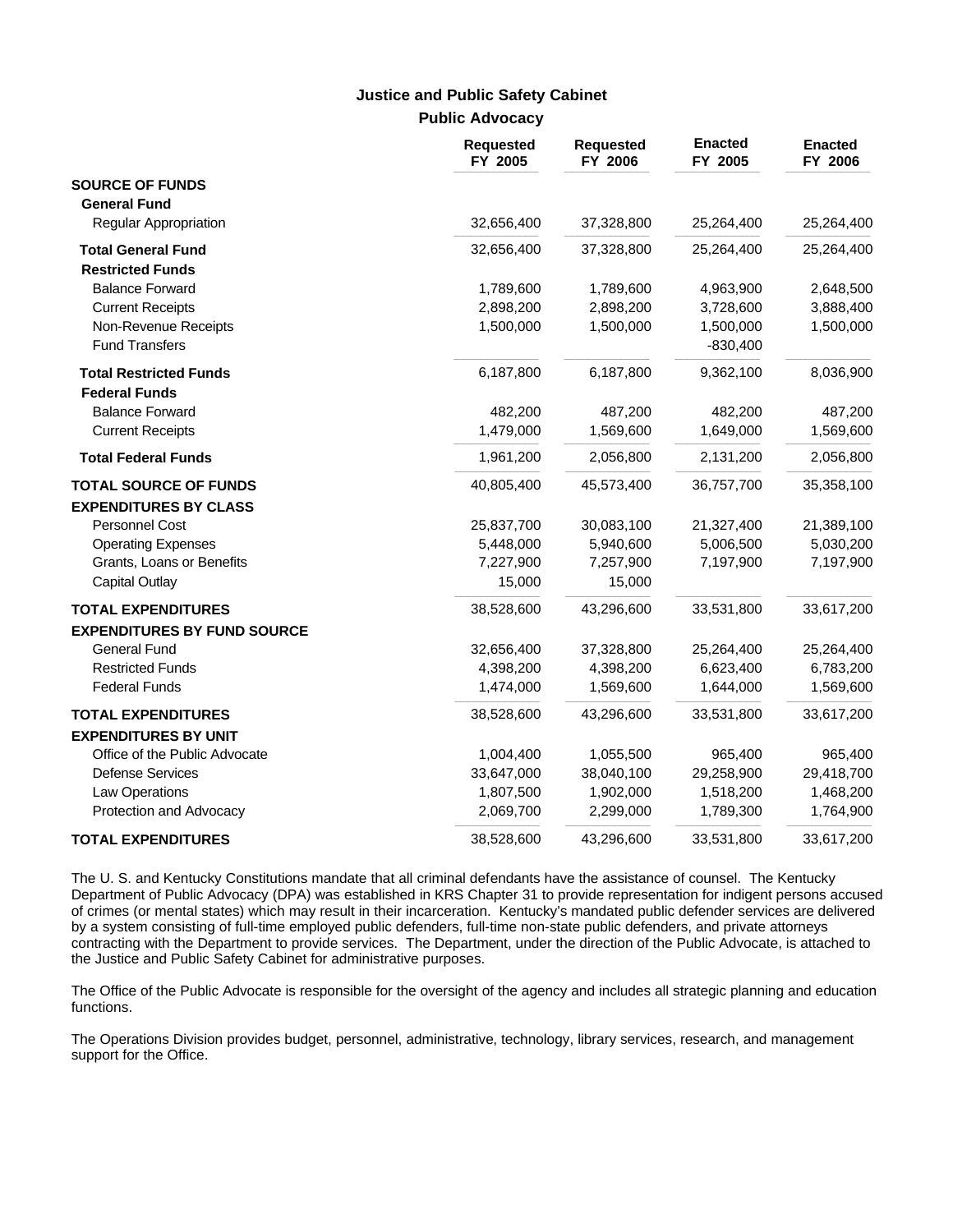## Justice and Public Safety Cabinet

### Public Advocacy

| | Requested FY 2005 | Requested FY 2006 | Enacted FY 2005 | Enacted FY 2006 |
|---|---|---|---|---|
| **SOURCE OF FUNDS** | | | | |
| **General Fund** | | | | |
| Regular Appropriation | 32,656,400 | 37,328,800 | 25,264,400 | 25,264,400 |
| **Total General Fund** | 32,656,400 | 37,328,800 | 25,264,400 | 25,264,400 |
| **Restricted Funds** | | | | |
| Balance Forward | 1,789,600 | 1,789,600 | 4,963,900 | 2,648,500 |
| Current Receipts | 2,898,200 | 2,898,200 | 3,728,600 | 3,888,400 |
| Non-Revenue Receipts | 1,500,000 | 1,500,000 | 1,500,000 | 1,500,000 |
| Fund Transfers | | | -830,400 | |
| **Total Restricted Funds** | 6,187,800 | 6,187,800 | 9,362,100 | 8,036,900 |
| **Federal Funds** | | | | |
| Balance Forward | 482,200 | 487,200 | 482,200 | 487,200 |
| Current Receipts | 1,479,000 | 1,569,600 | 1,649,000 | 1,569,600 |
| **Total Federal Funds** | 1,961,200 | 2,056,800 | 2,131,200 | 2,056,800 |
| **TOTAL SOURCE OF FUNDS** | 40,805,400 | 45,573,400 | 36,757,700 | 35,358,100 |
| **EXPENDITURES BY CLASS** | | | | |
| Personnel Cost | 25,837,700 | 30,083,100 | 21,327,400 | 21,389,100 |
| Operating Expenses | 5,448,000 | 5,940,600 | 5,006,500 | 5,030,200 |
| Grants, Loans or Benefits | 7,227,900 | 7,257,900 | 7,197,900 | 7,197,900 |
| Capital Outlay | 15,000 | 15,000 | | |
| **TOTAL EXPENDITURES** | 38,528,600 | 43,296,600 | 33,531,800 | 33,617,200 |
| **EXPENDITURES BY FUND SOURCE** | | | | |
| General Fund | 32,656,400 | 37,328,800 | 25,264,400 | 25,264,400 |
| Restricted Funds | 4,398,200 | 4,398,200 | 6,623,400 | 6,783,200 |
| Federal Funds | 1,474,000 | 1,569,600 | 1,644,000 | 1,569,600 |
| **TOTAL EXPENDITURES** | 38,528,600 | 43,296,600 | 33,531,800 | 33,617,200 |
| **EXPENDITURES BY UNIT** | | | | |
| Office of the Public Advocate | 1,004,400 | 1,055,500 | 965,400 | 965,400 |
| Defense Services | 33,647,000 | 38,040,100 | 29,258,900 | 29,418,700 |
| Law Operations | 1,807,500 | 1,902,000 | 1,518,200 | 1,468,200 |
| Protection and Advocacy | 2,069,700 | 2,299,000 | 1,789,300 | 1,764,900 |
| **TOTAL EXPENDITURES** | 38,528,600 | 43,296,600 | 33,531,800 | 33,617,200 |

The U. S. and Kentucky Constitutions mandate that all criminal defendants have the assistance of counsel. The Kentucky Department of Public Advocacy (DPA) was established in KRS Chapter 31 to provide representation for indigent persons accused of crimes (or mental states) which may result in their incarceration. Kentucky's mandated public defender services are delivered by a system consisting of full-time employed public defenders, full-time non-state public defenders, and private attorneys contracting with the Department to provide services. The Department, under the direction of the Public Advocate, is attached to the Justice and Public Safety Cabinet for administrative purposes.

The Office of the Public Advocate is responsible for the oversight of the agency and includes all strategic planning and education functions.

The Operations Division provides budget, personnel, administrative, technology, library services, research, and management support for the Office.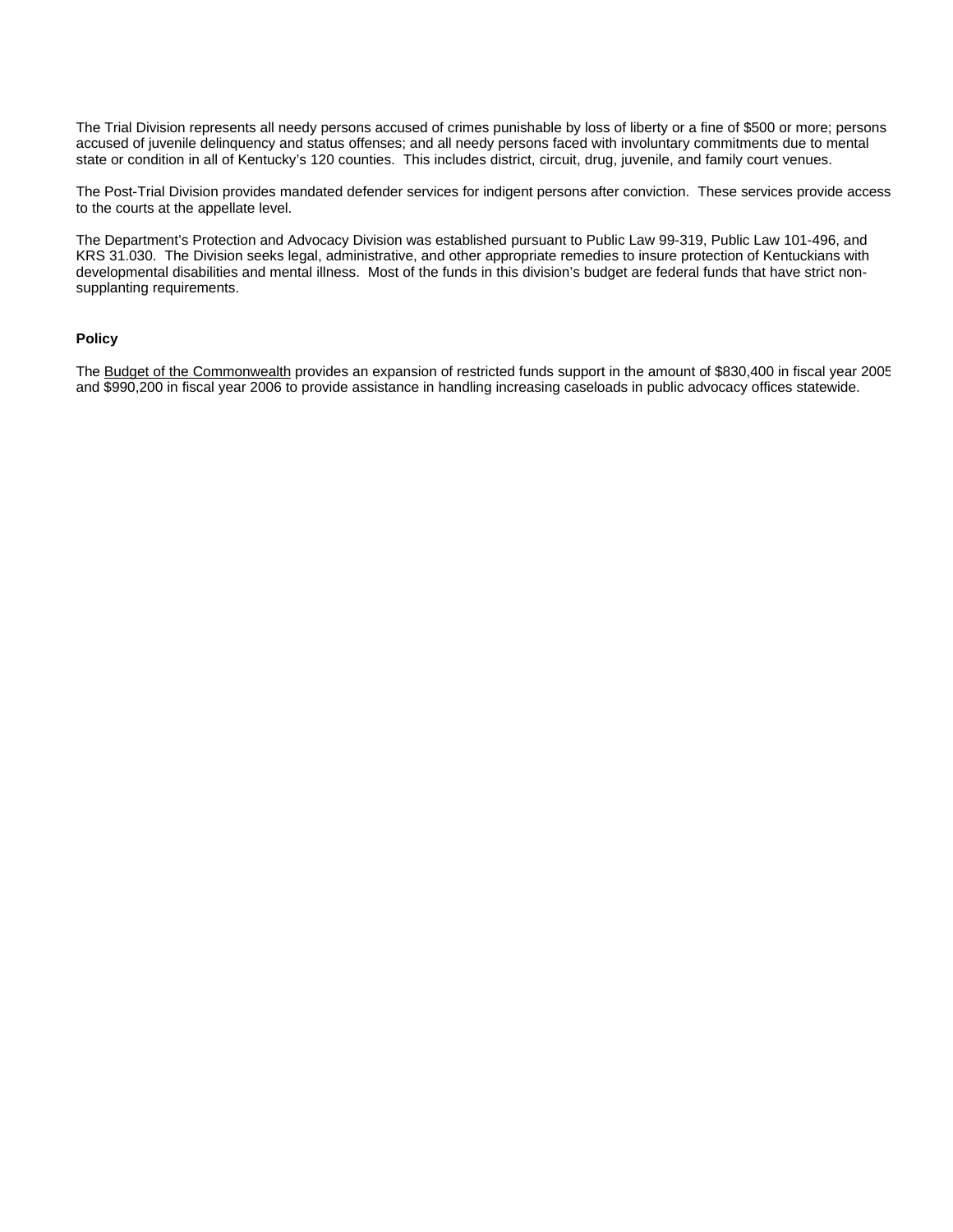The Trial Division represents all needy persons accused of crimes punishable by loss of liberty or a fine of $500 or more; persons accused of juvenile delinquency and status offenses; and all needy persons faced with involuntary commitments due to mental state or condition in all of Kentucky's 120 counties. This includes district, circuit, drug, juvenile, and family court venues.

The Post-Trial Division provides mandated defender services for indigent persons after conviction. These services provide access to the courts at the appellate level.

The Department's Protection and Advocacy Division was established pursuant to Public Law 99-319, Public Law 101-496, and KRS 31.030. The Division seeks legal, administrative, and other appropriate remedies to insure protection of Kentuckians with developmental disabilities and mental illness. Most of the funds in this division's budget are federal funds that have strict non-supplanting requirements.

**Policy**

The Budget of the Commonwealth provides an expansion of restricted funds support in the amount of $830,400 in fiscal year 2005 and $990,200 in fiscal year 2006 to provide assistance in handling increasing caseloads in public advocacy offices statewide.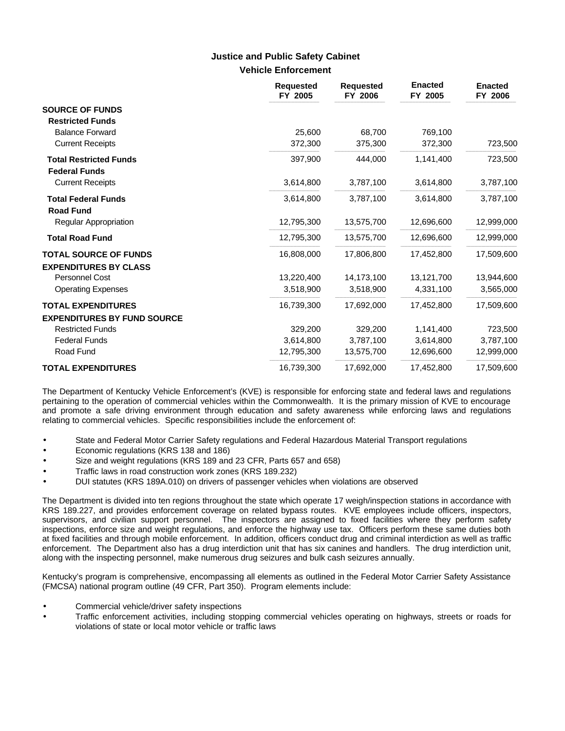## Justice and Public Safety Cabinet

### Vehicle Enforcement

| | Requested FY 2005 | Requested FY 2006 | Enacted FY 2005 | Enacted FY 2006 |
|---|---|---|---|---|
| **SOURCE OF FUNDS** | | | | |
| **Restricted Funds** | | | | |
| Balance Forward | 25,600 | 68,700 | 769,100 | |
| Current Receipts | 372,300 | 375,300 | 372,300 | 723,500 |
| **Total Restricted Funds** | 397,900 | 444,000 | 1,141,400 | 723,500 |
| **Federal Funds** | | | | |
| Current Receipts | 3,614,800 | 3,787,100 | 3,614,800 | 3,787,100 |
| **Total Federal Funds** | 3,614,800 | 3,787,100 | 3,614,800 | 3,787,100 |
| **Road Fund** | | | | |
| Regular Appropriation | 12,795,300 | 13,575,700 | 12,696,600 | 12,999,000 |
| **Total Road Fund** | 12,795,300 | 13,575,700 | 12,696,600 | 12,999,000 |
| **TOTAL SOURCE OF FUNDS** | 16,808,000 | 17,806,800 | 17,452,800 | 17,509,600 |
| **EXPENDITURES BY CLASS** | | | | |
| Personnel Cost | 13,220,400 | 14,173,100 | 13,121,700 | 13,944,600 |
| Operating Expenses | 3,518,900 | 3,518,900 | 4,331,100 | 3,565,000 |
| **TOTAL EXPENDITURES** | 16,739,300 | 17,692,000 | 17,452,800 | 17,509,600 |
| **EXPENDITURES BY FUND SOURCE** | | | | |
| Restricted Funds | 329,200 | 329,200 | 1,141,400 | 723,500 |
| Federal Funds | 3,614,800 | 3,787,100 | 3,614,800 | 3,787,100 |
| Road Fund | 12,795,300 | 13,575,700 | 12,696,600 | 12,999,000 |
| **TOTAL EXPENDITURES** | 16,739,300 | 17,692,000 | 17,452,800 | 17,509,600 |

The Department of Kentucky Vehicle Enforcement's (KVE) is responsible for enforcing state and federal laws and regulations pertaining to the operation of commercial vehicles within the Commonwealth. It is the primary mission of KVE to encourage and promote a safe driving environment through education and safety awareness while enforcing laws and regulations relating to commercial vehicles. Specific responsibilities include the enforcement of:

- State and Federal Motor Carrier Safety regulations and Federal Hazardous Material Transport regulations
- Economic regulations (KRS 138 and 186)
- Size and weight regulations (KRS 189 and 23 CFR, Parts 657 and 658)
- Traffic laws in road construction work zones (KRS 189.232)
- DUI statutes (KRS 189A.010) on drivers of passenger vehicles when violations are observed

The Department is divided into ten regions throughout the state which operate 17 weigh/inspection stations in accordance with KRS 189.227, and provides enforcement coverage on related bypass routes. KVE employees include officers, inspectors, supervisors, and civilian support personnel. The inspectors are assigned to fixed facilities where they perform safety inspections, enforce size and weight regulations, and enforce the highway use tax. Officers perform these same duties both at fixed facilities and through mobile enforcement. In addition, officers conduct drug and criminal interdiction as well as traffic enforcement. The Department also has a drug interdiction unit that has six canines and handlers. The drug interdiction unit, along with the inspecting personnel, make numerous drug seizures and bulk cash seizures annually.

Kentucky's program is comprehensive, encompassing all elements as outlined in the Federal Motor Carrier Safety Assistance (FMCSA) national program outline (49 CFR, Part 350). Program elements include:

- Commercial vehicle/driver safety inspections
- Traffic enforcement activities, including stopping commercial vehicles operating on highways, streets or roads for violations of state or local motor vehicle or traffic laws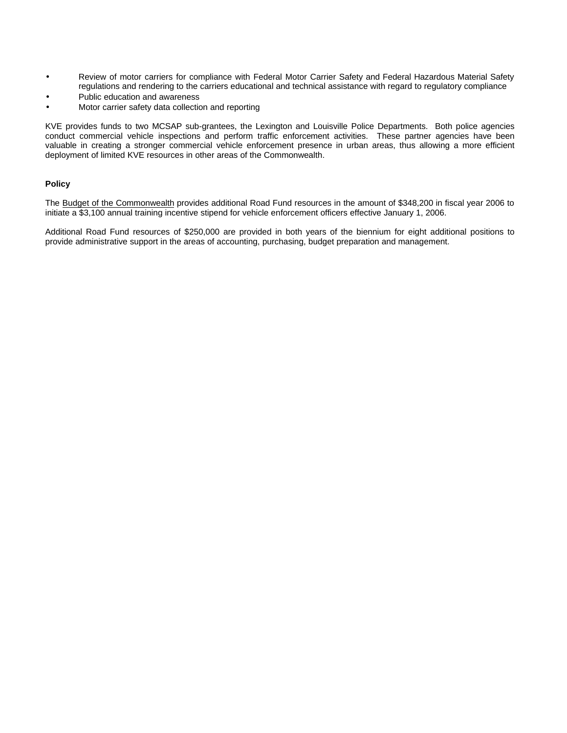- Review of motor carriers for compliance with Federal Motor Carrier Safety and Federal Hazardous Material Safety regulations and rendering to the carriers educational and technical assistance with regard to regulatory compliance
- Public education and awareness
- Motor carrier safety data collection and reporting

KVE provides funds to two MCSAP sub-grantees, the Lexington and Louisville Police Departments. Both police agencies conduct commercial vehicle inspections and perform traffic enforcement activities. These partner agencies have been valuable in creating a stronger commercial vehicle enforcement presence in urban areas, thus allowing a more efficient deployment of limited KVE resources in other areas of the Commonwealth.

**Policy**

The Budget of the Commonwealth provides additional Road Fund resources in the amount of $348,200 in fiscal year 2006 to initiate a $3,100 annual training incentive stipend for vehicle enforcement officers effective January 1, 2006.

Additional Road Fund resources of $250,000 are provided in both years of the biennium for eight additional positions to provide administrative support in the areas of accounting, purchasing, budget preparation and management.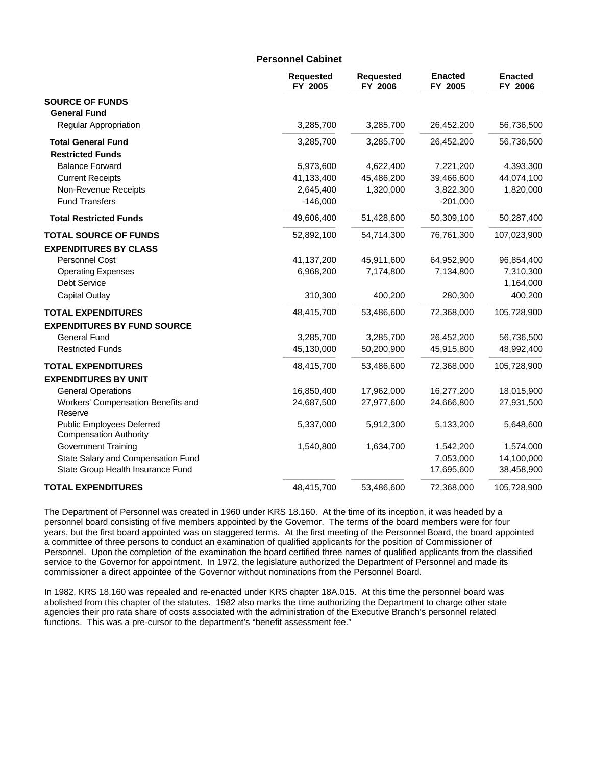## Personnel Cabinet

| | Requested FY 2005 | Requested FY 2006 | Enacted FY 2005 | Enacted FY 2006 |
|---|---|---|---|---|
| **SOURCE OF FUNDS** | | | | |
| **General Fund** | | | | |
| Regular Appropriation | 3,285,700 | 3,285,700 | 26,452,200 | 56,736,500 |
| **Total General Fund** | 3,285,700 | 3,285,700 | 26,452,200 | 56,736,500 |
| **Restricted Funds** | | | | |
| Balance Forward | 5,973,600 | 4,622,400 | 7,221,200 | 4,393,300 |
| Current Receipts | 41,133,400 | 45,486,200 | 39,466,600 | 44,074,100 |
| Non-Revenue Receipts | 2,645,400 | 1,320,000 | 3,822,300 | 1,820,000 |
| Fund Transfers | -146,000 | | -201,000 | |
| **Total Restricted Funds** | 49,606,400 | 51,428,600 | 50,309,100 | 50,287,400 |
| **TOTAL SOURCE OF FUNDS** | 52,892,100 | 54,714,300 | 76,761,300 | 107,023,900 |
| **EXPENDITURES BY CLASS** | | | | |
| Personnel Cost | 41,137,200 | 45,911,600 | 64,952,900 | 96,854,400 |
| Operating Expenses | 6,968,200 | 7,174,800 | 7,134,800 | 7,310,300 |
| Debt Service | | | | 1,164,000 |
| Capital Outlay | 310,300 | 400,200 | 280,300 | 400,200 |
| **TOTAL EXPENDITURES** | 48,415,700 | 53,486,600 | 72,368,000 | 105,728,900 |
| **EXPENDITURES BY FUND SOURCE** | | | | |
| General Fund | 3,285,700 | 3,285,700 | 26,452,200 | 56,736,500 |
| Restricted Funds | 45,130,000 | 50,200,900 | 45,915,800 | 48,992,400 |
| **TOTAL EXPENDITURES** | 48,415,700 | 53,486,600 | 72,368,000 | 105,728,900 |
| **EXPENDITURES BY UNIT** | | | | |
| General Operations | 16,850,400 | 17,962,000 | 16,277,200 | 18,015,900 |
| Workers' Compensation Benefits and Reserve | 24,687,500 | 27,977,600 | 24,666,800 | 27,931,500 |
| Public Employees Deferred Compensation Authority | 5,337,000 | 5,912,300 | 5,133,200 | 5,648,600 |
| Government Training | 1,540,800 | 1,634,700 | 1,542,200 | 1,574,000 |
| State Salary and Compensation Fund | | | 7,053,000 | 14,100,000 |
| State Group Health Insurance Fund | | | 17,695,600 | 38,458,900 |
| **TOTAL EXPENDITURES** | 48,415,700 | 53,486,600 | 72,368,000 | 105,728,900 |

The Department of Personnel was created in 1960 under KRS 18.160. At the time of its inception, it was headed by a personnel board consisting of five members appointed by the Governor. The terms of the board members were for four years, but the first board appointed was on staggered terms. At the first meeting of the Personnel Board, the board appointed a committee of three persons to conduct an examination of qualified applicants for the position of Commissioner of Personnel. Upon the completion of the examination the board certified three names of qualified applicants from the classified service to the Governor for appointment. In 1972, the legislature authorized the Department of Personnel and made its commissioner a direct appointee of the Governor without nominations from the Personnel Board.

In 1982, KRS 18.160 was repealed and re-enacted under KRS chapter 18A.015. At this time the personnel board was abolished from this chapter of the statutes. 1982 also marks the time authorizing the Department to charge other state agencies their pro rata share of costs associated with the administration of the Executive Branch's personnel related functions. This was a pre-cursor to the department's "benefit assessment fee."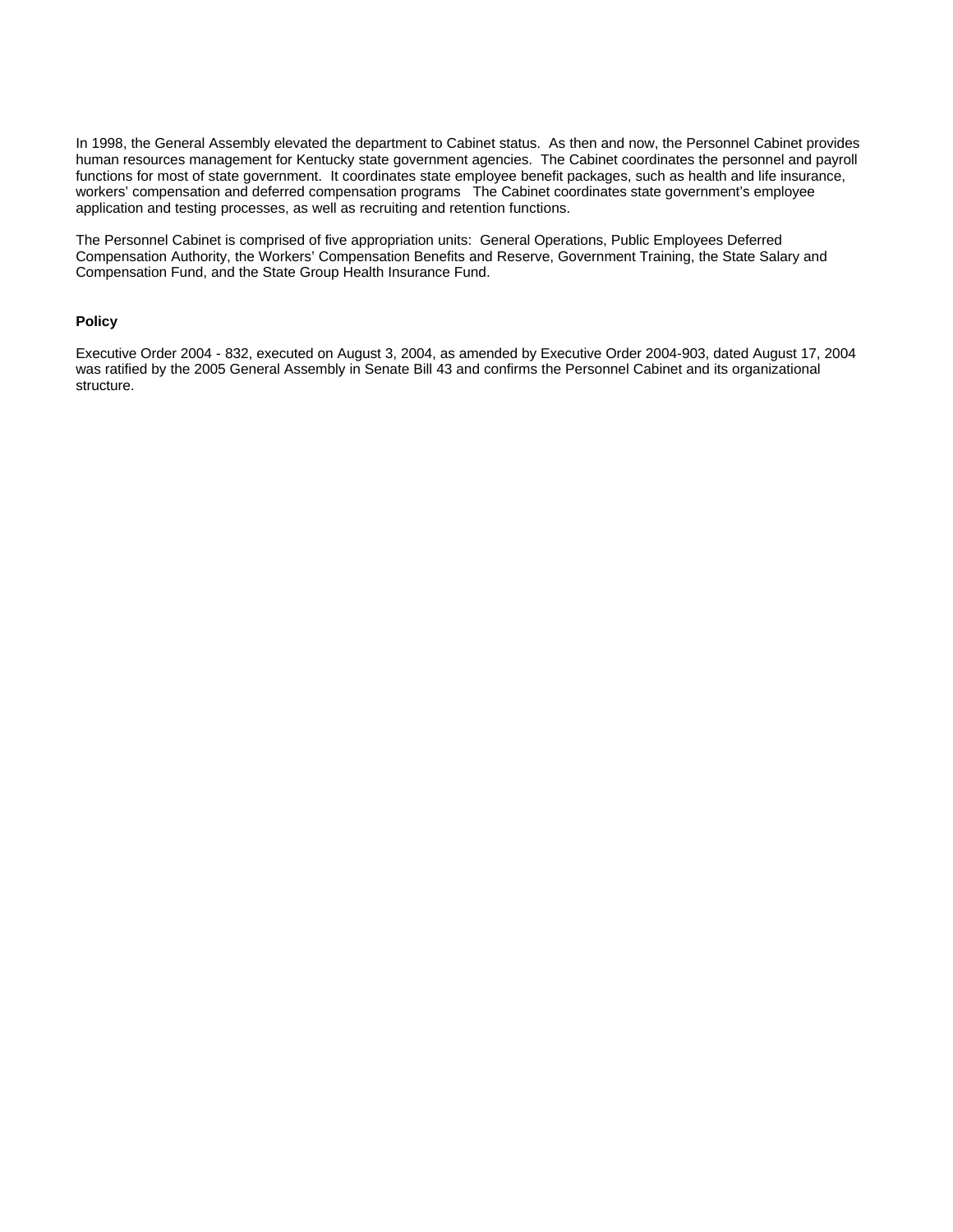In 1998, the General Assembly elevated the department to Cabinet status. As then and now, the Personnel Cabinet provides human resources management for Kentucky state government agencies. The Cabinet coordinates the personnel and payroll functions for most of state government. It coordinates state employee benefit packages, such as health and life insurance, workers' compensation and deferred compensation programs The Cabinet coordinates state government's employee application and testing processes, as well as recruiting and retention functions.

The Personnel Cabinet is comprised of five appropriation units: General Operations, Public Employees Deferred Compensation Authority, the Workers' Compensation Benefits and Reserve, Government Training, the State Salary and Compensation Fund, and the State Group Health Insurance Fund.

**Policy**

Executive Order 2004 - 832, executed on August 3, 2004, as amended by Executive Order 2004-903, dated August 17, 2004 was ratified by the 2005 General Assembly in Senate Bill 43 and confirms the Personnel Cabinet and its organizational structure.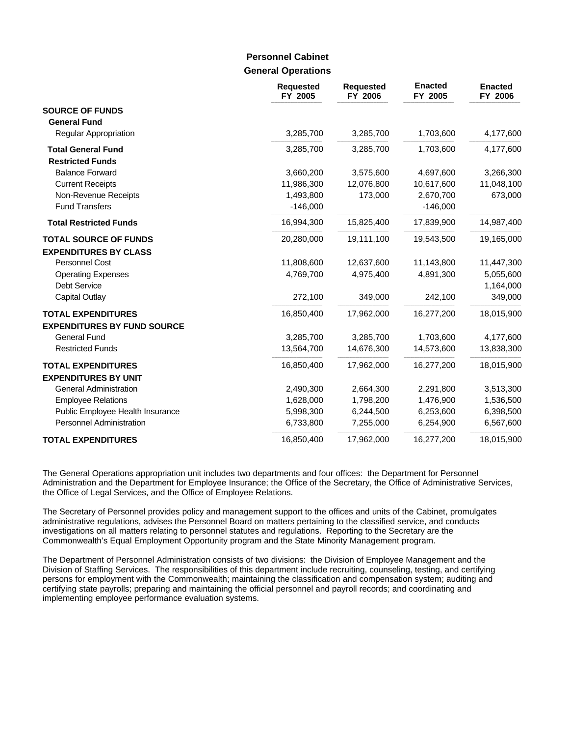## Personnel Cabinet

### General Operations

| | Requested FY 2005 | Requested FY 2006 | Enacted FY 2005 | Enacted FY 2006 |
|---|---|---|---|---|
| **SOURCE OF FUNDS** | | | | |
| **General Fund** | | | | |
| Regular Appropriation | 3,285,700 | 3,285,700 | 1,703,600 | 4,177,600 |
| **Total General Fund** | 3,285,700 | 3,285,700 | 1,703,600 | 4,177,600 |
| **Restricted Funds** | | | | |
| Balance Forward | 3,660,200 | 3,575,600 | 4,697,600 | 3,266,300 |
| Current Receipts | 11,986,300 | 12,076,800 | 10,617,600 | 11,048,100 |
| Non-Revenue Receipts | 1,493,800 | 173,000 | 2,670,700 | 673,000 |
| Fund Transfers | -146,000 | | -146,000 | |
| **Total Restricted Funds** | 16,994,300 | 15,825,400 | 17,839,900 | 14,987,400 |
| **TOTAL SOURCE OF FUNDS** | 20,280,000 | 19,111,100 | 19,543,500 | 19,165,000 |
| **EXPENDITURES BY CLASS** | | | | |
| Personnel Cost | 11,808,600 | 12,637,600 | 11,143,800 | 11,447,300 |
| Operating Expenses | 4,769,700 | 4,975,400 | 4,891,300 | 5,055,600 |
| Debt Service | | | | 1,164,000 |
| Capital Outlay | 272,100 | 349,000 | 242,100 | 349,000 |
| **TOTAL EXPENDITURES** | 16,850,400 | 17,962,000 | 16,277,200 | 18,015,900 |
| **EXPENDITURES BY FUND SOURCE** | | | | |
| General Fund | 3,285,700 | 3,285,700 | 1,703,600 | 4,177,600 |
| Restricted Funds | 13,564,700 | 14,676,300 | 14,573,600 | 13,838,300 |
| **TOTAL EXPENDITURES** | 16,850,400 | 17,962,000 | 16,277,200 | 18,015,900 |
| **EXPENDITURES BY UNIT** | | | | |
| General Administration | 2,490,300 | 2,664,300 | 2,291,800 | 3,513,300 |
| Employee Relations | 1,628,000 | 1,798,200 | 1,476,900 | 1,536,500 |
| Public Employee Health Insurance | 5,998,300 | 6,244,500 | 6,253,600 | 6,398,500 |
| Personnel Administration | 6,733,800 | 7,255,000 | 6,254,900 | 6,567,600 |
| **TOTAL EXPENDITURES** | 16,850,400 | 17,962,000 | 16,277,200 | 18,015,900 |

The General Operations appropriation unit includes two departments and four offices: the Department for Personnel Administration and the Department for Employee Insurance; the Office of the Secretary, the Office of Administrative Services, the Office of Legal Services, and the Office of Employee Relations.

The Secretary of Personnel provides policy and management support to the offices and units of the Cabinet, promulgates administrative regulations, advises the Personnel Board on matters pertaining to the classified service, and conducts investigations on all matters relating to personnel statutes and regulations. Reporting to the Secretary are the Commonwealth's Equal Employment Opportunity program and the State Minority Management program.

The Department of Personnel Administration consists of two divisions: the Division of Employee Management and the Division of Staffing Services. The responsibilities of this department include recruiting, counseling, testing, and certifying persons for employment with the Commonwealth; maintaining the classification and compensation system; auditing and certifying state payrolls; preparing and maintaining the official personnel and payroll records; and coordinating and implementing employee performance evaluation systems.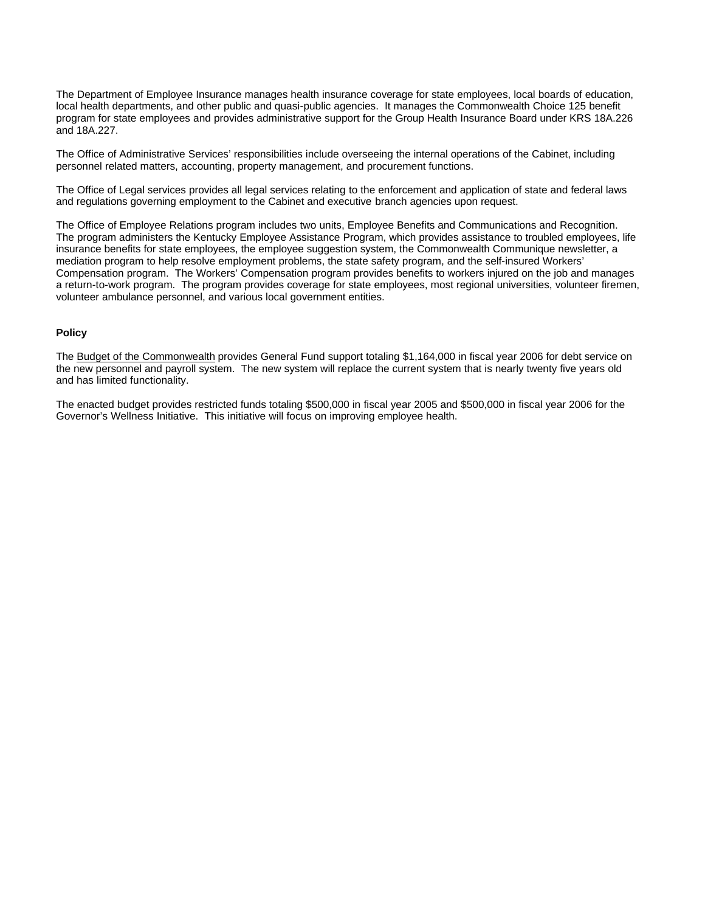The Department of Employee Insurance manages health insurance coverage for state employees, local boards of education, local health departments, and other public and quasi-public agencies. It manages the Commonwealth Choice 125 benefit program for state employees and provides administrative support for the Group Health Insurance Board under KRS 18A.226 and 18A.227.

The Office of Administrative Services' responsibilities include overseeing the internal operations of the Cabinet, including personnel related matters, accounting, property management, and procurement functions.

The Office of Legal services provides all legal services relating to the enforcement and application of state and federal laws and regulations governing employment to the Cabinet and executive branch agencies upon request.

The Office of Employee Relations program includes two units, Employee Benefits and Communications and Recognition. The program administers the Kentucky Employee Assistance Program, which provides assistance to troubled employees, life insurance benefits for state employees, the employee suggestion system, the Commonwealth Communique newsletter, a mediation program to help resolve employment problems, the state safety program, and the self-insured Workers' Compensation program. The Workers' Compensation program provides benefits to workers injured on the job and manages a return-to-work program. The program provides coverage for state employees, most regional universities, volunteer firemen, volunteer ambulance personnel, and various local government entities.

**Policy**

The Budget of the Commonwealth provides General Fund support totaling $1,164,000 in fiscal year 2006 for debt service on the new personnel and payroll system. The new system will replace the current system that is nearly twenty five years old and has limited functionality.

The enacted budget provides restricted funds totaling $500,000 in fiscal year 2005 and $500,000 in fiscal year 2006 for the Governor's Wellness Initiative. This initiative will focus on improving employee health.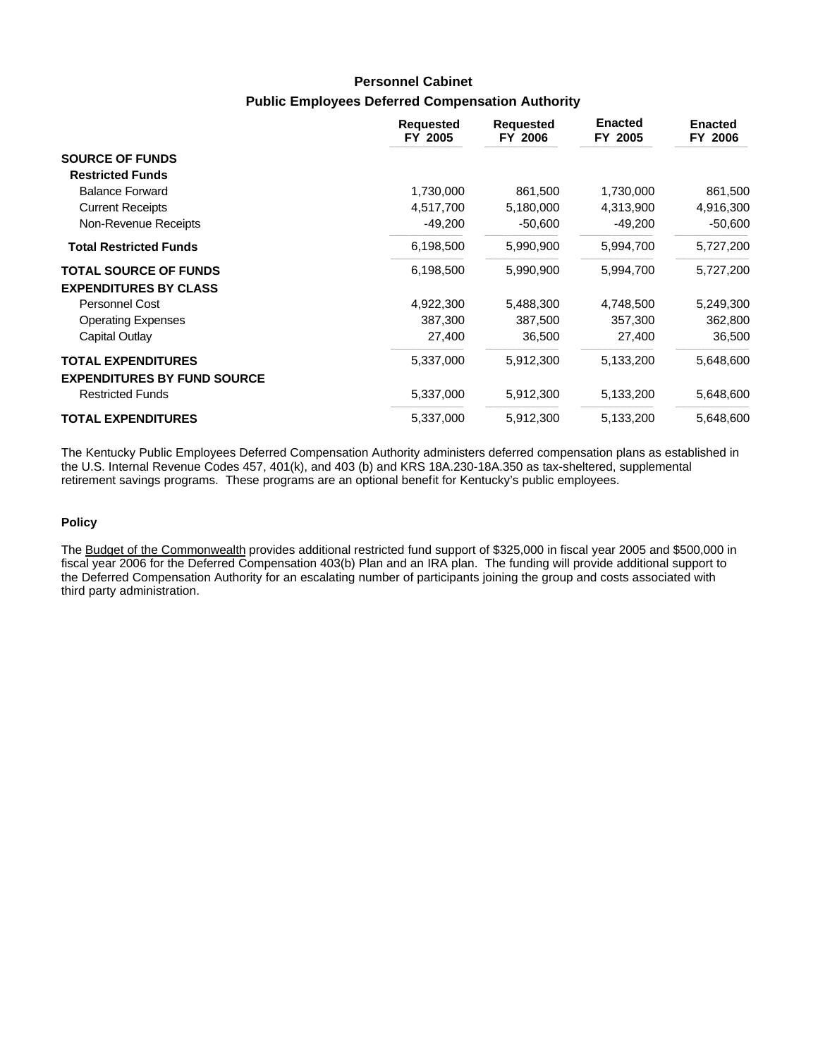## Personnel Cabinet

### Public Employees Deferred Compensation Authority

| | Requested FY 2005 | Requested FY 2006 | Enacted FY 2005 | Enacted FY 2006 |
|---|---|---|---|---|
| **SOURCE OF FUNDS** | | | | |
| **Restricted Funds** | | | | |
| Balance Forward | 1,730,000 | 861,500 | 1,730,000 | 861,500 |
| Current Receipts | 4,517,700 | 5,180,000 | 4,313,900 | 4,916,300 |
| Non-Revenue Receipts | -49,200 | -50,600 | -49,200 | -50,600 |
| **Total Restricted Funds** | 6,198,500 | 5,990,900 | 5,994,700 | 5,727,200 |
| **TOTAL SOURCE OF FUNDS** | 6,198,500 | 5,990,900 | 5,994,700 | 5,727,200 |
| **EXPENDITURES BY CLASS** | | | | |
| Personnel Cost | 4,922,300 | 5,488,300 | 4,748,500 | 5,249,300 |
| Operating Expenses | 387,300 | 387,500 | 357,300 | 362,800 |
| Capital Outlay | 27,400 | 36,500 | 27,400 | 36,500 |
| **TOTAL EXPENDITURES** | 5,337,000 | 5,912,300 | 5,133,200 | 5,648,600 |
| **EXPENDITURES BY FUND SOURCE** | | | | |
| Restricted Funds | 5,337,000 | 5,912,300 | 5,133,200 | 5,648,600 |
| **TOTAL EXPENDITURES** | 5,337,000 | 5,912,300 | 5,133,200 | 5,648,600 |

The Kentucky Public Employees Deferred Compensation Authority administers deferred compensation plans as established in the U.S. Internal Revenue Codes 457, 401(k), and 403 (b) and KRS 18A.230-18A.350 as tax-sheltered, supplemental retirement savings programs. These programs are an optional benefit for Kentucky's public employees.

#### Policy

The Budget of the Commonwealth provides additional restricted fund support of $325,000 in fiscal year 2005 and $500,000 in fiscal year 2006 for the Deferred Compensation 403(b) Plan and an IRA plan. The funding will provide additional support to the Deferred Compensation Authority for an escalating number of participants joining the group and costs associated with third party administration.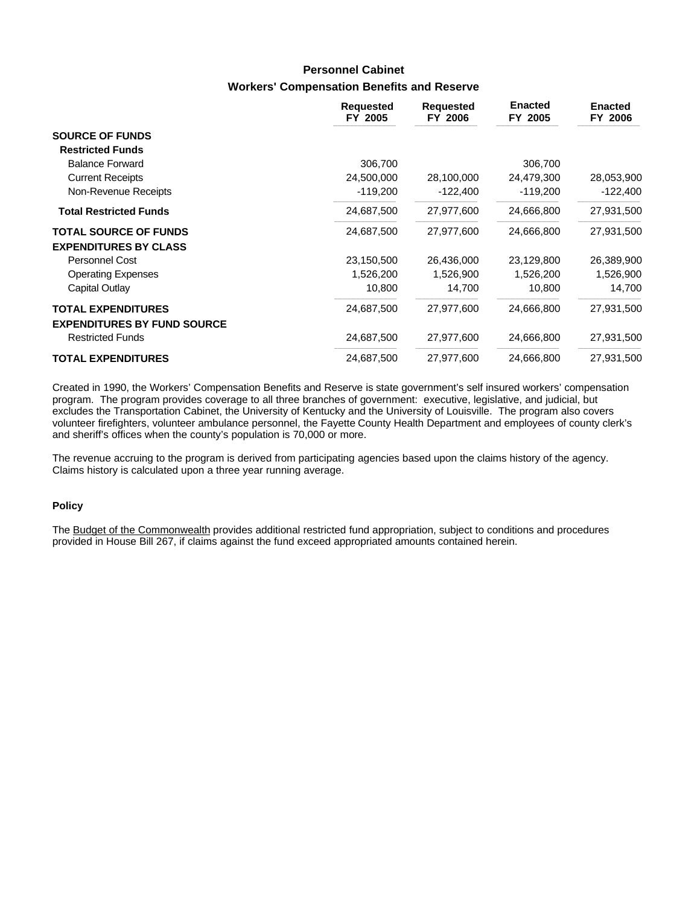## Personnel Cabinet

### Workers' Compensation Benefits and Reserve

| | Requested FY 2005 | Requested FY 2006 | Enacted FY 2005 | Enacted FY 2006 |
|---|---|---|---|---|
| **SOURCE OF FUNDS** | | | | |
| **Restricted Funds** | | | | |
| Balance Forward | 306,700 | | 306,700 | |
| Current Receipts | 24,500,000 | 28,100,000 | 24,479,300 | 28,053,900 |
| Non-Revenue Receipts | -119,200 | -122,400 | -119,200 | -122,400 |
| **Total Restricted Funds** | 24,687,500 | 27,977,600 | 24,666,800 | 27,931,500 |
| **TOTAL SOURCE OF FUNDS** | 24,687,500 | 27,977,600 | 24,666,800 | 27,931,500 |
| **EXPENDITURES BY CLASS** | | | | |
| Personnel Cost | 23,150,500 | 26,436,000 | 23,129,800 | 26,389,900 |
| Operating Expenses | 1,526,200 | 1,526,900 | 1,526,200 | 1,526,900 |
| Capital Outlay | 10,800 | 14,700 | 10,800 | 14,700 |
| **TOTAL EXPENDITURES** | 24,687,500 | 27,977,600 | 24,666,800 | 27,931,500 |
| **EXPENDITURES BY FUND SOURCE** | | | | |
| Restricted Funds | 24,687,500 | 27,977,600 | 24,666,800 | 27,931,500 |
| **TOTAL EXPENDITURES** | 24,687,500 | 27,977,600 | 24,666,800 | 27,931,500 |

Created in 1990, the Workers' Compensation Benefits and Reserve is state government's self insured workers' compensation program. The program provides coverage to all three branches of government: executive, legislative, and judicial, but excludes the Transportation Cabinet, the University of Kentucky and the University of Louisville. The program also covers volunteer firefighters, volunteer ambulance personnel, the Fayette County Health Department and employees of county clerk's and sheriff's offices when the county's population is 70,000 or more.

The revenue accruing to the program is derived from participating agencies based upon the claims history of the agency. Claims history is calculated upon a three year running average.

#### Policy

The Budget of the Commonwealth provides additional restricted fund appropriation, subject to conditions and procedures provided in House Bill 267, if claims against the fund exceed appropriated amounts contained herein.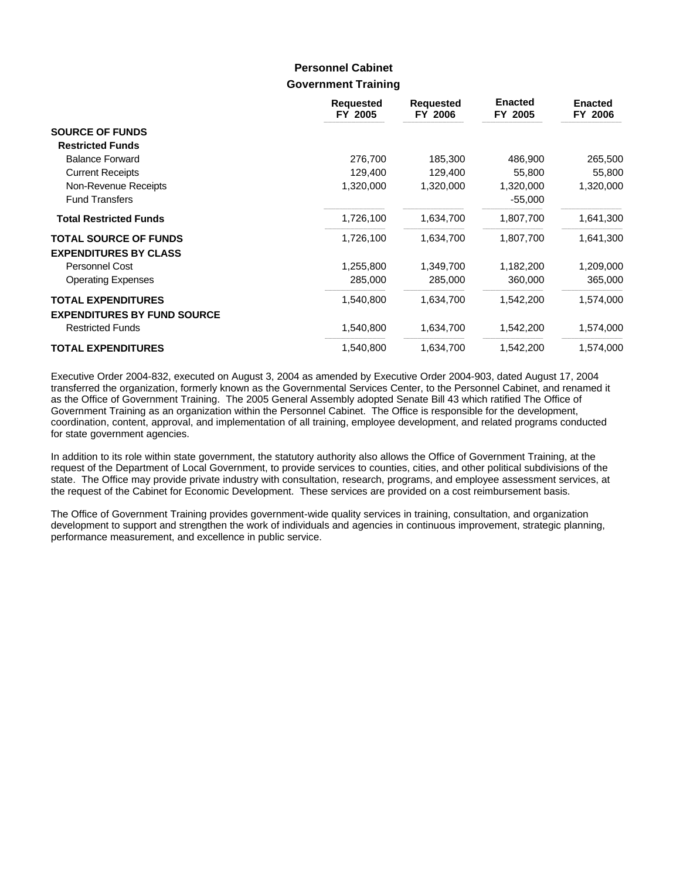## Personnel Cabinet

### Government Training

| | Requested FY 2005 | Requested FY 2006 | Enacted FY 2005 | Enacted FY 2006 |
|---|---|---|---|---|
| **SOURCE OF FUNDS** | | | | |
| **Restricted Funds** | | | | |
| Balance Forward | 276,700 | 185,300 | 486,900 | 265,500 |
| Current Receipts | 129,400 | 129,400 | 55,800 | 55,800 |
| Non-Revenue Receipts | 1,320,000 | 1,320,000 | 1,320,000 | 1,320,000 |
| Fund Transfers | | | -55,000 | |
| **Total Restricted Funds** | 1,726,100 | 1,634,700 | 1,807,700 | 1,641,300 |
| **TOTAL SOURCE OF FUNDS** | 1,726,100 | 1,634,700 | 1,807,700 | 1,641,300 |
| **EXPENDITURES BY CLASS** | | | | |
| Personnel Cost | 1,255,800 | 1,349,700 | 1,182,200 | 1,209,000 |
| Operating Expenses | 285,000 | 285,000 | 360,000 | 365,000 |
| **TOTAL EXPENDITURES** | 1,540,800 | 1,634,700 | 1,542,200 | 1,574,000 |
| **EXPENDITURES BY FUND SOURCE** | | | | |
| Restricted Funds | 1,540,800 | 1,634,700 | 1,542,200 | 1,574,000 |
| **TOTAL EXPENDITURES** | 1,540,800 | 1,634,700 | 1,542,200 | 1,574,000 |

Executive Order 2004-832, executed on August 3, 2004 as amended by Executive Order 2004-903, dated August 17, 2004 transferred the organization, formerly known as the Governmental Services Center, to the Personnel Cabinet, and renamed it as the Office of Government Training. The 2005 General Assembly adopted Senate Bill 43 which ratified The Office of Government Training as an organization within the Personnel Cabinet. The Office is responsible for the development, coordination, content, approval, and implementation of all training, employee development, and related programs conducted for state government agencies.

In addition to its role within state government, the statutory authority also allows the Office of Government Training, at the request of the Department of Local Government, to provide services to counties, cities, and other political subdivisions of the state. The Office may provide private industry with consultation, research, programs, and employee assessment services, at the request of the Cabinet for Economic Development. These services are provided on a cost reimbursement basis.

The Office of Government Training provides government-wide quality services in training, consultation, and organization development to support and strengthen the work of individuals and agencies in continuous improvement, strategic planning, performance measurement, and excellence in public service.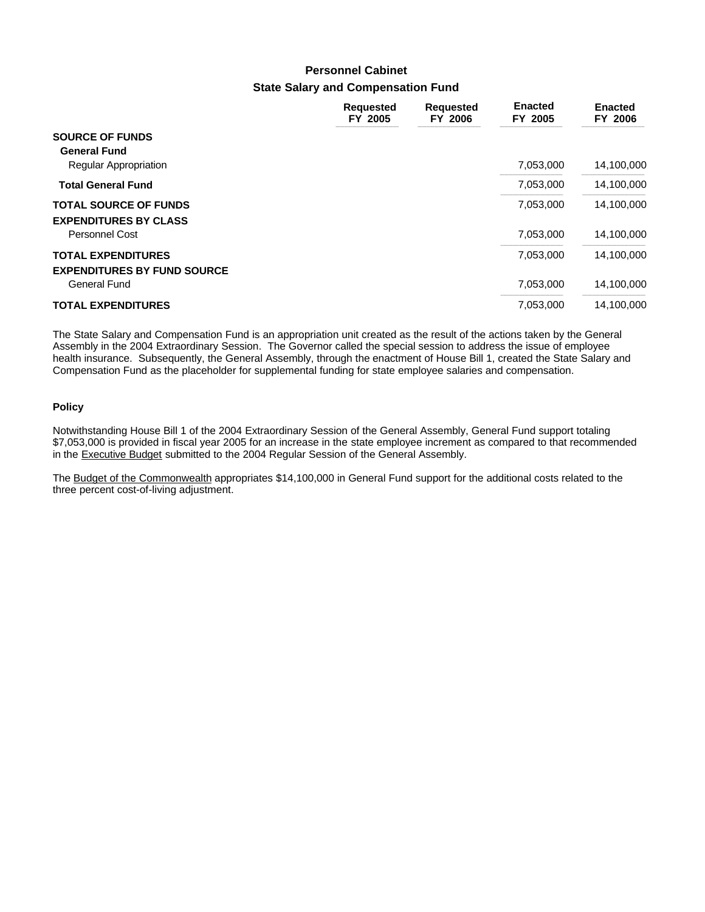# Personnel Cabinet

## State Salary and Compensation Fund

| | Requested FY 2005 | Requested FY 2006 | Enacted FY 2005 | Enacted FY 2006 |
|---|---|---|---|---|
| **SOURCE OF FUNDS** | | | | |
| **General Fund** | | | | |
| Regular Appropriation | | | 7,053,000 | 14,100,000 |
| **Total General Fund** | | | 7,053,000 | 14,100,000 |
| **TOTAL SOURCE OF FUNDS** | | | 7,053,000 | 14,100,000 |
| **EXPENDITURES BY CLASS** | | | | |
| Personnel Cost | | | 7,053,000 | 14,100,000 |
| **TOTAL EXPENDITURES** | | | 7,053,000 | 14,100,000 |
| **EXPENDITURES BY FUND SOURCE** | | | | |
| General Fund | | | 7,053,000 | 14,100,000 |
| **TOTAL EXPENDITURES** | | | 7,053,000 | 14,100,000 |

The State Salary and Compensation Fund is an appropriation unit created as the result of the actions taken by the General Assembly in the 2004 Extraordinary Session. The Governor called the special session to address the issue of employee health insurance. Subsequently, the General Assembly, through the enactment of House Bill 1, created the State Salary and Compensation Fund as the placeholder for supplemental funding for state employee salaries and compensation.

### Policy

Notwithstanding House Bill 1 of the 2004 Extraordinary Session of the General Assembly, General Fund support totaling $7,053,000 is provided in fiscal year 2005 for an increase in the state employee increment as compared to that recommended in the Executive Budget submitted to the 2004 Regular Session of the General Assembly.

The Budget of the Commonwealth appropriates $14,100,000 in General Fund support for the additional costs related to the three percent cost-of-living adjustment.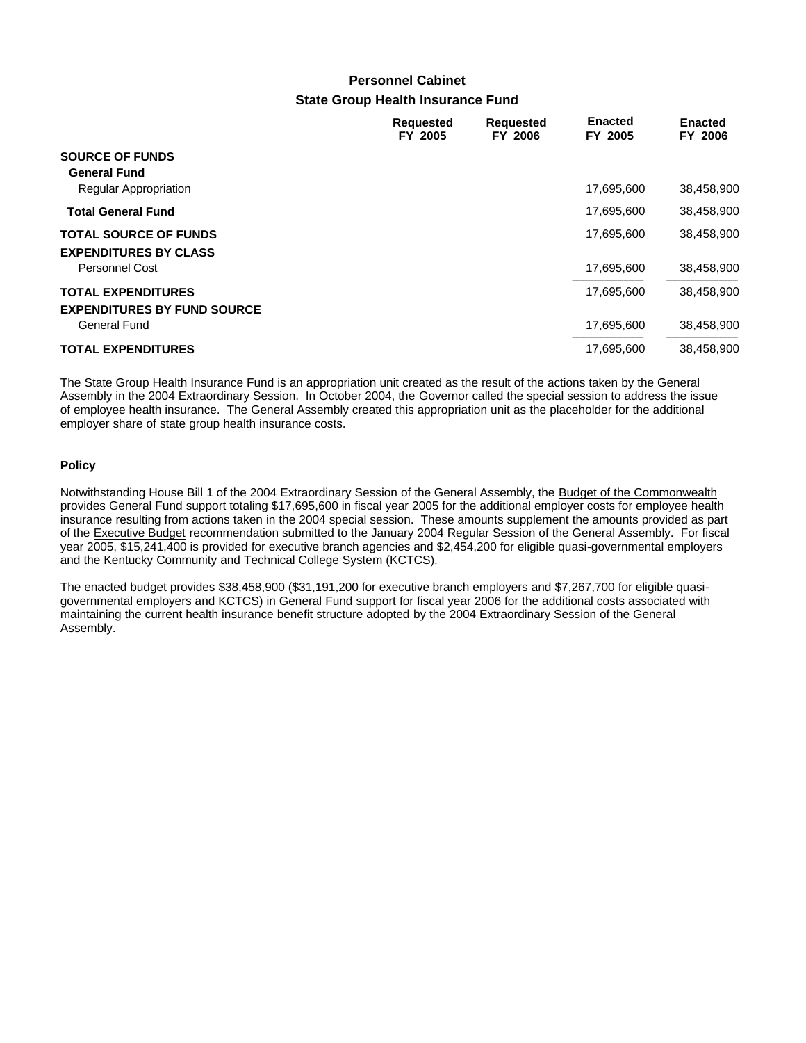# Personnel Cabinet

## State Group Health Insurance Fund

| | Requested FY 2005 | Requested FY 2006 | Enacted FY 2005 | Enacted FY 2006 |
|---|---|---|---|---|
| **SOURCE OF FUNDS** | | | | |
| **General Fund** | | | | |
| Regular Appropriation | | | 17,695,600 | 38,458,900 |
| **Total General Fund** | | | 17,695,600 | 38,458,900 |
| **TOTAL SOURCE OF FUNDS** | | | 17,695,600 | 38,458,900 |
| **EXPENDITURES BY CLASS** | | | | |
| Personnel Cost | | | 17,695,600 | 38,458,900 |
| **TOTAL EXPENDITURES** | | | 17,695,600 | 38,458,900 |
| **EXPENDITURES BY FUND SOURCE** | | | | |
| General Fund | | | 17,695,600 | 38,458,900 |
| **TOTAL EXPENDITURES** | | | 17,695,600 | 38,458,900 |

The State Group Health Insurance Fund is an appropriation unit created as the result of the actions taken by the General Assembly in the 2004 Extraordinary Session. In October 2004, the Governor called the special session to address the issue of employee health insurance. The General Assembly created this appropriation unit as the placeholder for the additional employer share of state group health insurance costs.

### Policy

Notwithstanding House Bill 1 of the 2004 Extraordinary Session of the General Assembly, the Budget of the Commonwealth provides General Fund support totaling $17,695,600 in fiscal year 2005 for the additional employer costs for employee health insurance resulting from actions taken in the 2004 special session. These amounts supplement the amounts provided as part of the Executive Budget recommendation submitted to the January 2004 Regular Session of the General Assembly. For fiscal year 2005, $15,241,400 is provided for executive branch agencies and $2,454,200 for eligible quasi-governmental employers and the Kentucky Community and Technical College System (KCTCS).

The enacted budget provides $38,458,900 ($31,191,200 for executive branch employers and $7,267,700 for eligible quasi-governmental employers and KCTCS) in General Fund support for fiscal year 2006 for the additional costs associated with maintaining the current health insurance benefit structure adopted by the 2004 Extraordinary Session of the General Assembly.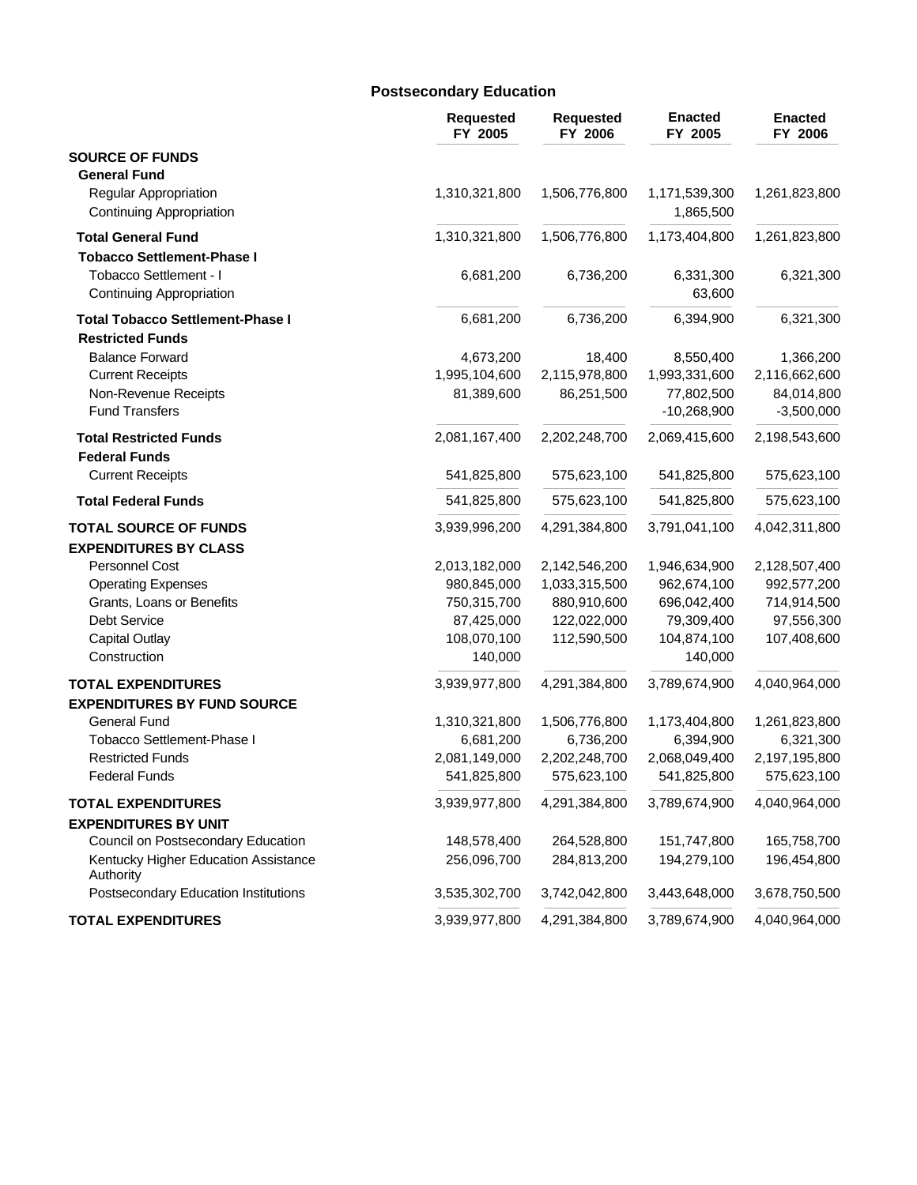## Postsecondary Education

| | Requested FY 2005 | Requested FY 2006 | Enacted FY 2005 | Enacted FY 2006 |
|---|---|---|---|---|
| **SOURCE OF FUNDS** | | | | |
| **General Fund** | | | | |
| Regular Appropriation | 1,310,321,800 | 1,506,776,800 | 1,171,539,300 | 1,261,823,800 |
| Continuing Appropriation | | | 1,865,500 | |
| **Total General Fund** | 1,310,321,800 | 1,506,776,800 | 1,173,404,800 | 1,261,823,800 |
| **Tobacco Settlement-Phase I** | | | | |
| Tobacco Settlement - I | 6,681,200 | 6,736,200 | 6,331,300 | 6,321,300 |
| Continuing Appropriation | | | 63,600 | |
| **Total Tobacco Settlement-Phase I** | 6,681,200 | 6,736,200 | 6,394,900 | 6,321,300 |
| **Restricted Funds** | | | | |
| Balance Forward | 4,673,200 | 18,400 | 8,550,400 | 1,366,200 |
| Current Receipts | 1,995,104,600 | 2,115,978,800 | 1,993,331,600 | 2,116,662,600 |
| Non-Revenue Receipts | 81,389,600 | 86,251,500 | 77,802,500 | 84,014,800 |
| Fund Transfers | | | -10,268,900 | -3,500,000 |
| **Total Restricted Funds** | 2,081,167,400 | 2,202,248,700 | 2,069,415,600 | 2,198,543,600 |
| **Federal Funds** | | | | |
| Current Receipts | 541,825,800 | 575,623,100 | 541,825,800 | 575,623,100 |
| **Total Federal Funds** | 541,825,800 | 575,623,100 | 541,825,800 | 575,623,100 |
| **TOTAL SOURCE OF FUNDS** | 3,939,996,200 | 4,291,384,800 | 3,791,041,100 | 4,042,311,800 |
| **EXPENDITURES BY CLASS** | | | | |
| Personnel Cost | 2,013,182,000 | 2,142,546,200 | 1,946,634,900 | 2,128,507,400 |
| Operating Expenses | 980,845,000 | 1,033,315,500 | 962,674,100 | 992,577,200 |
| Grants, Loans or Benefits | 750,315,700 | 880,910,600 | 696,042,400 | 714,914,500 |
| Debt Service | 87,425,000 | 122,022,000 | 79,309,400 | 97,556,300 |
| Capital Outlay | 108,070,100 | 112,590,500 | 104,874,100 | 107,408,600 |
| Construction | 140,000 | | 140,000 | |
| **TOTAL EXPENDITURES** | 3,939,977,800 | 4,291,384,800 | 3,789,674,900 | 4,040,964,000 |
| **EXPENDITURES BY FUND SOURCE** | | | | |
| General Fund | 1,310,321,800 | 1,506,776,800 | 1,173,404,800 | 1,261,823,800 |
| Tobacco Settlement-Phase I | 6,681,200 | 6,736,200 | 6,394,900 | 6,321,300 |
| Restricted Funds | 2,081,149,000 | 2,202,248,700 | 2,068,049,400 | 2,197,195,800 |
| Federal Funds | 541,825,800 | 575,623,100 | 541,825,800 | 575,623,100 |
| **TOTAL EXPENDITURES** | 3,939,977,800 | 4,291,384,800 | 3,789,674,900 | 4,040,964,000 |
| **EXPENDITURES BY UNIT** | | | | |
| Council on Postsecondary Education | 148,578,400 | 264,528,800 | 151,747,800 | 165,758,700 |
| Kentucky Higher Education Assistance Authority | 256,096,700 | 284,813,200 | 194,279,100 | 196,454,800 |
| Postsecondary Education Institutions | 3,535,302,700 | 3,742,042,800 | 3,443,648,000 | 3,678,750,500 |
| **TOTAL EXPENDITURES** | 3,939,977,800 | 4,291,384,800 | 3,789,674,900 | 4,040,964,000 |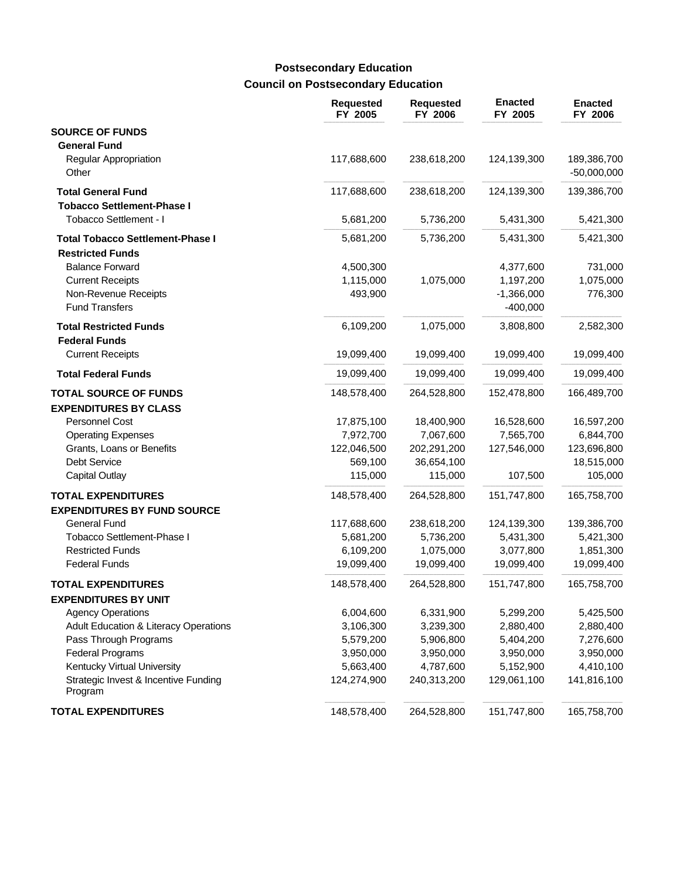## Postsecondary Education

### Council on Postsecondary Education

| | Requested FY 2005 | Requested FY 2006 | Enacted FY 2005 | Enacted FY 2006 |
|---|---|---|---|---|
| **SOURCE OF FUNDS** | | | | |
| **General Fund** | | | | |
| Regular Appropriation | 117,688,600 | 238,618,200 | 124,139,300 | 189,386,700 |
| Other | | | | -50,000,000 |
| **Total General Fund** | 117,688,600 | 238,618,200 | 124,139,300 | 139,386,700 |
| **Tobacco Settlement-Phase I** | | | | |
| Tobacco Settlement - I | 5,681,200 | 5,736,200 | 5,431,300 | 5,421,300 |
| **Total Tobacco Settlement-Phase I** | 5,681,200 | 5,736,200 | 5,431,300 | 5,421,300 |
| **Restricted Funds** | | | | |
| Balance Forward | 4,500,300 | | 4,377,600 | 731,000 |
| Current Receipts | 1,115,000 | 1,075,000 | 1,197,200 | 1,075,000 |
| Non-Revenue Receipts | 493,900 | | -1,366,000 | 776,300 |
| Fund Transfers | | | -400,000 | |
| **Total Restricted Funds** | 6,109,200 | 1,075,000 | 3,808,800 | 2,582,300 |
| **Federal Funds** | | | | |
| Current Receipts | 19,099,400 | 19,099,400 | 19,099,400 | 19,099,400 |
| **Total Federal Funds** | 19,099,400 | 19,099,400 | 19,099,400 | 19,099,400 |
| **TOTAL SOURCE OF FUNDS** | 148,578,400 | 264,528,800 | 152,478,800 | 166,489,700 |
| **EXPENDITURES BY CLASS** | | | | |
| Personnel Cost | 17,875,100 | 18,400,900 | 16,528,600 | 16,597,200 |
| Operating Expenses | 7,972,700 | 7,067,600 | 7,565,700 | 6,844,700 |
| Grants, Loans or Benefits | 122,046,500 | 202,291,200 | 127,546,000 | 123,696,800 |
| Debt Service | 569,100 | 36,654,100 | | 18,515,000 |
| Capital Outlay | 115,000 | 115,000 | 107,500 | 105,000 |
| **TOTAL EXPENDITURES** | 148,578,400 | 264,528,800 | 151,747,800 | 165,758,700 |
| **EXPENDITURES BY FUND SOURCE** | | | | |
| General Fund | 117,688,600 | 238,618,200 | 124,139,300 | 139,386,700 |
| Tobacco Settlement-Phase I | 5,681,200 | 5,736,200 | 5,431,300 | 5,421,300 |
| Restricted Funds | 6,109,200 | 1,075,000 | 3,077,800 | 1,851,300 |
| Federal Funds | 19,099,400 | 19,099,400 | 19,099,400 | 19,099,400 |
| **TOTAL EXPENDITURES** | 148,578,400 | 264,528,800 | 151,747,800 | 165,758,700 |
| **EXPENDITURES BY UNIT** | | | | |
| Agency Operations | 6,004,600 | 6,331,900 | 5,299,200 | 5,425,500 |
| Adult Education & Literacy Operations | 3,106,300 | 3,239,300 | 2,880,400 | 2,880,400 |
| Pass Through Programs | 5,579,200 | 5,906,800 | 5,404,200 | 7,276,600 |
| Federal Programs | 3,950,000 | 3,950,000 | 3,950,000 | 3,950,000 |
| Kentucky Virtual University | 5,663,400 | 4,787,600 | 5,152,900 | 4,410,100 |
| Strategic Invest & Incentive Funding Program | 124,274,900 | 240,313,200 | 129,061,100 | 141,816,100 |
| **TOTAL EXPENDITURES** | 148,578,400 | 264,528,800 | 151,747,800 | 165,758,700 |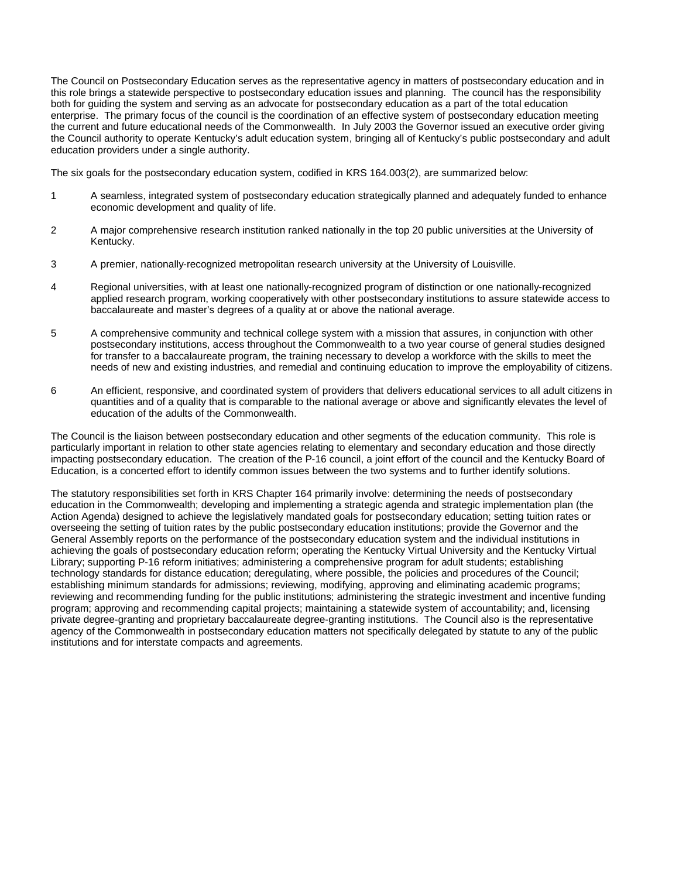The Council on Postsecondary Education serves as the representative agency in matters of postsecondary education and in this role brings a statewide perspective to postsecondary education issues and planning. The council has the responsibility both for guiding the system and serving as an advocate for postsecondary education as a part of the total education enterprise. The primary focus of the council is the coordination of an effective system of postsecondary education meeting the current and future educational needs of the Commonwealth. In July 2003 the Governor issued an executive order giving the Council authority to operate Kentucky's adult education system, bringing all of Kentucky's public postsecondary and adult education providers under a single authority.

The six goals for the postsecondary education system, codified in KRS 164.003(2), are summarized below:

1. A seamless, integrated system of postsecondary education strategically planned and adequately funded to enhance economic development and quality of life.

2. A major comprehensive research institution ranked nationally in the top 20 public universities at the University of Kentucky.

3. A premier, nationally-recognized metropolitan research university at the University of Louisville.

4. Regional universities, with at least one nationally-recognized program of distinction or one nationally-recognized applied research program, working cooperatively with other postsecondary institutions to assure statewide access to baccalaureate and master's degrees of a quality at or above the national average.

5. A comprehensive community and technical college system with a mission that assures, in conjunction with other postsecondary institutions, access throughout the Commonwealth to a two year course of general studies designed for transfer to a baccalaureate program, the training necessary to develop a workforce with the skills to meet the needs of new and existing industries, and remedial and continuing education to improve the employability of citizens.

6. An efficient, responsive, and coordinated system of providers that delivers educational services to all adult citizens in quantities and of a quality that is comparable to the national average or above and significantly elevates the level of education of the adults of the Commonwealth.

The Council is the liaison between postsecondary education and other segments of the education community. This role is particularly important in relation to other state agencies relating to elementary and secondary education and those directly impacting postsecondary education. The creation of the P-16 council, a joint effort of the council and the Kentucky Board of Education, is a concerted effort to identify common issues between the two systems and to further identify solutions.

The statutory responsibilities set forth in KRS Chapter 164 primarily involve: determining the needs of postsecondary education in the Commonwealth; developing and implementing a strategic agenda and strategic implementation plan (the Action Agenda) designed to achieve the legislatively mandated goals for postsecondary education; setting tuition rates or overseeing the setting of tuition rates by the public postsecondary education institutions; provide the Governor and the General Assembly reports on the performance of the postsecondary education system and the individual institutions in achieving the goals of postsecondary education reform; operating the Kentucky Virtual University and the Kentucky Virtual Library; supporting P-16 reform initiatives; administering a comprehensive program for adult students; establishing technology standards for distance education; deregulating, where possible, the policies and procedures of the Council; establishing minimum standards for admissions; reviewing, modifying, approving and eliminating academic programs; reviewing and recommending funding for the public institutions; administering the strategic investment and incentive funding program; approving and recommending capital projects; maintaining a statewide system of accountability; and, licensing private degree-granting and proprietary baccalaureate degree-granting institutions. The Council also is the representative agency of the Commonwealth in postsecondary education matters not specifically delegated by statute to any of the public institutions and for interstate compacts and agreements.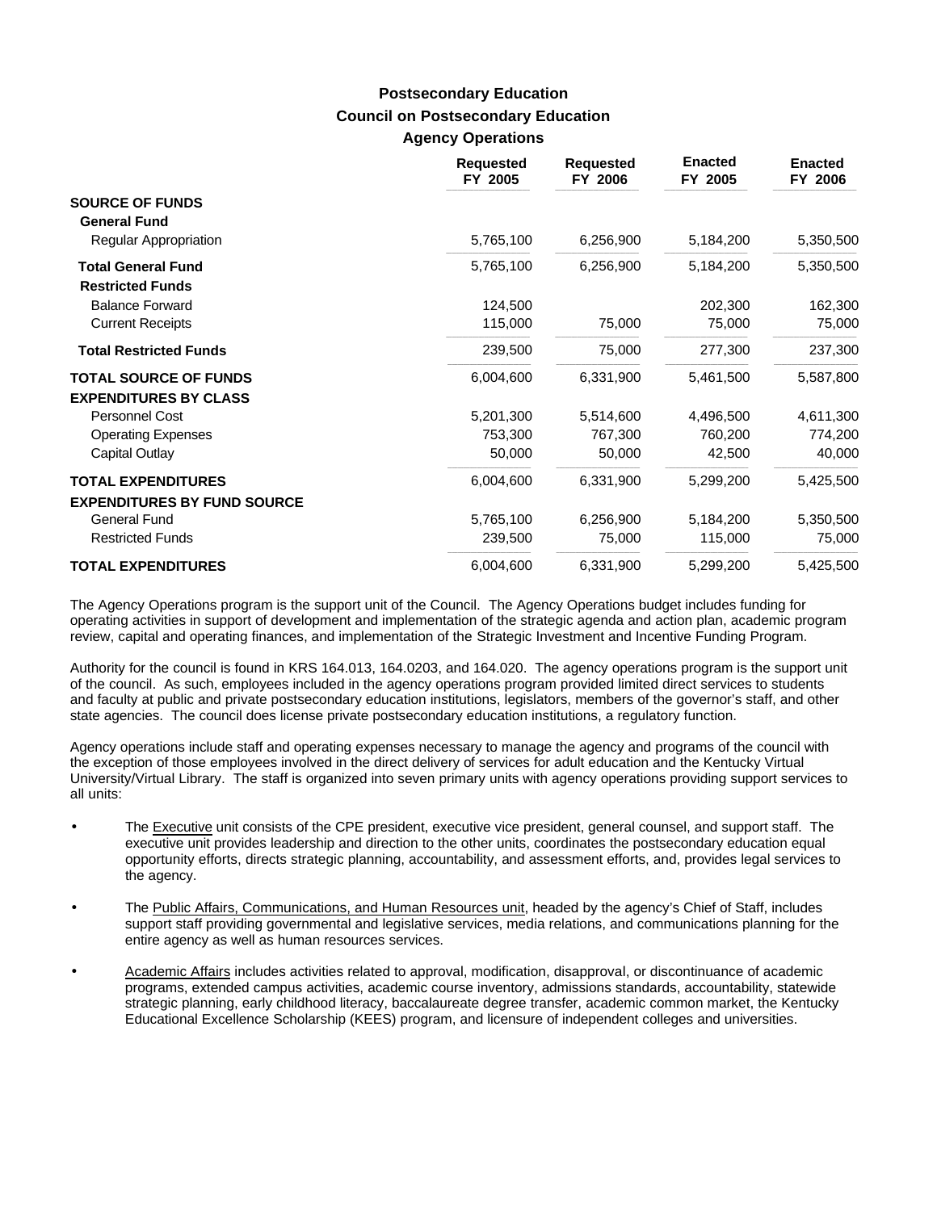# Postsecondary Education
## Council on Postsecondary Education
### Agency Operations

| | Requested FY 2005 | Requested FY 2006 | Enacted FY 2005 | Enacted FY 2006 |
|---|---|---|---|---|
| **SOURCE OF FUNDS** | | | | |
| **General Fund** | | | | |
| Regular Appropriation | 5,765,100 | 6,256,900 | 5,184,200 | 5,350,500 |
| **Total General Fund** | 5,765,100 | 6,256,900 | 5,184,200 | 5,350,500 |
| **Restricted Funds** | | | | |
| Balance Forward | 124,500 | | 202,300 | 162,300 |
| Current Receipts | 115,000 | 75,000 | 75,000 | 75,000 |
| **Total Restricted Funds** | 239,500 | 75,000 | 277,300 | 237,300 |
| **TOTAL SOURCE OF FUNDS** | 6,004,600 | 6,331,900 | 5,461,500 | 5,587,800 |
| **EXPENDITURES BY CLASS** | | | | |
| Personnel Cost | 5,201,300 | 5,514,600 | 4,496,500 | 4,611,300 |
| Operating Expenses | 753,300 | 767,300 | 760,200 | 774,200 |
| Capital Outlay | 50,000 | 50,000 | 42,500 | 40,000 |
| **TOTAL EXPENDITURES** | 6,004,600 | 6,331,900 | 5,299,200 | 5,425,500 |
| **EXPENDITURES BY FUND SOURCE** | | | | |
| General Fund | 5,765,100 | 6,256,900 | 5,184,200 | 5,350,500 |
| Restricted Funds | 239,500 | 75,000 | 115,000 | 75,000 |
| **TOTAL EXPENDITURES** | 6,004,600 | 6,331,900 | 5,299,200 | 5,425,500 |

The Agency Operations program is the support unit of the Council. The Agency Operations budget includes funding for operating activities in support of development and implementation of the strategic agenda and action plan, academic program review, capital and operating finances, and implementation of the Strategic Investment and Incentive Funding Program.

Authority for the council is found in KRS 164.013, 164.0203, and 164.020. The agency operations program is the support unit of the council. As such, employees included in the agency operations program provided limited direct services to students and faculty at public and private postsecondary education institutions, legislators, members of the governor's staff, and other state agencies. The council does license private postsecondary education institutions, a regulatory function.

Agency operations include staff and operating expenses necessary to manage the agency and programs of the council with the exception of those employees involved in the direct delivery of services for adult education and the Kentucky Virtual University/Virtual Library. The staff is organized into seven primary units with agency operations providing support services to all units:

- The Executive unit consists of the CPE president, executive vice president, general counsel, and support staff. The executive unit provides leadership and direction to the other units, coordinates the postsecondary education equal opportunity efforts, directs strategic planning, accountability, and assessment efforts, and, provides legal services to the agency.
- The Public Affairs, Communications, and Human Resources unit, headed by the agency's Chief of Staff, includes support staff providing governmental and legislative services, media relations, and communications planning for the entire agency as well as human resources services.
- Academic Affairs includes activities related to approval, modification, disapproval, or discontinuance of academic programs, extended campus activities, academic course inventory, admissions standards, accountability, statewide strategic planning, early childhood literacy, baccalaureate degree transfer, academic common market, the Kentucky Educational Excellence Scholarship (KEES) program, and licensure of independent colleges and universities.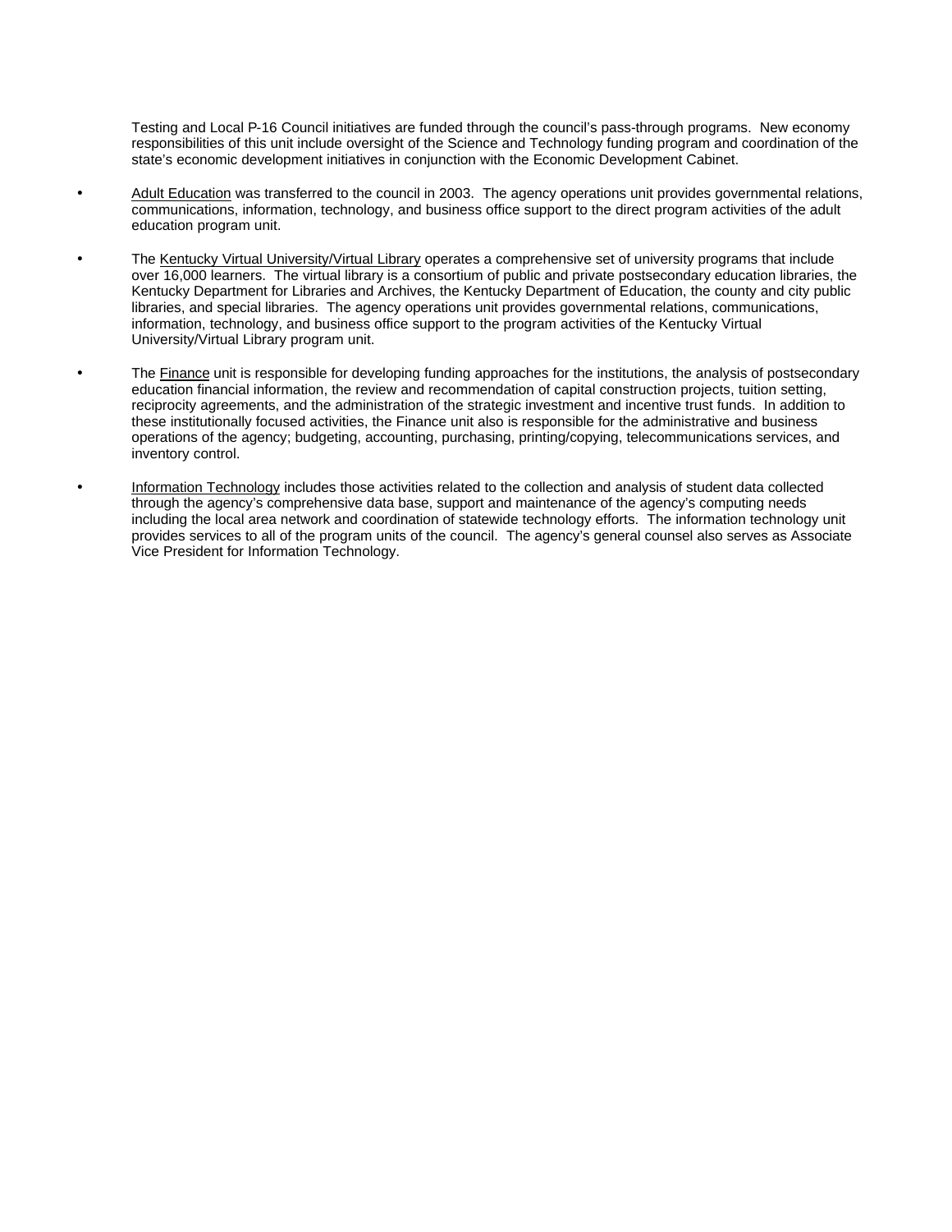Testing and Local P-16 Council initiatives are funded through the council's pass-through programs. New economy responsibilities of this unit include oversight of the Science and Technology funding program and coordination of the state's economic development initiatives in conjunction with the Economic Development Cabinet.

- <u>Adult Education</u> was transferred to the council in 2003. The agency operations unit provides governmental relations, communications, information, technology, and business office support to the direct program activities of the adult education program unit.

- The <u>Kentucky Virtual University/Virtual Library</u> operates a comprehensive set of university programs that include over 16,000 learners. The virtual library is a consortium of public and private postsecondary education libraries, the Kentucky Department for Libraries and Archives, the Kentucky Department of Education, the county and city public libraries, and special libraries. The agency operations unit provides governmental relations, communications, information, technology, and business office support to the program activities of the Kentucky Virtual University/Virtual Library program unit.

- The <u>Finance</u> unit is responsible for developing funding approaches for the institutions, the analysis of postsecondary education financial information, the review and recommendation of capital construction projects, tuition setting, reciprocity agreements, and the administration of the strategic investment and incentive trust funds. In addition to these institutionally focused activities, the Finance unit also is responsible for the administrative and business operations of the agency; budgeting, accounting, purchasing, printing/copying, telecommunications services, and inventory control.

- <u>Information Technology</u> includes those activities related to the collection and analysis of student data collected through the agency's comprehensive data base, support and maintenance of the agency's computing needs including the local area network and coordination of statewide technology efforts. The information technology unit provides services to all of the program units of the council. The agency's general counsel also serves as Associate Vice President for Information Technology.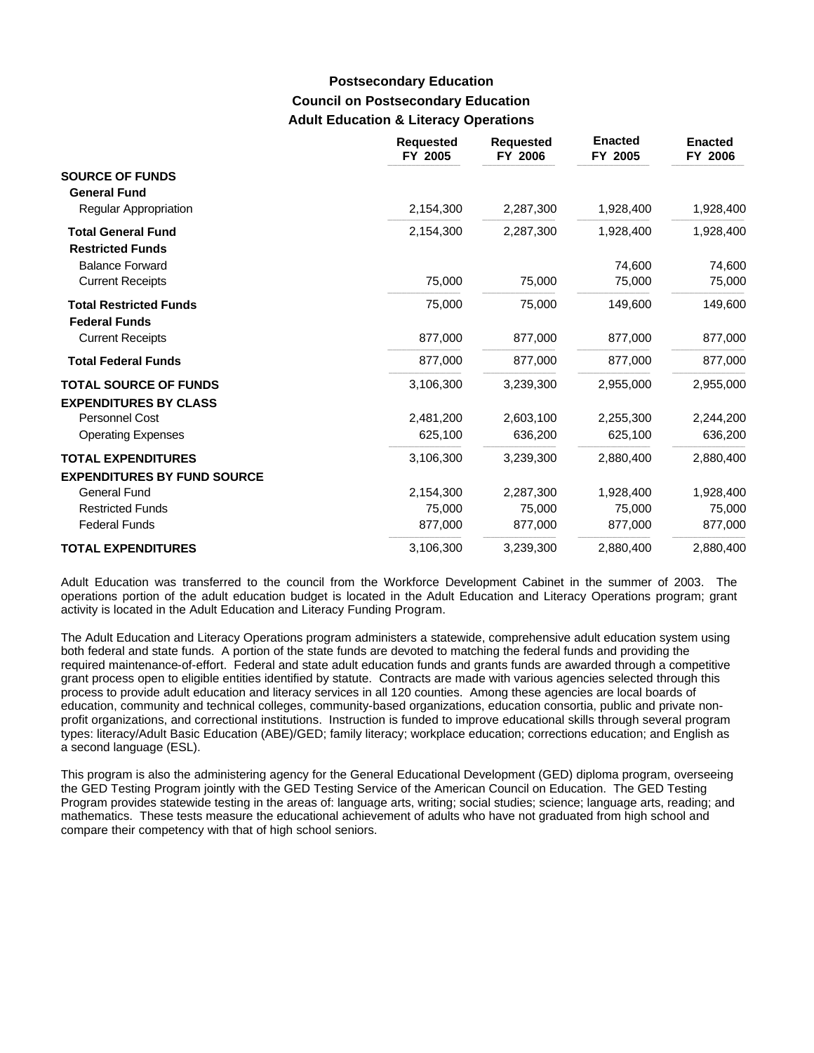## Postsecondary Education
## Council on Postsecondary Education
### Adult Education & Literacy Operations

| | Requested FY 2005 | Requested FY 2006 | Enacted FY 2005 | Enacted FY 2006 |
|---|---|---|---|---|
| **SOURCE OF FUNDS** | | | | |
| **General Fund** | | | | |
| Regular Appropriation | 2,154,300 | 2,287,300 | 1,928,400 | 1,928,400 |
| **Total General Fund** | 2,154,300 | 2,287,300 | 1,928,400 | 1,928,400 |
| **Restricted Funds** | | | | |
| Balance Forward | | | 74,600 | 74,600 |
| Current Receipts | 75,000 | 75,000 | 75,000 | 75,000 |
| **Total Restricted Funds** | 75,000 | 75,000 | 149,600 | 149,600 |
| **Federal Funds** | | | | |
| Current Receipts | 877,000 | 877,000 | 877,000 | 877,000 |
| **Total Federal Funds** | 877,000 | 877,000 | 877,000 | 877,000 |
| **TOTAL SOURCE OF FUNDS** | 3,106,300 | 3,239,300 | 2,955,000 | 2,955,000 |
| **EXPENDITURES BY CLASS** | | | | |
| Personnel Cost | 2,481,200 | 2,603,100 | 2,255,300 | 2,244,200 |
| Operating Expenses | 625,100 | 636,200 | 625,100 | 636,200 |
| **TOTAL EXPENDITURES** | 3,106,300 | 3,239,300 | 2,880,400 | 2,880,400 |
| **EXPENDITURES BY FUND SOURCE** | | | | |
| General Fund | 2,154,300 | 2,287,300 | 1,928,400 | 1,928,400 |
| Restricted Funds | 75,000 | 75,000 | 75,000 | 75,000 |
| Federal Funds | 877,000 | 877,000 | 877,000 | 877,000 |
| **TOTAL EXPENDITURES** | 3,106,300 | 3,239,300 | 2,880,400 | 2,880,400 |

Adult Education was transferred to the council from the Workforce Development Cabinet in the summer of 2003. The operations portion of the adult education budget is located in the Adult Education and Literacy Operations program; grant activity is located in the Adult Education and Literacy Funding Program.

The Adult Education and Literacy Operations program administers a statewide, comprehensive adult education system using both federal and state funds. A portion of the state funds are devoted to matching the federal funds and providing the required maintenance-of-effort. Federal and state adult education funds and grants funds are awarded through a competitive grant process open to eligible entities identified by statute. Contracts are made with various agencies selected through this process to provide adult education and literacy services in all 120 counties. Among these agencies are local boards of education, community and technical colleges, community-based organizations, education consortia, public and private non-profit organizations, and correctional institutions. Instruction is funded to improve educational skills through several program types: literacy/Adult Basic Education (ABE)/GED; family literacy; workplace education; corrections education; and English as a second language (ESL).

This program is also the administering agency for the General Educational Development (GED) diploma program, overseeing the GED Testing Program jointly with the GED Testing Service of the American Council on Education. The GED Testing Program provides statewide testing in the areas of: language arts, writing; social studies; science; language arts, reading; and mathematics. These tests measure the educational achievement of adults who have not graduated from high school and compare their competency with that of high school seniors.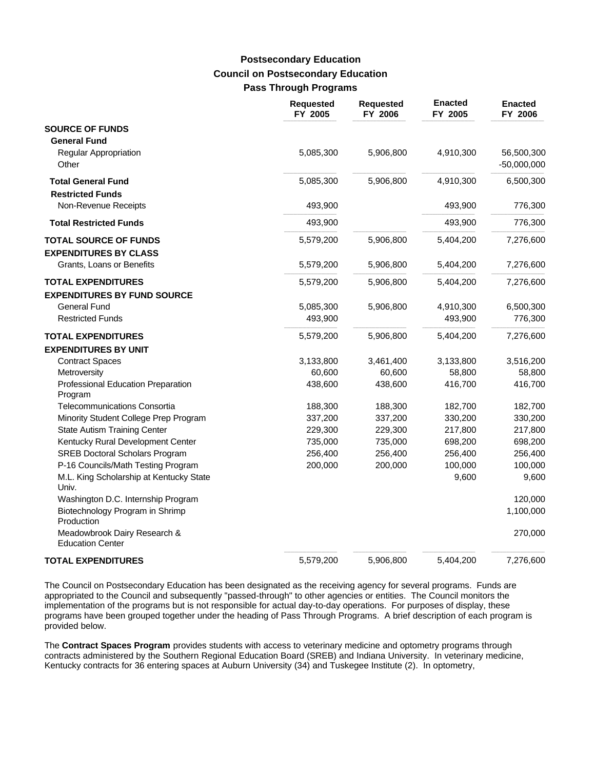# Postsecondary Education
## Council on Postsecondary Education
### Pass Through Programs

| | Requested FY 2005 | Requested FY 2006 | Enacted FY 2005 | Enacted FY 2006 |
|---|---|---|---|---|
| **SOURCE OF FUNDS** | | | | |
| **General Fund** | | | | |
| Regular Appropriation | 5,085,300 | 5,906,800 | 4,910,300 | 56,500,300 |
| Other | | | | -50,000,000 |
| **Total General Fund** | 5,085,300 | 5,906,800 | 4,910,300 | 6,500,300 |
| **Restricted Funds** | | | | |
| Non-Revenue Receipts | 493,900 | | 493,900 | 776,300 |
| **Total Restricted Funds** | 493,900 | | 493,900 | 776,300 |
| **TOTAL SOURCE OF FUNDS** | 5,579,200 | 5,906,800 | 5,404,200 | 7,276,600 |
| **EXPENDITURES BY CLASS** | | | | |
| Grants, Loans or Benefits | 5,579,200 | 5,906,800 | 5,404,200 | 7,276,600 |
| **TOTAL EXPENDITURES** | 5,579,200 | 5,906,800 | 5,404,200 | 7,276,600 |
| **EXPENDITURES BY FUND SOURCE** | | | | |
| General Fund | 5,085,300 | 5,906,800 | 4,910,300 | 6,500,300 |
| Restricted Funds | 493,900 | | 493,900 | 776,300 |
| **TOTAL EXPENDITURES** | 5,579,200 | 5,906,800 | 5,404,200 | 7,276,600 |
| **EXPENDITURES BY UNIT** | | | | |
| Contract Spaces | 3,133,800 | 3,461,400 | 3,133,800 | 3,516,200 |
| Metroversity | 60,600 | 60,600 | 58,800 | 58,800 |
| Professional Education Preparation Program | 438,600 | 438,600 | 416,700 | 416,700 |
| Telecommunications Consortia | 188,300 | 188,300 | 182,700 | 182,700 |
| Minority Student College Prep Program | 337,200 | 337,200 | 330,200 | 330,200 |
| State Autism Training Center | 229,300 | 229,300 | 217,800 | 217,800 |
| Kentucky Rural Development Center | 735,000 | 735,000 | 698,200 | 698,200 |
| SREB Doctoral Scholars Program | 256,400 | 256,400 | 256,400 | 256,400 |
| P-16 Councils/Math Testing Program | 200,000 | 200,000 | 100,000 | 100,000 |
| M.L. King Scholarship at Kentucky State Univ. | | | 9,600 | 9,600 |
| Washington D.C. Internship Program | | | | 120,000 |
| Biotechnology Program in Shrimp Production | | | | 1,100,000 |
| Meadowbrook Dairy Research & Education Center | | | | 270,000 |
| **TOTAL EXPENDITURES** | 5,579,200 | 5,906,800 | 5,404,200 | 7,276,600 |

The Council on Postsecondary Education has been designated as the receiving agency for several programs. Funds are appropriated to the Council and subsequently "passed-through" to other agencies or entities. The Council monitors the implementation of the programs but is not responsible for actual day-to-day operations. For purposes of display, these programs have been grouped together under the heading of Pass Through Programs. A brief description of each program is provided below.

The **Contract Spaces Program** provides students with access to veterinary medicine and optometry programs through contracts administered by the Southern Regional Education Board (SREB) and Indiana University. In veterinary medicine, Kentucky contracts for 36 entering spaces at Auburn University (34) and Tuskegee Institute (2). In optometry,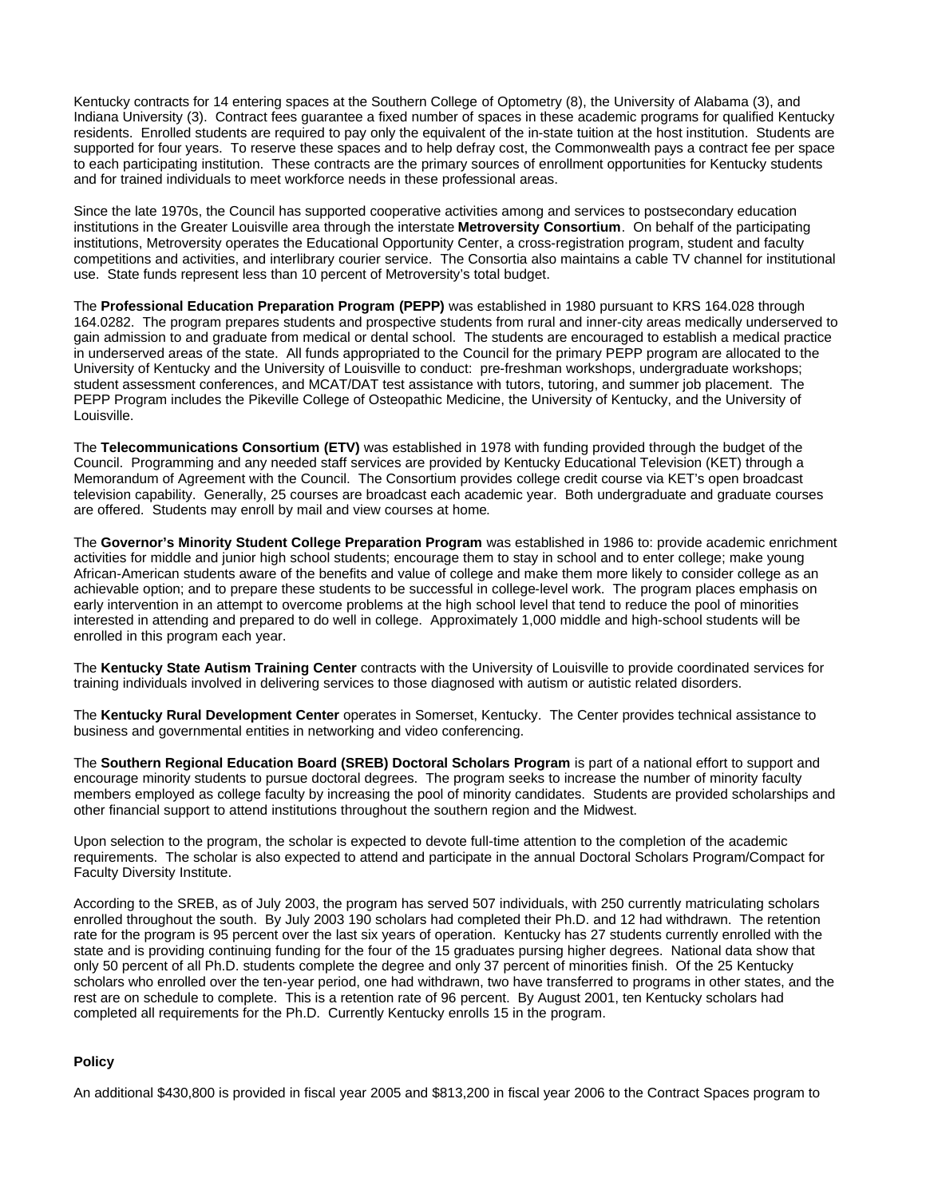Kentucky contracts for 14 entering spaces at the Southern College of Optometry (8), the University of Alabama (3), and Indiana University (3). Contract fees guarantee a fixed number of spaces in these academic programs for qualified Kentucky residents. Enrolled students are required to pay only the equivalent of the in-state tuition at the host institution. Students are supported for four years. To reserve these spaces and to help defray cost, the Commonwealth pays a contract fee per space to each participating institution. These contracts are the primary sources of enrollment opportunities for Kentucky students and for trained individuals to meet workforce needs in these professional areas.

Since the late 1970s, the Council has supported cooperative activities among and services to postsecondary education institutions in the Greater Louisville area through the interstate **Metroversity Consortium**. On behalf of the participating institutions, Metroversity operates the Educational Opportunity Center, a cross-registration program, student and faculty competitions and activities, and interlibrary courier service. The Consortia also maintains a cable TV channel for institutional use. State funds represent less than 10 percent of Metroversity's total budget.

The **Professional Education Preparation Program (PEPP)** was established in 1980 pursuant to KRS 164.028 through 164.0282. The program prepares students and prospective students from rural and inner-city areas medically underserved to gain admission to and graduate from medical or dental school. The students are encouraged to establish a medical practice in underserved areas of the state. All funds appropriated to the Council for the primary PEPP program are allocated to the University of Kentucky and the University of Louisville to conduct: pre-freshman workshops, undergraduate workshops; student assessment conferences, and MCAT/DAT test assistance with tutors, tutoring, and summer job placement. The PEPP Program includes the Pikeville College of Osteopathic Medicine, the University of Kentucky, and the University of Louisville.

The **Telecommunications Consortium (ETV)** was established in 1978 with funding provided through the budget of the Council. Programming and any needed staff services are provided by Kentucky Educational Television (KET) through a Memorandum of Agreement with the Council. The Consortium provides college credit course via KET's open broadcast television capability. Generally, 25 courses are broadcast each academic year. Both undergraduate and graduate courses are offered. Students may enroll by mail and view courses at home.

The **Governor's Minority Student College Preparation Program** was established in 1986 to: provide academic enrichment activities for middle and junior high school students; encourage them to stay in school and to enter college; make young African-American students aware of the benefits and value of college and make them more likely to consider college as an achievable option; and to prepare these students to be successful in college-level work. The program places emphasis on early intervention in an attempt to overcome problems at the high school level that tend to reduce the pool of minorities interested in attending and prepared to do well in college. Approximately 1,000 middle and high-school students will be enrolled in this program each year.

The **Kentucky State Autism Training Center** contracts with the University of Louisville to provide coordinated services for training individuals involved in delivering services to those diagnosed with autism or autistic related disorders.

The **Kentucky Rural Development Center** operates in Somerset, Kentucky. The Center provides technical assistance to business and governmental entities in networking and video conferencing.

The **Southern Regional Education Board (SREB) Doctoral Scholars Program** is part of a national effort to support and encourage minority students to pursue doctoral degrees. The program seeks to increase the number of minority faculty members employed as college faculty by increasing the pool of minority candidates. Students are provided scholarships and other financial support to attend institutions throughout the southern region and the Midwest.

Upon selection to the program, the scholar is expected to devote full-time attention to the completion of the academic requirements. The scholar is also expected to attend and participate in the annual Doctoral Scholars Program/Compact for Faculty Diversity Institute.

According to the SREB, as of July 2003, the program has served 507 individuals, with 250 currently matriculating scholars enrolled throughout the south. By July 2003 190 scholars had completed their Ph.D. and 12 had withdrawn. The retention rate for the program is 95 percent over the last six years of operation. Kentucky has 27 students currently enrolled with the state and is providing continuing funding for the four of the 15 graduates pursing higher degrees. National data show that only 50 percent of all Ph.D. students complete the degree and only 37 percent of minorities finish. Of the 25 Kentucky scholars who enrolled over the ten-year period, one had withdrawn, two have transferred to programs in other states, and the rest are on schedule to complete. This is a retention rate of 96 percent. By August 2001, ten Kentucky scholars had completed all requirements for the Ph.D. Currently Kentucky enrolls 15 in the program.

**Policy**

An additional $430,800 is provided in fiscal year 2005 and $813,200 in fiscal year 2006 to the Contract Spaces program to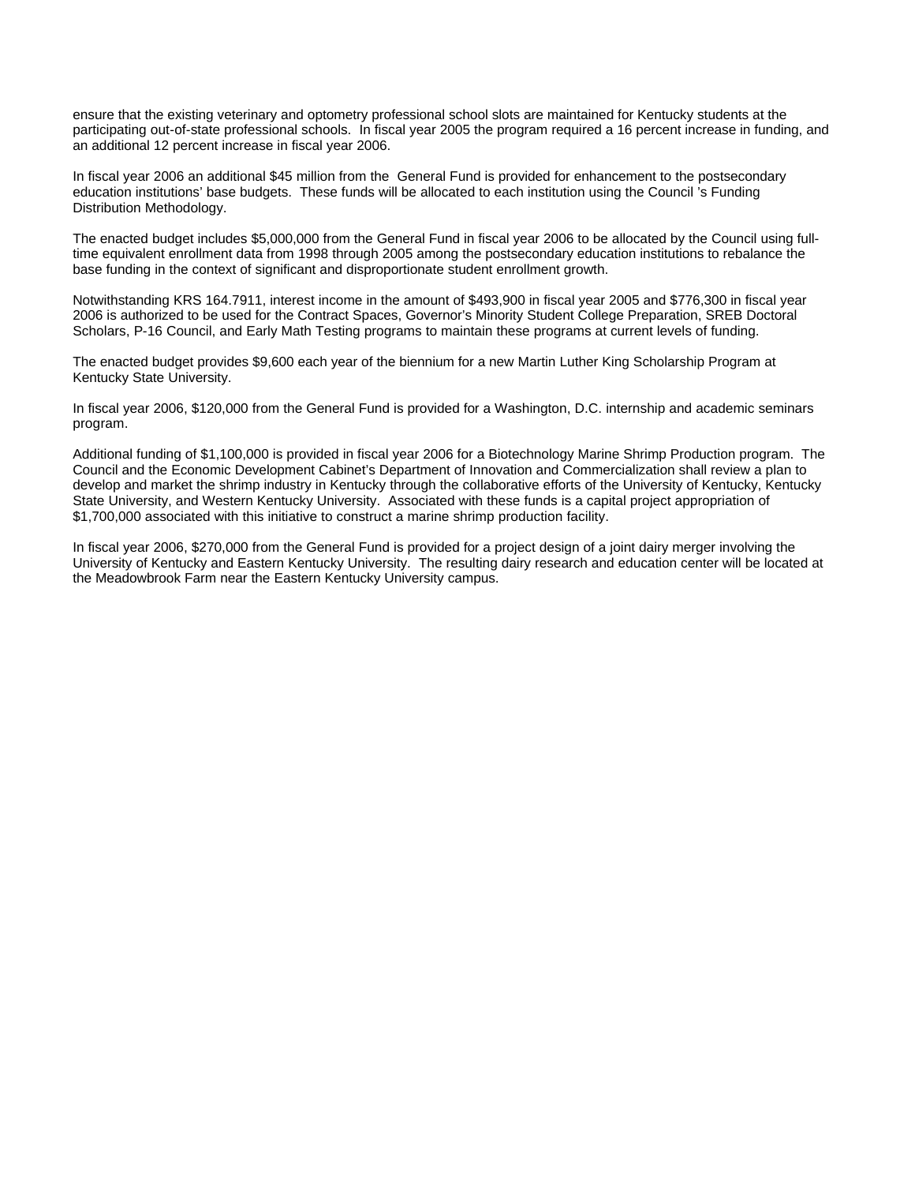ensure that the existing veterinary and optometry professional school slots are maintained for Kentucky students at the participating out-of-state professional schools. In fiscal year 2005 the program required a 16 percent increase in funding, and an additional 12 percent increase in fiscal year 2006.

In fiscal year 2006 an additional $45 million from the General Fund is provided for enhancement to the postsecondary education institutions' base budgets. These funds will be allocated to each institution using the Council 's Funding Distribution Methodology.

The enacted budget includes $5,000,000 from the General Fund in fiscal year 2006 to be allocated by the Council using full-time equivalent enrollment data from 1998 through 2005 among the postsecondary education institutions to rebalance the base funding in the context of significant and disproportionate student enrollment growth.

Notwithstanding KRS 164.7911, interest income in the amount of $493,900 in fiscal year 2005 and $776,300 in fiscal year 2006 is authorized to be used for the Contract Spaces, Governor's Minority Student College Preparation, SREB Doctoral Scholars, P-16 Council, and Early Math Testing programs to maintain these programs at current levels of funding.

The enacted budget provides $9,600 each year of the biennium for a new Martin Luther King Scholarship Program at Kentucky State University.

In fiscal year 2006, $120,000 from the General Fund is provided for a Washington, D.C. internship and academic seminars program.

Additional funding of $1,100,000 is provided in fiscal year 2006 for a Biotechnology Marine Shrimp Production program. The Council and the Economic Development Cabinet's Department of Innovation and Commercialization shall review a plan to develop and market the shrimp industry in Kentucky through the collaborative efforts of the University of Kentucky, Kentucky State University, and Western Kentucky University. Associated with these funds is a capital project appropriation of $1,700,000 associated with this initiative to construct a marine shrimp production facility.

In fiscal year 2006, $270,000 from the General Fund is provided for a project design of a joint dairy merger involving the University of Kentucky and Eastern Kentucky University. The resulting dairy research and education center will be located at the Meadowbrook Farm near the Eastern Kentucky University campus.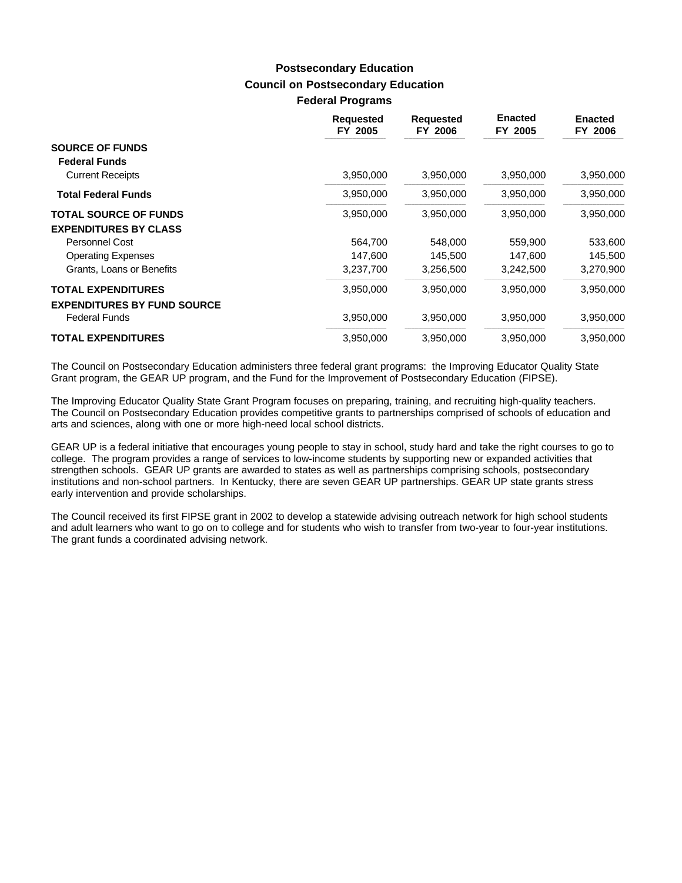## Postsecondary Education

### Council on Postsecondary Education

### Federal Programs

| | Requested FY 2005 | Requested FY 2006 | Enacted FY 2005 | Enacted FY 2006 |
|---|---|---|---|---|
| **SOURCE OF FUNDS** | | | | |
| **Federal Funds** | | | | |
| Current Receipts | 3,950,000 | 3,950,000 | 3,950,000 | 3,950,000 |
| **Total Federal Funds** | 3,950,000 | 3,950,000 | 3,950,000 | 3,950,000 |
| **TOTAL SOURCE OF FUNDS** | 3,950,000 | 3,950,000 | 3,950,000 | 3,950,000 |
| **EXPENDITURES BY CLASS** | | | | |
| Personnel Cost | 564,700 | 548,000 | 559,900 | 533,600 |
| Operating Expenses | 147,600 | 145,500 | 147,600 | 145,500 |
| Grants, Loans or Benefits | 3,237,700 | 3,256,500 | 3,242,500 | 3,270,900 |
| **TOTAL EXPENDITURES** | 3,950,000 | 3,950,000 | 3,950,000 | 3,950,000 |
| **EXPENDITURES BY FUND SOURCE** | | | | |
| Federal Funds | 3,950,000 | 3,950,000 | 3,950,000 | 3,950,000 |
| **TOTAL EXPENDITURES** | 3,950,000 | 3,950,000 | 3,950,000 | 3,950,000 |

The Council on Postsecondary Education administers three federal grant programs: the Improving Educator Quality State Grant program, the GEAR UP program, and the Fund for the Improvement of Postsecondary Education (FIPSE).

The Improving Educator Quality State Grant Program focuses on preparing, training, and recruiting high-quality teachers. The Council on Postsecondary Education provides competitive grants to partnerships comprised of schools of education and arts and sciences, along with one or more high-need local school districts.

GEAR UP is a federal initiative that encourages young people to stay in school, study hard and take the right courses to go to college. The program provides a range of services to low-income students by supporting new or expanded activities that strengthen schools. GEAR UP grants are awarded to states as well as partnerships comprising schools, postsecondary institutions and non-school partners. In Kentucky, there are seven GEAR UP partnerships. GEAR UP state grants stress early intervention and provide scholarships.

The Council received its first FIPSE grant in 2002 to develop a statewide advising outreach network for high school students and adult learners who want to go on to college and for students who wish to transfer from two-year to four-year institutions. The grant funds a coordinated advising network.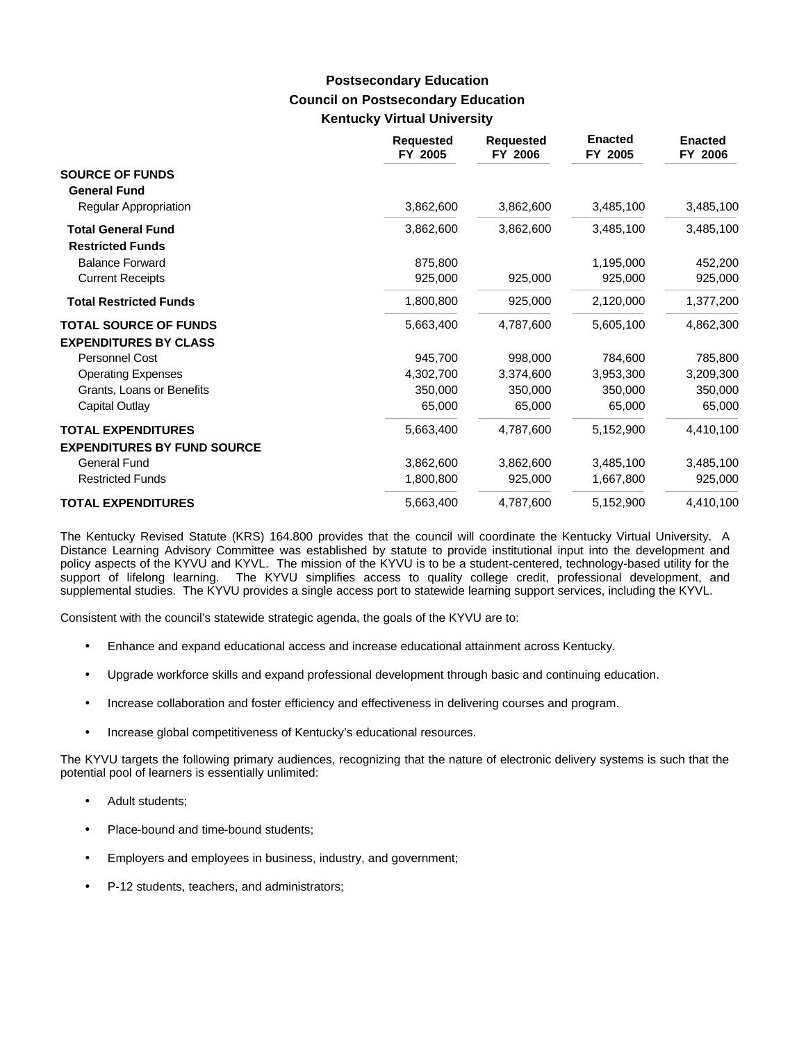## Postsecondary Education
## Council on Postsecondary Education
## Kentucky Virtual University

| | Requested FY 2005 | Requested FY 2006 | Enacted FY 2005 | Enacted FY 2006 |
|---|---|---|---|---|
| **SOURCE OF FUNDS** | | | | |
| **General Fund** | | | | |
| Regular Appropriation | 3,862,600 | 3,862,600 | 3,485,100 | 3,485,100 |
| **Total General Fund** | 3,862,600 | 3,862,600 | 3,485,100 | 3,485,100 |
| **Restricted Funds** | | | | |
| Balance Forward | 875,800 | | 1,195,000 | 452,200 |
| Current Receipts | 925,000 | 925,000 | 925,000 | 925,000 |
| **Total Restricted Funds** | 1,800,800 | 925,000 | 2,120,000 | 1,377,200 |
| **TOTAL SOURCE OF FUNDS** | 5,663,400 | 4,787,600 | 5,605,100 | 4,862,300 |
| **EXPENDITURES BY CLASS** | | | | |
| Personnel Cost | 945,700 | 998,000 | 784,600 | 785,800 |
| Operating Expenses | 4,302,700 | 3,374,600 | 3,953,300 | 3,209,300 |
| Grants, Loans or Benefits | 350,000 | 350,000 | 350,000 | 350,000 |
| Capital Outlay | 65,000 | 65,000 | 65,000 | 65,000 |
| **TOTAL EXPENDITURES** | 5,663,400 | 4,787,600 | 5,152,900 | 4,410,100 |
| **EXPENDITURES BY FUND SOURCE** | | | | |
| General Fund | 3,862,600 | 3,862,600 | 3,485,100 | 3,485,100 |
| Restricted Funds | 1,800,800 | 925,000 | 1,667,800 | 925,000 |
| **TOTAL EXPENDITURES** | 5,663,400 | 4,787,600 | 5,152,900 | 4,410,100 |

The Kentucky Revised Statute (KRS) 164.800 provides that the council will coordinate the Kentucky Virtual University. A Distance Learning Advisory Committee was established by statute to provide institutional input into the development and policy aspects of the KYVU and KYVL. The mission of the KYVU is to be a student-centered, technology-based utility for the support of lifelong learning. The KYVU simplifies access to quality college credit, professional development, and supplemental studies. The KYVU provides a single access port to statewide learning support services, including the KYVL.

Consistent with the council's statewide strategic agenda, the goals of the KYVU are to:

- Enhance and expand educational access and increase educational attainment across Kentucky.
- Upgrade workforce skills and expand professional development through basic and continuing education.
- Increase collaboration and foster efficiency and effectiveness in delivering courses and program.
- Increase global competitiveness of Kentucky's educational resources.

The KYVU targets the following primary audiences, recognizing that the nature of electronic delivery systems is such that the potential pool of learners is essentially unlimited:

- Adult students;
- Place-bound and time-bound students;
- Employers and employees in business, industry, and government;
- P-12 students, teachers, and administrators;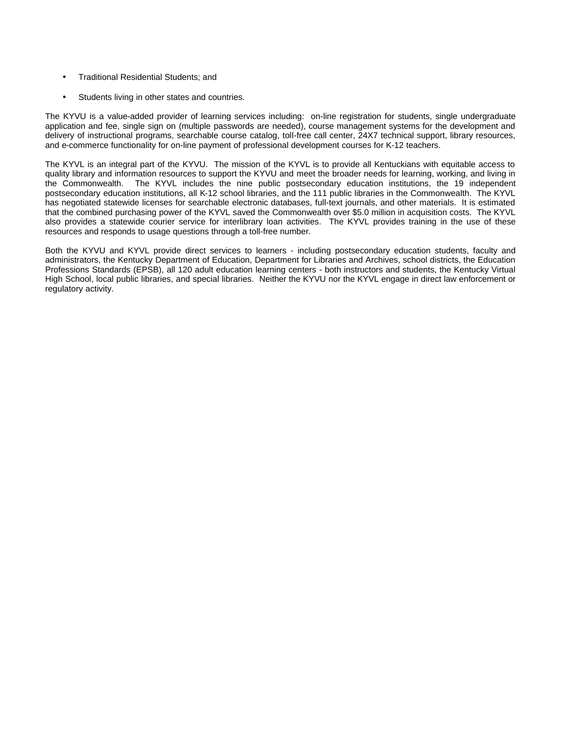- Traditional Residential Students; and
- Students living in other states and countries.

The KYVU is a value-added provider of learning services including: on-line registration for students, single undergraduate application and fee, single sign on (multiple passwords are needed), course management systems for the development and delivery of instructional programs, searchable course catalog, toll-free call center, 24X7 technical support, library resources, and e-commerce functionality for on-line payment of professional development courses for K-12 teachers.

The KYVL is an integral part of the KYVU. The mission of the KYVL is to provide all Kentuckians with equitable access to quality library and information resources to support the KYVU and meet the broader needs for learning, working, and living in the Commonwealth. The KYVL includes the nine public postsecondary education institutions, the 19 independent postsecondary education institutions, all K-12 school libraries, and the 111 public libraries in the Commonwealth. The KYVL has negotiated statewide licenses for searchable electronic databases, full-text journals, and other materials. It is estimated that the combined purchasing power of the KYVL saved the Commonwealth over $5.0 million in acquisition costs. The KYVL also provides a statewide courier service for interlibrary loan activities. The KYVL provides training in the use of these resources and responds to usage questions through a toll-free number.

Both the KYVU and KYVL provide direct services to learners - including postsecondary education students, faculty and administrators, the Kentucky Department of Education, Department for Libraries and Archives, school districts, the Education Professions Standards (EPSB), all 120 adult education learning centers - both instructors and students, the Kentucky Virtual High School, local public libraries, and special libraries. Neither the KYVU nor the KYVL engage in direct law enforcement or regulatory activity.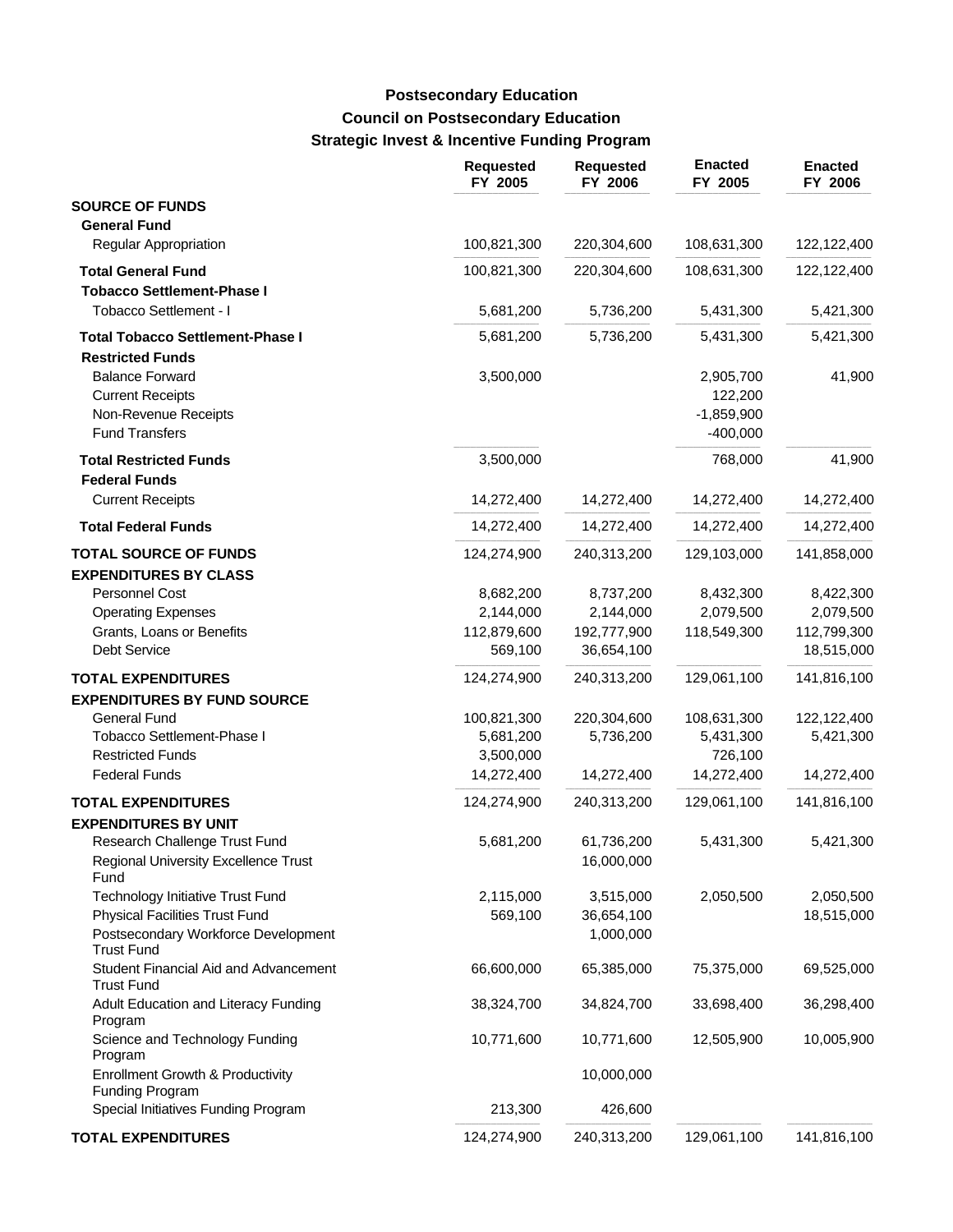**Postsecondary Education**

**Council on Postsecondary Education**

**Strategic Invest & Incentive Funding Program**

| | Requested FY 2005 | Requested FY 2006 | Enacted FY 2005 | Enacted FY 2006 |
|---|---|---|---|---|
| **SOURCE OF FUNDS** | | | | |
| **General Fund** | | | | |
| Regular Appropriation | 100,821,300 | 220,304,600 | 108,631,300 | 122,122,400 |
| **Total General Fund** | 100,821,300 | 220,304,600 | 108,631,300 | 122,122,400 |
| **Tobacco Settlement-Phase I** | | | | |
| Tobacco Settlement - I | 5,681,200 | 5,736,200 | 5,431,300 | 5,421,300 |
| **Total Tobacco Settlement-Phase I** | 5,681,200 | 5,736,200 | 5,431,300 | 5,421,300 |
| **Restricted Funds** | | | | |
| Balance Forward | 3,500,000 | | 2,905,700 | 41,900 |
| Current Receipts | | | 122,200 | |
| Non-Revenue Receipts | | | -1,859,900 | |
| Fund Transfers | | | -400,000 | |
| **Total Restricted Funds** | 3,500,000 | | 768,000 | 41,900 |
| **Federal Funds** | | | | |
| Current Receipts | 14,272,400 | 14,272,400 | 14,272,400 | 14,272,400 |
| **Total Federal Funds** | 14,272,400 | 14,272,400 | 14,272,400 | 14,272,400 |
| **TOTAL SOURCE OF FUNDS** | 124,274,900 | 240,313,200 | 129,103,000 | 141,858,000 |
| **EXPENDITURES BY CLASS** | | | | |
| Personnel Cost | 8,682,200 | 8,737,200 | 8,432,300 | 8,422,300 |
| Operating Expenses | 2,144,000 | 2,144,000 | 2,079,500 | 2,079,500 |
| Grants, Loans or Benefits | 112,879,600 | 192,777,900 | 118,549,300 | 112,799,300 |
| Debt Service | 569,100 | 36,654,100 | | 18,515,000 |
| **TOTAL EXPENDITURES** | 124,274,900 | 240,313,200 | 129,061,100 | 141,816,100 |
| **EXPENDITURES BY FUND SOURCE** | | | | |
| General Fund | 100,821,300 | 220,304,600 | 108,631,300 | 122,122,400 |
| Tobacco Settlement-Phase I | 5,681,200 | 5,736,200 | 5,431,300 | 5,421,300 |
| Restricted Funds | 3,500,000 | | 726,100 | |
| Federal Funds | 14,272,400 | 14,272,400 | 14,272,400 | 14,272,400 |
| **TOTAL EXPENDITURES** | 124,274,900 | 240,313,200 | 129,061,100 | 141,816,100 |
| **EXPENDITURES BY UNIT** | | | | |
| Research Challenge Trust Fund | 5,681,200 | 61,736,200 | 5,431,300 | 5,421,300 |
| Regional University Excellence Trust Fund | | 16,000,000 | | |
| Technology Initiative Trust Fund | 2,115,000 | 3,515,000 | 2,050,500 | 2,050,500 |
| Physical Facilities Trust Fund | 569,100 | 36,654,100 | | 18,515,000 |
| Postsecondary Workforce Development Trust Fund | | 1,000,000 | | |
| Student Financial Aid and Advancement Trust Fund | 66,600,000 | 65,385,000 | 75,375,000 | 69,525,000 |
| Adult Education and Literacy Funding Program | 38,324,700 | 34,824,700 | 33,698,400 | 36,298,400 |
| Science and Technology Funding Program | 10,771,600 | 10,771,600 | 12,505,900 | 10,005,900 |
| Enrollment Growth & Productivity Funding Program | | 10,000,000 | | |
| Special Initiatives Funding Program | 213,300 | 426,600 | | |
| **TOTAL EXPENDITURES** | 124,274,900 | 240,313,200 | 129,061,100 | 141,816,100 |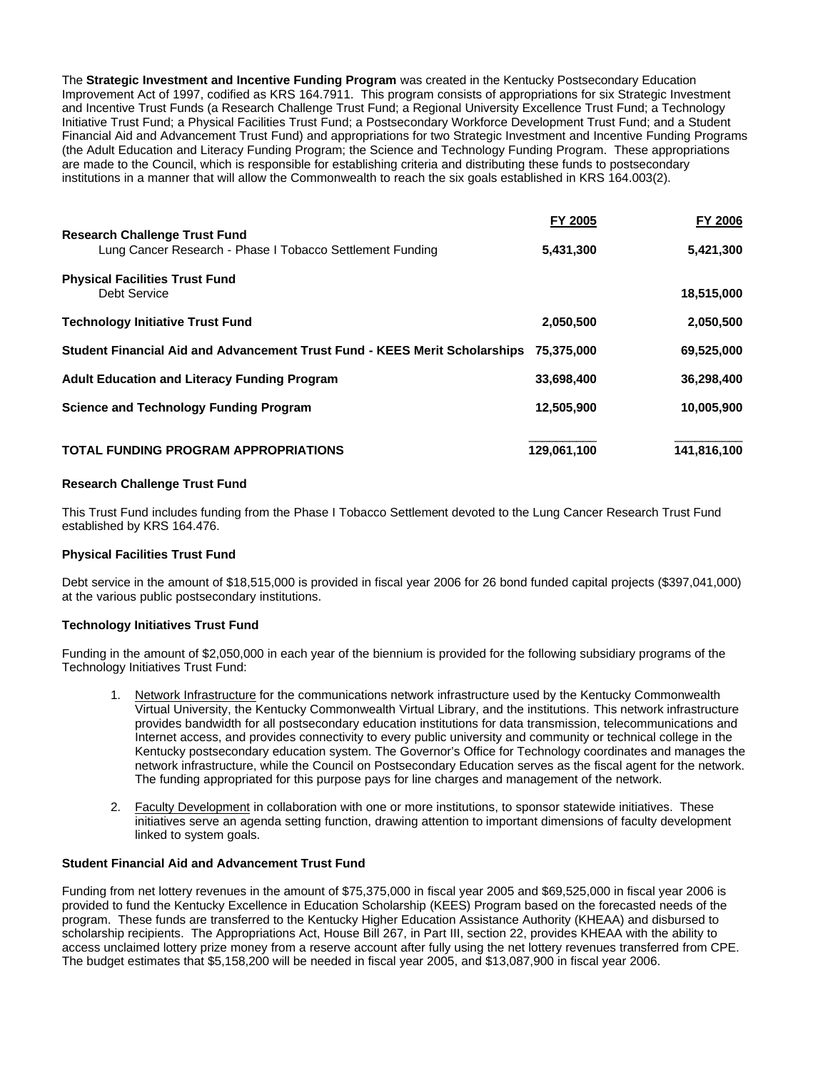The **Strategic Investment and Incentive Funding Program** was created in the Kentucky Postsecondary Education Improvement Act of 1997, codified as KRS 164.7911. This program consists of appropriations for six Strategic Investment and Incentive Trust Funds (a Research Challenge Trust Fund; a Regional University Excellence Trust Fund; a Technology Initiative Trust Fund; a Physical Facilities Trust Fund; a Postsecondary Workforce Development Trust Fund; and a Student Financial Aid and Advancement Trust Fund) and appropriations for two Strategic Investment and Incentive Funding Programs (the Adult Education and Literacy Funding Program; the Science and Technology Funding Program. These appropriations are made to the Council, which is responsible for establishing criteria and distributing these funds to postsecondary institutions in a manner that will allow the Commonwealth to reach the six goals established in KRS 164.003(2).

| | FY 2005 | FY 2006 |
|---|---|---|
| **Research Challenge Trust Fund** | | |
| Lung Cancer Research - Phase I Tobacco Settlement Funding | **5,431,300** | **5,421,300** |
| **Physical Facilities Trust Fund** | | |
| Debt Service | | **18,515,000** |
| **Technology Initiative Trust Fund** | **2,050,500** | **2,050,500** |
| **Student Financial Aid and Advancement Trust Fund - KEES Merit Scholarships** | **75,375,000** | **69,525,000** |
| **Adult Education and Literacy Funding Program** | **33,698,400** | **36,298,400** |
| **Science and Technology Funding Program** | **12,505,900** | **10,005,900** |
| **TOTAL FUNDING PROGRAM APPROPRIATIONS** | **129,061,100** | **141,816,100** |

**Research Challenge Trust Fund**

This Trust Fund includes funding from the Phase I Tobacco Settlement devoted to the Lung Cancer Research Trust Fund established by KRS 164.476.

**Physical Facilities Trust Fund**

Debt service in the amount of $18,515,000 is provided in fiscal year 2006 for 26 bond funded capital projects ($397,041,000) at the various public postsecondary institutions.

**Technology Initiatives Trust Fund**

Funding in the amount of $2,050,000 in each year of the biennium is provided for the following subsidiary programs of the Technology Initiatives Trust Fund:

1. Network Infrastructure for the communications network infrastructure used by the Kentucky Commonwealth Virtual University, the Kentucky Commonwealth Virtual Library, and the institutions. This network infrastructure provides bandwidth for all postsecondary education institutions for data transmission, telecommunications and Internet access, and provides connectivity to every public university and community or technical college in the Kentucky postsecondary education system. The Governor's Office for Technology coordinates and manages the network infrastructure, while the Council on Postsecondary Education serves as the fiscal agent for the network. The funding appropriated for this purpose pays for line charges and management of the network.

2. Faculty Development in collaboration with one or more institutions, to sponsor statewide initiatives. These initiatives serve an agenda setting function, drawing attention to important dimensions of faculty development linked to system goals.

**Student Financial Aid and Advancement Trust Fund**

Funding from net lottery revenues in the amount of $75,375,000 in fiscal year 2005 and $69,525,000 in fiscal year 2006 is provided to fund the Kentucky Excellence in Education Scholarship (KEES) Program based on the forecasted needs of the program. These funds are transferred to the Kentucky Higher Education Assistance Authority (KHEAA) and disbursed to scholarship recipients. The Appropriations Act, House Bill 267, in Part III, section 22, provides KHEAA with the ability to access unclaimed lottery prize money from a reserve account after fully using the net lottery revenues transferred from CPE. The budget estimates that $5,158,200 will be needed in fiscal year 2005, and $13,087,900 in fiscal year 2006.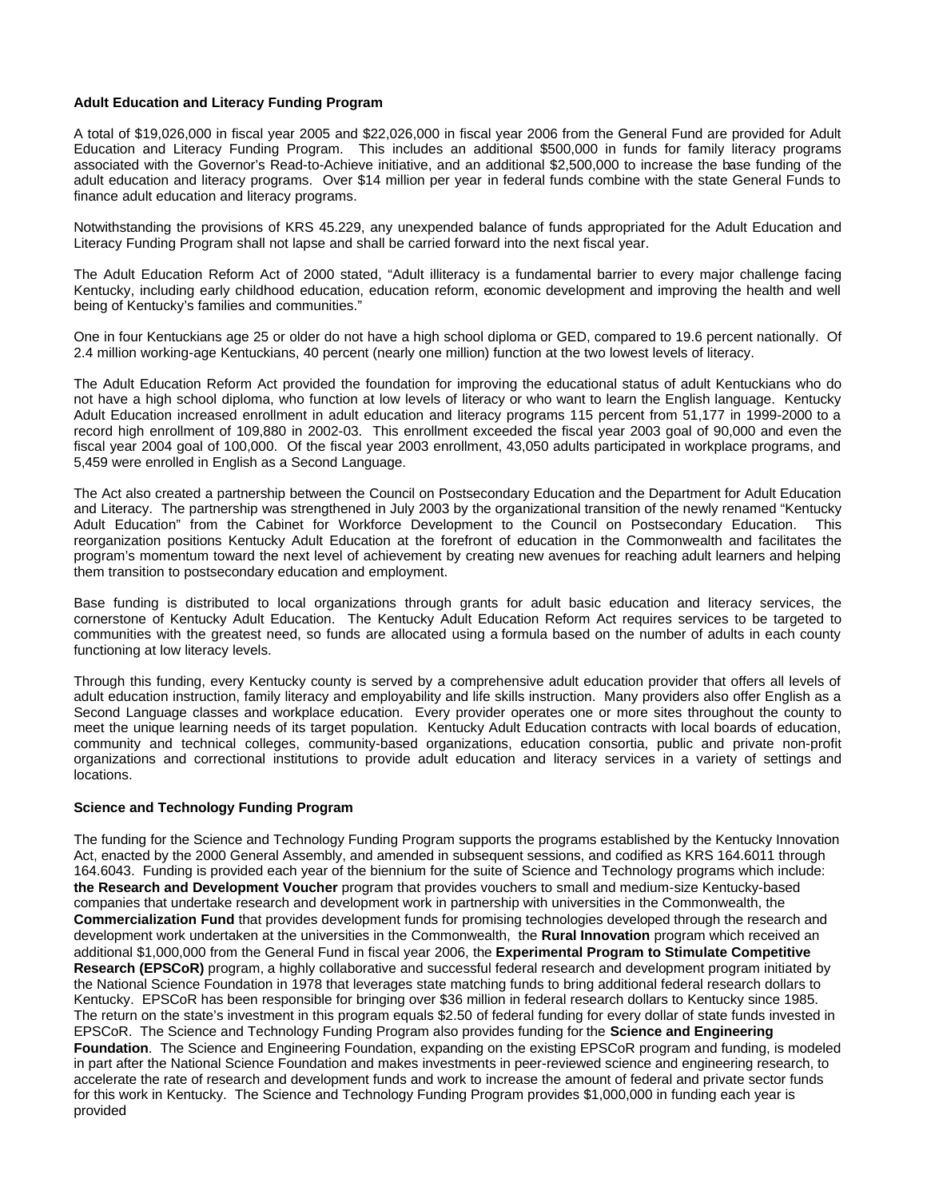**Adult Education and Literacy Funding Program**

A total of $19,026,000 in fiscal year 2005 and $22,026,000 in fiscal year 2006 from the General Fund are provided for Adult Education and Literacy Funding Program. This includes an additional $500,000 in funds for family literacy programs associated with the Governor's Read-to-Achieve initiative, and an additional $2,500,000 to increase the base funding of the adult education and literacy programs. Over $14 million per year in federal funds combine with the state General Funds to finance adult education and literacy programs.

Notwithstanding the provisions of KRS 45.229, any unexpended balance of funds appropriated for the Adult Education and Literacy Funding Program shall not lapse and shall be carried forward into the next fiscal year.

The Adult Education Reform Act of 2000 stated, "Adult illiteracy is a fundamental barrier to every major challenge facing Kentucky, including early childhood education, education reform, economic development and improving the health and well being of Kentucky's families and communities."

One in four Kentuckians age 25 or older do not have a high school diploma or GED, compared to 19.6 percent nationally. Of 2.4 million working-age Kentuckians, 40 percent (nearly one million) function at the two lowest levels of literacy.

The Adult Education Reform Act provided the foundation for improving the educational status of adult Kentuckians who do not have a high school diploma, who function at low levels of literacy or who want to learn the English language. Kentucky Adult Education increased enrollment in adult education and literacy programs 115 percent from 51,177 in 1999-2000 to a record high enrollment of 109,880 in 2002-03. This enrollment exceeded the fiscal year 2003 goal of 90,000 and even the fiscal year 2004 goal of 100,000. Of the fiscal year 2003 enrollment, 43,050 adults participated in workplace programs, and 5,459 were enrolled in English as a Second Language.

The Act also created a partnership between the Council on Postsecondary Education and the Department for Adult Education and Literacy. The partnership was strengthened in July 2003 by the organizational transition of the newly renamed "Kentucky Adult Education" from the Cabinet for Workforce Development to the Council on Postsecondary Education. This reorganization positions Kentucky Adult Education at the forefront of education in the Commonwealth and facilitates the program's momentum toward the next level of achievement by creating new avenues for reaching adult learners and helping them transition to postsecondary education and employment.

Base funding is distributed to local organizations through grants for adult basic education and literacy services, the cornerstone of Kentucky Adult Education. The Kentucky Adult Education Reform Act requires services to be targeted to communities with the greatest need, so funds are allocated using a formula based on the number of adults in each county functioning at low literacy levels.

Through this funding, every Kentucky county is served by a comprehensive adult education provider that offers all levels of adult education instruction, family literacy and employability and life skills instruction. Many providers also offer English as a Second Language classes and workplace education. Every provider operates one or more sites throughout the county to meet the unique learning needs of its target population. Kentucky Adult Education contracts with local boards of education, community and technical colleges, community-based organizations, education consortia, public and private non-profit organizations and correctional institutions to provide adult education and literacy services in a variety of settings and locations.

**Science and Technology Funding Program**

The funding for the Science and Technology Funding Program supports the programs established by the Kentucky Innovation Act, enacted by the 2000 General Assembly, and amended in subsequent sessions, and codified as KRS 164.6011 through 164.6043. Funding is provided each year of the biennium for the suite of Science and Technology programs which include: **the Research and Development Voucher** program that provides vouchers to small and medium-size Kentucky-based companies that undertake research and development work in partnership with universities in the Commonwealth, the **Commercialization Fund** that provides development funds for promising technologies developed through the research and development work undertaken at the universities in the Commonwealth, the **Rural Innovation** program which received an additional $1,000,000 from the General Fund in fiscal year 2006, the **Experimental Program to Stimulate Competitive Research (EPSCoR)** program, a highly collaborative and successful federal research and development program initiated by the National Science Foundation in 1978 that leverages state matching funds to bring additional federal research dollars to Kentucky. EPSCoR has been responsible for bringing over $36 million in federal research dollars to Kentucky since 1985. The return on the state's investment in this program equals $2.50 of federal funding for every dollar of state funds invested in EPSCoR. The Science and Technology Funding Program also provides funding for the **Science and Engineering Foundation**. The Science and Engineering Foundation, expanding on the existing EPSCoR program and funding, is modeled in part after the National Science Foundation and makes investments in peer-reviewed science and engineering research, to accelerate the rate of research and development funds and work to increase the amount of federal and private sector funds for this work in Kentucky. The Science and Technology Funding Program provides $1,000,000 in funding each year is provided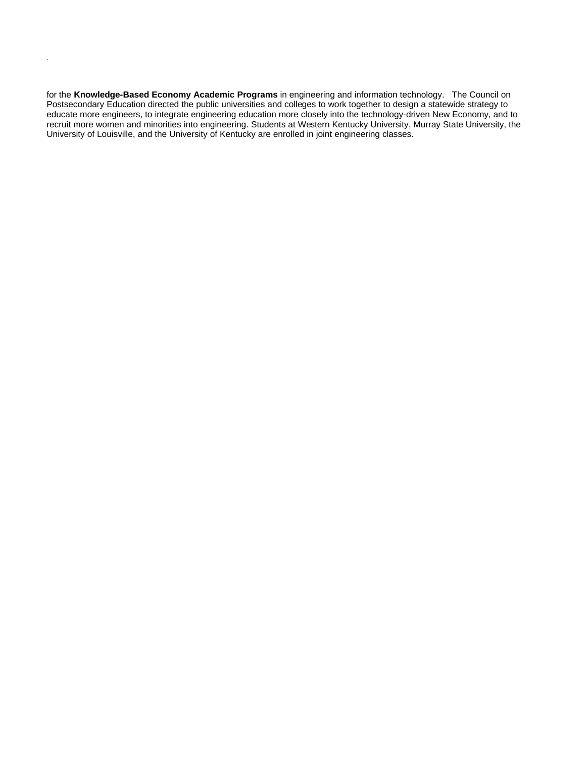for the **Knowledge-Based Economy Academic Programs** in engineering and information technology. The Council on Postsecondary Education directed the public universities and colleges to work together to design a statewide strategy to educate more engineers, to integrate engineering education more closely into the technology-driven New Economy, and to recruit more women and minorities into engineering. Students at Western Kentucky University, Murray State University, the University of Louisville, and the University of Kentucky are enrolled in joint engineering classes.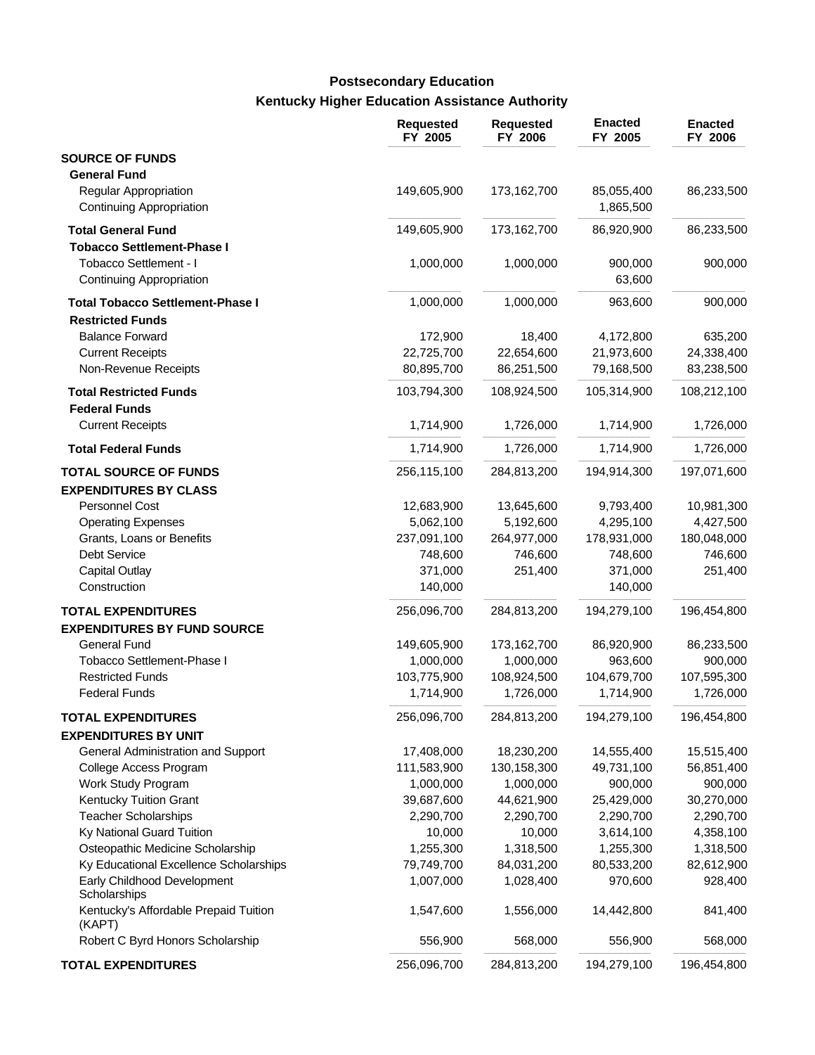## Postsecondary Education

### Kentucky Higher Education Assistance Authority

| | Requested FY 2005 | Requested FY 2006 | Enacted FY 2005 | Enacted FY 2006 |
|---|---|---|---|---|
| **SOURCE OF FUNDS** | | | | |
| **General Fund** | | | | |
| Regular Appropriation | 149,605,900 | 173,162,700 | 85,055,400 | 86,233,500 |
| Continuing Appropriation | | | 1,865,500 | |
| **Total General Fund** | 149,605,900 | 173,162,700 | 86,920,900 | 86,233,500 |
| **Tobacco Settlement-Phase I** | | | | |
| Tobacco Settlement - I | 1,000,000 | 1,000,000 | 900,000 | 900,000 |
| Continuing Appropriation | | | 63,600 | |
| **Total Tobacco Settlement-Phase I** | 1,000,000 | 1,000,000 | 963,600 | 900,000 |
| **Restricted Funds** | | | | |
| Balance Forward | 172,900 | 18,400 | 4,172,800 | 635,200 |
| Current Receipts | 22,725,700 | 22,654,600 | 21,973,600 | 24,338,400 |
| Non-Revenue Receipts | 80,895,700 | 86,251,500 | 79,168,500 | 83,238,500 |
| **Total Restricted Funds** | 103,794,300 | 108,924,500 | 105,314,900 | 108,212,100 |
| **Federal Funds** | | | | |
| Current Receipts | 1,714,900 | 1,726,000 | 1,714,900 | 1,726,000 |
| **Total Federal Funds** | 1,714,900 | 1,726,000 | 1,714,900 | 1,726,000 |
| **TOTAL SOURCE OF FUNDS** | 256,115,100 | 284,813,200 | 194,914,300 | 197,071,600 |
| **EXPENDITURES BY CLASS** | | | | |
| Personnel Cost | 12,683,900 | 13,645,600 | 9,793,400 | 10,981,300 |
| Operating Expenses | 5,062,100 | 5,192,600 | 4,295,100 | 4,427,500 |
| Grants, Loans or Benefits | 237,091,100 | 264,977,000 | 178,931,000 | 180,048,000 |
| Debt Service | 748,600 | 746,600 | 748,600 | 746,600 |
| Capital Outlay | 371,000 | 251,400 | 371,000 | 251,400 |
| Construction | 140,000 | | 140,000 | |
| **TOTAL EXPENDITURES** | 256,096,700 | 284,813,200 | 194,279,100 | 196,454,800 |
| **EXPENDITURES BY FUND SOURCE** | | | | |
| General Fund | 149,605,900 | 173,162,700 | 86,920,900 | 86,233,500 |
| Tobacco Settlement-Phase I | 1,000,000 | 1,000,000 | 963,600 | 900,000 |
| Restricted Funds | 103,775,900 | 108,924,500 | 104,679,700 | 107,595,300 |
| Federal Funds | 1,714,900 | 1,726,000 | 1,714,900 | 1,726,000 |
| **TOTAL EXPENDITURES** | 256,096,700 | 284,813,200 | 194,279,100 | 196,454,800 |
| **EXPENDITURES BY UNIT** | | | | |
| General Administration and Support | 17,408,000 | 18,230,200 | 14,555,400 | 15,515,400 |
| College Access Program | 111,583,900 | 130,158,300 | 49,731,100 | 56,851,400 |
| Work Study Program | 1,000,000 | 1,000,000 | 900,000 | 900,000 |
| Kentucky Tuition Grant | 39,687,600 | 44,621,900 | 25,429,000 | 30,270,000 |
| Teacher Scholarships | 2,290,700 | 2,290,700 | 2,290,700 | 2,290,700 |
| Ky National Guard Tuition | 10,000 | 10,000 | 3,614,100 | 4,358,100 |
| Osteopathic Medicine Scholarship | 1,255,300 | 1,318,500 | 1,255,300 | 1,318,500 |
| Ky Educational Excellence Scholarships | 79,749,700 | 84,031,200 | 80,533,200 | 82,612,900 |
| Early Childhood Development Scholarships | 1,007,000 | 1,028,400 | 970,600 | 928,400 |
| Kentucky's Affordable Prepaid Tuition (KAPT) | 1,547,600 | 1,556,000 | 14,442,800 | 841,400 |
| Robert C Byrd Honors Scholarship | 556,900 | 568,000 | 556,900 | 568,000 |
| **TOTAL EXPENDITURES** | 256,096,700 | 284,813,200 | 194,279,100 | 196,454,800 |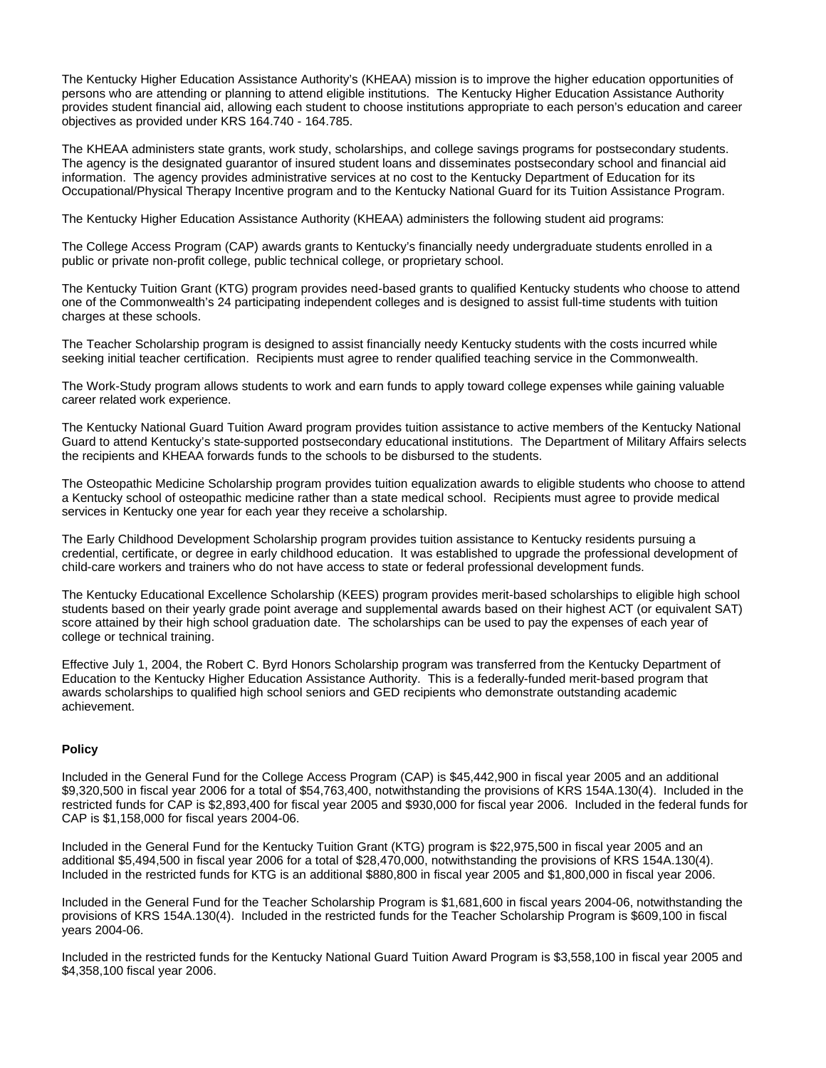The Kentucky Higher Education Assistance Authority's (KHEAA) mission is to improve the higher education opportunities of persons who are attending or planning to attend eligible institutions. The Kentucky Higher Education Assistance Authority provides student financial aid, allowing each student to choose institutions appropriate to each person's education and career objectives as provided under KRS 164.740 - 164.785.

The KHEAA administers state grants, work study, scholarships, and college savings programs for postsecondary students. The agency is the designated guarantor of insured student loans and disseminates postsecondary school and financial aid information. The agency provides administrative services at no cost to the Kentucky Department of Education for its Occupational/Physical Therapy Incentive program and to the Kentucky National Guard for its Tuition Assistance Program.

The Kentucky Higher Education Assistance Authority (KHEAA) administers the following student aid programs:

The College Access Program (CAP) awards grants to Kentucky's financially needy undergraduate students enrolled in a public or private non-profit college, public technical college, or proprietary school.

The Kentucky Tuition Grant (KTG) program provides need-based grants to qualified Kentucky students who choose to attend one of the Commonwealth's 24 participating independent colleges and is designed to assist full-time students with tuition charges at these schools.

The Teacher Scholarship program is designed to assist financially needy Kentucky students with the costs incurred while seeking initial teacher certification. Recipients must agree to render qualified teaching service in the Commonwealth.

The Work-Study program allows students to work and earn funds to apply toward college expenses while gaining valuable career related work experience.

The Kentucky National Guard Tuition Award program provides tuition assistance to active members of the Kentucky National Guard to attend Kentucky's state-supported postsecondary educational institutions. The Department of Military Affairs selects the recipients and KHEAA forwards funds to the schools to be disbursed to the students.

The Osteopathic Medicine Scholarship program provides tuition equalization awards to eligible students who choose to attend a Kentucky school of osteopathic medicine rather than a state medical school. Recipients must agree to provide medical services in Kentucky one year for each year they receive a scholarship.

The Early Childhood Development Scholarship program provides tuition assistance to Kentucky residents pursuing a credential, certificate, or degree in early childhood education. It was established to upgrade the professional development of child-care workers and trainers who do not have access to state or federal professional development funds.

The Kentucky Educational Excellence Scholarship (KEES) program provides merit-based scholarships to eligible high school students based on their yearly grade point average and supplemental awards based on their highest ACT (or equivalent SAT) score attained by their high school graduation date. The scholarships can be used to pay the expenses of each year of college or technical training.

Effective July 1, 2004, the Robert C. Byrd Honors Scholarship program was transferred from the Kentucky Department of Education to the Kentucky Higher Education Assistance Authority. This is a federally-funded merit-based program that awards scholarships to qualified high school seniors and GED recipients who demonstrate outstanding academic achievement.

**Policy**

Included in the General Fund for the College Access Program (CAP) is $45,442,900 in fiscal year 2005 and an additional $9,320,500 in fiscal year 2006 for a total of $54,763,400, notwithstanding the provisions of KRS 154A.130(4). Included in the restricted funds for CAP is $2,893,400 for fiscal year 2005 and $930,000 for fiscal year 2006. Included in the federal funds for CAP is $1,158,000 for fiscal years 2004-06.

Included in the General Fund for the Kentucky Tuition Grant (KTG) program is $22,975,500 in fiscal year 2005 and an additional $5,494,500 in fiscal year 2006 for a total of $28,470,000, notwithstanding the provisions of KRS 154A.130(4). Included in the restricted funds for KTG is an additional $880,800 in fiscal year 2005 and $1,800,000 in fiscal year 2006.

Included in the General Fund for the Teacher Scholarship Program is $1,681,600 in fiscal years 2004-06, notwithstanding the provisions of KRS 154A.130(4). Included in the restricted funds for the Teacher Scholarship Program is $609,100 in fiscal years 2004-06.

Included in the restricted funds for the Kentucky National Guard Tuition Award Program is $3,558,100 in fiscal year 2005 and $4,358,100 fiscal year 2006.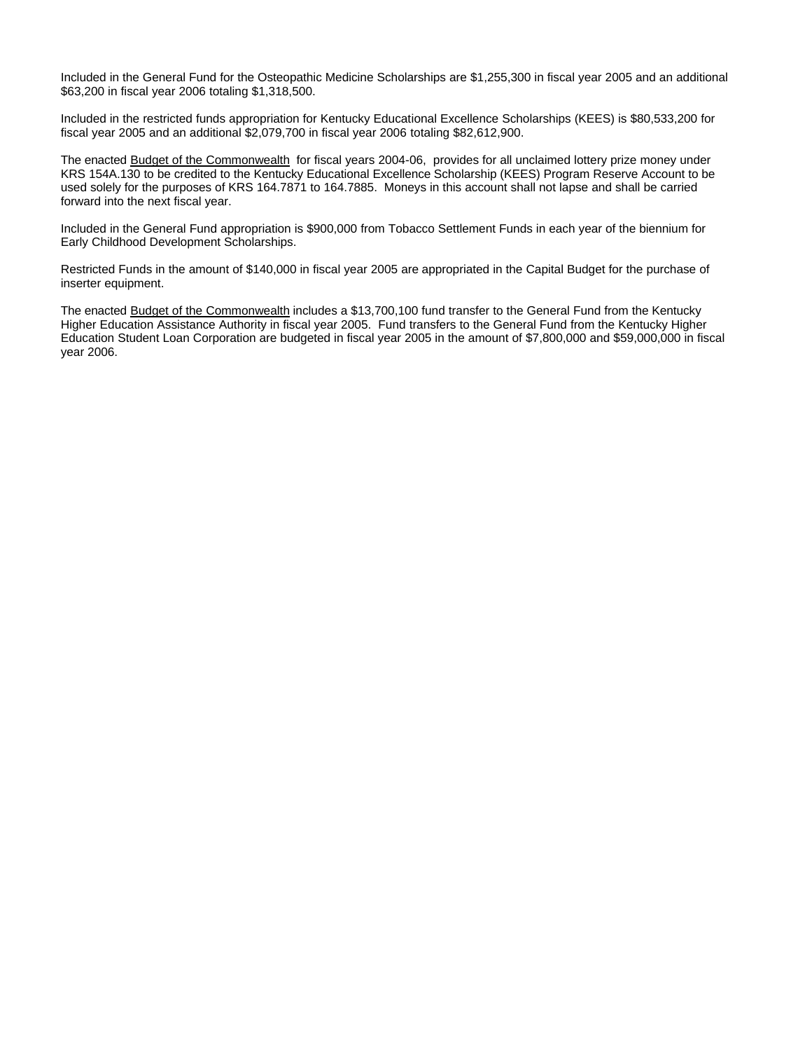Included in the General Fund for the Osteopathic Medicine Scholarships are $1,255,300 in fiscal year 2005 and an additional $63,200 in fiscal year 2006 totaling $1,318,500.

Included in the restricted funds appropriation for Kentucky Educational Excellence Scholarships (KEES) is $80,533,200 for fiscal year 2005 and an additional $2,079,700 in fiscal year 2006 totaling $82,612,900.

The enacted Budget of the Commonwealth for fiscal years 2004-06, provides for all unclaimed lottery prize money under KRS 154A.130 to be credited to the Kentucky Educational Excellence Scholarship (KEES) Program Reserve Account to be used solely for the purposes of KRS 164.7871 to 164.7885. Moneys in this account shall not lapse and shall be carried forward into the next fiscal year.

Included in the General Fund appropriation is $900,000 from Tobacco Settlement Funds in each year of the biennium for Early Childhood Development Scholarships.

Restricted Funds in the amount of $140,000 in fiscal year 2005 are appropriated in the Capital Budget for the purchase of inserter equipment.

The enacted Budget of the Commonwealth includes a $13,700,100 fund transfer to the General Fund from the Kentucky Higher Education Assistance Authority in fiscal year 2005. Fund transfers to the General Fund from the Kentucky Higher Education Student Loan Corporation are budgeted in fiscal year 2005 in the amount of $7,800,000 and $59,000,000 in fiscal year 2006.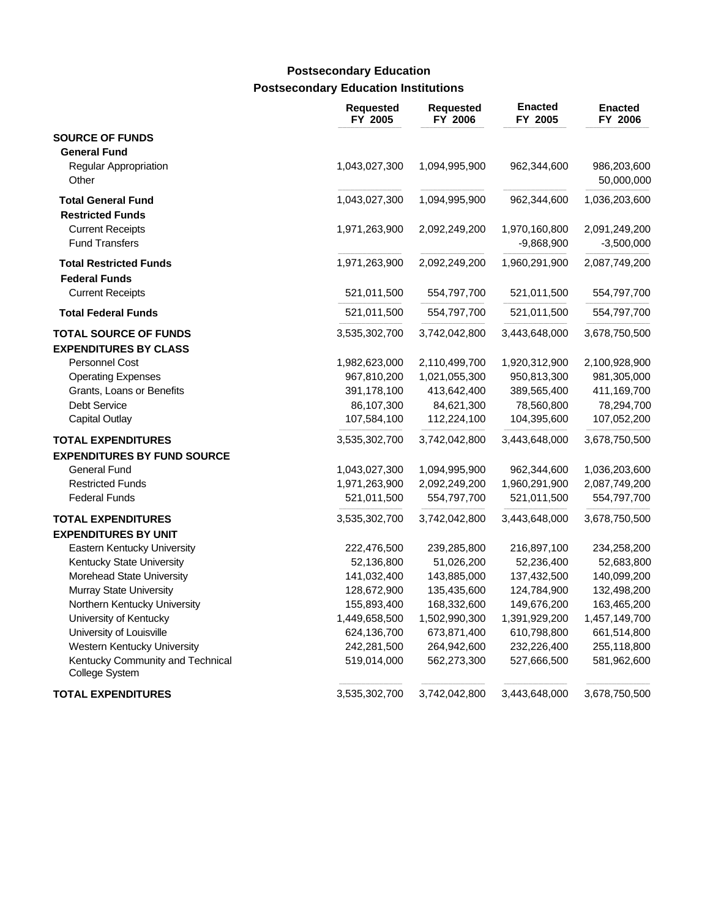## Postsecondary Education

### Postsecondary Education Institutions

| | Requested FY 2005 | Requested FY 2006 | Enacted FY 2005 | Enacted FY 2006 |
|---|---|---|---|---|
| **SOURCE OF FUNDS** | | | | |
| **General Fund** | | | | |
| Regular Appropriation | 1,043,027,300 | 1,094,995,900 | 962,344,600 | 986,203,600 |
| Other | | | | 50,000,000 |
| **Total General Fund** | 1,043,027,300 | 1,094,995,900 | 962,344,600 | 1,036,203,600 |
| **Restricted Funds** | | | | |
| Current Receipts | 1,971,263,900 | 2,092,249,200 | 1,970,160,800 | 2,091,249,200 |
| Fund Transfers | | | -9,868,900 | -3,500,000 |
| **Total Restricted Funds** | 1,971,263,900 | 2,092,249,200 | 1,960,291,900 | 2,087,749,200 |
| **Federal Funds** | | | | |
| Current Receipts | 521,011,500 | 554,797,700 | 521,011,500 | 554,797,700 |
| **Total Federal Funds** | 521,011,500 | 554,797,700 | 521,011,500 | 554,797,700 |
| **TOTAL SOURCE OF FUNDS** | 3,535,302,700 | 3,742,042,800 | 3,443,648,000 | 3,678,750,500 |
| **EXPENDITURES BY CLASS** | | | | |
| Personnel Cost | 1,982,623,000 | 2,110,499,700 | 1,920,312,900 | 2,100,928,900 |
| Operating Expenses | 967,810,200 | 1,021,055,300 | 950,813,300 | 981,305,000 |
| Grants, Loans or Benefits | 391,178,100 | 413,642,400 | 389,565,400 | 411,169,700 |
| Debt Service | 86,107,300 | 84,621,300 | 78,560,800 | 78,294,700 |
| Capital Outlay | 107,584,100 | 112,224,100 | 104,395,600 | 107,052,200 |
| **TOTAL EXPENDITURES** | 3,535,302,700 | 3,742,042,800 | 3,443,648,000 | 3,678,750,500 |
| **EXPENDITURES BY FUND SOURCE** | | | | |
| General Fund | 1,043,027,300 | 1,094,995,900 | 962,344,600 | 1,036,203,600 |
| Restricted Funds | 1,971,263,900 | 2,092,249,200 | 1,960,291,900 | 2,087,749,200 |
| Federal Funds | 521,011,500 | 554,797,700 | 521,011,500 | 554,797,700 |
| **TOTAL EXPENDITURES** | 3,535,302,700 | 3,742,042,800 | 3,443,648,000 | 3,678,750,500 |
| **EXPENDITURES BY UNIT** | | | | |
| Eastern Kentucky University | 222,476,500 | 239,285,800 | 216,897,100 | 234,258,200 |
| Kentucky State University | 52,136,800 | 51,026,200 | 52,236,400 | 52,683,800 |
| Morehead State University | 141,032,400 | 143,885,000 | 137,432,500 | 140,099,200 |
| Murray State University | 128,672,900 | 135,435,600 | 124,784,900 | 132,498,200 |
| Northern Kentucky University | 155,893,400 | 168,332,600 | 149,676,200 | 163,465,200 |
| University of Kentucky | 1,449,658,500 | 1,502,990,300 | 1,391,929,200 | 1,457,149,700 |
| University of Louisville | 624,136,700 | 673,871,400 | 610,798,800 | 661,514,800 |
| Western Kentucky University | 242,281,500 | 264,942,600 | 232,226,400 | 255,118,800 |
| Kentucky Community and Technical College System | 519,014,000 | 562,273,300 | 527,666,500 | 581,962,600 |
| **TOTAL EXPENDITURES** | 3,535,302,700 | 3,742,042,800 | 3,443,648,000 | 3,678,750,500 |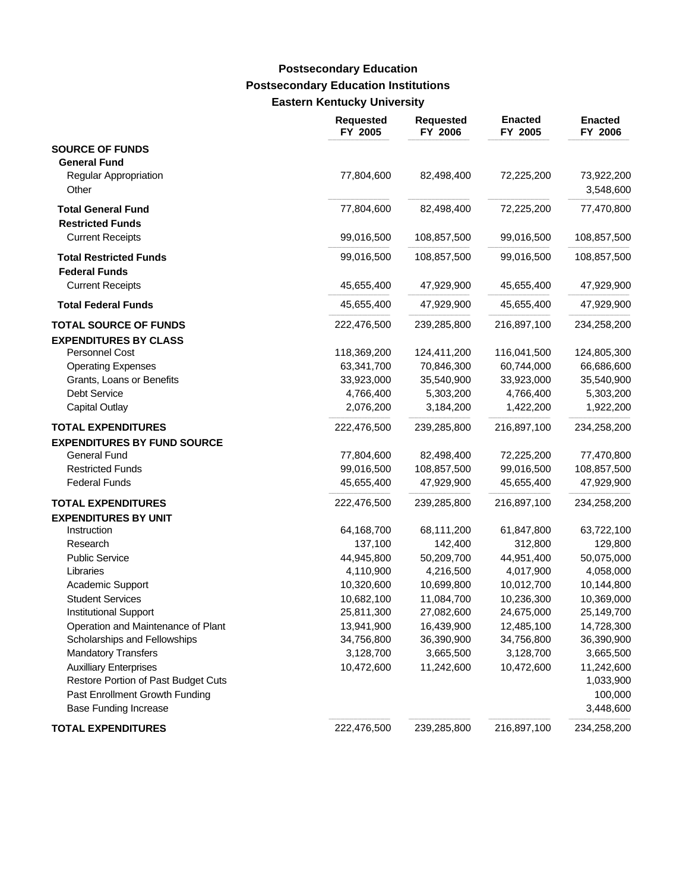# Postsecondary Education

## Postsecondary Education Institutions

### Eastern Kentucky University

| | Requested FY 2005 | Requested FY 2006 | Enacted FY 2005 | Enacted FY 2006 |
|---|---|---|---|---|
| **SOURCE OF FUNDS** | | | | |
| **General Fund** | | | | |
| Regular Appropriation | 77,804,600 | 82,498,400 | 72,225,200 | 73,922,200 |
| Other | | | | 3,548,600 |
| **Total General Fund** | 77,804,600 | 82,498,400 | 72,225,200 | 77,470,800 |
| **Restricted Funds** | | | | |
| Current Receipts | 99,016,500 | 108,857,500 | 99,016,500 | 108,857,500 |
| **Total Restricted Funds** | 99,016,500 | 108,857,500 | 99,016,500 | 108,857,500 |
| **Federal Funds** | | | | |
| Current Receipts | 45,655,400 | 47,929,900 | 45,655,400 | 47,929,900 |
| **Total Federal Funds** | 45,655,400 | 47,929,900 | 45,655,400 | 47,929,900 |
| **TOTAL SOURCE OF FUNDS** | 222,476,500 | 239,285,800 | 216,897,100 | 234,258,200 |
| **EXPENDITURES BY CLASS** | | | | |
| Personnel Cost | 118,369,200 | 124,411,200 | 116,041,500 | 124,805,300 |
| Operating Expenses | 63,341,700 | 70,846,300 | 60,744,000 | 66,686,600 |
| Grants, Loans or Benefits | 33,923,000 | 35,540,900 | 33,923,000 | 35,540,900 |
| Debt Service | 4,766,400 | 5,303,200 | 4,766,400 | 5,303,200 |
| Capital Outlay | 2,076,200 | 3,184,200 | 1,422,200 | 1,922,200 |
| **TOTAL EXPENDITURES** | 222,476,500 | 239,285,800 | 216,897,100 | 234,258,200 |
| **EXPENDITURES BY FUND SOURCE** | | | | |
| General Fund | 77,804,600 | 82,498,400 | 72,225,200 | 77,470,800 |
| Restricted Funds | 99,016,500 | 108,857,500 | 99,016,500 | 108,857,500 |
| Federal Funds | 45,655,400 | 47,929,900 | 45,655,400 | 47,929,900 |
| **TOTAL EXPENDITURES** | 222,476,500 | 239,285,800 | 216,897,100 | 234,258,200 |
| **EXPENDITURES BY UNIT** | | | | |
| Instruction | 64,168,700 | 68,111,200 | 61,847,800 | 63,722,100 |
| Research | 137,100 | 142,400 | 312,800 | 129,800 |
| Public Service | 44,945,800 | 50,209,700 | 44,951,400 | 50,075,000 |
| Libraries | 4,110,900 | 4,216,500 | 4,017,900 | 4,058,000 |
| Academic Support | 10,320,600 | 10,699,800 | 10,012,700 | 10,144,800 |
| Student Services | 10,682,100 | 11,084,700 | 10,236,300 | 10,369,000 |
| Institutional Support | 25,811,300 | 27,082,600 | 24,675,000 | 25,149,700 |
| Operation and Maintenance of Plant | 13,941,900 | 16,439,900 | 12,485,100 | 14,728,300 |
| Scholarships and Fellowships | 34,756,800 | 36,390,900 | 34,756,800 | 36,390,900 |
| Mandatory Transfers | 3,128,700 | 3,665,500 | 3,128,700 | 3,665,500 |
| Auxilliary Enterprises | 10,472,600 | 11,242,600 | 10,472,600 | 11,242,600 |
| Restore Portion of Past Budget Cuts | | | | 1,033,900 |
| Past Enrollment Growth Funding | | | | 100,000 |
| Base Funding Increase | | | | 3,448,600 |
| **TOTAL EXPENDITURES** | 222,476,500 | 239,285,800 | 216,897,100 | 234,258,200 |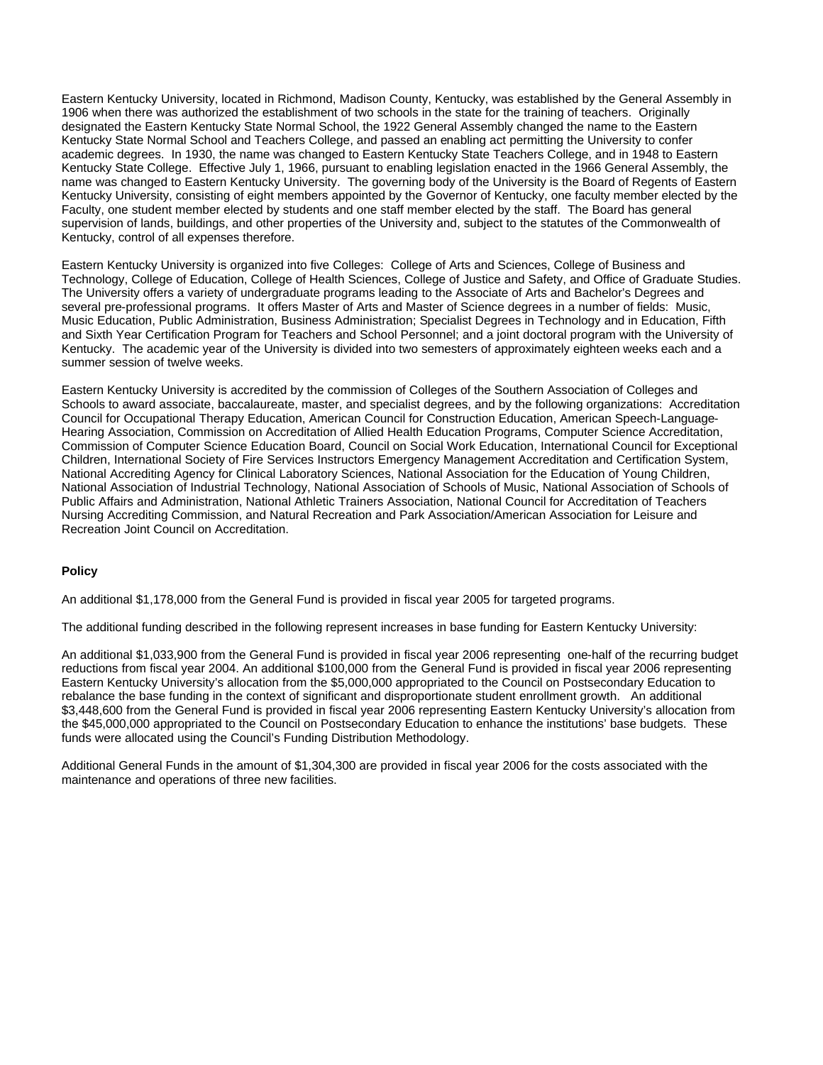Eastern Kentucky University, located in Richmond, Madison County, Kentucky, was established by the General Assembly in 1906 when there was authorized the establishment of two schools in the state for the training of teachers. Originally designated the Eastern Kentucky State Normal School, the 1922 General Assembly changed the name to the Eastern Kentucky State Normal School and Teachers College, and passed an enabling act permitting the University to confer academic degrees. In 1930, the name was changed to Eastern Kentucky State Teachers College, and in 1948 to Eastern Kentucky State College. Effective July 1, 1966, pursuant to enabling legislation enacted in the 1966 General Assembly, the name was changed to Eastern Kentucky University. The governing body of the University is the Board of Regents of Eastern Kentucky University, consisting of eight members appointed by the Governor of Kentucky, one faculty member elected by the Faculty, one student member elected by students and one staff member elected by the staff. The Board has general supervision of lands, buildings, and other properties of the University and, subject to the statutes of the Commonwealth of Kentucky, control of all expenses therefore.

Eastern Kentucky University is organized into five Colleges: College of Arts and Sciences, College of Business and Technology, College of Education, College of Health Sciences, College of Justice and Safety, and Office of Graduate Studies. The University offers a variety of undergraduate programs leading to the Associate of Arts and Bachelor's Degrees and several pre-professional programs. It offers Master of Arts and Master of Science degrees in a number of fields: Music, Music Education, Public Administration, Business Administration; Specialist Degrees in Technology and in Education, Fifth and Sixth Year Certification Program for Teachers and School Personnel; and a joint doctoral program with the University of Kentucky. The academic year of the University is divided into two semesters of approximately eighteen weeks each and a summer session of twelve weeks.

Eastern Kentucky University is accredited by the commission of Colleges of the Southern Association of Colleges and Schools to award associate, baccalaureate, master, and specialist degrees, and by the following organizations: Accreditation Council for Occupational Therapy Education, American Council for Construction Education, American Speech-Language-Hearing Association, Commission on Accreditation of Allied Health Education Programs, Computer Science Accreditation, Commission of Computer Science Education Board, Council on Social Work Education, International Council for Exceptional Children, International Society of Fire Services Instructors Emergency Management Accreditation and Certification System, National Accrediting Agency for Clinical Laboratory Sciences, National Association for the Education of Young Children, National Association of Industrial Technology, National Association of Schools of Music, National Association of Schools of Public Affairs and Administration, National Athletic Trainers Association, National Council for Accreditation of Teachers Nursing Accrediting Commission, and Natural Recreation and Park Association/American Association for Leisure and Recreation Joint Council on Accreditation.

**Policy**

An additional $1,178,000 from the General Fund is provided in fiscal year 2005 for targeted programs.

The additional funding described in the following represent increases in base funding for Eastern Kentucky University:

An additional $1,033,900 from the General Fund is provided in fiscal year 2006 representing one-half of the recurring budget reductions from fiscal year 2004. An additional $100,000 from the General Fund is provided in fiscal year 2006 representing Eastern Kentucky University's allocation from the $5,000,000 appropriated to the Council on Postsecondary Education to rebalance the base funding in the context of significant and disproportionate student enrollment growth. An additional $3,448,600 from the General Fund is provided in fiscal year 2006 representing Eastern Kentucky University's allocation from the $45,000,000 appropriated to the Council on Postsecondary Education to enhance the institutions' base budgets. These funds were allocated using the Council's Funding Distribution Methodology.

Additional General Funds in the amount of $1,304,300 are provided in fiscal year 2006 for the costs associated with the maintenance and operations of three new facilities.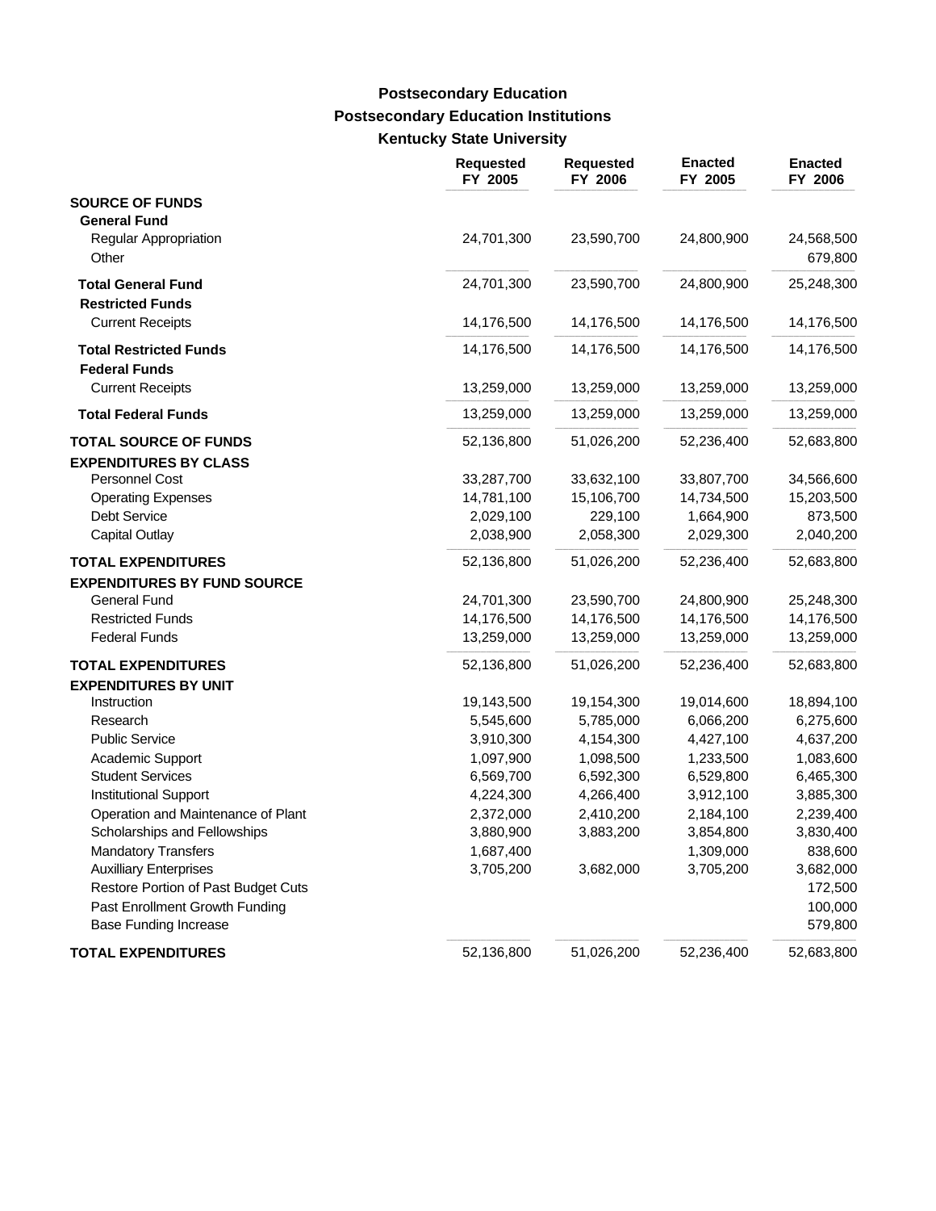# Postsecondary Education
## Postsecondary Education Institutions
### Kentucky State University

| | Requested FY 2005 | Requested FY 2006 | Enacted FY 2005 | Enacted FY 2006 |
|---|---|---|---|---|
| **SOURCE OF FUNDS** | | | | |
| **General Fund** | | | | |
| Regular Appropriation | 24,701,300 | 23,590,700 | 24,800,900 | 24,568,500 |
| Other | | | | 679,800 |
| **Total General Fund** | 24,701,300 | 23,590,700 | 24,800,900 | 25,248,300 |
| **Restricted Funds** | | | | |
| Current Receipts | 14,176,500 | 14,176,500 | 14,176,500 | 14,176,500 |
| **Total Restricted Funds** | 14,176,500 | 14,176,500 | 14,176,500 | 14,176,500 |
| **Federal Funds** | | | | |
| Current Receipts | 13,259,000 | 13,259,000 | 13,259,000 | 13,259,000 |
| **Total Federal Funds** | 13,259,000 | 13,259,000 | 13,259,000 | 13,259,000 |
| **TOTAL SOURCE OF FUNDS** | 52,136,800 | 51,026,200 | 52,236,400 | 52,683,800 |
| **EXPENDITURES BY CLASS** | | | | |
| Personnel Cost | 33,287,700 | 33,632,100 | 33,807,700 | 34,566,600 |
| Operating Expenses | 14,781,100 | 15,106,700 | 14,734,500 | 15,203,500 |
| Debt Service | 2,029,100 | 229,100 | 1,664,900 | 873,500 |
| Capital Outlay | 2,038,900 | 2,058,300 | 2,029,300 | 2,040,200 |
| **TOTAL EXPENDITURES** | 52,136,800 | 51,026,200 | 52,236,400 | 52,683,800 |
| **EXPENDITURES BY FUND SOURCE** | | | | |
| General Fund | 24,701,300 | 23,590,700 | 24,800,900 | 25,248,300 |
| Restricted Funds | 14,176,500 | 14,176,500 | 14,176,500 | 14,176,500 |
| Federal Funds | 13,259,000 | 13,259,000 | 13,259,000 | 13,259,000 |
| **TOTAL EXPENDITURES** | 52,136,800 | 51,026,200 | 52,236,400 | 52,683,800 |
| **EXPENDITURES BY UNIT** | | | | |
| Instruction | 19,143,500 | 19,154,300 | 19,014,600 | 18,894,100 |
| Research | 5,545,600 | 5,785,000 | 6,066,200 | 6,275,600 |
| Public Service | 3,910,300 | 4,154,300 | 4,427,100 | 4,637,200 |
| Academic Support | 1,097,900 | 1,098,500 | 1,233,500 | 1,083,600 |
| Student Services | 6,569,700 | 6,592,300 | 6,529,800 | 6,465,300 |
| Institutional Support | 4,224,300 | 4,266,400 | 3,912,100 | 3,885,300 |
| Operation and Maintenance of Plant | 2,372,000 | 2,410,200 | 2,184,100 | 2,239,400 |
| Scholarships and Fellowships | 3,880,900 | 3,883,200 | 3,854,800 | 3,830,400 |
| Mandatory Transfers | 1,687,400 | | 1,309,000 | 838,600 |
| Auxilliary Enterprises | 3,705,200 | 3,682,000 | 3,705,200 | 3,682,000 |
| Restore Portion of Past Budget Cuts | | | | 172,500 |
| Past Enrollment Growth Funding | | | | 100,000 |
| Base Funding Increase | | | | 579,800 |
| **TOTAL EXPENDITURES** | 52,136,800 | 51,026,200 | 52,236,400 | 52,683,800 |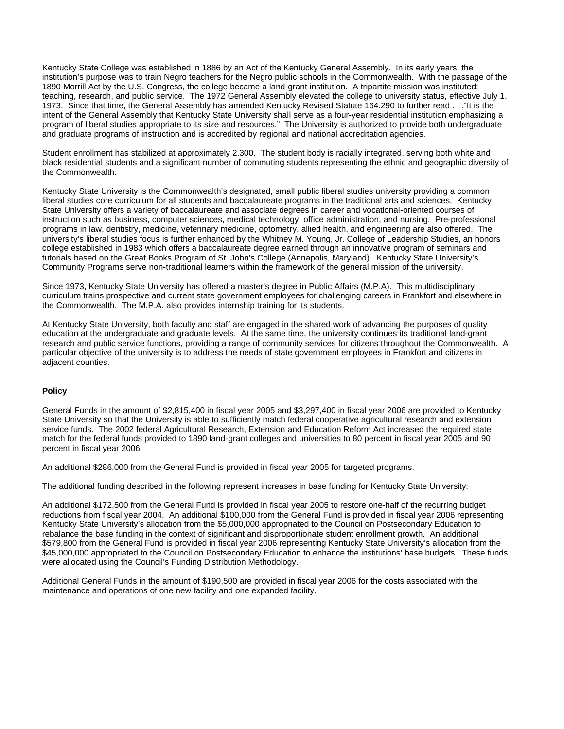Kentucky State College was established in 1886 by an Act of the Kentucky General Assembly. In its early years, the institution's purpose was to train Negro teachers for the Negro public schools in the Commonwealth. With the passage of the 1890 Morrill Act by the U.S. Congress, the college became a land-grant institution. A tripartite mission was instituted: teaching, research, and public service. The 1972 General Assembly elevated the college to university status, effective July 1, 1973. Since that time, the General Assembly has amended Kentucky Revised Statute 164.290 to further read . . ."It is the intent of the General Assembly that Kentucky State University shall serve as a four-year residential institution emphasizing a program of liberal studies appropriate to its size and resources." The University is authorized to provide both undergraduate and graduate programs of instruction and is accredited by regional and national accreditation agencies.

Student enrollment has stabilized at approximately 2,300. The student body is racially integrated, serving both white and black residential students and a significant number of commuting students representing the ethnic and geographic diversity of the Commonwealth.

Kentucky State University is the Commonwealth's designated, small public liberal studies university providing a common liberal studies core curriculum for all students and baccalaureate programs in the traditional arts and sciences. Kentucky State University offers a variety of baccalaureate and associate degrees in career and vocational-oriented courses of instruction such as business, computer sciences, medical technology, office administration, and nursing. Pre-professional programs in law, dentistry, medicine, veterinary medicine, optometry, allied health, and engineering are also offered. The university's liberal studies focus is further enhanced by the Whitney M. Young, Jr. College of Leadership Studies, an honors college established in 1983 which offers a baccalaureate degree earned through an innovative program of seminars and tutorials based on the Great Books Program of St. John's College (Annapolis, Maryland). Kentucky State University's Community Programs serve non-traditional learners within the framework of the general mission of the university.

Since 1973, Kentucky State University has offered a master's degree in Public Affairs (M.P.A). This multidisciplinary curriculum trains prospective and current state government employees for challenging careers in Frankfort and elsewhere in the Commonwealth. The M.P.A. also provides internship training for its students.

At Kentucky State University, both faculty and staff are engaged in the shared work of advancing the purposes of quality education at the undergraduate and graduate levels. At the same time, the university continues its traditional land-grant research and public service functions, providing a range of community services for citizens throughout the Commonwealth. A particular objective of the university is to address the needs of state government employees in Frankfort and citizens in adjacent counties.

**Policy**

General Funds in the amount of $2,815,400 in fiscal year 2005 and $3,297,400 in fiscal year 2006 are provided to Kentucky State University so that the University is able to sufficiently match federal cooperative agricultural research and extension service funds. The 2002 federal Agricultural Research, Extension and Education Reform Act increased the required state match for the federal funds provided to 1890 land-grant colleges and universities to 80 percent in fiscal year 2005 and 90 percent in fiscal year 2006.

An additional $286,000 from the General Fund is provided in fiscal year 2005 for targeted programs.

The additional funding described in the following represent increases in base funding for Kentucky State University:

An additional $172,500 from the General Fund is provided in fiscal year 2005 to restore one-half of the recurring budget reductions from fiscal year 2004. An additional $100,000 from the General Fund is provided in fiscal year 2006 representing Kentucky State University's allocation from the $5,000,000 appropriated to the Council on Postsecondary Education to rebalance the base funding in the context of significant and disproportionate student enrollment growth. An additional $579,800 from the General Fund is provided in fiscal year 2006 representing Kentucky State University's allocation from the $45,000,000 appropriated to the Council on Postsecondary Education to enhance the institutions' base budgets. These funds were allocated using the Council's Funding Distribution Methodology.

Additional General Funds in the amount of $190,500 are provided in fiscal year 2006 for the costs associated with the maintenance and operations of one new facility and one expanded facility.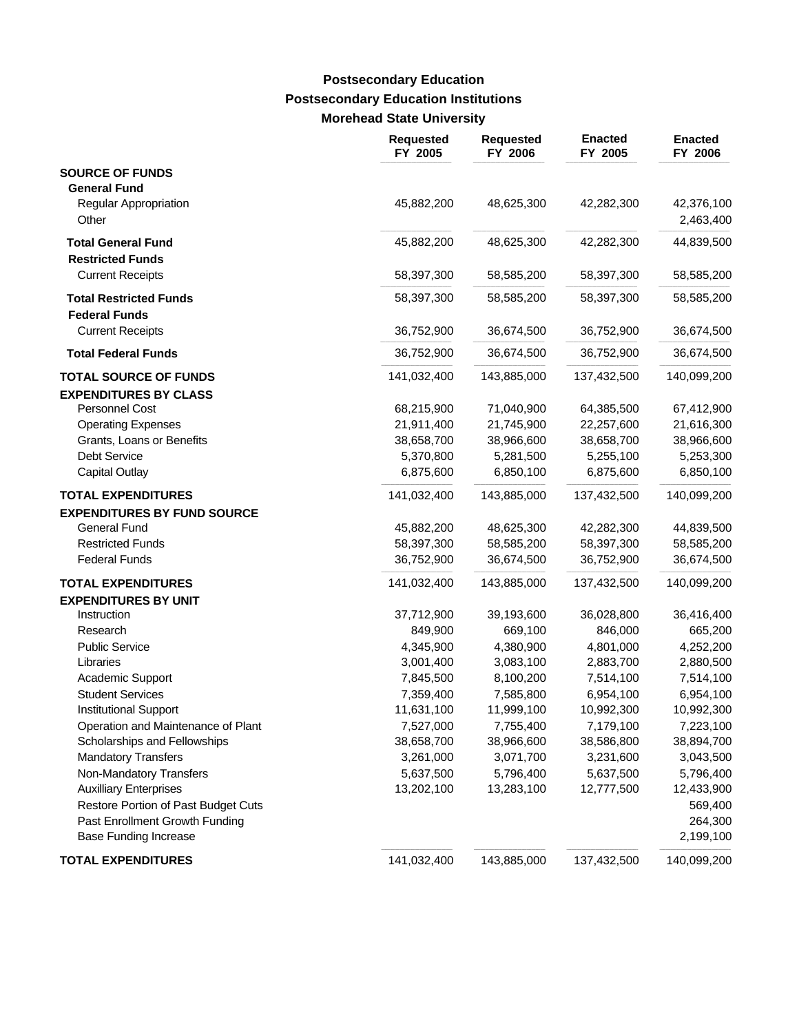**Postsecondary Education**

**Postsecondary Education Institutions**

**Morehead State University**

| | Requested FY 2005 | Requested FY 2006 | Enacted FY 2005 | Enacted FY 2006 |
|---|---|---|---|---|
| **SOURCE OF FUNDS** | | | | |
| **General Fund** | | | | |
| Regular Appropriation | 45,882,200 | 48,625,300 | 42,282,300 | 42,376,100 |
| Other | | | | 2,463,400 |
| **Total General Fund** | 45,882,200 | 48,625,300 | 42,282,300 | 44,839,500 |
| **Restricted Funds** | | | | |
| Current Receipts | 58,397,300 | 58,585,200 | 58,397,300 | 58,585,200 |
| **Total Restricted Funds** | 58,397,300 | 58,585,200 | 58,397,300 | 58,585,200 |
| **Federal Funds** | | | | |
| Current Receipts | 36,752,900 | 36,674,500 | 36,752,900 | 36,674,500 |
| **Total Federal Funds** | 36,752,900 | 36,674,500 | 36,752,900 | 36,674,500 |
| **TOTAL SOURCE OF FUNDS** | 141,032,400 | 143,885,000 | 137,432,500 | 140,099,200 |
| **EXPENDITURES BY CLASS** | | | | |
| Personnel Cost | 68,215,900 | 71,040,900 | 64,385,500 | 67,412,900 |
| Operating Expenses | 21,911,400 | 21,745,900 | 22,257,600 | 21,616,300 |
| Grants, Loans or Benefits | 38,658,700 | 38,966,600 | 38,658,700 | 38,966,600 |
| Debt Service | 5,370,800 | 5,281,500 | 5,255,100 | 5,253,300 |
| Capital Outlay | 6,875,600 | 6,850,100 | 6,875,600 | 6,850,100 |
| **TOTAL EXPENDITURES** | 141,032,400 | 143,885,000 | 137,432,500 | 140,099,200 |
| **EXPENDITURES BY FUND SOURCE** | | | | |
| General Fund | 45,882,200 | 48,625,300 | 42,282,300 | 44,839,500 |
| Restricted Funds | 58,397,300 | 58,585,200 | 58,397,300 | 58,585,200 |
| Federal Funds | 36,752,900 | 36,674,500 | 36,752,900 | 36,674,500 |
| **TOTAL EXPENDITURES** | 141,032,400 | 143,885,000 | 137,432,500 | 140,099,200 |
| **EXPENDITURES BY UNIT** | | | | |
| Instruction | 37,712,900 | 39,193,600 | 36,028,800 | 36,416,400 |
| Research | 849,900 | 669,100 | 846,000 | 665,200 |
| Public Service | 4,345,900 | 4,380,900 | 4,801,000 | 4,252,200 |
| Libraries | 3,001,400 | 3,083,100 | 2,883,700 | 2,880,500 |
| Academic Support | 7,845,500 | 8,100,200 | 7,514,100 | 7,514,100 |
| Student Services | 7,359,400 | 7,585,800 | 6,954,100 | 6,954,100 |
| Institutional Support | 11,631,100 | 11,999,100 | 10,992,300 | 10,992,300 |
| Operation and Maintenance of Plant | 7,527,000 | 7,755,400 | 7,179,100 | 7,223,100 |
| Scholarships and Fellowships | 38,658,700 | 38,966,600 | 38,586,800 | 38,894,700 |
| Mandatory Transfers | 3,261,000 | 3,071,700 | 3,231,600 | 3,043,500 |
| Non-Mandatory Transfers | 5,637,500 | 5,796,400 | 5,637,500 | 5,796,400 |
| Auxilliary Enterprises | 13,202,100 | 13,283,100 | 12,777,500 | 12,433,900 |
| Restore Portion of Past Budget Cuts | | | | 569,400 |
| Past Enrollment Growth Funding | | | | 264,300 |
| Base Funding Increase | | | | 2,199,100 |
| **TOTAL EXPENDITURES** | 141,032,400 | 143,885,000 | 137,432,500 | 140,099,200 |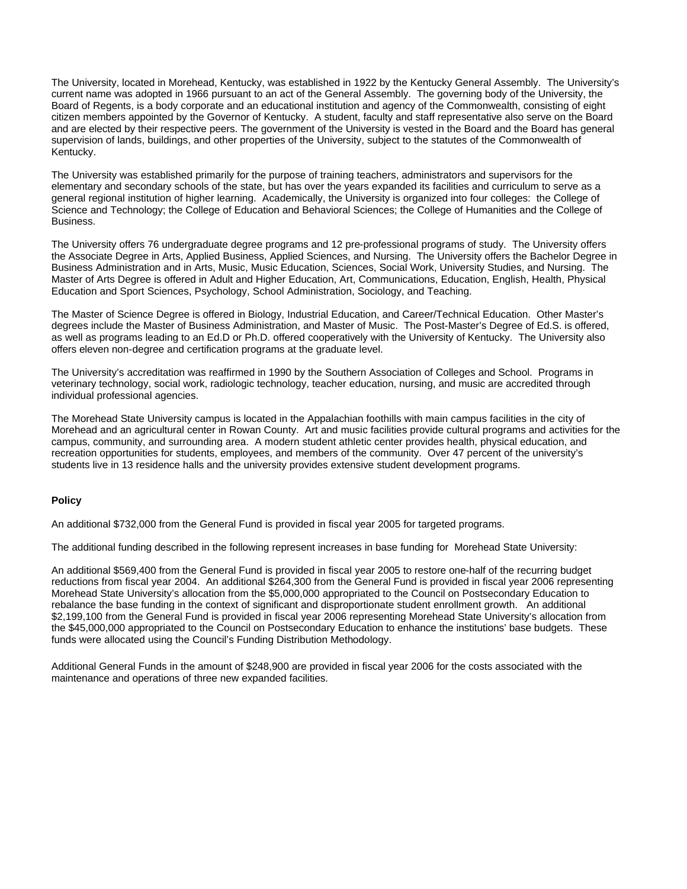The University, located in Morehead, Kentucky, was established in 1922 by the Kentucky General Assembly. The University's current name was adopted in 1966 pursuant to an act of the General Assembly. The governing body of the University, the Board of Regents, is a body corporate and an educational institution and agency of the Commonwealth, consisting of eight citizen members appointed by the Governor of Kentucky. A student, faculty and staff representative also serve on the Board and are elected by their respective peers. The government of the University is vested in the Board and the Board has general supervision of lands, buildings, and other properties of the University, subject to the statutes of the Commonwealth of Kentucky.

The University was established primarily for the purpose of training teachers, administrators and supervisors for the elementary and secondary schools of the state, but has over the years expanded its facilities and curriculum to serve as a general regional institution of higher learning. Academically, the University is organized into four colleges: the College of Science and Technology; the College of Education and Behavioral Sciences; the College of Humanities and the College of Business.

The University offers 76 undergraduate degree programs and 12 pre-professional programs of study. The University offers the Associate Degree in Arts, Applied Business, Applied Sciences, and Nursing. The University offers the Bachelor Degree in Business Administration and in Arts, Music, Music Education, Sciences, Social Work, University Studies, and Nursing. The Master of Arts Degree is offered in Adult and Higher Education, Art, Communications, Education, English, Health, Physical Education and Sport Sciences, Psychology, School Administration, Sociology, and Teaching.

The Master of Science Degree is offered in Biology, Industrial Education, and Career/Technical Education. Other Master's degrees include the Master of Business Administration, and Master of Music. The Post-Master's Degree of Ed.S. is offered, as well as programs leading to an Ed.D or Ph.D. offered cooperatively with the University of Kentucky. The University also offers eleven non-degree and certification programs at the graduate level.

The University's accreditation was reaffirmed in 1990 by the Southern Association of Colleges and School. Programs in veterinary technology, social work, radiologic technology, teacher education, nursing, and music are accredited through individual professional agencies.

The Morehead State University campus is located in the Appalachian foothills with main campus facilities in the city of Morehead and an agricultural center in Rowan County. Art and music facilities provide cultural programs and activities for the campus, community, and surrounding area. A modern student athletic center provides health, physical education, and recreation opportunities for students, employees, and members of the community. Over 47 percent of the university's students live in 13 residence halls and the university provides extensive student development programs.

**Policy**

An additional $732,000 from the General Fund is provided in fiscal year 2005 for targeted programs.

The additional funding described in the following represent increases in base funding for Morehead State University:

An additional $569,400 from the General Fund is provided in fiscal year 2005 to restore one-half of the recurring budget reductions from fiscal year 2004. An additional $264,300 from the General Fund is provided in fiscal year 2006 representing Morehead State University's allocation from the $5,000,000 appropriated to the Council on Postsecondary Education to rebalance the base funding in the context of significant and disproportionate student enrollment growth. An additional $2,199,100 from the General Fund is provided in fiscal year 2006 representing Morehead State University's allocation from the $45,000,000 appropriated to the Council on Postsecondary Education to enhance the institutions' base budgets. These funds were allocated using the Council's Funding Distribution Methodology.

Additional General Funds in the amount of $248,900 are provided in fiscal year 2006 for the costs associated with the maintenance and operations of three new expanded facilities.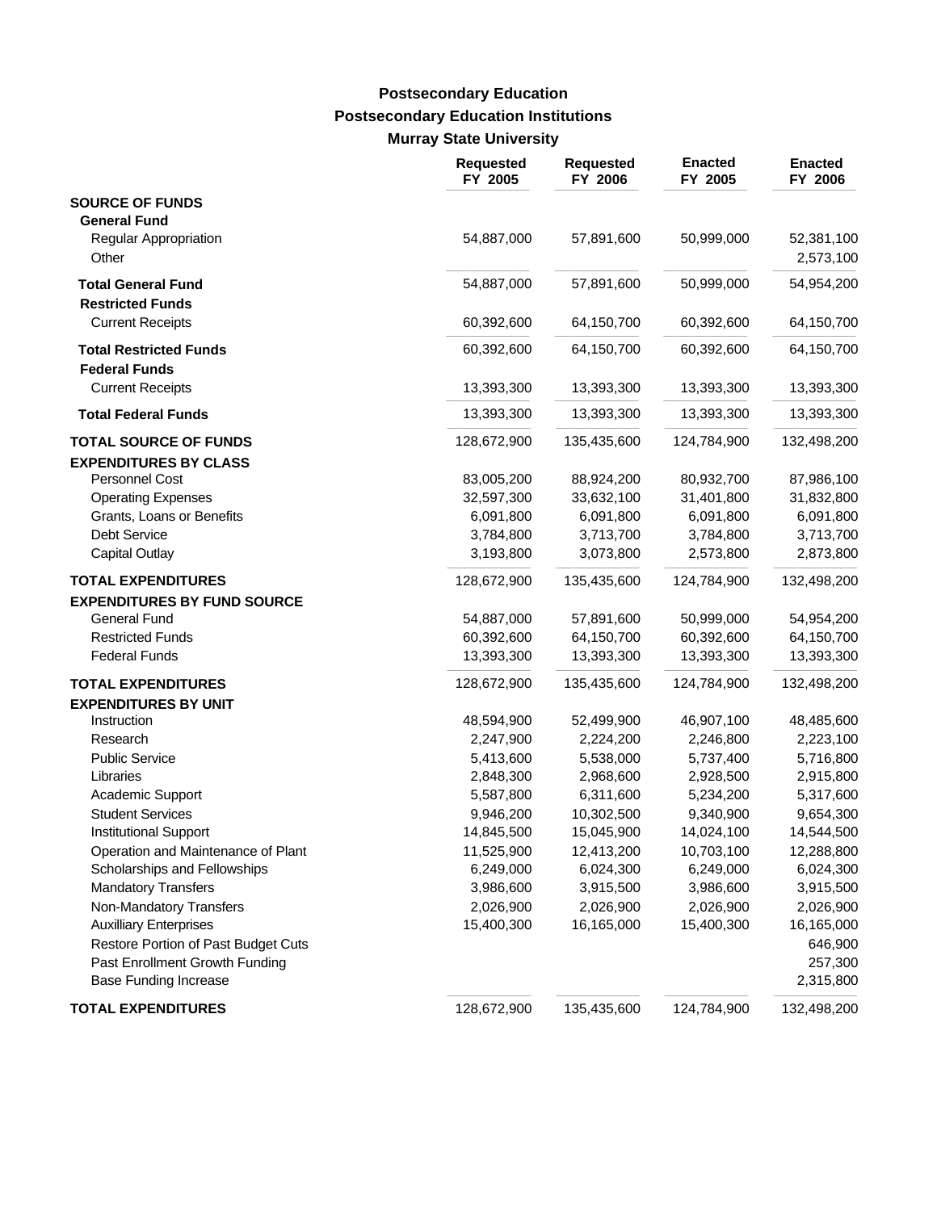# Postsecondary Education
## Postsecondary Education Institutions
### Murray State University

| | Requested FY 2005 | Requested FY 2006 | Enacted FY 2005 | Enacted FY 2006 |
|---|---|---|---|---|
| **SOURCE OF FUNDS** | | | | |
| **General Fund** | | | | |
| Regular Appropriation | 54,887,000 | 57,891,600 | 50,999,000 | 52,381,100 |
| Other | | | | 2,573,100 |
| **Total General Fund** | 54,887,000 | 57,891,600 | 50,999,000 | 54,954,200 |
| **Restricted Funds** | | | | |
| Current Receipts | 60,392,600 | 64,150,700 | 60,392,600 | 64,150,700 |
| **Total Restricted Funds** | 60,392,600 | 64,150,700 | 60,392,600 | 64,150,700 |
| **Federal Funds** | | | | |
| Current Receipts | 13,393,300 | 13,393,300 | 13,393,300 | 13,393,300 |
| **Total Federal Funds** | 13,393,300 | 13,393,300 | 13,393,300 | 13,393,300 |
| **TOTAL SOURCE OF FUNDS** | 128,672,900 | 135,435,600 | 124,784,900 | 132,498,200 |
| **EXPENDITURES BY CLASS** | | | | |
| Personnel Cost | 83,005,200 | 88,924,200 | 80,932,700 | 87,986,100 |
| Operating Expenses | 32,597,300 | 33,632,100 | 31,401,800 | 31,832,800 |
| Grants, Loans or Benefits | 6,091,800 | 6,091,800 | 6,091,800 | 6,091,800 |
| Debt Service | 3,784,800 | 3,713,700 | 3,784,800 | 3,713,700 |
| Capital Outlay | 3,193,800 | 3,073,800 | 2,573,800 | 2,873,800 |
| **TOTAL EXPENDITURES** | 128,672,900 | 135,435,600 | 124,784,900 | 132,498,200 |
| **EXPENDITURES BY FUND SOURCE** | | | | |
| General Fund | 54,887,000 | 57,891,600 | 50,999,000 | 54,954,200 |
| Restricted Funds | 60,392,600 | 64,150,700 | 60,392,600 | 64,150,700 |
| Federal Funds | 13,393,300 | 13,393,300 | 13,393,300 | 13,393,300 |
| **TOTAL EXPENDITURES** | 128,672,900 | 135,435,600 | 124,784,900 | 132,498,200 |
| **EXPENDITURES BY UNIT** | | | | |
| Instruction | 48,594,900 | 52,499,900 | 46,907,100 | 48,485,600 |
| Research | 2,247,900 | 2,224,200 | 2,246,800 | 2,223,100 |
| Public Service | 5,413,600 | 5,538,000 | 5,737,400 | 5,716,800 |
| Libraries | 2,848,300 | 2,968,600 | 2,928,500 | 2,915,800 |
| Academic Support | 5,587,800 | 6,311,600 | 5,234,200 | 5,317,600 |
| Student Services | 9,946,200 | 10,302,500 | 9,340,900 | 9,654,300 |
| Institutional Support | 14,845,500 | 15,045,900 | 14,024,100 | 14,544,500 |
| Operation and Maintenance of Plant | 11,525,900 | 12,413,200 | 10,703,100 | 12,288,800 |
| Scholarships and Fellowships | 6,249,000 | 6,024,300 | 6,249,000 | 6,024,300 |
| Mandatory Transfers | 3,986,600 | 3,915,500 | 3,986,600 | 3,915,500 |
| Non-Mandatory Transfers | 2,026,900 | 2,026,900 | 2,026,900 | 2,026,900 |
| Auxilliary Enterprises | 15,400,300 | 16,165,000 | 15,400,300 | 16,165,000 |
| Restore Portion of Past Budget Cuts | | | | 646,900 |
| Past Enrollment Growth Funding | | | | 257,300 |
| Base Funding Increase | | | | 2,315,800 |
| **TOTAL EXPENDITURES** | 128,672,900 | 135,435,600 | 124,784,900 | 132,498,200 |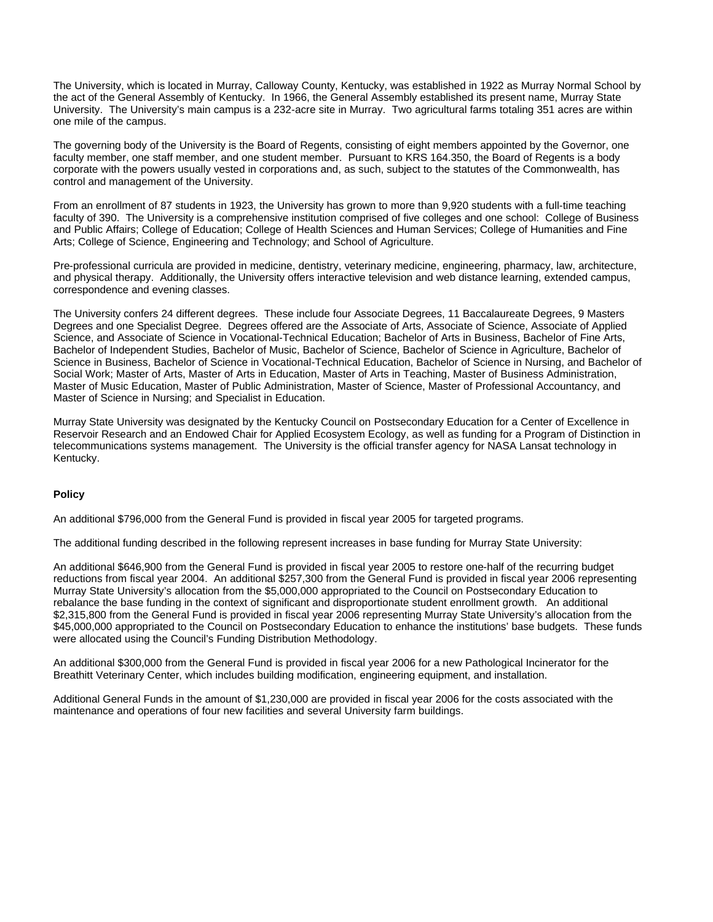The University, which is located in Murray, Calloway County, Kentucky, was established in 1922 as Murray Normal School by the act of the General Assembly of Kentucky. In 1966, the General Assembly established its present name, Murray State University. The University's main campus is a 232-acre site in Murray. Two agricultural farms totaling 351 acres are within one mile of the campus.

The governing body of the University is the Board of Regents, consisting of eight members appointed by the Governor, one faculty member, one staff member, and one student member. Pursuant to KRS 164.350, the Board of Regents is a body corporate with the powers usually vested in corporations and, as such, subject to the statutes of the Commonwealth, has control and management of the University.

From an enrollment of 87 students in 1923, the University has grown to more than 9,920 students with a full-time teaching faculty of 390. The University is a comprehensive institution comprised of five colleges and one school: College of Business and Public Affairs; College of Education; College of Health Sciences and Human Services; College of Humanities and Fine Arts; College of Science, Engineering and Technology; and School of Agriculture.

Pre-professional curricula are provided in medicine, dentistry, veterinary medicine, engineering, pharmacy, law, architecture, and physical therapy. Additionally, the University offers interactive television and web distance learning, extended campus, correspondence and evening classes.

The University confers 24 different degrees. These include four Associate Degrees, 11 Baccalaureate Degrees, 9 Masters Degrees and one Specialist Degree. Degrees offered are the Associate of Arts, Associate of Science, Associate of Applied Science, and Associate of Science in Vocational-Technical Education; Bachelor of Arts in Business, Bachelor of Fine Arts, Bachelor of Independent Studies, Bachelor of Music, Bachelor of Science, Bachelor of Science in Agriculture, Bachelor of Science in Business, Bachelor of Science in Vocational-Technical Education, Bachelor of Science in Nursing, and Bachelor of Social Work; Master of Arts, Master of Arts in Education, Master of Arts in Teaching, Master of Business Administration, Master of Music Education, Master of Public Administration, Master of Science, Master of Professional Accountancy, and Master of Science in Nursing; and Specialist in Education.

Murray State University was designated by the Kentucky Council on Postsecondary Education for a Center of Excellence in Reservoir Research and an Endowed Chair for Applied Ecosystem Ecology, as well as funding for a Program of Distinction in telecommunications systems management. The University is the official transfer agency for NASA Lansat technology in Kentucky.

**Policy**

An additional $796,000 from the General Fund is provided in fiscal year 2005 for targeted programs.

The additional funding described in the following represent increases in base funding for Murray State University:

An additional $646,900 from the General Fund is provided in fiscal year 2005 to restore one-half of the recurring budget reductions from fiscal year 2004. An additional $257,300 from the General Fund is provided in fiscal year 2006 representing Murray State University's allocation from the $5,000,000 appropriated to the Council on Postsecondary Education to rebalance the base funding in the context of significant and disproportionate student enrollment growth. An additional $2,315,800 from the General Fund is provided in fiscal year 2006 representing Murray State University's allocation from the $45,000,000 appropriated to the Council on Postsecondary Education to enhance the institutions' base budgets. These funds were allocated using the Council's Funding Distribution Methodology.

An additional $300,000 from the General Fund is provided in fiscal year 2006 for a new Pathological Incinerator for the Breathitt Veterinary Center, which includes building modification, engineering equipment, and installation.

Additional General Funds in the amount of $1,230,000 are provided in fiscal year 2006 for the costs associated with the maintenance and operations of four new facilities and several University farm buildings.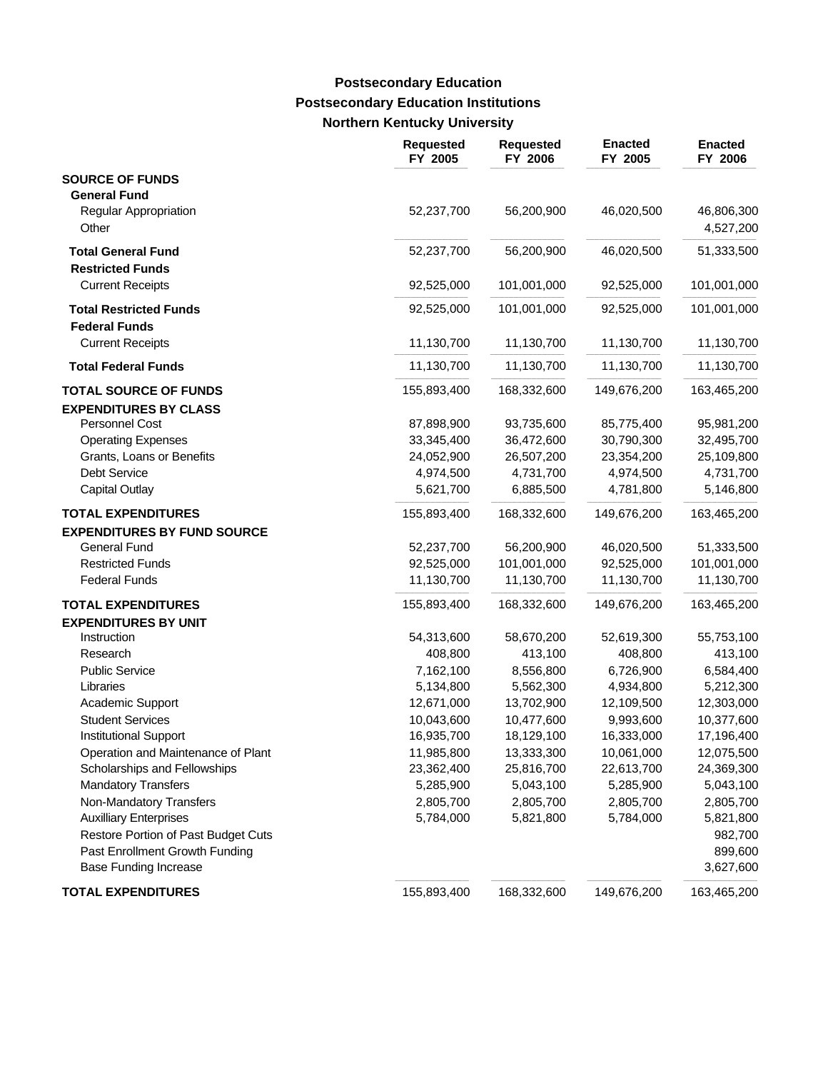# Postsecondary Education

## Postsecondary Education Institutions

### Northern Kentucky University

| | Requested FY 2005 | Requested FY 2006 | Enacted FY 2005 | Enacted FY 2006 |
|---|---|---|---|---|
| **SOURCE OF FUNDS** | | | | |
| **General Fund** | | | | |
| Regular Appropriation | 52,237,700 | 56,200,900 | 46,020,500 | 46,806,300 |
| Other | | | | 4,527,200 |
| **Total General Fund** | 52,237,700 | 56,200,900 | 46,020,500 | 51,333,500 |
| **Restricted Funds** | | | | |
| Current Receipts | 92,525,000 | 101,001,000 | 92,525,000 | 101,001,000 |
| **Total Restricted Funds** | 92,525,000 | 101,001,000 | 92,525,000 | 101,001,000 |
| **Federal Funds** | | | | |
| Current Receipts | 11,130,700 | 11,130,700 | 11,130,700 | 11,130,700 |
| **Total Federal Funds** | 11,130,700 | 11,130,700 | 11,130,700 | 11,130,700 |
| **TOTAL SOURCE OF FUNDS** | 155,893,400 | 168,332,600 | 149,676,200 | 163,465,200 |
| **EXPENDITURES BY CLASS** | | | | |
| Personnel Cost | 87,898,900 | 93,735,600 | 85,775,400 | 95,981,200 |
| Operating Expenses | 33,345,400 | 36,472,600 | 30,790,300 | 32,495,700 |
| Grants, Loans or Benefits | 24,052,900 | 26,507,200 | 23,354,200 | 25,109,800 |
| Debt Service | 4,974,500 | 4,731,700 | 4,974,500 | 4,731,700 |
| Capital Outlay | 5,621,700 | 6,885,500 | 4,781,800 | 5,146,800 |
| **TOTAL EXPENDITURES** | 155,893,400 | 168,332,600 | 149,676,200 | 163,465,200 |
| **EXPENDITURES BY FUND SOURCE** | | | | |
| General Fund | 52,237,700 | 56,200,900 | 46,020,500 | 51,333,500 |
| Restricted Funds | 92,525,000 | 101,001,000 | 92,525,000 | 101,001,000 |
| Federal Funds | 11,130,700 | 11,130,700 | 11,130,700 | 11,130,700 |
| **TOTAL EXPENDITURES** | 155,893,400 | 168,332,600 | 149,676,200 | 163,465,200 |
| **EXPENDITURES BY UNIT** | | | | |
| Instruction | 54,313,600 | 58,670,200 | 52,619,300 | 55,753,100 |
| Research | 408,800 | 413,100 | 408,800 | 413,100 |
| Public Service | 7,162,100 | 8,556,800 | 6,726,900 | 6,584,400 |
| Libraries | 5,134,800 | 5,562,300 | 4,934,800 | 5,212,300 |
| Academic Support | 12,671,000 | 13,702,900 | 12,109,500 | 12,303,000 |
| Student Services | 10,043,600 | 10,477,600 | 9,993,600 | 10,377,600 |
| Institutional Support | 16,935,700 | 18,129,100 | 16,333,000 | 17,196,400 |
| Operation and Maintenance of Plant | 11,985,800 | 13,333,300 | 10,061,000 | 12,075,500 |
| Scholarships and Fellowships | 23,362,400 | 25,816,700 | 22,613,700 | 24,369,300 |
| Mandatory Transfers | 5,285,900 | 5,043,100 | 5,285,900 | 5,043,100 |
| Non-Mandatory Transfers | 2,805,700 | 2,805,700 | 2,805,700 | 2,805,700 |
| Auxilliary Enterprises | 5,784,000 | 5,821,800 | 5,784,000 | 5,821,800 |
| Restore Portion of Past Budget Cuts | | | | 982,700 |
| Past Enrollment Growth Funding | | | | 899,600 |
| Base Funding Increase | | | | 3,627,600 |
| **TOTAL EXPENDITURES** | 155,893,400 | 168,332,600 | 149,676,200 | 163,465,200 |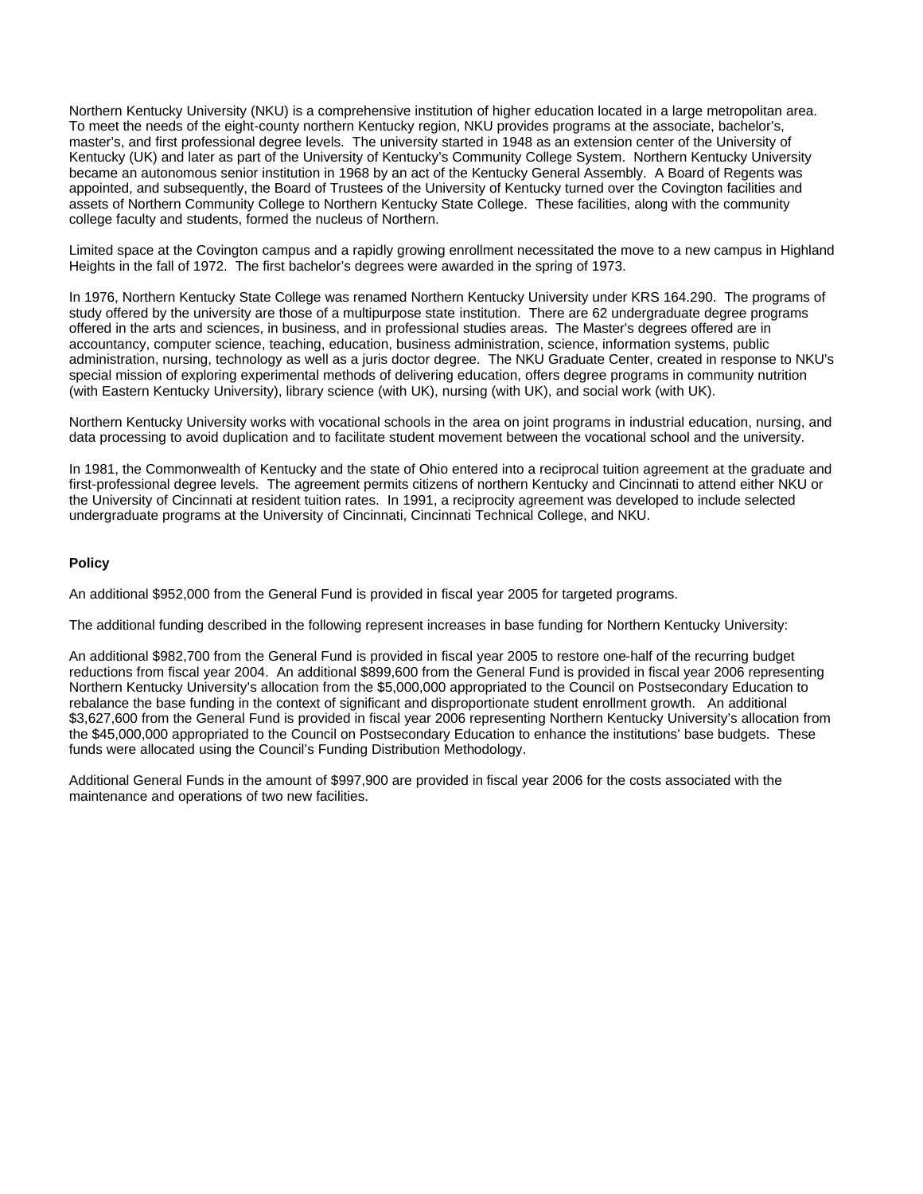Northern Kentucky University (NKU) is a comprehensive institution of higher education located in a large metropolitan area. To meet the needs of the eight-county northern Kentucky region, NKU provides programs at the associate, bachelor's, master's, and first professional degree levels. The university started in 1948 as an extension center of the University of Kentucky (UK) and later as part of the University of Kentucky's Community College System. Northern Kentucky University became an autonomous senior institution in 1968 by an act of the Kentucky General Assembly. A Board of Regents was appointed, and subsequently, the Board of Trustees of the University of Kentucky turned over the Covington facilities and assets of Northern Community College to Northern Kentucky State College. These facilities, along with the community college faculty and students, formed the nucleus of Northern.

Limited space at the Covington campus and a rapidly growing enrollment necessitated the move to a new campus in Highland Heights in the fall of 1972. The first bachelor's degrees were awarded in the spring of 1973.

In 1976, Northern Kentucky State College was renamed Northern Kentucky University under KRS 164.290. The programs of study offered by the university are those of a multipurpose state institution. There are 62 undergraduate degree programs offered in the arts and sciences, in business, and in professional studies areas. The Master's degrees offered are in accountancy, computer science, teaching, education, business administration, science, information systems, public administration, nursing, technology as well as a juris doctor degree. The NKU Graduate Center, created in response to NKU's special mission of exploring experimental methods of delivering education, offers degree programs in community nutrition (with Eastern Kentucky University), library science (with UK), nursing (with UK), and social work (with UK).

Northern Kentucky University works with vocational schools in the area on joint programs in industrial education, nursing, and data processing to avoid duplication and to facilitate student movement between the vocational school and the university.

In 1981, the Commonwealth of Kentucky and the state of Ohio entered into a reciprocal tuition agreement at the graduate and first-professional degree levels. The agreement permits citizens of northern Kentucky and Cincinnati to attend either NKU or the University of Cincinnati at resident tuition rates. In 1991, a reciprocity agreement was developed to include selected undergraduate programs at the University of Cincinnati, Cincinnati Technical College, and NKU.

**Policy**

An additional $952,000 from the General Fund is provided in fiscal year 2005 for targeted programs.

The additional funding described in the following represent increases in base funding for Northern Kentucky University:

An additional $982,700 from the General Fund is provided in fiscal year 2005 to restore one-half of the recurring budget reductions from fiscal year 2004. An additional $899,600 from the General Fund is provided in fiscal year 2006 representing Northern Kentucky University's allocation from the $5,000,000 appropriated to the Council on Postsecondary Education to rebalance the base funding in the context of significant and disproportionate student enrollment growth. An additional $3,627,600 from the General Fund is provided in fiscal year 2006 representing Northern Kentucky University's allocation from the $45,000,000 appropriated to the Council on Postsecondary Education to enhance the institutions' base budgets. These funds were allocated using the Council's Funding Distribution Methodology.

Additional General Funds in the amount of $997,900 are provided in fiscal year 2006 for the costs associated with the maintenance and operations of two new facilities.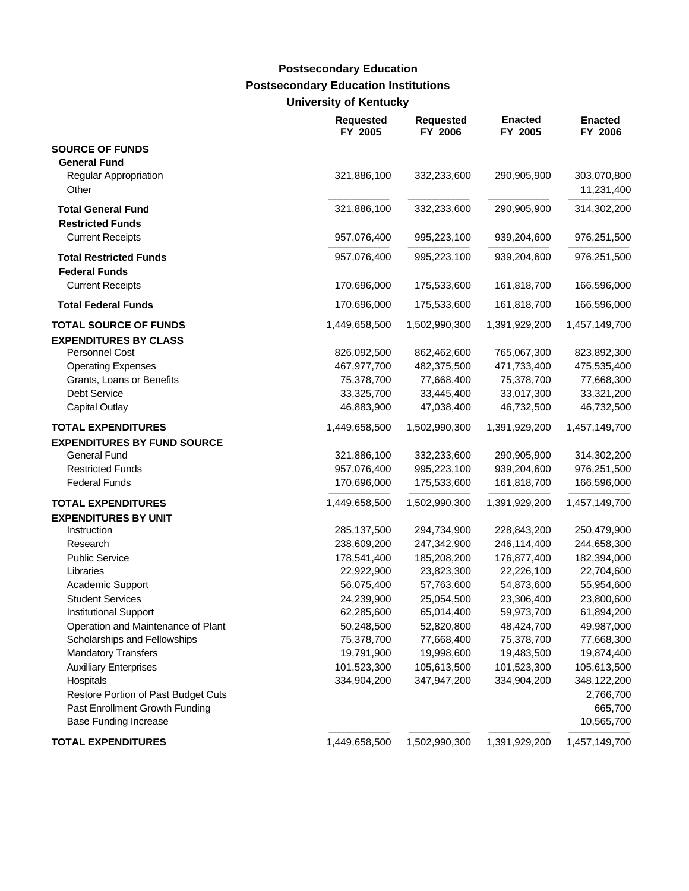# Postsecondary Education
## Postsecondary Education Institutions
### University of Kentucky

| | Requested FY 2005 | Requested FY 2006 | Enacted FY 2005 | Enacted FY 2006 |
|---|---|---|---|---|
| **SOURCE OF FUNDS** | | | | |
| **General Fund** | | | | |
| Regular Appropriation | 321,886,100 | 332,233,600 | 290,905,900 | 303,070,800 |
| Other | | | | 11,231,400 |
| **Total General Fund** | 321,886,100 | 332,233,600 | 290,905,900 | 314,302,200 |
| **Restricted Funds** | | | | |
| Current Receipts | 957,076,400 | 995,223,100 | 939,204,600 | 976,251,500 |
| **Total Restricted Funds** | 957,076,400 | 995,223,100 | 939,204,600 | 976,251,500 |
| **Federal Funds** | | | | |
| Current Receipts | 170,696,000 | 175,533,600 | 161,818,700 | 166,596,000 |
| **Total Federal Funds** | 170,696,000 | 175,533,600 | 161,818,700 | 166,596,000 |
| **TOTAL SOURCE OF FUNDS** | 1,449,658,500 | 1,502,990,300 | 1,391,929,200 | 1,457,149,700 |
| **EXPENDITURES BY CLASS** | | | | |
| Personnel Cost | 826,092,500 | 862,462,600 | 765,067,300 | 823,892,300 |
| Operating Expenses | 467,977,700 | 482,375,500 | 471,733,400 | 475,535,400 |
| Grants, Loans or Benefits | 75,378,700 | 77,668,400 | 75,378,700 | 77,668,300 |
| Debt Service | 33,325,700 | 33,445,400 | 33,017,300 | 33,321,200 |
| Capital Outlay | 46,883,900 | 47,038,400 | 46,732,500 | 46,732,500 |
| **TOTAL EXPENDITURES** | 1,449,658,500 | 1,502,990,300 | 1,391,929,200 | 1,457,149,700 |
| **EXPENDITURES BY FUND SOURCE** | | | | |
| General Fund | 321,886,100 | 332,233,600 | 290,905,900 | 314,302,200 |
| Restricted Funds | 957,076,400 | 995,223,100 | 939,204,600 | 976,251,500 |
| Federal Funds | 170,696,000 | 175,533,600 | 161,818,700 | 166,596,000 |
| **TOTAL EXPENDITURES** | 1,449,658,500 | 1,502,990,300 | 1,391,929,200 | 1,457,149,700 |
| **EXPENDITURES BY UNIT** | | | | |
| Instruction | 285,137,500 | 294,734,900 | 228,843,200 | 250,479,900 |
| Research | 238,609,200 | 247,342,900 | 246,114,400 | 244,658,300 |
| Public Service | 178,541,400 | 185,208,200 | 176,877,400 | 182,394,000 |
| Libraries | 22,922,900 | 23,823,300 | 22,226,100 | 22,704,600 |
| Academic Support | 56,075,400 | 57,763,600 | 54,873,600 | 55,954,600 |
| Student Services | 24,239,900 | 25,054,500 | 23,306,400 | 23,800,600 |
| Institutional Support | 62,285,600 | 65,014,400 | 59,973,700 | 61,894,200 |
| Operation and Maintenance of Plant | 50,248,500 | 52,820,800 | 48,424,700 | 49,987,000 |
| Scholarships and Fellowships | 75,378,700 | 77,668,400 | 75,378,700 | 77,668,300 |
| Mandatory Transfers | 19,791,900 | 19,998,600 | 19,483,500 | 19,874,400 |
| Auxilliary Enterprises | 101,523,300 | 105,613,500 | 101,523,300 | 105,613,500 |
| Hospitals | 334,904,200 | 347,947,200 | 334,904,200 | 348,122,200 |
| Restore Portion of Past Budget Cuts | | | | 2,766,700 |
| Past Enrollment Growth Funding | | | | 665,700 |
| Base Funding Increase | | | | 10,565,700 |
| **TOTAL EXPENDITURES** | 1,449,658,500 | 1,502,990,300 | 1,391,929,200 | 1,457,149,700 |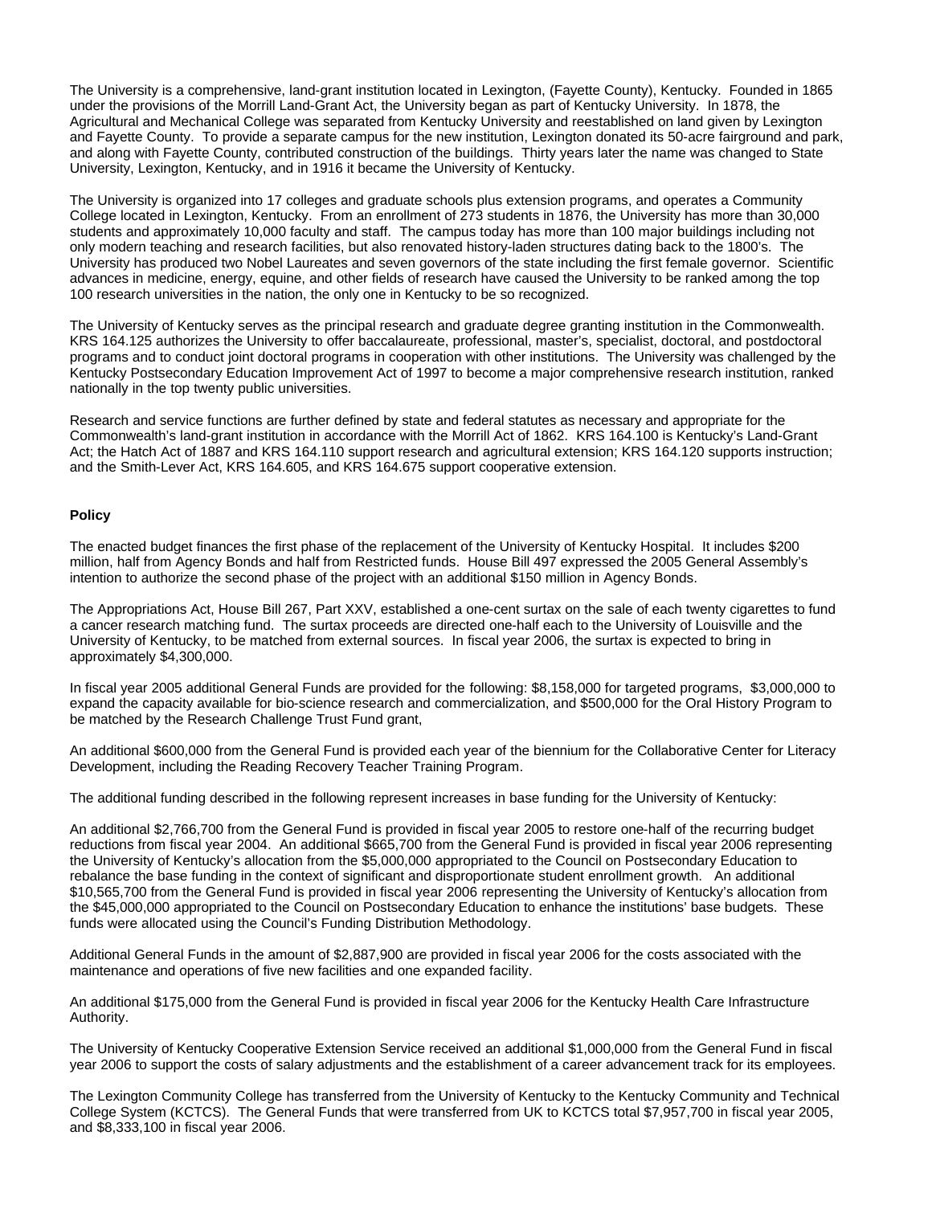The University is a comprehensive, land-grant institution located in Lexington, (Fayette County), Kentucky. Founded in 1865 under the provisions of the Morrill Land-Grant Act, the University began as part of Kentucky University. In 1878, the Agricultural and Mechanical College was separated from Kentucky University and reestablished on land given by Lexington and Fayette County. To provide a separate campus for the new institution, Lexington donated its 50-acre fairground and park, and along with Fayette County, contributed construction of the buildings. Thirty years later the name was changed to State University, Lexington, Kentucky, and in 1916 it became the University of Kentucky.

The University is organized into 17 colleges and graduate schools plus extension programs, and operates a Community College located in Lexington, Kentucky. From an enrollment of 273 students in 1876, the University has more than 30,000 students and approximately 10,000 faculty and staff. The campus today has more than 100 major buildings including not only modern teaching and research facilities, but also renovated history-laden structures dating back to the 1800's. The University has produced two Nobel Laureates and seven governors of the state including the first female governor. Scientific advances in medicine, energy, equine, and other fields of research have caused the University to be ranked among the top 100 research universities in the nation, the only one in Kentucky to be so recognized.

The University of Kentucky serves as the principal research and graduate degree granting institution in the Commonwealth. KRS 164.125 authorizes the University to offer baccalaureate, professional, master's, specialist, doctoral, and postdoctoral programs and to conduct joint doctoral programs in cooperation with other institutions. The University was challenged by the Kentucky Postsecondary Education Improvement Act of 1997 to become a major comprehensive research institution, ranked nationally in the top twenty public universities.

Research and service functions are further defined by state and federal statutes as necessary and appropriate for the Commonwealth's land-grant institution in accordance with the Morrill Act of 1862. KRS 164.100 is Kentucky's Land-Grant Act; the Hatch Act of 1887 and KRS 164.110 support research and agricultural extension; KRS 164.120 supports instruction; and the Smith-Lever Act, KRS 164.605, and KRS 164.675 support cooperative extension.

**Policy**

The enacted budget finances the first phase of the replacement of the University of Kentucky Hospital. It includes $200 million, half from Agency Bonds and half from Restricted funds. House Bill 497 expressed the 2005 General Assembly's intention to authorize the second phase of the project with an additional $150 million in Agency Bonds.

The Appropriations Act, House Bill 267, Part XXV, established a one-cent surtax on the sale of each twenty cigarettes to fund a cancer research matching fund. The surtax proceeds are directed one-half each to the University of Louisville and the University of Kentucky, to be matched from external sources. In fiscal year 2006, the surtax is expected to bring in approximately $4,300,000.

In fiscal year 2005 additional General Funds are provided for the following: $8,158,000 for targeted programs, $3,000,000 to expand the capacity available for bio-science research and commercialization, and $500,000 for the Oral History Program to be matched by the Research Challenge Trust Fund grant,

An additional $600,000 from the General Fund is provided each year of the biennium for the Collaborative Center for Literacy Development, including the Reading Recovery Teacher Training Program.

The additional funding described in the following represent increases in base funding for the University of Kentucky:

An additional $2,766,700 from the General Fund is provided in fiscal year 2005 to restore one-half of the recurring budget reductions from fiscal year 2004. An additional $665,700 from the General Fund is provided in fiscal year 2006 representing the University of Kentucky's allocation from the $5,000,000 appropriated to the Council on Postsecondary Education to rebalance the base funding in the context of significant and disproportionate student enrollment growth. An additional $10,565,700 from the General Fund is provided in fiscal year 2006 representing the University of Kentucky's allocation from the $45,000,000 appropriated to the Council on Postsecondary Education to enhance the institutions' base budgets. These funds were allocated using the Council's Funding Distribution Methodology.

Additional General Funds in the amount of $2,887,900 are provided in fiscal year 2006 for the costs associated with the maintenance and operations of five new facilities and one expanded facility.

An additional $175,000 from the General Fund is provided in fiscal year 2006 for the Kentucky Health Care Infrastructure Authority.

The University of Kentucky Cooperative Extension Service received an additional $1,000,000 from the General Fund in fiscal year 2006 to support the costs of salary adjustments and the establishment of a career advancement track for its employees.

The Lexington Community College has transferred from the University of Kentucky to the Kentucky Community and Technical College System (KCTCS). The General Funds that were transferred from UK to KCTCS total $7,957,700 in fiscal year 2005, and $8,333,100 in fiscal year 2006.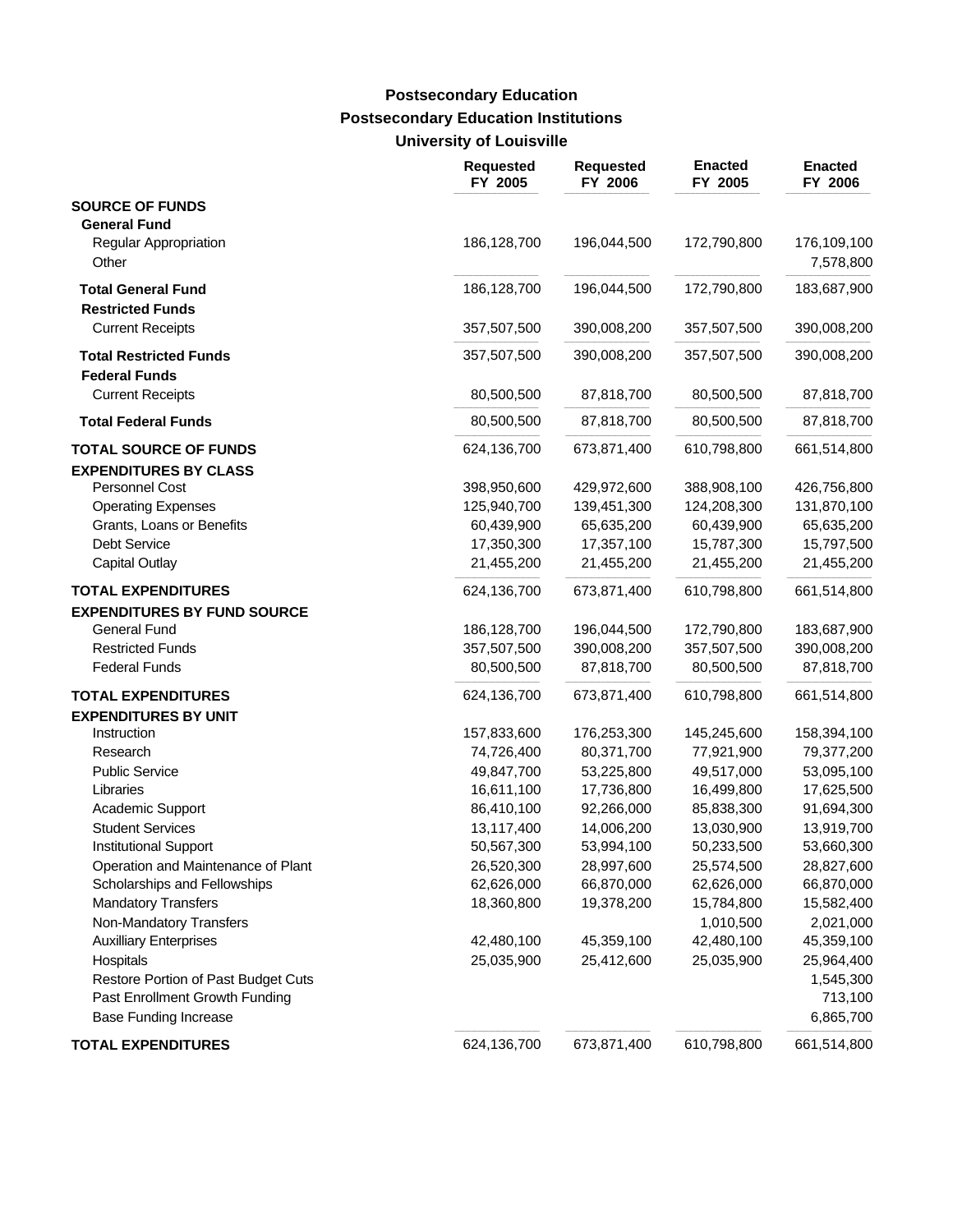### Postsecondary Education
### Postsecondary Education Institutions
### University of Louisville

| | Requested FY 2005 | Requested FY 2006 | Enacted FY 2005 | Enacted FY 2006 |
|---|---|---|---|---|
| **SOURCE OF FUNDS** | | | | |
| **General Fund** | | | | |
| Regular Appropriation | 186,128,700 | 196,044,500 | 172,790,800 | 176,109,100 |
| Other | | | | 7,578,800 |
| **Total General Fund** | 186,128,700 | 196,044,500 | 172,790,800 | 183,687,900 |
| **Restricted Funds** | | | | |
| Current Receipts | 357,507,500 | 390,008,200 | 357,507,500 | 390,008,200 |
| **Total Restricted Funds** | 357,507,500 | 390,008,200 | 357,507,500 | 390,008,200 |
| **Federal Funds** | | | | |
| Current Receipts | 80,500,500 | 87,818,700 | 80,500,500 | 87,818,700 |
| **Total Federal Funds** | 80,500,500 | 87,818,700 | 80,500,500 | 87,818,700 |
| **TOTAL SOURCE OF FUNDS** | 624,136,700 | 673,871,400 | 610,798,800 | 661,514,800 |
| **EXPENDITURES BY CLASS** | | | | |
| Personnel Cost | 398,950,600 | 429,972,600 | 388,908,100 | 426,756,800 |
| Operating Expenses | 125,940,700 | 139,451,300 | 124,208,300 | 131,870,100 |
| Grants, Loans or Benefits | 60,439,900 | 65,635,200 | 60,439,900 | 65,635,200 |
| Debt Service | 17,350,300 | 17,357,100 | 15,787,300 | 15,797,500 |
| Capital Outlay | 21,455,200 | 21,455,200 | 21,455,200 | 21,455,200 |
| **TOTAL EXPENDITURES** | 624,136,700 | 673,871,400 | 610,798,800 | 661,514,800 |
| **EXPENDITURES BY FUND SOURCE** | | | | |
| General Fund | 186,128,700 | 196,044,500 | 172,790,800 | 183,687,900 |
| Restricted Funds | 357,507,500 | 390,008,200 | 357,507,500 | 390,008,200 |
| Federal Funds | 80,500,500 | 87,818,700 | 80,500,500 | 87,818,700 |
| **TOTAL EXPENDITURES** | 624,136,700 | 673,871,400 | 610,798,800 | 661,514,800 |
| **EXPENDITURES BY UNIT** | | | | |
| Instruction | 157,833,600 | 176,253,300 | 145,245,600 | 158,394,100 |
| Research | 74,726,400 | 80,371,700 | 77,921,900 | 79,377,200 |
| Public Service | 49,847,700 | 53,225,800 | 49,517,000 | 53,095,100 |
| Libraries | 16,611,100 | 17,736,800 | 16,499,800 | 17,625,500 |
| Academic Support | 86,410,100 | 92,266,000 | 85,838,300 | 91,694,300 |
| Student Services | 13,117,400 | 14,006,200 | 13,030,900 | 13,919,700 |
| Institutional Support | 50,567,300 | 53,994,100 | 50,233,500 | 53,660,300 |
| Operation and Maintenance of Plant | 26,520,300 | 28,997,600 | 25,574,500 | 28,827,600 |
| Scholarships and Fellowships | 62,626,000 | 66,870,000 | 62,626,000 | 66,870,000 |
| Mandatory Transfers | 18,360,800 | 19,378,200 | 15,784,800 | 15,582,400 |
| Non-Mandatory Transfers | | | 1,010,500 | 2,021,000 |
| Auxilliary Enterprises | 42,480,100 | 45,359,100 | 42,480,100 | 45,359,100 |
| Hospitals | 25,035,900 | 25,412,600 | 25,035,900 | 25,964,400 |
| Restore Portion of Past Budget Cuts | | | | 1,545,300 |
| Past Enrollment Growth Funding | | | | 713,100 |
| Base Funding Increase | | | | 6,865,700 |
| **TOTAL EXPENDITURES** | 624,136,700 | 673,871,400 | 610,798,800 | 661,514,800 |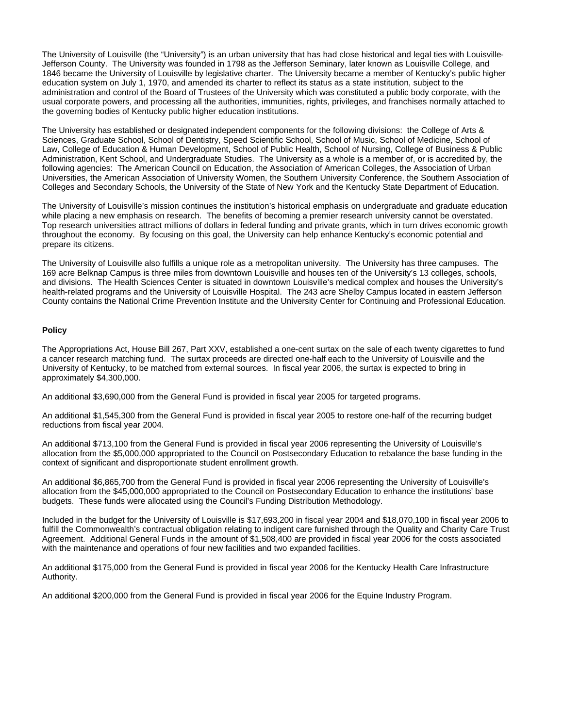The University of Louisville (the "University") is an urban university that has had close historical and legal ties with Louisville-Jefferson County. The University was founded in 1798 as the Jefferson Seminary, later known as Louisville College, and 1846 became the University of Louisville by legislative charter. The University became a member of Kentucky's public higher education system on July 1, 1970, and amended its charter to reflect its status as a state institution, subject to the administration and control of the Board of Trustees of the University which was constituted a public body corporate, with the usual corporate powers, and processing all the authorities, immunities, rights, privileges, and franchises normally attached to the governing bodies of Kentucky public higher education institutions.

The University has established or designated independent components for the following divisions: the College of Arts & Sciences, Graduate School, School of Dentistry, Speed Scientific School, School of Music, School of Medicine, School of Law, College of Education & Human Development, School of Public Health, School of Nursing, College of Business & Public Administration, Kent School, and Undergraduate Studies. The University as a whole is a member of, or is accredited by, the following agencies: The American Council on Education, the Association of American Colleges, the Association of Urban Universities, the American Association of University Women, the Southern University Conference, the Southern Association of Colleges and Secondary Schools, the University of the State of New York and the Kentucky State Department of Education.

The University of Louisville's mission continues the institution's historical emphasis on undergraduate and graduate education while placing a new emphasis on research. The benefits of becoming a premier research university cannot be overstated. Top research universities attract millions of dollars in federal funding and private grants, which in turn drives economic growth throughout the economy. By focusing on this goal, the University can help enhance Kentucky's economic potential and prepare its citizens.

The University of Louisville also fulfills a unique role as a metropolitan university. The University has three campuses. The 169 acre Belknap Campus is three miles from downtown Louisville and houses ten of the University's 13 colleges, schools, and divisions. The Health Sciences Center is situated in downtown Louisville's medical complex and houses the University's health-related programs and the University of Louisville Hospital. The 243 acre Shelby Campus located in eastern Jefferson County contains the National Crime Prevention Institute and the University Center for Continuing and Professional Education.

**Policy**

The Appropriations Act, House Bill 267, Part XXV, established a one-cent surtax on the sale of each twenty cigarettes to fund a cancer research matching fund. The surtax proceeds are directed one-half each to the University of Louisville and the University of Kentucky, to be matched from external sources. In fiscal year 2006, the surtax is expected to bring in approximately $4,300,000.

An additional $3,690,000 from the General Fund is provided in fiscal year 2005 for targeted programs.

An additional $1,545,300 from the General Fund is provided in fiscal year 2005 to restore one-half of the recurring budget reductions from fiscal year 2004.

An additional $713,100 from the General Fund is provided in fiscal year 2006 representing the University of Louisville's allocation from the $5,000,000 appropriated to the Council on Postsecondary Education to rebalance the base funding in the context of significant and disproportionate student enrollment growth.

An additional $6,865,700 from the General Fund is provided in fiscal year 2006 representing the University of Louisville's allocation from the $45,000,000 appropriated to the Council on Postsecondary Education to enhance the institutions' base budgets. These funds were allocated using the Council's Funding Distribution Methodology.

Included in the budget for the University of Louisville is $17,693,200 in fiscal year 2004 and $18,070,100 in fiscal year 2006 to fulfill the Commonwealth's contractual obligation relating to indigent care furnished through the Quality and Charity Care Trust Agreement. Additional General Funds in the amount of $1,508,400 are provided in fiscal year 2006 for the costs associated with the maintenance and operations of four new facilities and two expanded facilities.

An additional $175,000 from the General Fund is provided in fiscal year 2006 for the Kentucky Health Care Infrastructure Authority.

An additional $200,000 from the General Fund is provided in fiscal year 2006 for the Equine Industry Program.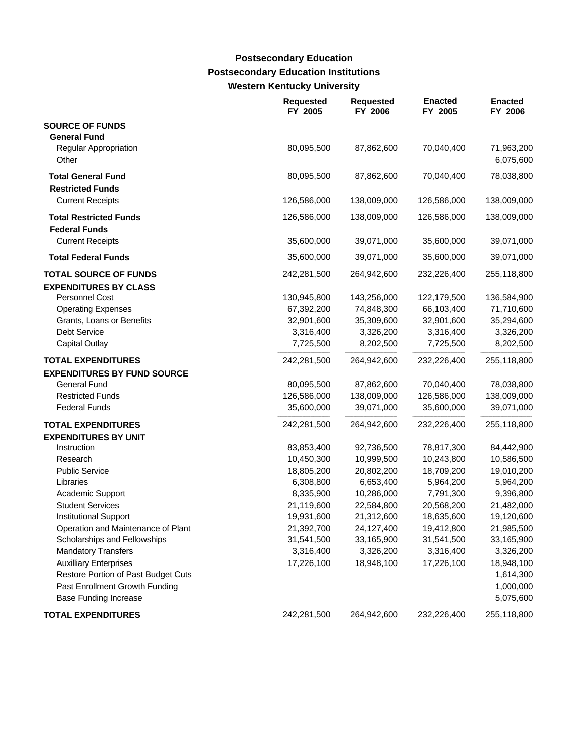# Postsecondary Education
## Postsecondary Education Institutions
### Western Kentucky University

| | Requested FY 2005 | Requested FY 2006 | Enacted FY 2005 | Enacted FY 2006 |
|---|---|---|---|---|
| **SOURCE OF FUNDS** | | | | |
| **General Fund** | | | | |
| Regular Appropriation | 80,095,500 | 87,862,600 | 70,040,400 | 71,963,200 |
| Other | | | | 6,075,600 |
| **Total General Fund** | 80,095,500 | 87,862,600 | 70,040,400 | 78,038,800 |
| **Restricted Funds** | | | | |
| Current Receipts | 126,586,000 | 138,009,000 | 126,586,000 | 138,009,000 |
| **Total Restricted Funds** | 126,586,000 | 138,009,000 | 126,586,000 | 138,009,000 |
| **Federal Funds** | | | | |
| Current Receipts | 35,600,000 | 39,071,000 | 35,600,000 | 39,071,000 |
| **Total Federal Funds** | 35,600,000 | 39,071,000 | 35,600,000 | 39,071,000 |
| **TOTAL SOURCE OF FUNDS** | 242,281,500 | 264,942,600 | 232,226,400 | 255,118,800 |
| **EXPENDITURES BY CLASS** | | | | |
| Personnel Cost | 130,945,800 | 143,256,000 | 122,179,500 | 136,584,900 |
| Operating Expenses | 67,392,200 | 74,848,300 | 66,103,400 | 71,710,600 |
| Grants, Loans or Benefits | 32,901,600 | 35,309,600 | 32,901,600 | 35,294,600 |
| Debt Service | 3,316,400 | 3,326,200 | 3,316,400 | 3,326,200 |
| Capital Outlay | 7,725,500 | 8,202,500 | 7,725,500 | 8,202,500 |
| **TOTAL EXPENDITURES** | 242,281,500 | 264,942,600 | 232,226,400 | 255,118,800 |
| **EXPENDITURES BY FUND SOURCE** | | | | |
| General Fund | 80,095,500 | 87,862,600 | 70,040,400 | 78,038,800 |
| Restricted Funds | 126,586,000 | 138,009,000 | 126,586,000 | 138,009,000 |
| Federal Funds | 35,600,000 | 39,071,000 | 35,600,000 | 39,071,000 |
| **TOTAL EXPENDITURES** | 242,281,500 | 264,942,600 | 232,226,400 | 255,118,800 |
| **EXPENDITURES BY UNIT** | | | | |
| Instruction | 83,853,400 | 92,736,500 | 78,817,300 | 84,442,900 |
| Research | 10,450,300 | 10,999,500 | 10,243,800 | 10,586,500 |
| Public Service | 18,805,200 | 20,802,200 | 18,709,200 | 19,010,200 |
| Libraries | 6,308,800 | 6,653,400 | 5,964,200 | 5,964,200 |
| Academic Support | 8,335,900 | 10,286,000 | 7,791,300 | 9,396,800 |
| Student Services | 21,119,600 | 22,584,800 | 20,568,200 | 21,482,000 |
| Institutional Support | 19,931,600 | 21,312,600 | 18,635,600 | 19,120,600 |
| Operation and Maintenance of Plant | 21,392,700 | 24,127,400 | 19,412,800 | 21,985,500 |
| Scholarships and Fellowships | 31,541,500 | 33,165,900 | 31,541,500 | 33,165,900 |
| Mandatory Transfers | 3,316,400 | 3,326,200 | 3,316,400 | 3,326,200 |
| Auxilliary Enterprises | 17,226,100 | 18,948,100 | 17,226,100 | 18,948,100 |
| Restore Portion of Past Budget Cuts | | | | 1,614,300 |
| Past Enrollment Growth Funding | | | | 1,000,000 |
| Base Funding Increase | | | | 5,075,600 |
| **TOTAL EXPENDITURES** | 242,281,500 | 264,942,600 | 232,226,400 | 255,118,800 |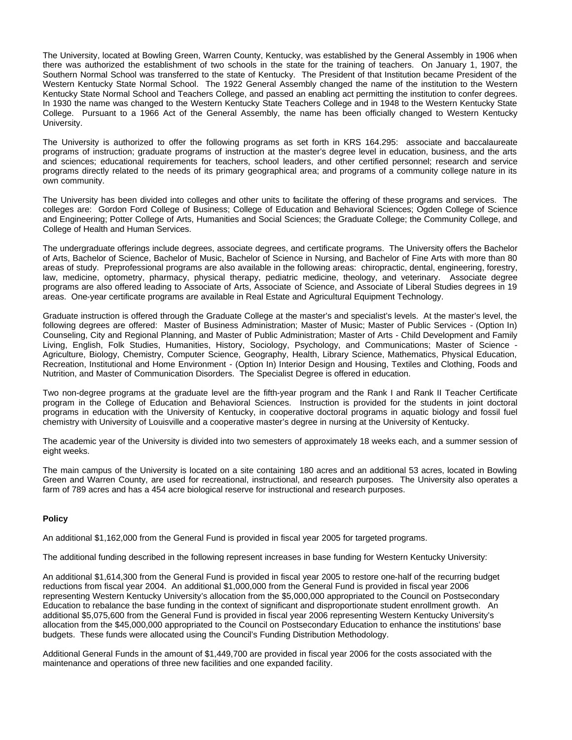The University, located at Bowling Green, Warren County, Kentucky, was established by the General Assembly in 1906 when there was authorized the establishment of two schools in the state for the training of teachers. On January 1, 1907, the Southern Normal School was transferred to the state of Kentucky. The President of that Institution became President of the Western Kentucky State Normal School. The 1922 General Assembly changed the name of the institution to the Western Kentucky State Normal School and Teachers College, and passed an enabling act permitting the institution to confer degrees. In 1930 the name was changed to the Western Kentucky State Teachers College and in 1948 to the Western Kentucky State College. Pursuant to a 1966 Act of the General Assembly, the name has been officially changed to Western Kentucky University.

The University is authorized to offer the following programs as set forth in KRS 164.295: associate and baccalaureate programs of instruction; graduate programs of instruction at the master's degree level in education, business, and the arts and sciences; educational requirements for teachers, school leaders, and other certified personnel; research and service programs directly related to the needs of its primary geographical area; and programs of a community college nature in its own community.

The University has been divided into colleges and other units to facilitate the offering of these programs and services. The colleges are: Gordon Ford College of Business; College of Education and Behavioral Sciences; Ogden College of Science and Engineering; Potter College of Arts, Humanities and Social Sciences; the Graduate College; the Community College, and College of Health and Human Services.

The undergraduate offerings include degrees, associate degrees, and certificate programs. The University offers the Bachelor of Arts, Bachelor of Science, Bachelor of Music, Bachelor of Science in Nursing, and Bachelor of Fine Arts with more than 80 areas of study. Preprofessional programs are also available in the following areas: chiropractic, dental, engineering, forestry, law, medicine, optometry, pharmacy, physical therapy, pediatric medicine, theology, and veterinary. Associate degree programs are also offered leading to Associate of Arts, Associate of Science, and Associate of Liberal Studies degrees in 19 areas. One-year certificate programs are available in Real Estate and Agricultural Equipment Technology.

Graduate instruction is offered through the Graduate College at the master's and specialist's levels. At the master's level, the following degrees are offered: Master of Business Administration; Master of Music; Master of Public Services - (Option In) Counseling, City and Regional Planning, and Master of Public Administration; Master of Arts - Child Development and Family Living, English, Folk Studies, Humanities, History, Sociology, Psychology, and Communications; Master of Science - Agriculture, Biology, Chemistry, Computer Science, Geography, Health, Library Science, Mathematics, Physical Education, Recreation, Institutional and Home Environment - (Option In) Interior Design and Housing, Textiles and Clothing, Foods and Nutrition, and Master of Communication Disorders. The Specialist Degree is offered in education.

Two non-degree programs at the graduate level are the fifth-year program and the Rank I and Rank II Teacher Certificate program in the College of Education and Behavioral Sciences. Instruction is provided for the students in joint doctoral programs in education with the University of Kentucky, in cooperative doctoral programs in aquatic biology and fossil fuel chemistry with University of Louisville and a cooperative master's degree in nursing at the University of Kentucky.

The academic year of the University is divided into two semesters of approximately 18 weeks each, and a summer session of eight weeks.

The main campus of the University is located on a site containing 180 acres and an additional 53 acres, located in Bowling Green and Warren County, are used for recreational, instructional, and research purposes. The University also operates a farm of 789 acres and has a 454 acre biological reserve for instructional and research purposes.

**Policy**

An additional $1,162,000 from the General Fund is provided in fiscal year 2005 for targeted programs.

The additional funding described in the following represent increases in base funding for Western Kentucky University:

An additional $1,614,300 from the General Fund is provided in fiscal year 2005 to restore one-half of the recurring budget reductions from fiscal year 2004. An additional $1,000,000 from the General Fund is provided in fiscal year 2006 representing Western Kentucky University's allocation from the $5,000,000 appropriated to the Council on Postsecondary Education to rebalance the base funding in the context of significant and disproportionate student enrollment growth. An additional $5,075,600 from the General Fund is provided in fiscal year 2006 representing Western Kentucky University's allocation from the $45,000,000 appropriated to the Council on Postsecondary Education to enhance the institutions' base budgets. These funds were allocated using the Council's Funding Distribution Methodology.

Additional General Funds in the amount of $1,449,700 are provided in fiscal year 2006 for the costs associated with the maintenance and operations of three new facilities and one expanded facility.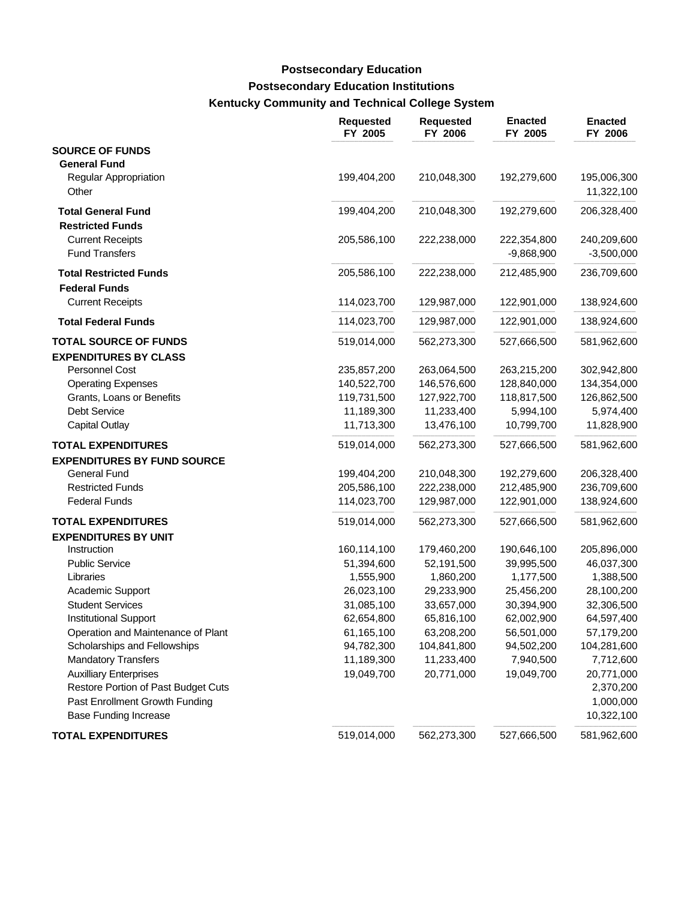# Postsecondary Education

## Postsecondary Education Institutions

### Kentucky Community and Technical College System

| | Requested FY 2005 | Requested FY 2006 | Enacted FY 2005 | Enacted FY 2006 |
|---|---|---|---|---|
| **SOURCE OF FUNDS** | | | | |
| **General Fund** | | | | |
| Regular Appropriation | 199,404,200 | 210,048,300 | 192,279,600 | 195,006,300 |
| Other | | | | 11,322,100 |
| **Total General Fund** | 199,404,200 | 210,048,300 | 192,279,600 | 206,328,400 |
| **Restricted Funds** | | | | |
| Current Receipts | 205,586,100 | 222,238,000 | 222,354,800 | 240,209,600 |
| Fund Transfers | | | -9,868,900 | -3,500,000 |
| **Total Restricted Funds** | 205,586,100 | 222,238,000 | 212,485,900 | 236,709,600 |
| **Federal Funds** | | | | |
| Current Receipts | 114,023,700 | 129,987,000 | 122,901,000 | 138,924,600 |
| **Total Federal Funds** | 114,023,700 | 129,987,000 | 122,901,000 | 138,924,600 |
| **TOTAL SOURCE OF FUNDS** | 519,014,000 | 562,273,300 | 527,666,500 | 581,962,600 |
| **EXPENDITURES BY CLASS** | | | | |
| Personnel Cost | 235,857,200 | 263,064,500 | 263,215,200 | 302,942,800 |
| Operating Expenses | 140,522,700 | 146,576,600 | 128,840,000 | 134,354,000 |
| Grants, Loans or Benefits | 119,731,500 | 127,922,700 | 118,817,500 | 126,862,500 |
| Debt Service | 11,189,300 | 11,233,400 | 5,994,100 | 5,974,400 |
| Capital Outlay | 11,713,300 | 13,476,100 | 10,799,700 | 11,828,900 |
| **TOTAL EXPENDITURES** | 519,014,000 | 562,273,300 | 527,666,500 | 581,962,600 |
| **EXPENDITURES BY FUND SOURCE** | | | | |
| General Fund | 199,404,200 | 210,048,300 | 192,279,600 | 206,328,400 |
| Restricted Funds | 205,586,100 | 222,238,000 | 212,485,900 | 236,709,600 |
| Federal Funds | 114,023,700 | 129,987,000 | 122,901,000 | 138,924,600 |
| **TOTAL EXPENDITURES** | 519,014,000 | 562,273,300 | 527,666,500 | 581,962,600 |
| **EXPENDITURES BY UNIT** | | | | |
| Instruction | 160,114,100 | 179,460,200 | 190,646,100 | 205,896,000 |
| Public Service | 51,394,600 | 52,191,500 | 39,995,500 | 46,037,300 |
| Libraries | 1,555,900 | 1,860,200 | 1,177,500 | 1,388,500 |
| Academic Support | 26,023,100 | 29,233,900 | 25,456,200 | 28,100,200 |
| Student Services | 31,085,100 | 33,657,000 | 30,394,900 | 32,306,500 |
| Institutional Support | 62,654,800 | 65,816,100 | 62,002,900 | 64,597,400 |
| Operation and Maintenance of Plant | 61,165,100 | 63,208,200 | 56,501,000 | 57,179,200 |
| Scholarships and Fellowships | 94,782,300 | 104,841,800 | 94,502,200 | 104,281,600 |
| Mandatory Transfers | 11,189,300 | 11,233,400 | 7,940,500 | 7,712,600 |
| Auxilliary Enterprises | 19,049,700 | 20,771,000 | 19,049,700 | 20,771,000 |
| Restore Portion of Past Budget Cuts | | | | 2,370,200 |
| Past Enrollment Growth Funding | | | | 1,000,000 |
| Base Funding Increase | | | | 10,322,100 |
| **TOTAL EXPENDITURES** | 519,014,000 | 562,273,300 | 527,666,500 | 581,962,600 |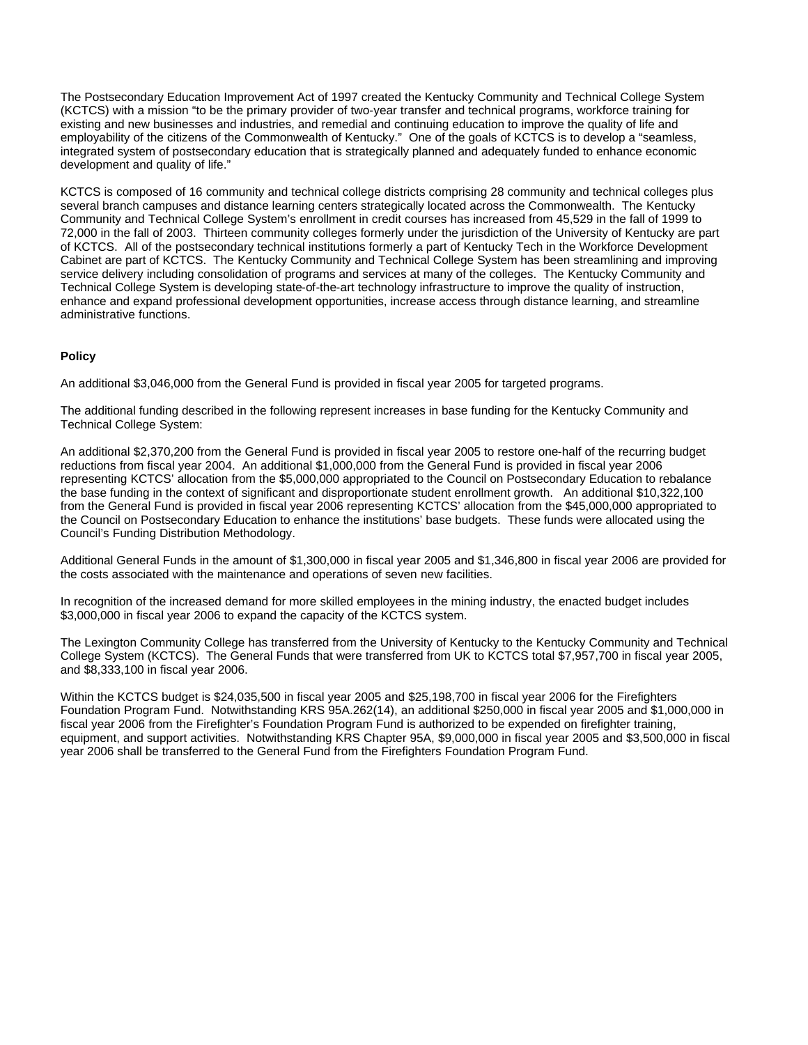The Postsecondary Education Improvement Act of 1997 created the Kentucky Community and Technical College System (KCTCS) with a mission "to be the primary provider of two-year transfer and technical programs, workforce training for existing and new businesses and industries, and remedial and continuing education to improve the quality of life and employability of the citizens of the Commonwealth of Kentucky." One of the goals of KCTCS is to develop a "seamless, integrated system of postsecondary education that is strategically planned and adequately funded to enhance economic development and quality of life."

KCTCS is composed of 16 community and technical college districts comprising 28 community and technical colleges plus several branch campuses and distance learning centers strategically located across the Commonwealth. The Kentucky Community and Technical College System's enrollment in credit courses has increased from 45,529 in the fall of 1999 to 72,000 in the fall of 2003. Thirteen community colleges formerly under the jurisdiction of the University of Kentucky are part of KCTCS. All of the postsecondary technical institutions formerly a part of Kentucky Tech in the Workforce Development Cabinet are part of KCTCS. The Kentucky Community and Technical College System has been streamlining and improving service delivery including consolidation of programs and services at many of the colleges. The Kentucky Community and Technical College System is developing state-of-the-art technology infrastructure to improve the quality of instruction, enhance and expand professional development opportunities, increase access through distance learning, and streamline administrative functions.

**Policy**

An additional $3,046,000 from the General Fund is provided in fiscal year 2005 for targeted programs.

The additional funding described in the following represent increases in base funding for the Kentucky Community and Technical College System:

An additional $2,370,200 from the General Fund is provided in fiscal year 2005 to restore one-half of the recurring budget reductions from fiscal year 2004. An additional $1,000,000 from the General Fund is provided in fiscal year 2006 representing KCTCS' allocation from the $5,000,000 appropriated to the Council on Postsecondary Education to rebalance the base funding in the context of significant and disproportionate student enrollment growth. An additional $10,322,100 from the General Fund is provided in fiscal year 2006 representing KCTCS' allocation from the $45,000,000 appropriated to the Council on Postsecondary Education to enhance the institutions' base budgets. These funds were allocated using the Council's Funding Distribution Methodology.

Additional General Funds in the amount of $1,300,000 in fiscal year 2005 and $1,346,800 in fiscal year 2006 are provided for the costs associated with the maintenance and operations of seven new facilities.

In recognition of the increased demand for more skilled employees in the mining industry, the enacted budget includes $3,000,000 in fiscal year 2006 to expand the capacity of the KCTCS system.

The Lexington Community College has transferred from the University of Kentucky to the Kentucky Community and Technical College System (KCTCS). The General Funds that were transferred from UK to KCTCS total $7,957,700 in fiscal year 2005, and $8,333,100 in fiscal year 2006.

Within the KCTCS budget is $24,035,500 in fiscal year 2005 and $25,198,700 in fiscal year 2006 for the Firefighters Foundation Program Fund. Notwithstanding KRS 95A.262(14), an additional $250,000 in fiscal year 2005 and $1,000,000 in fiscal year 2006 from the Firefighter's Foundation Program Fund is authorized to be expended on firefighter training, equipment, and support activities. Notwithstanding KRS Chapter 95A, $9,000,000 in fiscal year 2005 and $3,500,000 in fiscal year 2006 shall be transferred to the General Fund from the Firefighters Foundation Program Fund.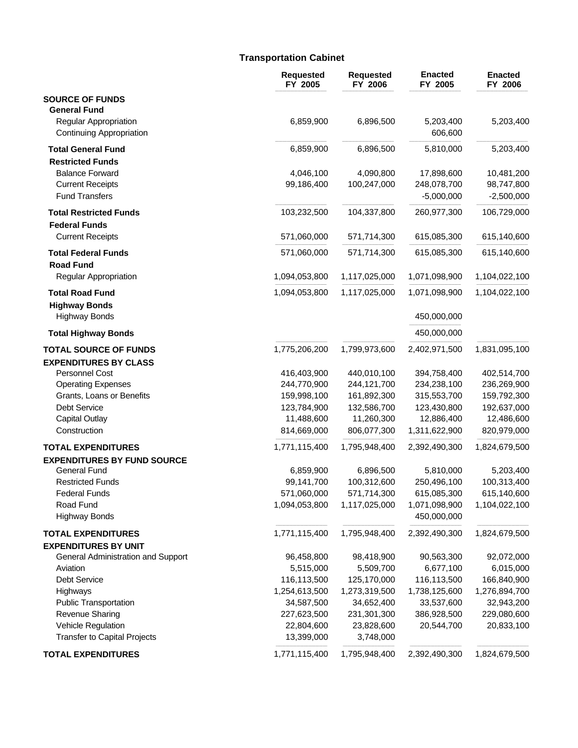## Transportation Cabinet

| | Requested FY 2005 | Requested FY 2006 | Enacted FY 2005 | Enacted FY 2006 |
|---|---|---|---|---|
| **SOURCE OF FUNDS** | | | | |
| **General Fund** | | | | |
| Regular Appropriation | 6,859,900 | 6,896,500 | 5,203,400 | 5,203,400 |
| Continuing Appropriation | | | 606,600 | |
| **Total General Fund** | 6,859,900 | 6,896,500 | 5,810,000 | 5,203,400 |
| **Restricted Funds** | | | | |
| Balance Forward | 4,046,100 | 4,090,800 | 17,898,600 | 10,481,200 |
| Current Receipts | 99,186,400 | 100,247,000 | 248,078,700 | 98,747,800 |
| Fund Transfers | | | -5,000,000 | -2,500,000 |
| **Total Restricted Funds** | 103,232,500 | 104,337,800 | 260,977,300 | 106,729,000 |
| **Federal Funds** | | | | |
| Current Receipts | 571,060,000 | 571,714,300 | 615,085,300 | 615,140,600 |
| **Total Federal Funds** | 571,060,000 | 571,714,300 | 615,085,300 | 615,140,600 |
| **Road Fund** | | | | |
| Regular Appropriation | 1,094,053,800 | 1,117,025,000 | 1,071,098,900 | 1,104,022,100 |
| **Total Road Fund** | 1,094,053,800 | 1,117,025,000 | 1,071,098,900 | 1,104,022,100 |
| **Highway Bonds** | | | | |
| Highway Bonds | | | 450,000,000 | |
| **Total Highway Bonds** | | | 450,000,000 | |
| **TOTAL SOURCE OF FUNDS** | 1,775,206,200 | 1,799,973,600 | 2,402,971,500 | 1,831,095,100 |
| **EXPENDITURES BY CLASS** | | | | |
| Personnel Cost | 416,403,900 | 440,010,100 | 394,758,400 | 402,514,700 |
| Operating Expenses | 244,770,900 | 244,121,700 | 234,238,100 | 236,269,900 |
| Grants, Loans or Benefits | 159,998,100 | 161,892,300 | 315,553,700 | 159,792,300 |
| Debt Service | 123,784,900 | 132,586,700 | 123,430,800 | 192,637,000 |
| Capital Outlay | 11,488,600 | 11,260,300 | 12,886,400 | 12,486,600 |
| Construction | 814,669,000 | 806,077,300 | 1,311,622,900 | 820,979,000 |
| **TOTAL EXPENDITURES** | 1,771,115,400 | 1,795,948,400 | 2,392,490,300 | 1,824,679,500 |
| **EXPENDITURES BY FUND SOURCE** | | | | |
| General Fund | 6,859,900 | 6,896,500 | 5,810,000 | 5,203,400 |
| Restricted Funds | 99,141,700 | 100,312,600 | 250,496,100 | 100,313,400 |
| Federal Funds | 571,060,000 | 571,714,300 | 615,085,300 | 615,140,600 |
| Road Fund | 1,094,053,800 | 1,117,025,000 | 1,071,098,900 | 1,104,022,100 |
| Highway Bonds | | | 450,000,000 | |
| **TOTAL EXPENDITURES** | 1,771,115,400 | 1,795,948,400 | 2,392,490,300 | 1,824,679,500 |
| **EXPENDITURES BY UNIT** | | | | |
| General Administration and Support | 96,458,800 | 98,418,900 | 90,563,300 | 92,072,000 |
| Aviation | 5,515,000 | 5,509,700 | 6,677,100 | 6,015,000 |
| Debt Service | 116,113,500 | 125,170,000 | 116,113,500 | 166,840,900 |
| Highways | 1,254,613,500 | 1,273,319,500 | 1,738,125,600 | 1,276,894,700 |
| Public Transportation | 34,587,500 | 34,652,400 | 33,537,600 | 32,943,200 |
| Revenue Sharing | 227,623,500 | 231,301,300 | 386,928,500 | 229,080,600 |
| Vehicle Regulation | 22,804,600 | 23,828,600 | 20,544,700 | 20,833,100 |
| Transfer to Capital Projects | 13,399,000 | 3,748,000 | | |
| **TOTAL EXPENDITURES** | 1,771,115,400 | 1,795,948,400 | 2,392,490,300 | 1,824,679,500 |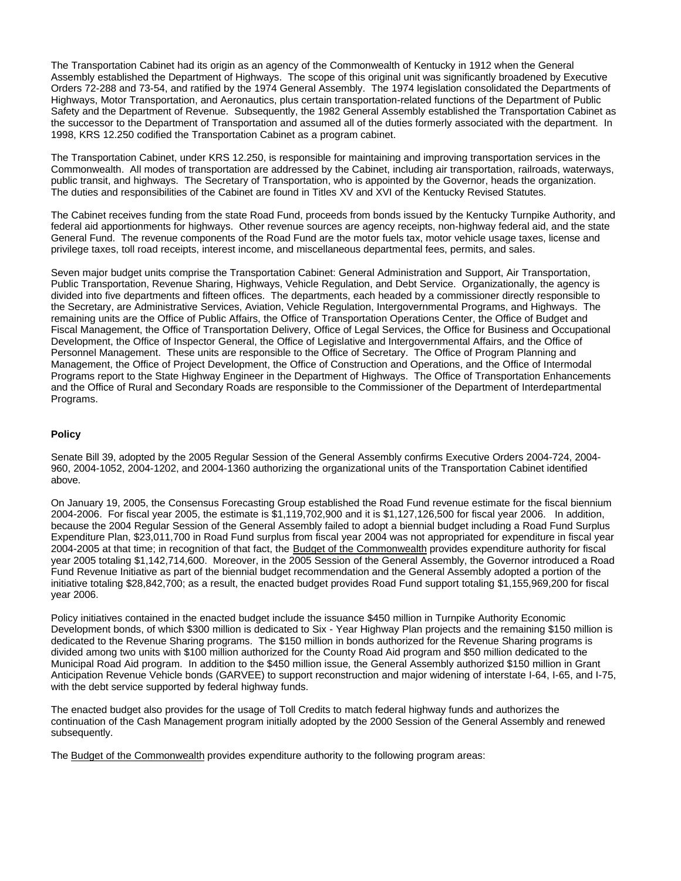The Transportation Cabinet had its origin as an agency of the Commonwealth of Kentucky in 1912 when the General Assembly established the Department of Highways. The scope of this original unit was significantly broadened by Executive Orders 72-288 and 73-54, and ratified by the 1974 General Assembly. The 1974 legislation consolidated the Departments of Highways, Motor Transportation, and Aeronautics, plus certain transportation-related functions of the Department of Public Safety and the Department of Revenue. Subsequently, the 1982 General Assembly established the Transportation Cabinet as the successor to the Department of Transportation and assumed all of the duties formerly associated with the department. In 1998, KRS 12.250 codified the Transportation Cabinet as a program cabinet.

The Transportation Cabinet, under KRS 12.250, is responsible for maintaining and improving transportation services in the Commonwealth. All modes of transportation are addressed by the Cabinet, including air transportation, railroads, waterways, public transit, and highways. The Secretary of Transportation, who is appointed by the Governor, heads the organization. The duties and responsibilities of the Cabinet are found in Titles XV and XVI of the Kentucky Revised Statutes.

The Cabinet receives funding from the state Road Fund, proceeds from bonds issued by the Kentucky Turnpike Authority, and federal aid apportionments for highways. Other revenue sources are agency receipts, non-highway federal aid, and the state General Fund. The revenue components of the Road Fund are the motor fuels tax, motor vehicle usage taxes, license and privilege taxes, toll road receipts, interest income, and miscellaneous departmental fees, permits, and sales.

Seven major budget units comprise the Transportation Cabinet: General Administration and Support, Air Transportation, Public Transportation, Revenue Sharing, Highways, Vehicle Regulation, and Debt Service. Organizationally, the agency is divided into five departments and fifteen offices. The departments, each headed by a commissioner directly responsible to the Secretary, are Administrative Services, Aviation, Vehicle Regulation, Intergovernmental Programs, and Highways. The remaining units are the Office of Public Affairs, the Office of Transportation Operations Center, the Office of Budget and Fiscal Management, the Office of Transportation Delivery, Office of Legal Services, the Office for Business and Occupational Development, the Office of Inspector General, the Office of Legislative and Intergovernmental Affairs, and the Office of Personnel Management. These units are responsible to the Office of Secretary. The Office of Program Planning and Management, the Office of Project Development, the Office of Construction and Operations, and the Office of Intermodal Programs report to the State Highway Engineer in the Department of Highways. The Office of Transportation Enhancements and the Office of Rural and Secondary Roads are responsible to the Commissioner of the Department of Interdepartmental Programs.

**Policy**

Senate Bill 39, adopted by the 2005 Regular Session of the General Assembly confirms Executive Orders 2004-724, 2004-960, 2004-1052, 2004-1202, and 2004-1360 authorizing the organizational units of the Transportation Cabinet identified above.

On January 19, 2005, the Consensus Forecasting Group established the Road Fund revenue estimate for the fiscal biennium 2004-2006. For fiscal year 2005, the estimate is $1,119,702,900 and it is $1,127,126,500 for fiscal year 2006. In addition, because the 2004 Regular Session of the General Assembly failed to adopt a biennial budget including a Road Fund Surplus Expenditure Plan, $23,011,700 in Road Fund surplus from fiscal year 2004 was not appropriated for expenditure in fiscal year 2004-2005 at that time; in recognition of that fact, the Budget of the Commonwealth provides expenditure authority for fiscal year 2005 totaling $1,142,714,600. Moreover, in the 2005 Session of the General Assembly, the Governor introduced a Road Fund Revenue Initiative as part of the biennial budget recommendation and the General Assembly adopted a portion of the initiative totaling $28,842,700; as a result, the enacted budget provides Road Fund support totaling $1,155,969,200 for fiscal year 2006.

Policy initiatives contained in the enacted budget include the issuance $450 million in Turnpike Authority Economic Development bonds, of which $300 million is dedicated to Six - Year Highway Plan projects and the remaining $150 million is dedicated to the Revenue Sharing programs. The $150 million in bonds authorized for the Revenue Sharing programs is divided among two units with $100 million authorized for the County Road Aid program and $50 million dedicated to the Municipal Road Aid program. In addition to the $450 million issue, the General Assembly authorized $150 million in Grant Anticipation Revenue Vehicle bonds (GARVEE) to support reconstruction and major widening of interstate I-64, I-65, and I-75, with the debt service supported by federal highway funds.

The enacted budget also provides for the usage of Toll Credits to match federal highway funds and authorizes the continuation of the Cash Management program initially adopted by the 2000 Session of the General Assembly and renewed subsequently.

The Budget of the Commonwealth provides expenditure authority to the following program areas: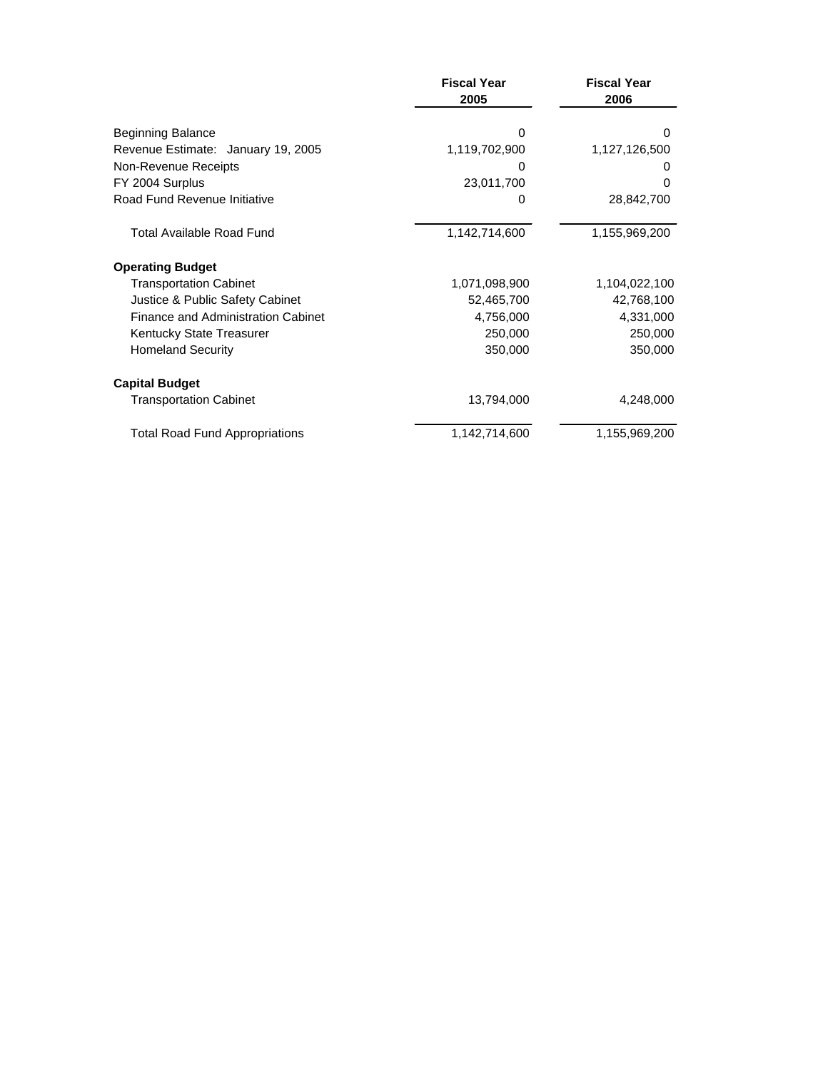| | Fiscal Year 2005 | Fiscal Year 2006 |
|---|---|---|
| Beginning Balance | 0 | 0 |
| Revenue Estimate: January 19, 2005 | 1,119,702,900 | 1,127,126,500 |
| Non-Revenue Receipts | 0 | 0 |
| FY 2004 Surplus | 23,011,700 | 0 |
| Road Fund Revenue Initiative | 0 | 28,842,700 |
| Total Available Road Fund | 1,142,714,600 | 1,155,969,200 |
| **Operating Budget** | | |
| Transportation Cabinet | 1,071,098,900 | 1,104,022,100 |
| Justice & Public Safety Cabinet | 52,465,700 | 42,768,100 |
| Finance and Administration Cabinet | 4,756,000 | 4,331,000 |
| Kentucky State Treasurer | 250,000 | 250,000 |
| Homeland Security | 350,000 | 350,000 |
| **Capital Budget** | | |
| Transportation Cabinet | 13,794,000 | 4,248,000 |
| Total Road Fund Appropriations | 1,142,714,600 | 1,155,969,200 |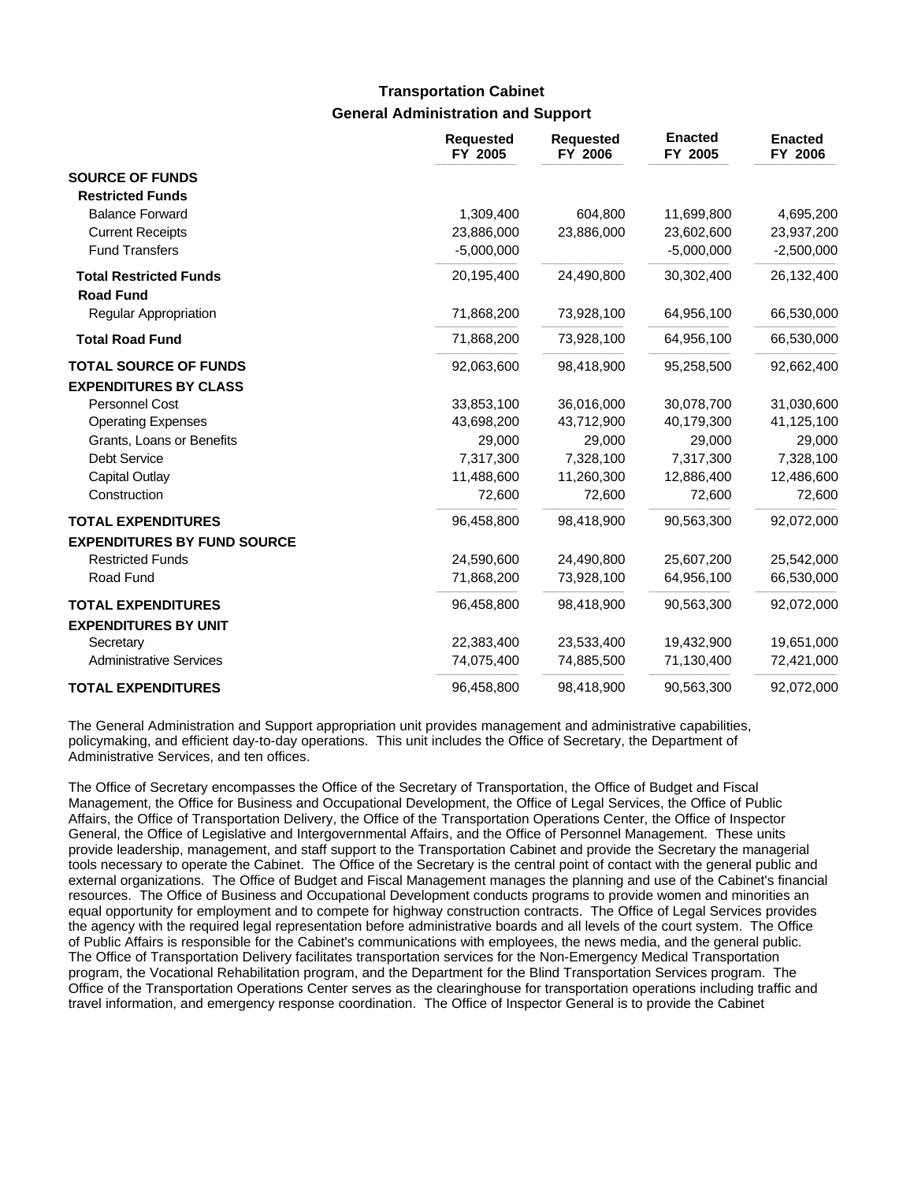## Transportation Cabinet

### General Administration and Support

| | Requested FY 2005 | Requested FY 2006 | Enacted FY 2005 | Enacted FY 2006 |
|---|---|---|---|---|
| **SOURCE OF FUNDS** | | | | |
| **Restricted Funds** | | | | |
| Balance Forward | 1,309,400 | 604,800 | 11,699,800 | 4,695,200 |
| Current Receipts | 23,886,000 | 23,886,000 | 23,602,600 | 23,937,200 |
| Fund Transfers | -5,000,000 | | -5,000,000 | -2,500,000 |
| **Total Restricted Funds** | 20,195,400 | 24,490,800 | 30,302,400 | 26,132,400 |
| **Road Fund** | | | | |
| Regular Appropriation | 71,868,200 | 73,928,100 | 64,956,100 | 66,530,000 |
| **Total Road Fund** | 71,868,200 | 73,928,100 | 64,956,100 | 66,530,000 |
| **TOTAL SOURCE OF FUNDS** | 92,063,600 | 98,418,900 | 95,258,500 | 92,662,400 |
| **EXPENDITURES BY CLASS** | | | | |
| Personnel Cost | 33,853,100 | 36,016,000 | 30,078,700 | 31,030,600 |
| Operating Expenses | 43,698,200 | 43,712,900 | 40,179,300 | 41,125,100 |
| Grants, Loans or Benefits | 29,000 | 29,000 | 29,000 | 29,000 |
| Debt Service | 7,317,300 | 7,328,100 | 7,317,300 | 7,328,100 |
| Capital Outlay | 11,488,600 | 11,260,300 | 12,886,400 | 12,486,600 |
| Construction | 72,600 | 72,600 | 72,600 | 72,600 |
| **TOTAL EXPENDITURES** | 96,458,800 | 98,418,900 | 90,563,300 | 92,072,000 |
| **EXPENDITURES BY FUND SOURCE** | | | | |
| Restricted Funds | 24,590,600 | 24,490,800 | 25,607,200 | 25,542,000 |
| Road Fund | 71,868,200 | 73,928,100 | 64,956,100 | 66,530,000 |
| **TOTAL EXPENDITURES** | 96,458,800 | 98,418,900 | 90,563,300 | 92,072,000 |
| **EXPENDITURES BY UNIT** | | | | |
| Secretary | 22,383,400 | 23,533,400 | 19,432,900 | 19,651,000 |
| Administrative Services | 74,075,400 | 74,885,500 | 71,130,400 | 72,421,000 |
| **TOTAL EXPENDITURES** | 96,458,800 | 98,418,900 | 90,563,300 | 92,072,000 |

The General Administration and Support appropriation unit provides management and administrative capabilities, policymaking, and efficient day-to-day operations. This unit includes the Office of Secretary, the Department of Administrative Services, and ten offices.

The Office of Secretary encompasses the Office of the Secretary of Transportation, the Office of Budget and Fiscal Management, the Office for Business and Occupational Development, the Office of Legal Services, the Office of Public Affairs, the Office of Transportation Delivery, the Office of the Transportation Operations Center, the Office of Inspector General, the Office of Legislative and Intergovernmental Affairs, and the Office of Personnel Management. These units provide leadership, management, and staff support to the Transportation Cabinet and provide the Secretary the managerial tools necessary to operate the Cabinet. The Office of the Secretary is the central point of contact with the general public and external organizations. The Office of Budget and Fiscal Management manages the planning and use of the Cabinet's financial resources. The Office of Business and Occupational Development conducts programs to provide women and minorities an equal opportunity for employment and to compete for highway construction contracts. The Office of Legal Services provides the agency with the required legal representation before administrative boards and all levels of the court system. The Office of Public Affairs is responsible for the Cabinet's communications with employees, the news media, and the general public. The Office of Transportation Delivery facilitates transportation services for the Non-Emergency Medical Transportation program, the Vocational Rehabilitation program, and the Department for the Blind Transportation Services program. The Office of the Transportation Operations Center serves as the clearinghouse for transportation operations including traffic and travel information, and emergency response coordination. The Office of Inspector General is to provide the Cabinet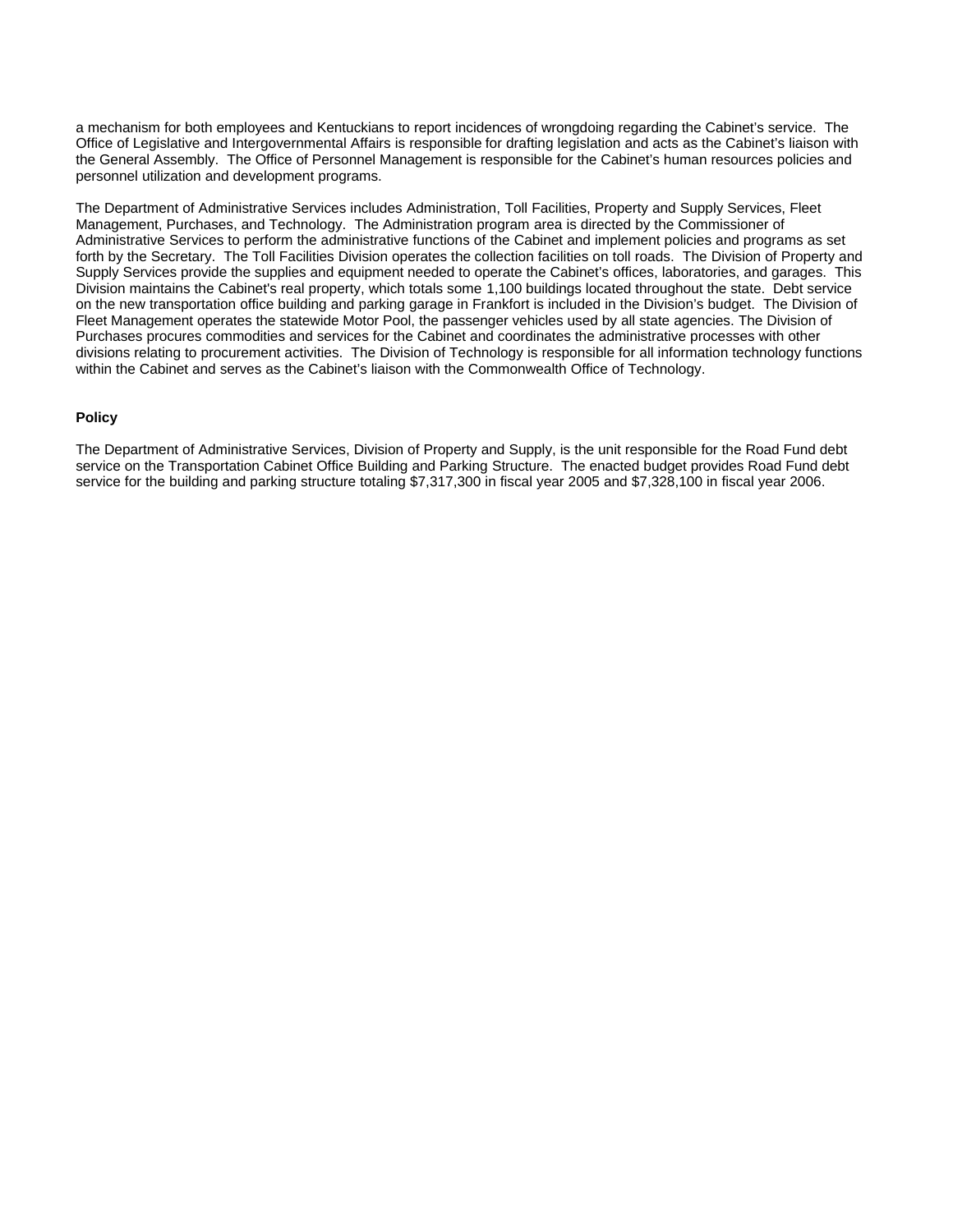a mechanism for both employees and Kentuckians to report incidences of wrongdoing regarding the Cabinet's service. The Office of Legislative and Intergovernmental Affairs is responsible for drafting legislation and acts as the Cabinet's liaison with the General Assembly. The Office of Personnel Management is responsible for the Cabinet's human resources policies and personnel utilization and development programs.

The Department of Administrative Services includes Administration, Toll Facilities, Property and Supply Services, Fleet Management, Purchases, and Technology. The Administration program area is directed by the Commissioner of Administrative Services to perform the administrative functions of the Cabinet and implement policies and programs as set forth by the Secretary. The Toll Facilities Division operates the collection facilities on toll roads. The Division of Property and Supply Services provide the supplies and equipment needed to operate the Cabinet's offices, laboratories, and garages. This Division maintains the Cabinet's real property, which totals some 1,100 buildings located throughout the state. Debt service on the new transportation office building and parking garage in Frankfort is included in the Division's budget. The Division of Fleet Management operates the statewide Motor Pool, the passenger vehicles used by all state agencies. The Division of Purchases procures commodities and services for the Cabinet and coordinates the administrative processes with other divisions relating to procurement activities. The Division of Technology is responsible for all information technology functions within the Cabinet and serves as the Cabinet's liaison with the Commonwealth Office of Technology.

**Policy**

The Department of Administrative Services, Division of Property and Supply, is the unit responsible for the Road Fund debt service on the Transportation Cabinet Office Building and Parking Structure. The enacted budget provides Road Fund debt service for the building and parking structure totaling $7,317,300 in fiscal year 2005 and $7,328,100 in fiscal year 2006.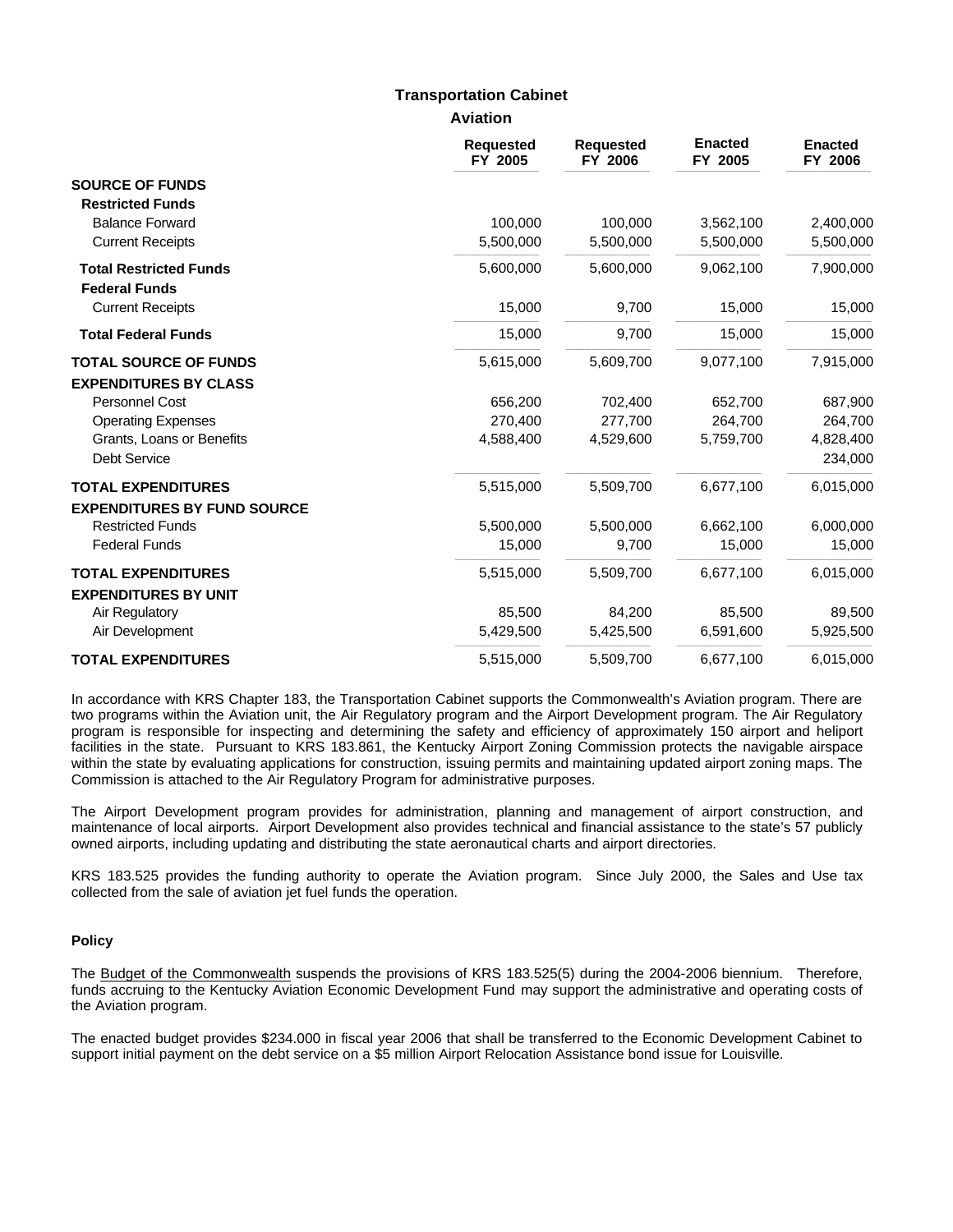## Transportation Cabinet

### Aviation

| | Requested FY 2005 | Requested FY 2006 | Enacted FY 2005 | Enacted FY 2006 |
|---|---|---|---|---|
| **SOURCE OF FUNDS** | | | | |
| **Restricted Funds** | | | | |
| Balance Forward | 100,000 | 100,000 | 3,562,100 | 2,400,000 |
| Current Receipts | 5,500,000 | 5,500,000 | 5,500,000 | 5,500,000 |
| **Total Restricted Funds** | 5,600,000 | 5,600,000 | 9,062,100 | 7,900,000 |
| **Federal Funds** | | | | |
| Current Receipts | 15,000 | 9,700 | 15,000 | 15,000 |
| **Total Federal Funds** | 15,000 | 9,700 | 15,000 | 15,000 |
| **TOTAL SOURCE OF FUNDS** | 5,615,000 | 5,609,700 | 9,077,100 | 7,915,000 |
| **EXPENDITURES BY CLASS** | | | | |
| Personnel Cost | 656,200 | 702,400 | 652,700 | 687,900 |
| Operating Expenses | 270,400 | 277,700 | 264,700 | 264,700 |
| Grants, Loans or Benefits | 4,588,400 | 4,529,600 | 5,759,700 | 4,828,400 |
| Debt Service | | | | 234,000 |
| **TOTAL EXPENDITURES** | 5,515,000 | 5,509,700 | 6,677,100 | 6,015,000 |
| **EXPENDITURES BY FUND SOURCE** | | | | |
| Restricted Funds | 5,500,000 | 5,500,000 | 6,662,100 | 6,000,000 |
| Federal Funds | 15,000 | 9,700 | 15,000 | 15,000 |
| **TOTAL EXPENDITURES** | 5,515,000 | 5,509,700 | 6,677,100 | 6,015,000 |
| **EXPENDITURES BY UNIT** | | | | |
| Air Regulatory | 85,500 | 84,200 | 85,500 | 89,500 |
| Air Development | 5,429,500 | 5,425,500 | 6,591,600 | 5,925,500 |
| **TOTAL EXPENDITURES** | 5,515,000 | 5,509,700 | 6,677,100 | 6,015,000 |

In accordance with KRS Chapter 183, the Transportation Cabinet supports the Commonwealth's Aviation program. There are two programs within the Aviation unit, the Air Regulatory program and the Airport Development program. The Air Regulatory program is responsible for inspecting and determining the safety and efficiency of approximately 150 airport and heliport facilities in the state. Pursuant to KRS 183.861, the Kentucky Airport Zoning Commission protects the navigable airspace within the state by evaluating applications for construction, issuing permits and maintaining updated airport zoning maps. The Commission is attached to the Air Regulatory Program for administrative purposes.

The Airport Development program provides for administration, planning and management of airport construction, and maintenance of local airports. Airport Development also provides technical and financial assistance to the state's 57 publicly owned airports, including updating and distributing the state aeronautical charts and airport directories.

KRS 183.525 provides the funding authority to operate the Aviation program. Since July 2000, the Sales and Use tax collected from the sale of aviation jet fuel funds the operation.

#### Policy

The Budget of the Commonwealth suspends the provisions of KRS 183.525(5) during the 2004-2006 biennium. Therefore, funds accruing to the Kentucky Aviation Economic Development Fund may support the administrative and operating costs of the Aviation program.

The enacted budget provides $234.000 in fiscal year 2006 that shall be transferred to the Economic Development Cabinet to support initial payment on the debt service on a $5 million Airport Relocation Assistance bond issue for Louisville.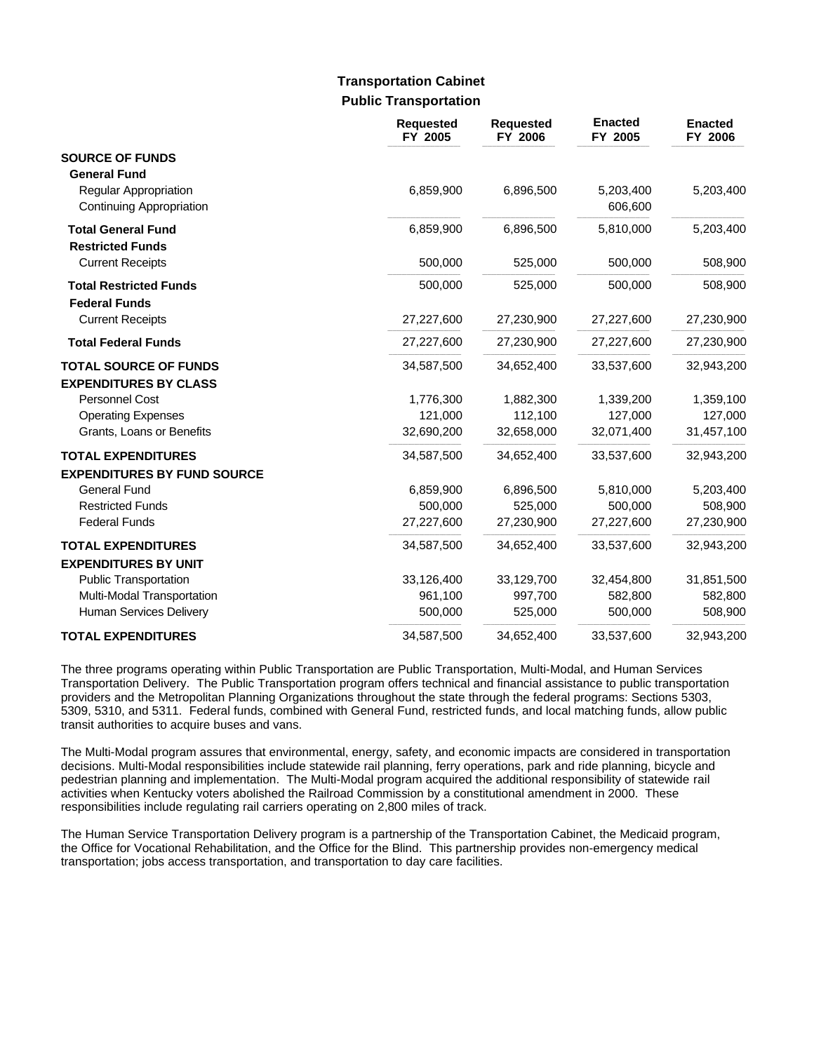# Transportation Cabinet

## Public Transportation

| | Requested FY 2005 | Requested FY 2006 | Enacted FY 2005 | Enacted FY 2006 |
|---|---|---|---|---|
| **SOURCE OF FUNDS** | | | | |
| **General Fund** | | | | |
| Regular Appropriation | 6,859,900 | 6,896,500 | 5,203,400 | 5,203,400 |
| Continuing Appropriation | | | 606,600 | |
| **Total General Fund** | 6,859,900 | 6,896,500 | 5,810,000 | 5,203,400 |
| **Restricted Funds** | | | | |
| Current Receipts | 500,000 | 525,000 | 500,000 | 508,900 |
| **Total Restricted Funds** | 500,000 | 525,000 | 500,000 | 508,900 |
| **Federal Funds** | | | | |
| Current Receipts | 27,227,600 | 27,230,900 | 27,227,600 | 27,230,900 |
| **Total Federal Funds** | 27,227,600 | 27,230,900 | 27,227,600 | 27,230,900 |
| **TOTAL SOURCE OF FUNDS** | 34,587,500 | 34,652,400 | 33,537,600 | 32,943,200 |
| **EXPENDITURES BY CLASS** | | | | |
| Personnel Cost | 1,776,300 | 1,882,300 | 1,339,200 | 1,359,100 |
| Operating Expenses | 121,000 | 112,100 | 127,000 | 127,000 |
| Grants, Loans or Benefits | 32,690,200 | 32,658,000 | 32,071,400 | 31,457,100 |
| **TOTAL EXPENDITURES** | 34,587,500 | 34,652,400 | 33,537,600 | 32,943,200 |
| **EXPENDITURES BY FUND SOURCE** | | | | |
| General Fund | 6,859,900 | 6,896,500 | 5,810,000 | 5,203,400 |
| Restricted Funds | 500,000 | 525,000 | 500,000 | 508,900 |
| Federal Funds | 27,227,600 | 27,230,900 | 27,227,600 | 27,230,900 |
| **TOTAL EXPENDITURES** | 34,587,500 | 34,652,400 | 33,537,600 | 32,943,200 |
| **EXPENDITURES BY UNIT** | | | | |
| Public Transportation | 33,126,400 | 33,129,700 | 32,454,800 | 31,851,500 |
| Multi-Modal Transportation | 961,100 | 997,700 | 582,800 | 582,800 |
| Human Services Delivery | 500,000 | 525,000 | 500,000 | 508,900 |
| **TOTAL EXPENDITURES** | 34,587,500 | 34,652,400 | 33,537,600 | 32,943,200 |

The three programs operating within Public Transportation are Public Transportation, Multi-Modal, and Human Services Transportation Delivery. The Public Transportation program offers technical and financial assistance to public transportation providers and the Metropolitan Planning Organizations throughout the state through the federal programs: Sections 5303, 5309, 5310, and 5311. Federal funds, combined with General Fund, restricted funds, and local matching funds, allow public transit authorities to acquire buses and vans.

The Multi-Modal program assures that environmental, energy, safety, and economic impacts are considered in transportation decisions. Multi-Modal responsibilities include statewide rail planning, ferry operations, park and ride planning, bicycle and pedestrian planning and implementation. The Multi-Modal program acquired the additional responsibility of statewide rail activities when Kentucky voters abolished the Railroad Commission by a constitutional amendment in 2000. These responsibilities include regulating rail carriers operating on 2,800 miles of track.

The Human Service Transportation Delivery program is a partnership of the Transportation Cabinet, the Medicaid program, the Office for Vocational Rehabilitation, and the Office for the Blind. This partnership provides non-emergency medical transportation; jobs access transportation, and transportation to day care facilities.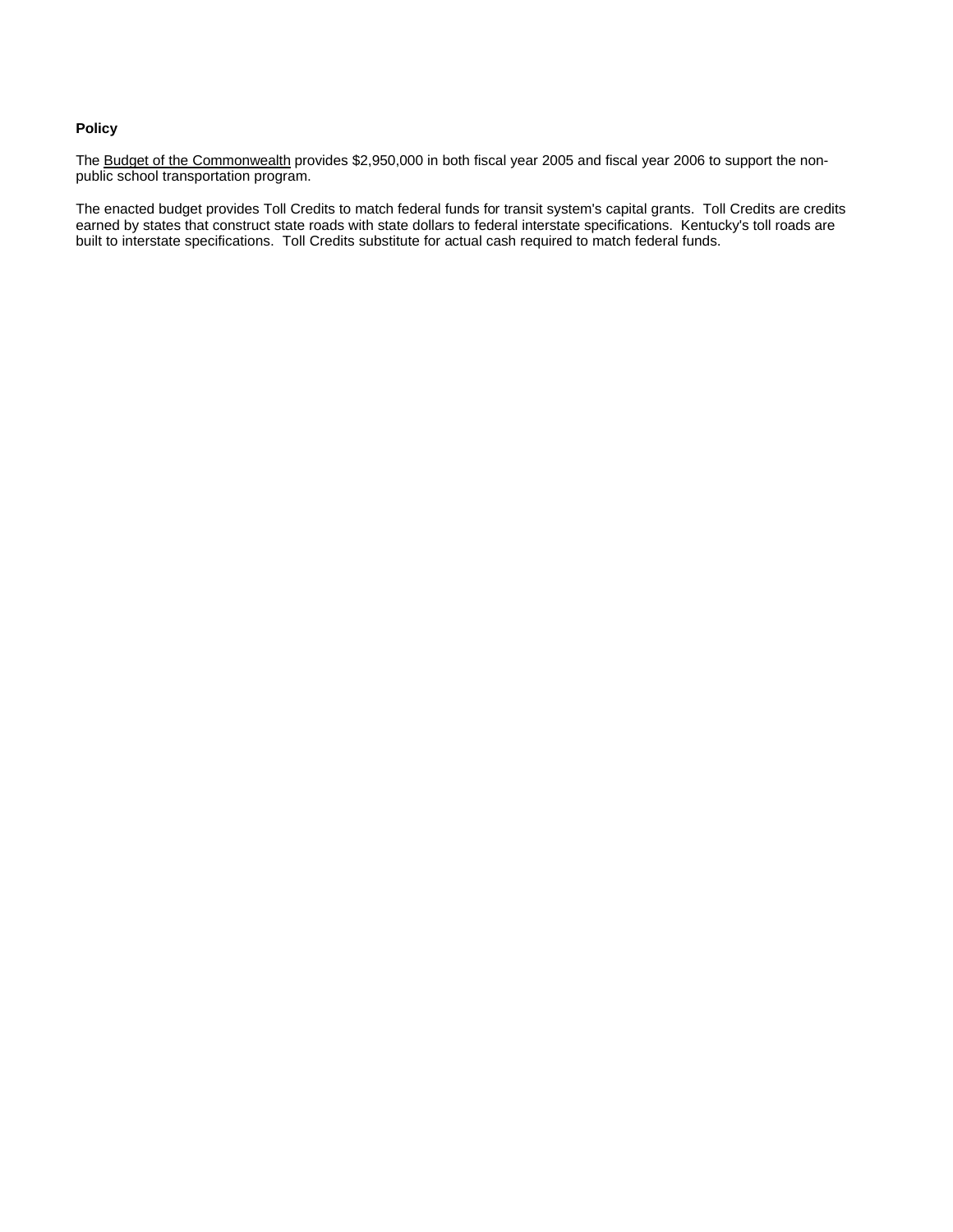**Policy**

The Budget of the Commonwealth provides $2,950,000 in both fiscal year 2005 and fiscal year 2006 to support the non-public school transportation program.

The enacted budget provides Toll Credits to match federal funds for transit system's capital grants. Toll Credits are credits earned by states that construct state roads with state dollars to federal interstate specifications. Kentucky's toll roads are built to interstate specifications. Toll Credits substitute for actual cash required to match federal funds.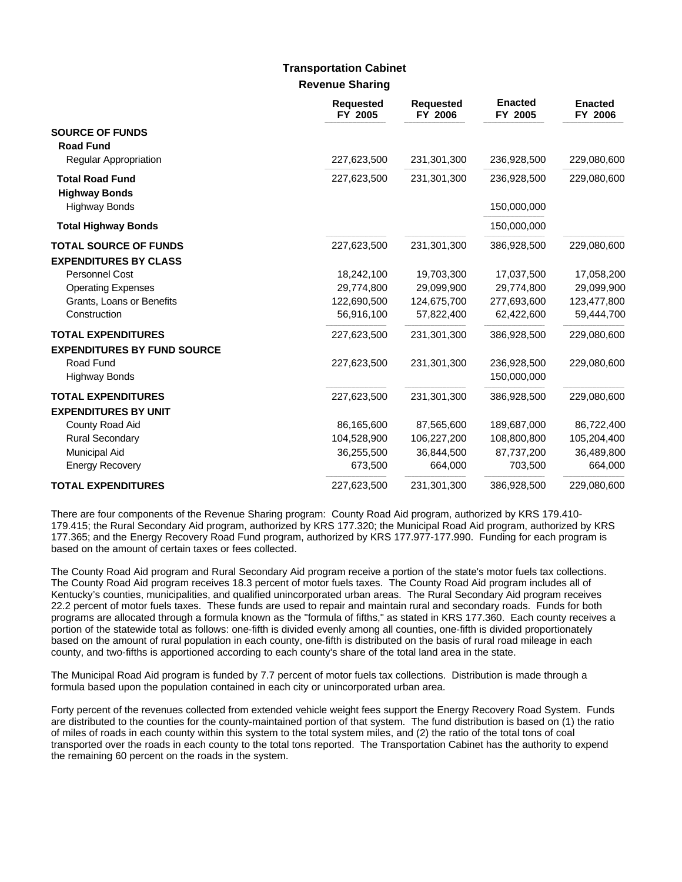## Transportation Cabinet

### Revenue Sharing

| | Requested FY 2005 | Requested FY 2006 | Enacted FY 2005 | Enacted FY 2006 |
|---|---|---|---|---|
| **SOURCE OF FUNDS** | | | | |
| **Road Fund** | | | | |
| Regular Appropriation | 227,623,500 | 231,301,300 | 236,928,500 | 229,080,600 |
| **Total Road Fund** | 227,623,500 | 231,301,300 | 236,928,500 | 229,080,600 |
| **Highway Bonds** | | | | |
| Highway Bonds | | | 150,000,000 | |
| **Total Highway Bonds** | | | 150,000,000 | |
| **TOTAL SOURCE OF FUNDS** | 227,623,500 | 231,301,300 | 386,928,500 | 229,080,600 |
| **EXPENDITURES BY CLASS** | | | | |
| Personnel Cost | 18,242,100 | 19,703,300 | 17,037,500 | 17,058,200 |
| Operating Expenses | 29,774,800 | 29,099,900 | 29,774,800 | 29,099,900 |
| Grants, Loans or Benefits | 122,690,500 | 124,675,700 | 277,693,600 | 123,477,800 |
| Construction | 56,916,100 | 57,822,400 | 62,422,600 | 59,444,700 |
| **TOTAL EXPENDITURES** | 227,623,500 | 231,301,300 | 386,928,500 | 229,080,600 |
| **EXPENDITURES BY FUND SOURCE** | | | | |
| Road Fund | 227,623,500 | 231,301,300 | 236,928,500 | 229,080,600 |
| Highway Bonds | | | 150,000,000 | |
| **TOTAL EXPENDITURES** | 227,623,500 | 231,301,300 | 386,928,500 | 229,080,600 |
| **EXPENDITURES BY UNIT** | | | | |
| County Road Aid | 86,165,600 | 87,565,600 | 189,687,000 | 86,722,400 |
| Rural Secondary | 104,528,900 | 106,227,200 | 108,800,800 | 105,204,400 |
| Municipal Aid | 36,255,500 | 36,844,500 | 87,737,200 | 36,489,800 |
| Energy Recovery | 673,500 | 664,000 | 703,500 | 664,000 |
| **TOTAL EXPENDITURES** | 227,623,500 | 231,301,300 | 386,928,500 | 229,080,600 |

There are four components of the Revenue Sharing program: County Road Aid program, authorized by KRS 179.410-179.415; the Rural Secondary Aid program, authorized by KRS 177.320; the Municipal Road Aid program, authorized by KRS 177.365; and the Energy Recovery Road Fund program, authorized by KRS 177.977-177.990. Funding for each program is based on the amount of certain taxes or fees collected.

The County Road Aid program and Rural Secondary Aid program receive a portion of the state's motor fuels tax collections. The County Road Aid program receives 18.3 percent of motor fuels taxes. The County Road Aid program includes all of Kentucky's counties, municipalities, and qualified unincorporated urban areas. The Rural Secondary Aid program receives 22.2 percent of motor fuels taxes. These funds are used to repair and maintain rural and secondary roads. Funds for both programs are allocated through a formula known as the "formula of fifths," as stated in KRS 177.360. Each county receives a portion of the statewide total as follows: one-fifth is divided evenly among all counties, one-fifth is divided proportionately based on the amount of rural population in each county, one-fifth is distributed on the basis of rural road mileage in each county, and two-fifths is apportioned according to each county's share of the total land area in the state.

The Municipal Road Aid program is funded by 7.7 percent of motor fuels tax collections. Distribution is made through a formula based upon the population contained in each city or unincorporated urban area.

Forty percent of the revenues collected from extended vehicle weight fees support the Energy Recovery Road System. Funds are distributed to the counties for the county-maintained portion of that system. The fund distribution is based on (1) the ratio of miles of roads in each county within this system to the total system miles, and (2) the ratio of the total tons of coal transported over the roads in each county to the total tons reported. The Transportation Cabinet has the authority to expend the remaining 60 percent on the roads in the system.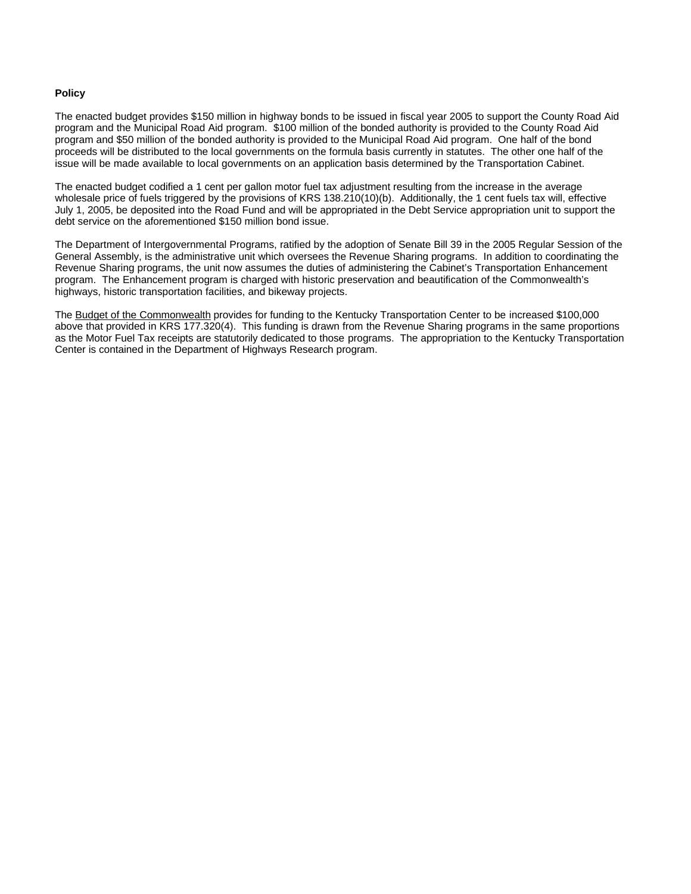**Policy**

The enacted budget provides $150 million in highway bonds to be issued in fiscal year 2005 to support the County Road Aid program and the Municipal Road Aid program. $100 million of the bonded authority is provided to the County Road Aid program and $50 million of the bonded authority is provided to the Municipal Road Aid program. One half of the bond proceeds will be distributed to the local governments on the formula basis currently in statutes. The other one half of the issue will be made available to local governments on an application basis determined by the Transportation Cabinet.

The enacted budget codified a 1 cent per gallon motor fuel tax adjustment resulting from the increase in the average wholesale price of fuels triggered by the provisions of KRS 138.210(10)(b). Additionally, the 1 cent fuels tax will, effective July 1, 2005, be deposited into the Road Fund and will be appropriated in the Debt Service appropriation unit to support the debt service on the aforementioned $150 million bond issue.

The Department of Intergovernmental Programs, ratified by the adoption of Senate Bill 39 in the 2005 Regular Session of the General Assembly, is the administrative unit which oversees the Revenue Sharing programs. In addition to coordinating the Revenue Sharing programs, the unit now assumes the duties of administering the Cabinet's Transportation Enhancement program. The Enhancement program is charged with historic preservation and beautification of the Commonwealth's highways, historic transportation facilities, and bikeway projects.

The Budget of the Commonwealth provides for funding to the Kentucky Transportation Center to be increased $100,000 above that provided in KRS 177.320(4). This funding is drawn from the Revenue Sharing programs in the same proportions as the Motor Fuel Tax receipts are statutorily dedicated to those programs. The appropriation to the Kentucky Transportation Center is contained in the Department of Highways Research program.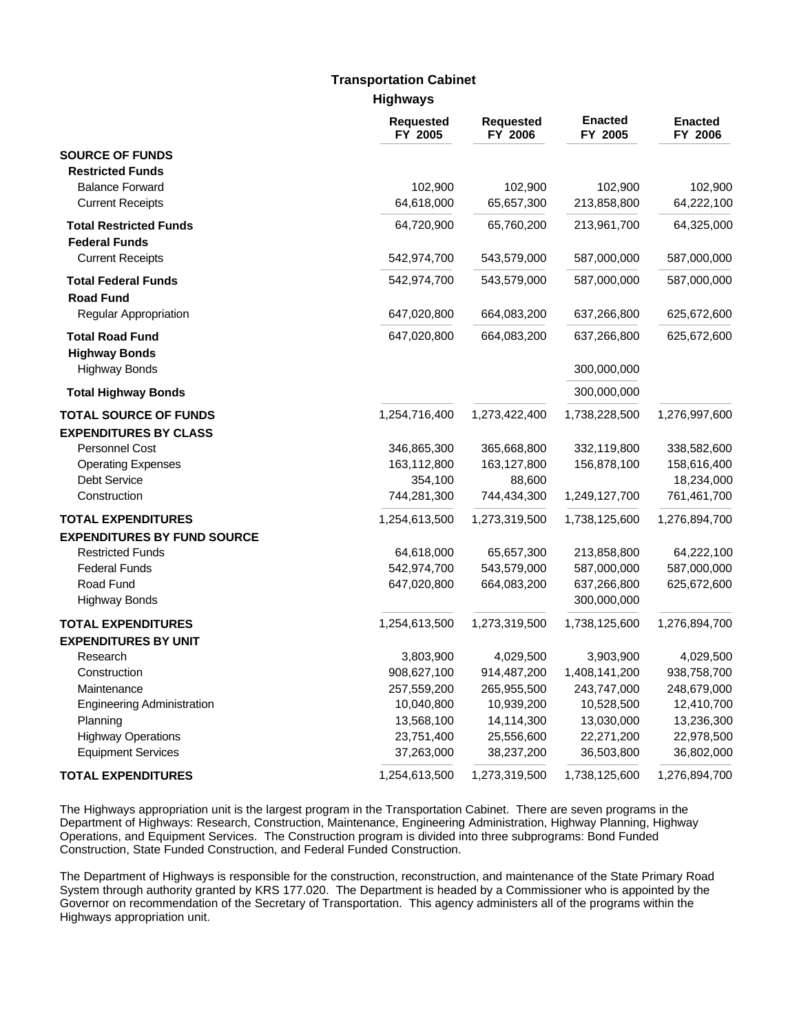# Transportation Cabinet

## Highways

| | Requested FY 2005 | Requested FY 2006 | Enacted FY 2005 | Enacted FY 2006 |
|---|---|---|---|---|
| **SOURCE OF FUNDS** | | | | |
| **Restricted Funds** | | | | |
| Balance Forward | 102,900 | 102,900 | 102,900 | 102,900 |
| Current Receipts | 64,618,000 | 65,657,300 | 213,858,800 | 64,222,100 |
| **Total Restricted Funds** | 64,720,900 | 65,760,200 | 213,961,700 | 64,325,000 |
| **Federal Funds** | | | | |
| Current Receipts | 542,974,700 | 543,579,000 | 587,000,000 | 587,000,000 |
| **Total Federal Funds** | 542,974,700 | 543,579,000 | 587,000,000 | 587,000,000 |
| **Road Fund** | | | | |
| Regular Appropriation | 647,020,800 | 664,083,200 | 637,266,800 | 625,672,600 |
| **Total Road Fund** | 647,020,800 | 664,083,200 | 637,266,800 | 625,672,600 |
| **Highway Bonds** | | | | |
| Highway Bonds | | | 300,000,000 | |
| **Total Highway Bonds** | | | 300,000,000 | |
| **TOTAL SOURCE OF FUNDS** | 1,254,716,400 | 1,273,422,400 | 1,738,228,500 | 1,276,997,600 |
| **EXPENDITURES BY CLASS** | | | | |
| Personnel Cost | 346,865,300 | 365,668,800 | 332,119,800 | 338,582,600 |
| Operating Expenses | 163,112,800 | 163,127,800 | 156,878,100 | 158,616,400 |
| Debt Service | 354,100 | 88,600 | | 18,234,000 |
| Construction | 744,281,300 | 744,434,300 | 1,249,127,700 | 761,461,700 |
| **TOTAL EXPENDITURES** | 1,254,613,500 | 1,273,319,500 | 1,738,125,600 | 1,276,894,700 |
| **EXPENDITURES BY FUND SOURCE** | | | | |
| Restricted Funds | 64,618,000 | 65,657,300 | 213,858,800 | 64,222,100 |
| Federal Funds | 542,974,700 | 543,579,000 | 587,000,000 | 587,000,000 |
| Road Fund | 647,020,800 | 664,083,200 | 637,266,800 | 625,672,600 |
| Highway Bonds | | | 300,000,000 | |
| **TOTAL EXPENDITURES** | 1,254,613,500 | 1,273,319,500 | 1,738,125,600 | 1,276,894,700 |
| **EXPENDITURES BY UNIT** | | | | |
| Research | 3,803,900 | 4,029,500 | 3,903,900 | 4,029,500 |
| Construction | 908,627,100 | 914,487,200 | 1,408,141,200 | 938,758,700 |
| Maintenance | 257,559,200 | 265,955,500 | 243,747,000 | 248,679,000 |
| Engineering Administration | 10,040,800 | 10,939,200 | 10,528,500 | 12,410,700 |
| Planning | 13,568,100 | 14,114,300 | 13,030,000 | 13,236,300 |
| Highway Operations | 23,751,400 | 25,556,600 | 22,271,200 | 22,978,500 |
| Equipment Services | 37,263,000 | 38,237,200 | 36,503,800 | 36,802,000 |
| **TOTAL EXPENDITURES** | 1,254,613,500 | 1,273,319,500 | 1,738,125,600 | 1,276,894,700 |

The Highways appropriation unit is the largest program in the Transportation Cabinet. There are seven programs in the Department of Highways: Research, Construction, Maintenance, Engineering Administration, Highway Planning, Highway Operations, and Equipment Services. The Construction program is divided into three subprograms: Bond Funded Construction, State Funded Construction, and Federal Funded Construction.

The Department of Highways is responsible for the construction, reconstruction, and maintenance of the State Primary Road System through authority granted by KRS 177.020. The Department is headed by a Commissioner who is appointed by the Governor on recommendation of the Secretary of Transportation. This agency administers all of the programs within the Highways appropriation unit.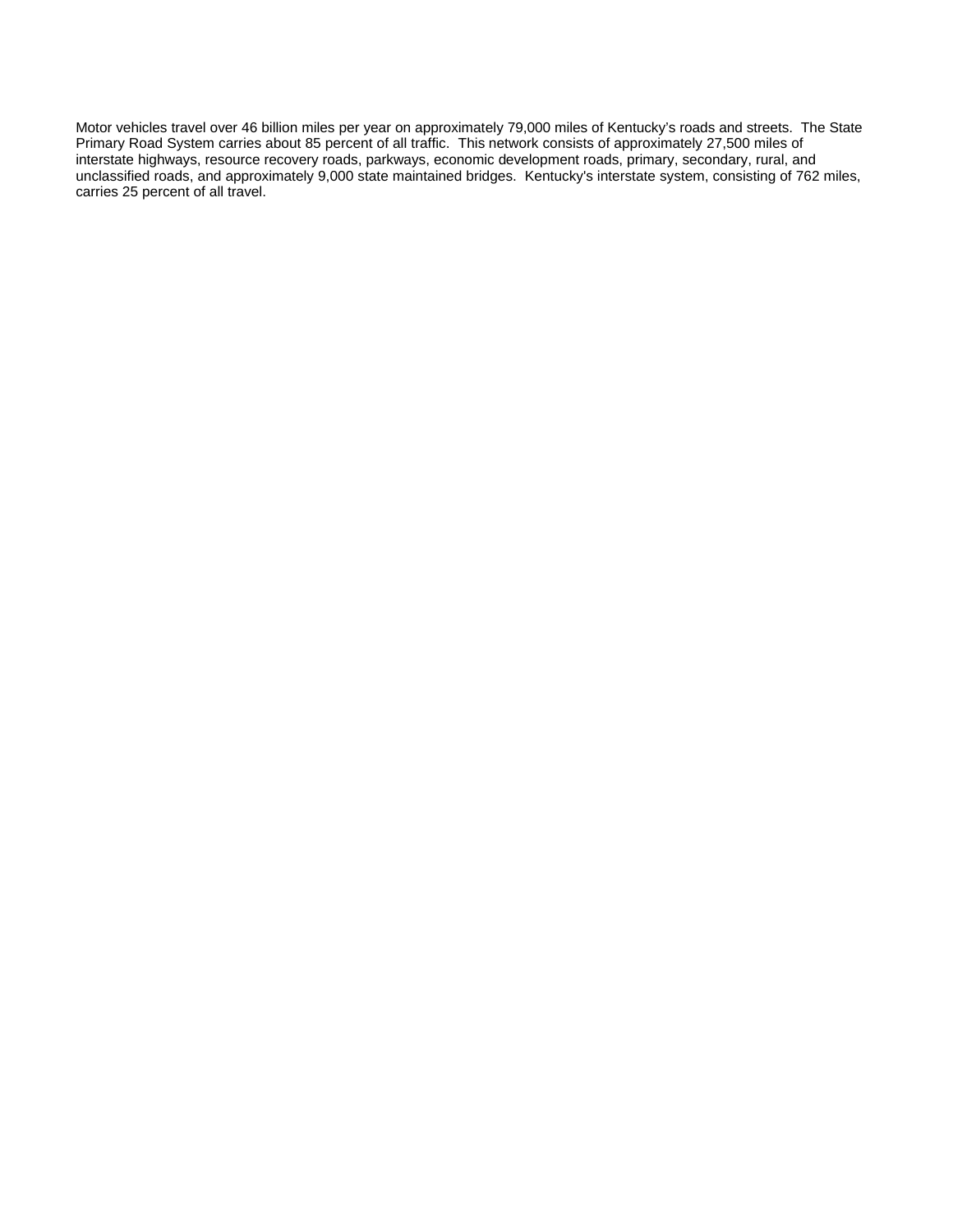Motor vehicles travel over 46 billion miles per year on approximately 79,000 miles of Kentucky's roads and streets. The State Primary Road System carries about 85 percent of all traffic. This network consists of approximately 27,500 miles of interstate highways, resource recovery roads, parkways, economic development roads, primary, secondary, rural, and unclassified roads, and approximately 9,000 state maintained bridges. Kentucky's interstate system, consisting of 762 miles, carries 25 percent of all travel.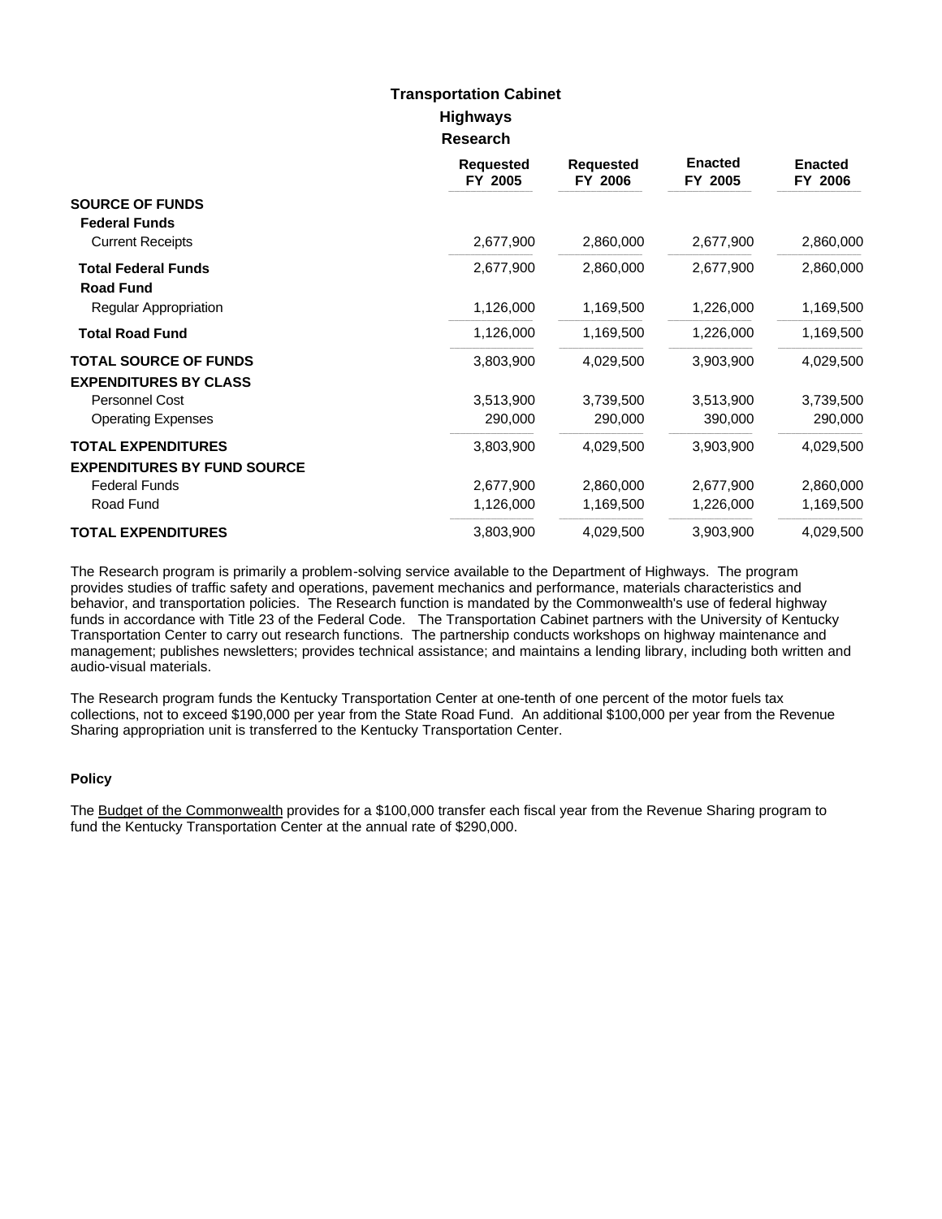# Transportation Cabinet

## Highways

### Research

| | Requested FY 2005 | Requested FY 2006 | Enacted FY 2005 | Enacted FY 2006 |
|---|---|---|---|---|
| **SOURCE OF FUNDS** | | | | |
| **Federal Funds** | | | | |
| Current Receipts | 2,677,900 | 2,860,000 | 2,677,900 | 2,860,000 |
| **Total Federal Funds** | 2,677,900 | 2,860,000 | 2,677,900 | 2,860,000 |
| **Road Fund** | | | | |
| Regular Appropriation | 1,126,000 | 1,169,500 | 1,226,000 | 1,169,500 |
| **Total Road Fund** | 1,126,000 | 1,169,500 | 1,226,000 | 1,169,500 |
| **TOTAL SOURCE OF FUNDS** | 3,803,900 | 4,029,500 | 3,903,900 | 4,029,500 |
| **EXPENDITURES BY CLASS** | | | | |
| Personnel Cost | 3,513,900 | 3,739,500 | 3,513,900 | 3,739,500 |
| Operating Expenses | 290,000 | 290,000 | 390,000 | 290,000 |
| **TOTAL EXPENDITURES** | 3,803,900 | 4,029,500 | 3,903,900 | 4,029,500 |
| **EXPENDITURES BY FUND SOURCE** | | | | |
| Federal Funds | 2,677,900 | 2,860,000 | 2,677,900 | 2,860,000 |
| Road Fund | 1,126,000 | 1,169,500 | 1,226,000 | 1,169,500 |
| **TOTAL EXPENDITURES** | 3,803,900 | 4,029,500 | 3,903,900 | 4,029,500 |

The Research program is primarily a problem-solving service available to the Department of Highways. The program provides studies of traffic safety and operations, pavement mechanics and performance, materials characteristics and behavior, and transportation policies. The Research function is mandated by the Commonwealth's use of federal highway funds in accordance with Title 23 of the Federal Code. The Transportation Cabinet partners with the University of Kentucky Transportation Center to carry out research functions. The partnership conducts workshops on highway maintenance and management; publishes newsletters; provides technical assistance; and maintains a lending library, including both written and audio-visual materials.

The Research program funds the Kentucky Transportation Center at one-tenth of one percent of the motor fuels tax collections, not to exceed $190,000 per year from the State Road Fund. An additional $100,000 per year from the Revenue Sharing appropriation unit is transferred to the Kentucky Transportation Center.

#### Policy

The Budget of the Commonwealth provides for a $100,000 transfer each fiscal year from the Revenue Sharing program to fund the Kentucky Transportation Center at the annual rate of $290,000.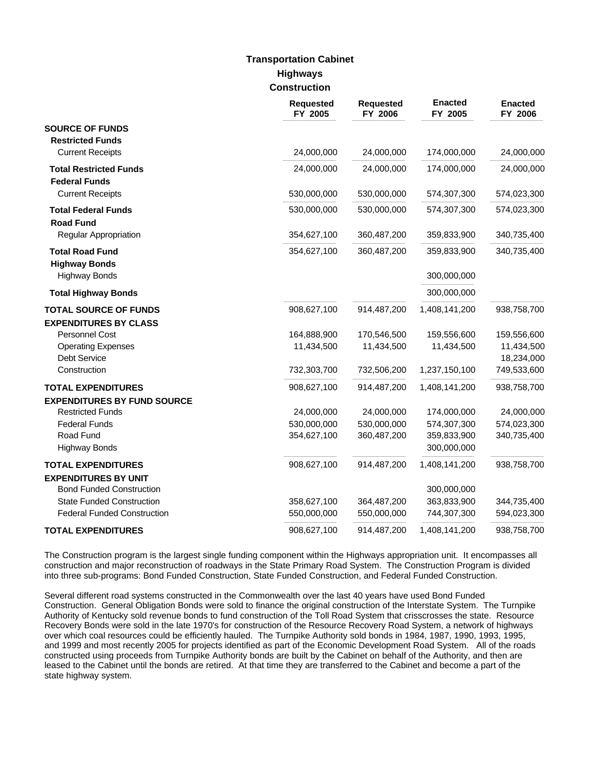# Transportation Cabinet

## Highways

### Construction

| | Requested FY 2005 | Requested FY 2006 | Enacted FY 2005 | Enacted FY 2006 |
|---|---|---|---|---|
| **SOURCE OF FUNDS** | | | | |
| **Restricted Funds** | | | | |
| Current Receipts | 24,000,000 | 24,000,000 | 174,000,000 | 24,000,000 |
| **Total Restricted Funds** | 24,000,000 | 24,000,000 | 174,000,000 | 24,000,000 |
| **Federal Funds** | | | | |
| Current Receipts | 530,000,000 | 530,000,000 | 574,307,300 | 574,023,300 |
| **Total Federal Funds** | 530,000,000 | 530,000,000 | 574,307,300 | 574,023,300 |
| **Road Fund** | | | | |
| Regular Appropriation | 354,627,100 | 360,487,200 | 359,833,900 | 340,735,400 |
| **Total Road Fund** | 354,627,100 | 360,487,200 | 359,833,900 | 340,735,400 |
| **Highway Bonds** | | | | |
| Highway Bonds | | | 300,000,000 | |
| **Total Highway Bonds** | | | 300,000,000 | |
| **TOTAL SOURCE OF FUNDS** | 908,627,100 | 914,487,200 | 1,408,141,200 | 938,758,700 |
| **EXPENDITURES BY CLASS** | | | | |
| Personnel Cost | 164,888,900 | 170,546,500 | 159,556,600 | 159,556,600 |
| Operating Expenses | 11,434,500 | 11,434,500 | 11,434,500 | 11,434,500 |
| Debt Service | | | | 18,234,000 |
| Construction | 732,303,700 | 732,506,200 | 1,237,150,100 | 749,533,600 |
| **TOTAL EXPENDITURES** | 908,627,100 | 914,487,200 | 1,408,141,200 | 938,758,700 |
| **EXPENDITURES BY FUND SOURCE** | | | | |
| Restricted Funds | 24,000,000 | 24,000,000 | 174,000,000 | 24,000,000 |
| Federal Funds | 530,000,000 | 530,000,000 | 574,307,300 | 574,023,300 |
| Road Fund | 354,627,100 | 360,487,200 | 359,833,900 | 340,735,400 |
| Highway Bonds | | | 300,000,000 | |
| **TOTAL EXPENDITURES** | 908,627,100 | 914,487,200 | 1,408,141,200 | 938,758,700 |
| **EXPENDITURES BY UNIT** | | | | |
| Bond Funded Construction | | | 300,000,000 | |
| State Funded Construction | 358,627,100 | 364,487,200 | 363,833,900 | 344,735,400 |
| Federal Funded Construction | 550,000,000 | 550,000,000 | 744,307,300 | 594,023,300 |
| **TOTAL EXPENDITURES** | 908,627,100 | 914,487,200 | 1,408,141,200 | 938,758,700 |

The Construction program is the largest single funding component within the Highways appropriation unit. It encompasses all construction and major reconstruction of roadways in the State Primary Road System. The Construction Program is divided into three sub-programs: Bond Funded Construction, State Funded Construction, and Federal Funded Construction.

Several different road systems constructed in the Commonwealth over the last 40 years have used Bond Funded Construction. General Obligation Bonds were sold to finance the original construction of the Interstate System. The Turnpike Authority of Kentucky sold revenue bonds to fund construction of the Toll Road System that crisscrosses the state. Resource Recovery Bonds were sold in the late 1970's for construction of the Resource Recovery Road System, a network of highways over which coal resources could be efficiently hauled. The Turnpike Authority sold bonds in 1984, 1987, 1990, 1993, 1995, and 1999 and most recently 2005 for projects identified as part of the Economic Development Road System. All of the roads constructed using proceeds from Turnpike Authority bonds are built by the Cabinet on behalf of the Authority, and then are leased to the Cabinet until the bonds are retired. At that time they are transferred to the Cabinet and become a part of the state highway system.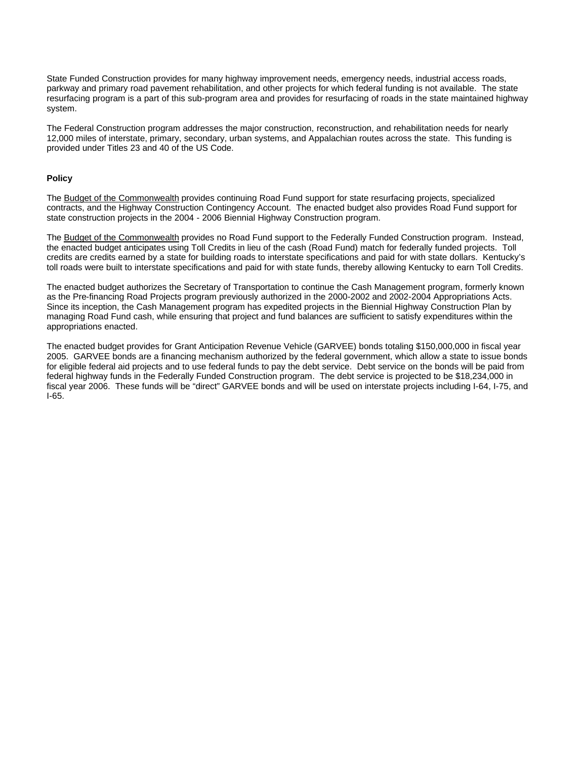State Funded Construction provides for many highway improvement needs, emergency needs, industrial access roads, parkway and primary road pavement rehabilitation, and other projects for which federal funding is not available. The state resurfacing program is a part of this sub-program area and provides for resurfacing of roads in the state maintained highway system.

The Federal Construction program addresses the major construction, reconstruction, and rehabilitation needs for nearly 12,000 miles of interstate, primary, secondary, urban systems, and Appalachian routes across the state. This funding is provided under Titles 23 and 40 of the US Code.

**Policy**

The Budget of the Commonwealth provides continuing Road Fund support for state resurfacing projects, specialized contracts, and the Highway Construction Contingency Account. The enacted budget also provides Road Fund support for state construction projects in the 2004 - 2006 Biennial Highway Construction program.

The Budget of the Commonwealth provides no Road Fund support to the Federally Funded Construction program. Instead, the enacted budget anticipates using Toll Credits in lieu of the cash (Road Fund) match for federally funded projects. Toll credits are credits earned by a state for building roads to interstate specifications and paid for with state dollars. Kentucky's toll roads were built to interstate specifications and paid for with state funds, thereby allowing Kentucky to earn Toll Credits.

The enacted budget authorizes the Secretary of Transportation to continue the Cash Management program, formerly known as the Pre-financing Road Projects program previously authorized in the 2000-2002 and 2002-2004 Appropriations Acts. Since its inception, the Cash Management program has expedited projects in the Biennial Highway Construction Plan by managing Road Fund cash, while ensuring that project and fund balances are sufficient to satisfy expenditures within the appropriations enacted.

The enacted budget provides for Grant Anticipation Revenue Vehicle (GARVEE) bonds totaling $150,000,000 in fiscal year 2005. GARVEE bonds are a financing mechanism authorized by the federal government, which allow a state to issue bonds for eligible federal aid projects and to use federal funds to pay the debt service. Debt service on the bonds will be paid from federal highway funds in the Federally Funded Construction program. The debt service is projected to be $18,234,000 in fiscal year 2006. These funds will be "direct" GARVEE bonds and will be used on interstate projects including I-64, I-75, and I-65.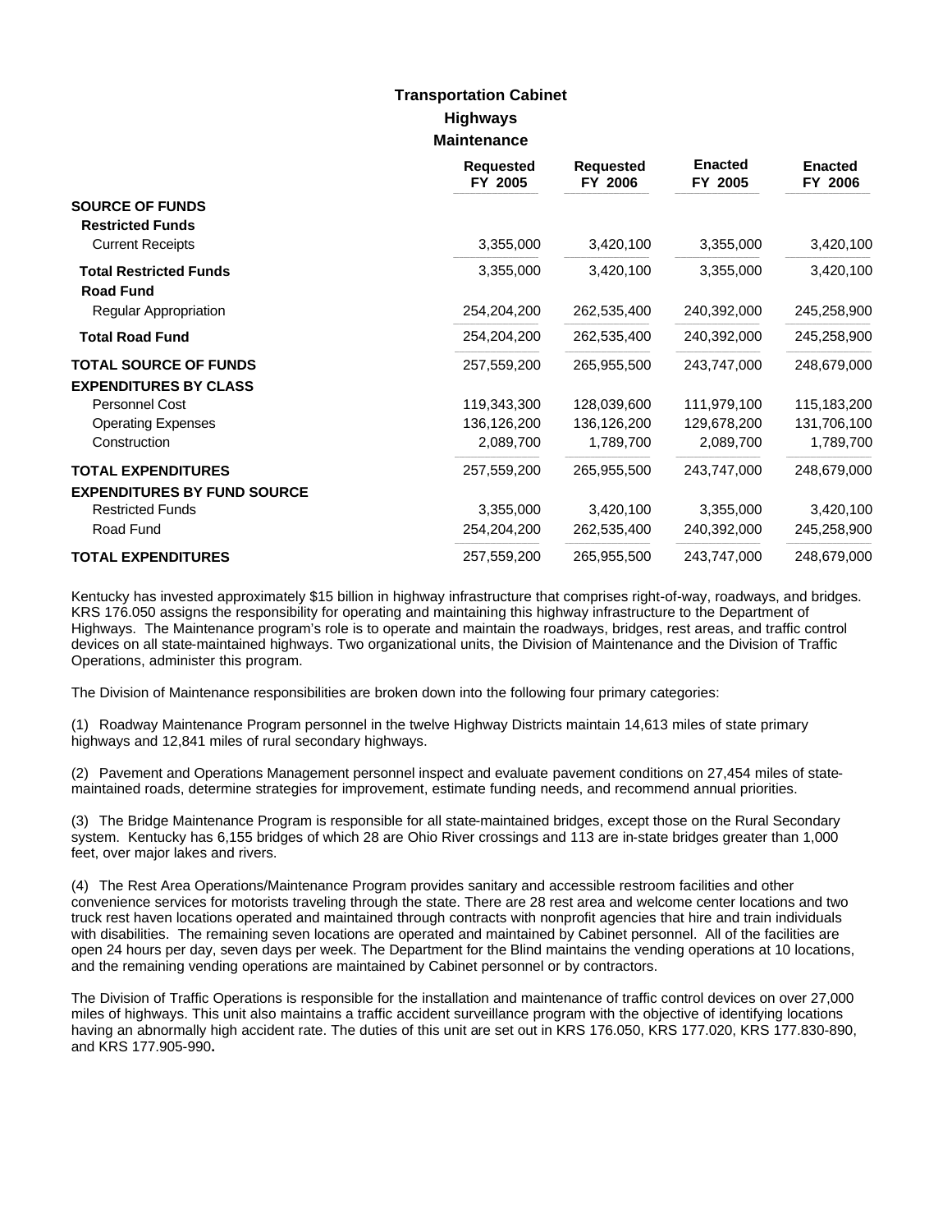# Transportation Cabinet

## Highways

### Maintenance

| | Requested FY 2005 | Requested FY 2006 | Enacted FY 2005 | Enacted FY 2006 |
|---|---|---|---|---|
| **SOURCE OF FUNDS** | | | | |
| **Restricted Funds** | | | | |
| Current Receipts | 3,355,000 | 3,420,100 | 3,355,000 | 3,420,100 |
| **Total Restricted Funds** | 3,355,000 | 3,420,100 | 3,355,000 | 3,420,100 |
| **Road Fund** | | | | |
| Regular Appropriation | 254,204,200 | 262,535,400 | 240,392,000 | 245,258,900 |
| **Total Road Fund** | 254,204,200 | 262,535,400 | 240,392,000 | 245,258,900 |
| **TOTAL SOURCE OF FUNDS** | 257,559,200 | 265,955,500 | 243,747,000 | 248,679,000 |
| **EXPENDITURES BY CLASS** | | | | |
| Personnel Cost | 119,343,300 | 128,039,600 | 111,979,100 | 115,183,200 |
| Operating Expenses | 136,126,200 | 136,126,200 | 129,678,200 | 131,706,100 |
| Construction | 2,089,700 | 1,789,700 | 2,089,700 | 1,789,700 |
| **TOTAL EXPENDITURES** | 257,559,200 | 265,955,500 | 243,747,000 | 248,679,000 |
| **EXPENDITURES BY FUND SOURCE** | | | | |
| Restricted Funds | 3,355,000 | 3,420,100 | 3,355,000 | 3,420,100 |
| Road Fund | 254,204,200 | 262,535,400 | 240,392,000 | 245,258,900 |
| **TOTAL EXPENDITURES** | 257,559,200 | 265,955,500 | 243,747,000 | 248,679,000 |

Kentucky has invested approximately $15 billion in highway infrastructure that comprises right-of-way, roadways, and bridges. KRS 176.050 assigns the responsibility for operating and maintaining this highway infrastructure to the Department of Highways. The Maintenance program's role is to operate and maintain the roadways, bridges, rest areas, and traffic control devices on all state-maintained highways. Two organizational units, the Division of Maintenance and the Division of Traffic Operations, administer this program.

The Division of Maintenance responsibilities are broken down into the following four primary categories:

(1) Roadway Maintenance Program personnel in the twelve Highway Districts maintain 14,613 miles of state primary highways and 12,841 miles of rural secondary highways.

(2) Pavement and Operations Management personnel inspect and evaluate pavement conditions on 27,454 miles of state-maintained roads, determine strategies for improvement, estimate funding needs, and recommend annual priorities.

(3) The Bridge Maintenance Program is responsible for all state-maintained bridges, except those on the Rural Secondary system. Kentucky has 6,155 bridges of which 28 are Ohio River crossings and 113 are in-state bridges greater than 1,000 feet, over major lakes and rivers.

(4) The Rest Area Operations/Maintenance Program provides sanitary and accessible restroom facilities and other convenience services for motorists traveling through the state. There are 28 rest area and welcome center locations and two truck rest haven locations operated and maintained through contracts with nonprofit agencies that hire and train individuals with disabilities. The remaining seven locations are operated and maintained by Cabinet personnel. All of the facilities are open 24 hours per day, seven days per week. The Department for the Blind maintains the vending operations at 10 locations, and the remaining vending operations are maintained by Cabinet personnel or by contractors.

The Division of Traffic Operations is responsible for the installation and maintenance of traffic control devices on over 27,000 miles of highways. This unit also maintains a traffic accident surveillance program with the objective of identifying locations having an abnormally high accident rate. The duties of this unit are set out in KRS 176.050, KRS 177.020, KRS 177.830-890, and KRS 177.905-990**.**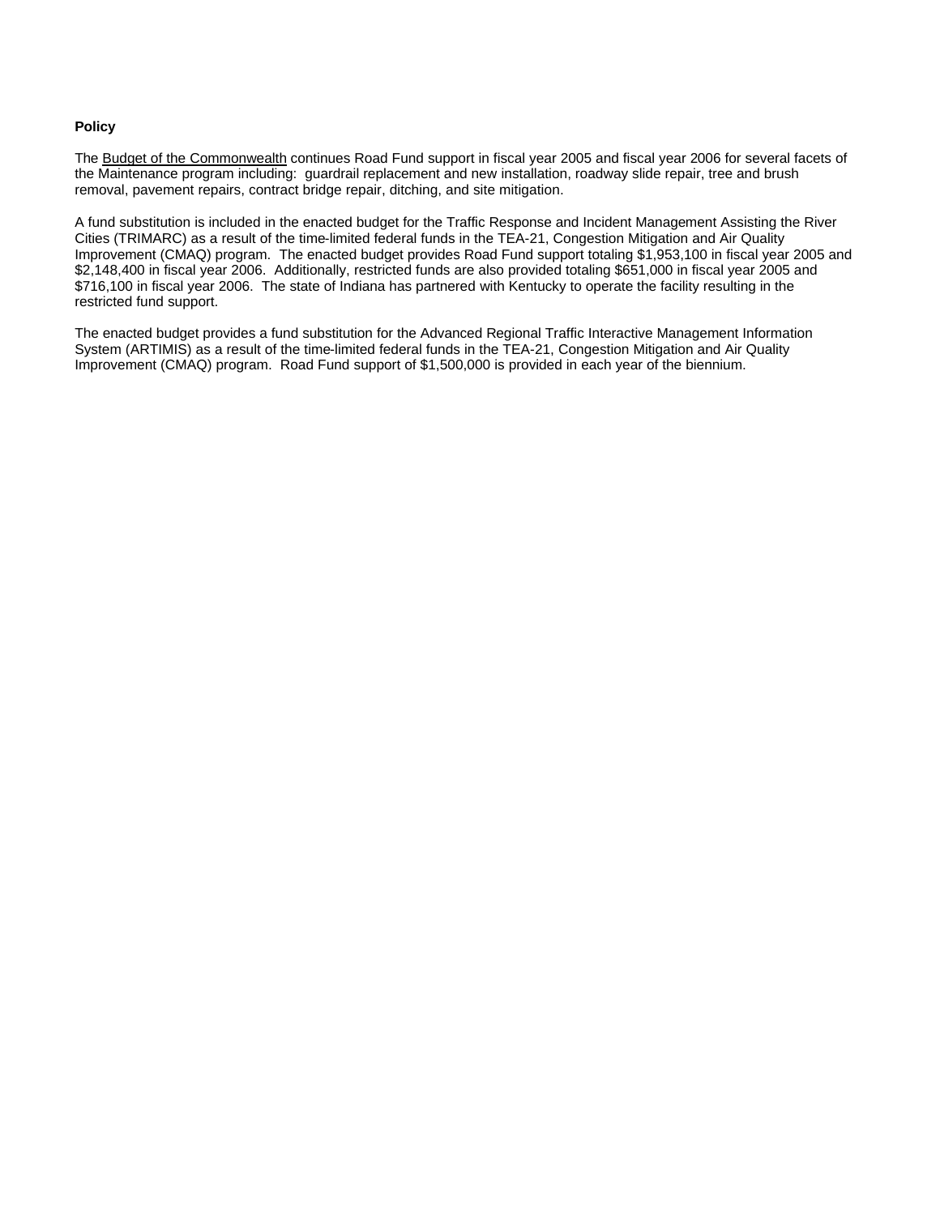**Policy**

The Budget of the Commonwealth continues Road Fund support in fiscal year 2005 and fiscal year 2006 for several facets of the Maintenance program including: guardrail replacement and new installation, roadway slide repair, tree and brush removal, pavement repairs, contract bridge repair, ditching, and site mitigation.

A fund substitution is included in the enacted budget for the Traffic Response and Incident Management Assisting the River Cities (TRIMARC) as a result of the time-limited federal funds in the TEA-21, Congestion Mitigation and Air Quality Improvement (CMAQ) program. The enacted budget provides Road Fund support totaling $1,953,100 in fiscal year 2005 and $2,148,400 in fiscal year 2006. Additionally, restricted funds are also provided totaling $651,000 in fiscal year 2005 and $716,100 in fiscal year 2006. The state of Indiana has partnered with Kentucky to operate the facility resulting in the restricted fund support.

The enacted budget provides a fund substitution for the Advanced Regional Traffic Interactive Management Information System (ARTIMIS) as a result of the time-limited federal funds in the TEA-21, Congestion Mitigation and Air Quality Improvement (CMAQ) program. Road Fund support of $1,500,000 is provided in each year of the biennium.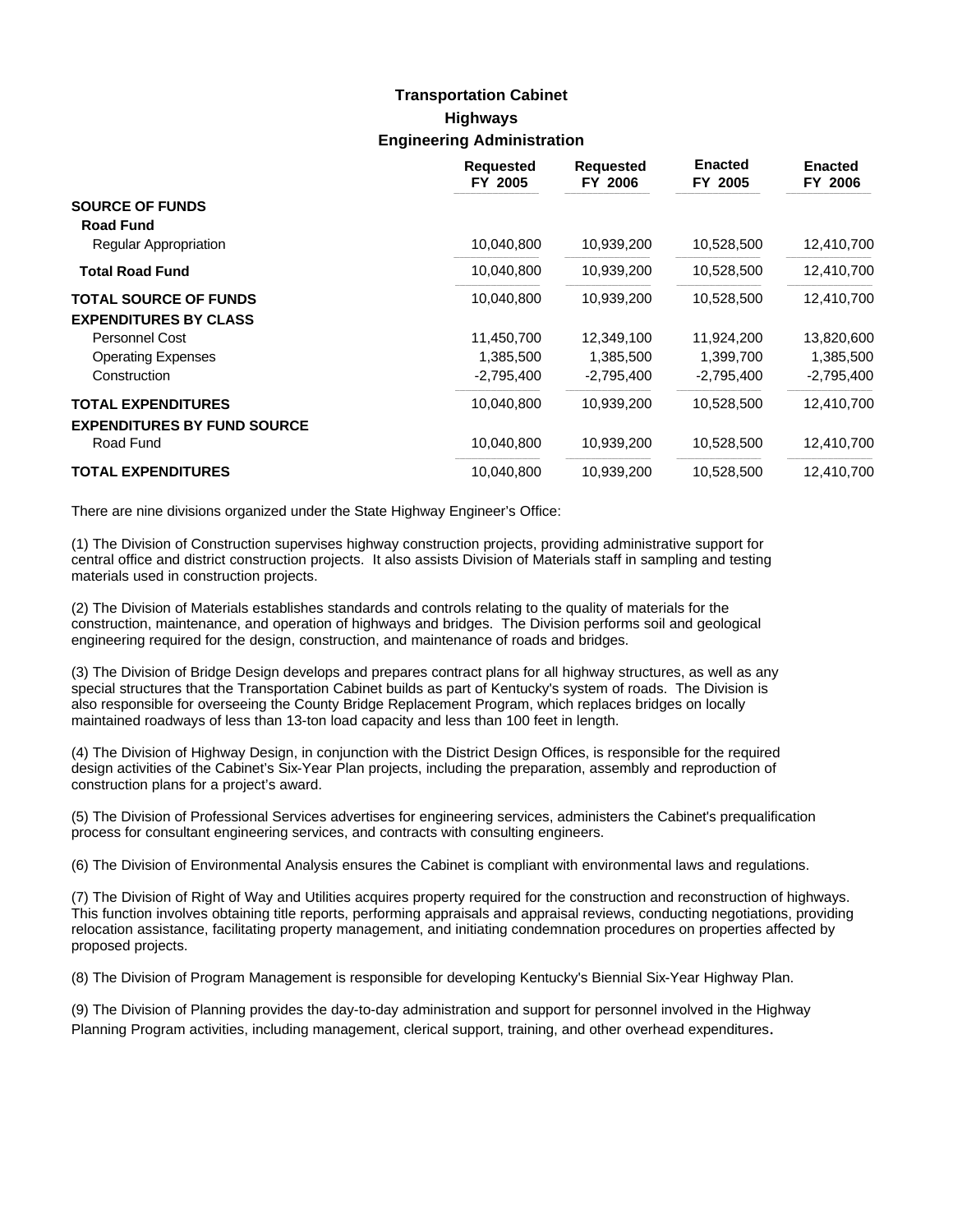# Transportation Cabinet
## Highways
### Engineering Administration

| | Requested FY 2005 | Requested FY 2006 | Enacted FY 2005 | Enacted FY 2006 |
|---|---|---|---|---|
| **SOURCE OF FUNDS** | | | | |
| **Road Fund** | | | | |
| Regular Appropriation | 10,040,800 | 10,939,200 | 10,528,500 | 12,410,700 |
| **Total Road Fund** | 10,040,800 | 10,939,200 | 10,528,500 | 12,410,700 |
| **TOTAL SOURCE OF FUNDS** | 10,040,800 | 10,939,200 | 10,528,500 | 12,410,700 |
| **EXPENDITURES BY CLASS** | | | | |
| Personnel Cost | 11,450,700 | 12,349,100 | 11,924,200 | 13,820,600 |
| Operating Expenses | 1,385,500 | 1,385,500 | 1,399,700 | 1,385,500 |
| Construction | -2,795,400 | -2,795,400 | -2,795,400 | -2,795,400 |
| **TOTAL EXPENDITURES** | 10,040,800 | 10,939,200 | 10,528,500 | 12,410,700 |
| **EXPENDITURES BY FUND SOURCE** | | | | |
| Road Fund | 10,040,800 | 10,939,200 | 10,528,500 | 12,410,700 |
| **TOTAL EXPENDITURES** | 10,040,800 | 10,939,200 | 10,528,500 | 12,410,700 |

There are nine divisions organized under the State Highway Engineer's Office:

(1) The Division of Construction supervises highway construction projects, providing administrative support for central office and district construction projects. It also assists Division of Materials staff in sampling and testing materials used in construction projects.

(2) The Division of Materials establishes standards and controls relating to the quality of materials for the construction, maintenance, and operation of highways and bridges. The Division performs soil and geological engineering required for the design, construction, and maintenance of roads and bridges.

(3) The Division of Bridge Design develops and prepares contract plans for all highway structures, as well as any special structures that the Transportation Cabinet builds as part of Kentucky's system of roads. The Division is also responsible for overseeing the County Bridge Replacement Program, which replaces bridges on locally maintained roadways of less than 13-ton load capacity and less than 100 feet in length.

(4) The Division of Highway Design, in conjunction with the District Design Offices, is responsible for the required design activities of the Cabinet's Six-Year Plan projects, including the preparation, assembly and reproduction of construction plans for a project's award.

(5) The Division of Professional Services advertises for engineering services, administers the Cabinet's prequalification process for consultant engineering services, and contracts with consulting engineers.

(6) The Division of Environmental Analysis ensures the Cabinet is compliant with environmental laws and regulations.

(7) The Division of Right of Way and Utilities acquires property required for the construction and reconstruction of highways. This function involves obtaining title reports, performing appraisals and appraisal reviews, conducting negotiations, providing relocation assistance, facilitating property management, and initiating condemnation procedures on properties affected by proposed projects.

(8) The Division of Program Management is responsible for developing Kentucky's Biennial Six-Year Highway Plan.

(9) The Division of Planning provides the day-to-day administration and support for personnel involved in the Highway Planning Program activities, including management, clerical support, training, and other overhead expenditures.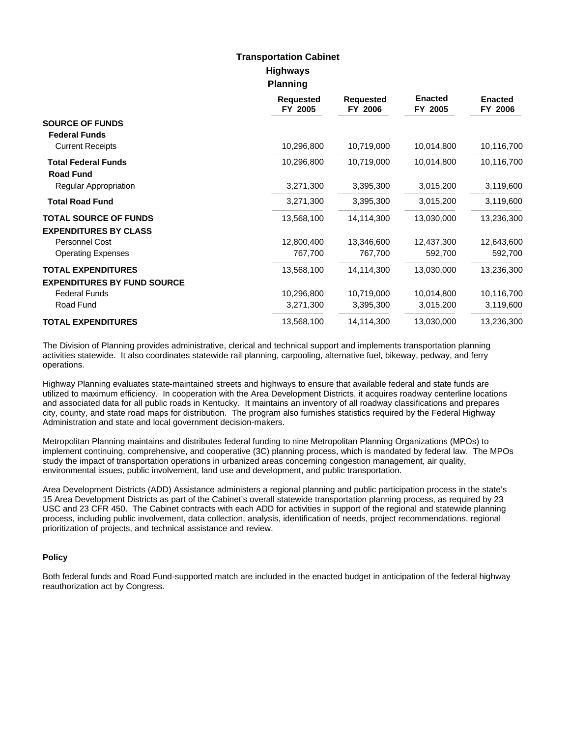# Transportation Cabinet

## Highways

### Planning

| | Requested FY 2005 | Requested FY 2006 | Enacted FY 2005 | Enacted FY 2006 |
|---|---|---|---|---|
| **SOURCE OF FUNDS** | | | | |
| **Federal Funds** | | | | |
| Current Receipts | 10,296,800 | 10,719,000 | 10,014,800 | 10,116,700 |
| **Total Federal Funds** | 10,296,800 | 10,719,000 | 10,014,800 | 10,116,700 |
| **Road Fund** | | | | |
| Regular Appropriation | 3,271,300 | 3,395,300 | 3,015,200 | 3,119,600 |
| **Total Road Fund** | 3,271,300 | 3,395,300 | 3,015,200 | 3,119,600 |
| **TOTAL SOURCE OF FUNDS** | 13,568,100 | 14,114,300 | 13,030,000 | 13,236,300 |
| **EXPENDITURES BY CLASS** | | | | |
| Personnel Cost | 12,800,400 | 13,346,600 | 12,437,300 | 12,643,600 |
| Operating Expenses | 767,700 | 767,700 | 592,700 | 592,700 |
| **TOTAL EXPENDITURES** | 13,568,100 | 14,114,300 | 13,030,000 | 13,236,300 |
| **EXPENDITURES BY FUND SOURCE** | | | | |
| Federal Funds | 10,296,800 | 10,719,000 | 10,014,800 | 10,116,700 |
| Road Fund | 3,271,300 | 3,395,300 | 3,015,200 | 3,119,600 |
| **TOTAL EXPENDITURES** | 13,568,100 | 14,114,300 | 13,030,000 | 13,236,300 |

The Division of Planning provides administrative, clerical and technical support and implements transportation planning activities statewide. It also coordinates statewide rail planning, carpooling, alternative fuel, bikeway, pedway, and ferry operations.

Highway Planning evaluates state-maintained streets and highways to ensure that available federal and state funds are utilized to maximum efficiency. In cooperation with the Area Development Districts, it acquires roadway centerline locations and associated data for all public roads in Kentucky. It maintains an inventory of all roadway classifications and prepares city, county, and state road maps for distribution. The program also furnishes statistics required by the Federal Highway Administration and state and local government decision-makers.

Metropolitan Planning maintains and distributes federal funding to nine Metropolitan Planning Organizations (MPOs) to implement continuing, comprehensive, and cooperative (3C) planning process, which is mandated by federal law. The MPOs study the impact of transportation operations in urbanized areas concerning congestion management, air quality, environmental issues, public involvement, land use and development, and public transportation.

Area Development Districts (ADD) Assistance administers a regional planning and public participation process in the state's 15 Area Development Districts as part of the Cabinet's overall statewide transportation planning process, as required by 23 USC and 23 CFR 450. The Cabinet contracts with each ADD for activities in support of the regional and statewide planning process, including public involvement, data collection, analysis, identification of needs, project recommendations, regional prioritization of projects, and technical assistance and review.

#### Policy

Both federal funds and Road Fund-supported match are included in the enacted budget in anticipation of the federal highway reauthorization act by Congress.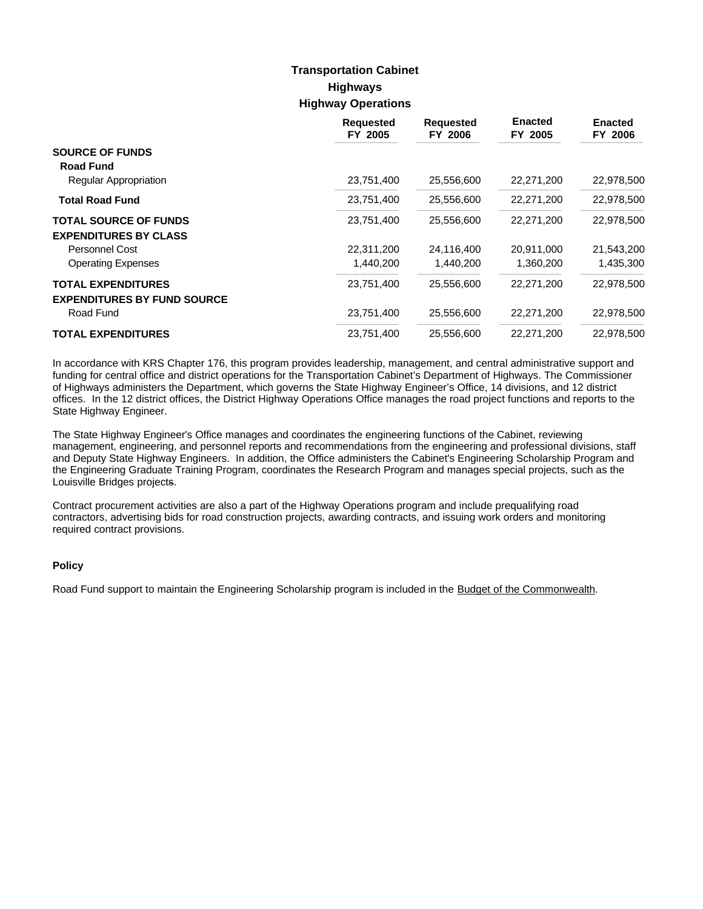# Transportation Cabinet
## Highways
### Highway Operations

| | Requested FY 2005 | Requested FY 2006 | Enacted FY 2005 | Enacted FY 2006 |
|---|---|---|---|---|
| **SOURCE OF FUNDS** | | | | |
| **Road Fund** | | | | |
| Regular Appropriation | 23,751,400 | 25,556,600 | 22,271,200 | 22,978,500 |
| **Total Road Fund** | 23,751,400 | 25,556,600 | 22,271,200 | 22,978,500 |
| **TOTAL SOURCE OF FUNDS** | 23,751,400 | 25,556,600 | 22,271,200 | 22,978,500 |
| **EXPENDITURES BY CLASS** | | | | |
| Personnel Cost | 22,311,200 | 24,116,400 | 20,911,000 | 21,543,200 |
| Operating Expenses | 1,440,200 | 1,440,200 | 1,360,200 | 1,435,300 |
| **TOTAL EXPENDITURES** | 23,751,400 | 25,556,600 | 22,271,200 | 22,978,500 |
| **EXPENDITURES BY FUND SOURCE** | | | | |
| Road Fund | 23,751,400 | 25,556,600 | 22,271,200 | 22,978,500 |
| **TOTAL EXPENDITURES** | 23,751,400 | 25,556,600 | 22,271,200 | 22,978,500 |

In accordance with KRS Chapter 176, this program provides leadership, management, and central administrative support and funding for central office and district operations for the Transportation Cabinet's Department of Highways. The Commissioner of Highways administers the Department, which governs the State Highway Engineer's Office, 14 divisions, and 12 district offices. In the 12 district offices, the District Highway Operations Office manages the road project functions and reports to the State Highway Engineer.

The State Highway Engineer's Office manages and coordinates the engineering functions of the Cabinet, reviewing management, engineering, and personnel reports and recommendations from the engineering and professional divisions, staff and Deputy State Highway Engineers. In addition, the Office administers the Cabinet's Engineering Scholarship Program and the Engineering Graduate Training Program, coordinates the Research Program and manages special projects, such as the Louisville Bridges projects.

Contract procurement activities are also a part of the Highway Operations program and include prequalifying road contractors, advertising bids for road construction projects, awarding contracts, and issuing work orders and monitoring required contract provisions.

**Policy**

Road Fund support to maintain the Engineering Scholarship program is included in the Budget of the Commonwealth.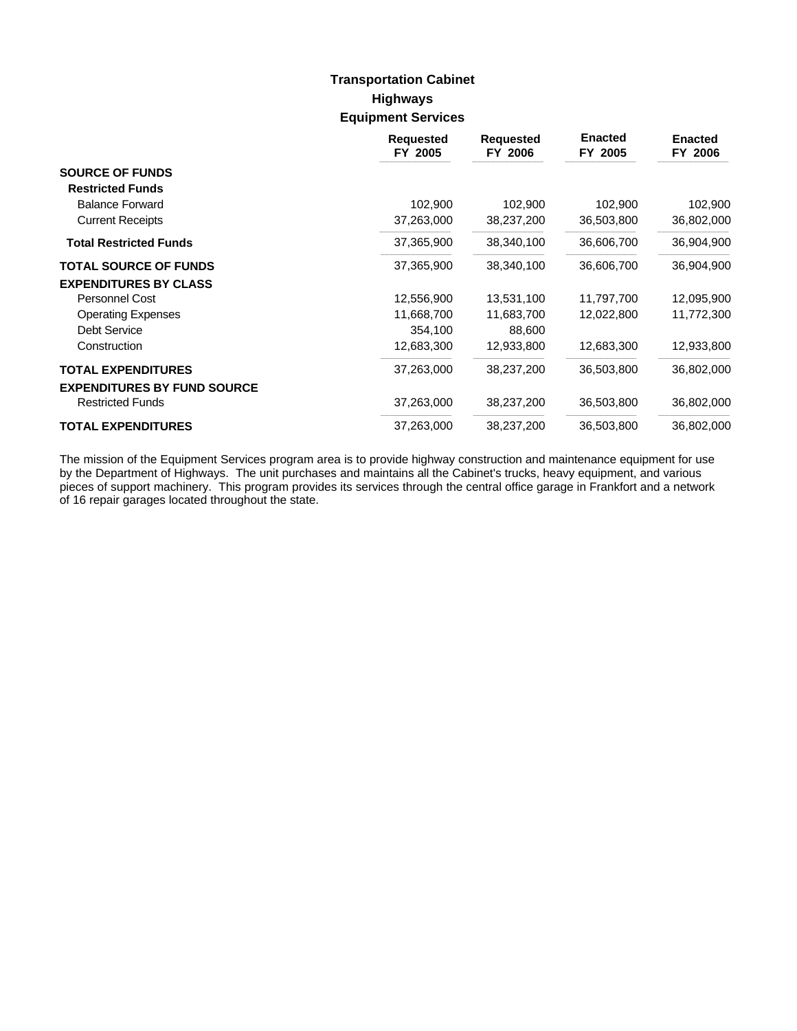# Transportation Cabinet
## Highways
### Equipment Services

| | Requested FY 2005 | Requested FY 2006 | Enacted FY 2005 | Enacted FY 2006 |
|---|---|---|---|---|
| **SOURCE OF FUNDS** | | | | |
| **Restricted Funds** | | | | |
| Balance Forward | 102,900 | 102,900 | 102,900 | 102,900 |
| Current Receipts | 37,263,000 | 38,237,200 | 36,503,800 | 36,802,000 |
| **Total Restricted Funds** | 37,365,900 | 38,340,100 | 36,606,700 | 36,904,900 |
| **TOTAL SOURCE OF FUNDS** | 37,365,900 | 38,340,100 | 36,606,700 | 36,904,900 |
| **EXPENDITURES BY CLASS** | | | | |
| Personnel Cost | 12,556,900 | 13,531,100 | 11,797,700 | 12,095,900 |
| Operating Expenses | 11,668,700 | 11,683,700 | 12,022,800 | 11,772,300 |
| Debt Service | 354,100 | 88,600 | | |
| Construction | 12,683,300 | 12,933,800 | 12,683,300 | 12,933,800 |
| **TOTAL EXPENDITURES** | 37,263,000 | 38,237,200 | 36,503,800 | 36,802,000 |
| **EXPENDITURES BY FUND SOURCE** | | | | |
| Restricted Funds | 37,263,000 | 38,237,200 | 36,503,800 | 36,802,000 |
| **TOTAL EXPENDITURES** | 37,263,000 | 38,237,200 | 36,503,800 | 36,802,000 |

The mission of the Equipment Services program area is to provide highway construction and maintenance equipment for use by the Department of Highways. The unit purchases and maintains all the Cabinet's trucks, heavy equipment, and various pieces of support machinery. This program provides its services through the central office garage in Frankfort and a network of 16 repair garages located throughout the state.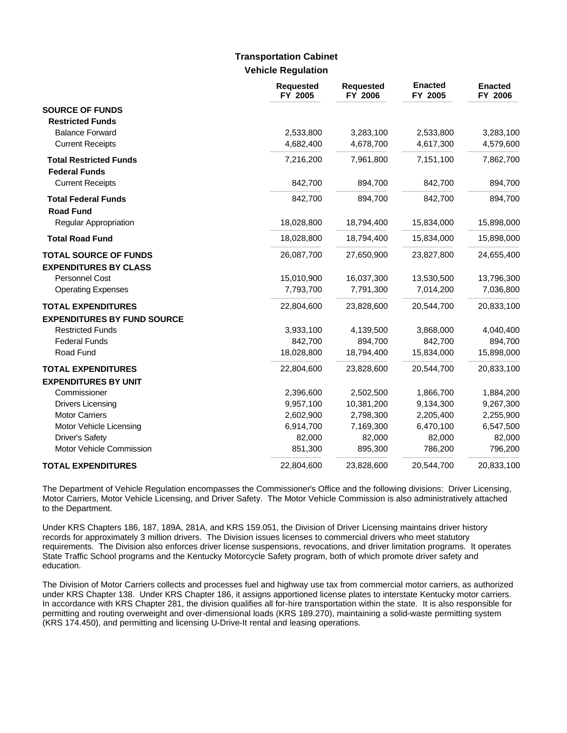# Transportation Cabinet

## Vehicle Regulation

| | Requested FY 2005 | Requested FY 2006 | Enacted FY 2005 | Enacted FY 2006 |
|---|---|---|---|---|
| **SOURCE OF FUNDS** | | | | |
| **Restricted Funds** | | | | |
| Balance Forward | 2,533,800 | 3,283,100 | 2,533,800 | 3,283,100 |
| Current Receipts | 4,682,400 | 4,678,700 | 4,617,300 | 4,579,600 |
| **Total Restricted Funds** | 7,216,200 | 7,961,800 | 7,151,100 | 7,862,700 |
| **Federal Funds** | | | | |
| Current Receipts | 842,700 | 894,700 | 842,700 | 894,700 |
| **Total Federal Funds** | 842,700 | 894,700 | 842,700 | 894,700 |
| **Road Fund** | | | | |
| Regular Appropriation | 18,028,800 | 18,794,400 | 15,834,000 | 15,898,000 |
| **Total Road Fund** | 18,028,800 | 18,794,400 | 15,834,000 | 15,898,000 |
| **TOTAL SOURCE OF FUNDS** | 26,087,700 | 27,650,900 | 23,827,800 | 24,655,400 |
| **EXPENDITURES BY CLASS** | | | | |
| Personnel Cost | 15,010,900 | 16,037,300 | 13,530,500 | 13,796,300 |
| Operating Expenses | 7,793,700 | 7,791,300 | 7,014,200 | 7,036,800 |
| **TOTAL EXPENDITURES** | 22,804,600 | 23,828,600 | 20,544,700 | 20,833,100 |
| **EXPENDITURES BY FUND SOURCE** | | | | |
| Restricted Funds | 3,933,100 | 4,139,500 | 3,868,000 | 4,040,400 |
| Federal Funds | 842,700 | 894,700 | 842,700 | 894,700 |
| Road Fund | 18,028,800 | 18,794,400 | 15,834,000 | 15,898,000 |
| **TOTAL EXPENDITURES** | 22,804,600 | 23,828,600 | 20,544,700 | 20,833,100 |
| **EXPENDITURES BY UNIT** | | | | |
| Commissioner | 2,396,600 | 2,502,500 | 1,866,700 | 1,884,200 |
| Drivers Licensing | 9,957,100 | 10,381,200 | 9,134,300 | 9,267,300 |
| Motor Carriers | 2,602,900 | 2,798,300 | 2,205,400 | 2,255,900 |
| Motor Vehicle Licensing | 6,914,700 | 7,169,300 | 6,470,100 | 6,547,500 |
| Driver's Safety | 82,000 | 82,000 | 82,000 | 82,000 |
| Motor Vehicle Commission | 851,300 | 895,300 | 786,200 | 796,200 |
| **TOTAL EXPENDITURES** | 22,804,600 | 23,828,600 | 20,544,700 | 20,833,100 |

The Department of Vehicle Regulation encompasses the Commissioner's Office and the following divisions: Driver Licensing, Motor Carriers, Motor Vehicle Licensing, and Driver Safety. The Motor Vehicle Commission is also administratively attached to the Department.

Under KRS Chapters 186, 187, 189A, 281A, and KRS 159.051, the Division of Driver Licensing maintains driver history records for approximately 3 million drivers. The Division issues licenses to commercial drivers who meet statutory requirements. The Division also enforces driver license suspensions, revocations, and driver limitation programs. It operates State Traffic School programs and the Kentucky Motorcycle Safety program, both of which promote driver safety and education.

The Division of Motor Carriers collects and processes fuel and highway use tax from commercial motor carriers, as authorized under KRS Chapter 138. Under KRS Chapter 186, it assigns apportioned license plates to interstate Kentucky motor carriers. In accordance with KRS Chapter 281, the division qualifies all for-hire transportation within the state. It is also responsible for permitting and routing overweight and over-dimensional loads (KRS 189.270), maintaining a solid-waste permitting system (KRS 174.450), and permitting and licensing U-Drive-It rental and leasing operations.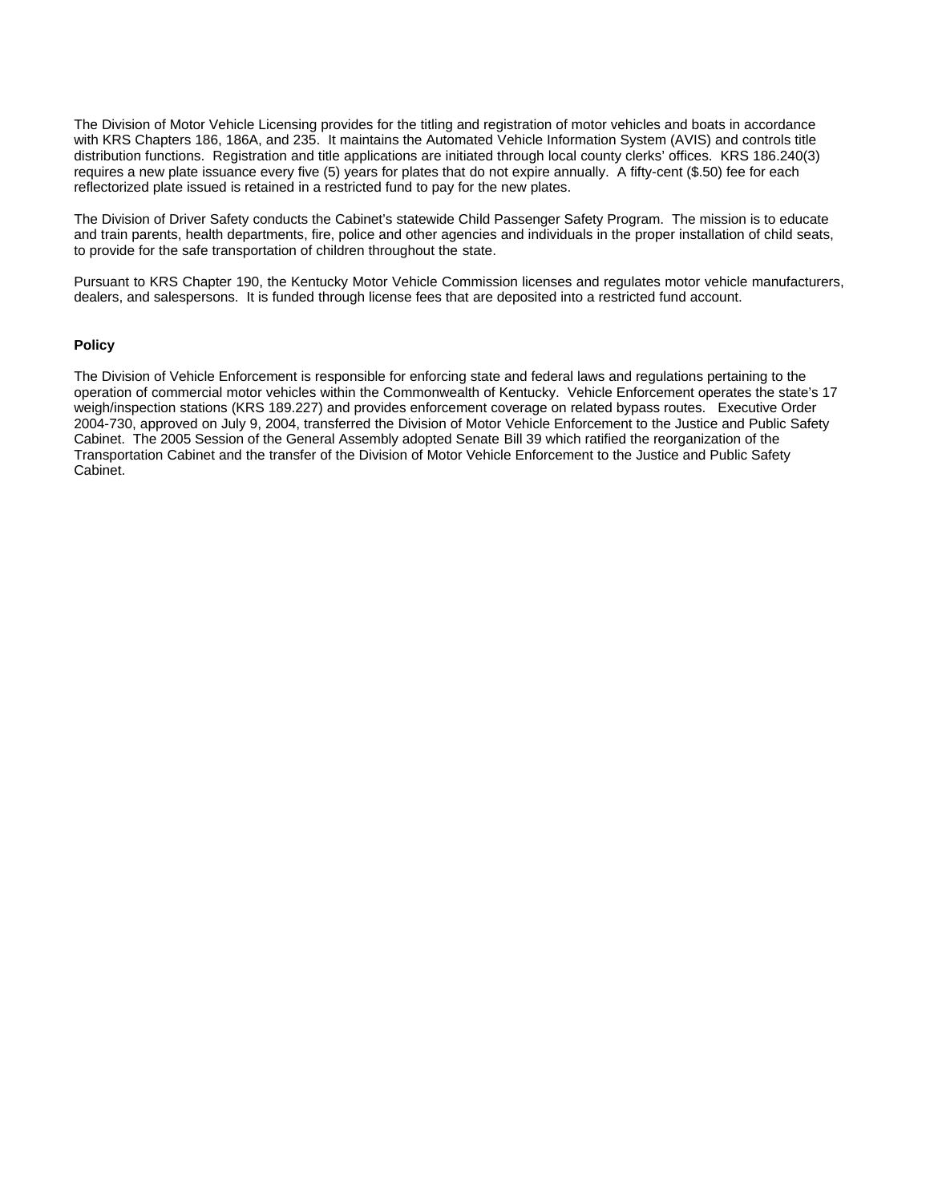The Division of Motor Vehicle Licensing provides for the titling and registration of motor vehicles and boats in accordance with KRS Chapters 186, 186A, and 235. It maintains the Automated Vehicle Information System (AVIS) and controls title distribution functions. Registration and title applications are initiated through local county clerks' offices. KRS 186.240(3) requires a new plate issuance every five (5) years for plates that do not expire annually. A fifty-cent ($.50) fee for each reflectorized plate issued is retained in a restricted fund to pay for the new plates.

The Division of Driver Safety conducts the Cabinet's statewide Child Passenger Safety Program. The mission is to educate and train parents, health departments, fire, police and other agencies and individuals in the proper installation of child seats, to provide for the safe transportation of children throughout the state.

Pursuant to KRS Chapter 190, the Kentucky Motor Vehicle Commission licenses and regulates motor vehicle manufacturers, dealers, and salespersons. It is funded through license fees that are deposited into a restricted fund account.

**Policy**

The Division of Vehicle Enforcement is responsible for enforcing state and federal laws and regulations pertaining to the operation of commercial motor vehicles within the Commonwealth of Kentucky. Vehicle Enforcement operates the state's 17 weigh/inspection stations (KRS 189.227) and provides enforcement coverage on related bypass routes. Executive Order 2004-730, approved on July 9, 2004, transferred the Division of Motor Vehicle Enforcement to the Justice and Public Safety Cabinet. The 2005 Session of the General Assembly adopted Senate Bill 39 which ratified the reorganization of the Transportation Cabinet and the transfer of the Division of Motor Vehicle Enforcement to the Justice and Public Safety Cabinet.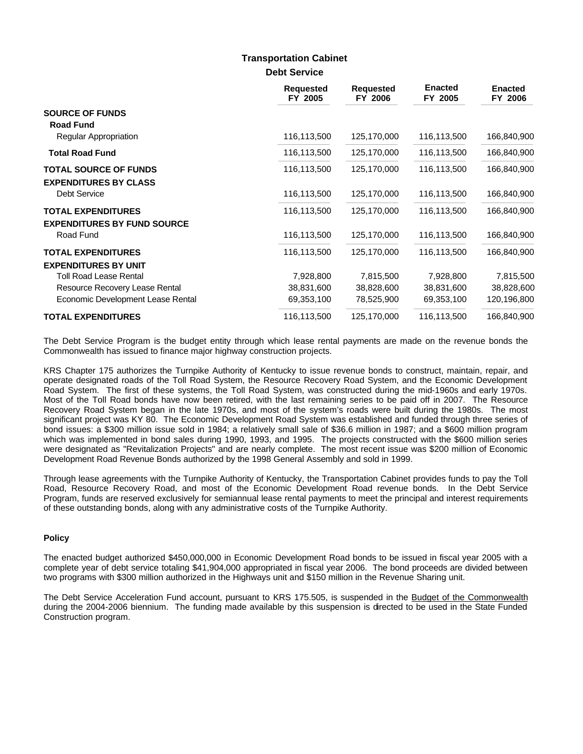# Transportation Cabinet

## Debt Service

| | Requested FY 2005 | Requested FY 2006 | Enacted FY 2005 | Enacted FY 2006 |
|---|---|---|---|---|
| **SOURCE OF FUNDS** | | | | |
| **Road Fund** | | | | |
| Regular Appropriation | 116,113,500 | 125,170,000 | 116,113,500 | 166,840,900 |
| **Total Road Fund** | 116,113,500 | 125,170,000 | 116,113,500 | 166,840,900 |
| **TOTAL SOURCE OF FUNDS** | 116,113,500 | 125,170,000 | 116,113,500 | 166,840,900 |
| **EXPENDITURES BY CLASS** | | | | |
| Debt Service | 116,113,500 | 125,170,000 | 116,113,500 | 166,840,900 |
| **TOTAL EXPENDITURES** | 116,113,500 | 125,170,000 | 116,113,500 | 166,840,900 |
| **EXPENDITURES BY FUND SOURCE** | | | | |
| Road Fund | 116,113,500 | 125,170,000 | 116,113,500 | 166,840,900 |
| **TOTAL EXPENDITURES** | 116,113,500 | 125,170,000 | 116,113,500 | 166,840,900 |
| **EXPENDITURES BY UNIT** | | | | |
| Toll Road Lease Rental | 7,928,800 | 7,815,500 | 7,928,800 | 7,815,500 |
| Resource Recovery Lease Rental | 38,831,600 | 38,828,600 | 38,831,600 | 38,828,600 |
| Economic Development Lease Rental | 69,353,100 | 78,525,900 | 69,353,100 | 120,196,800 |
| **TOTAL EXPENDITURES** | 116,113,500 | 125,170,000 | 116,113,500 | 166,840,900 |

The Debt Service Program is the budget entity through which lease rental payments are made on the revenue bonds the Commonwealth has issued to finance major highway construction projects.

KRS Chapter 175 authorizes the Turnpike Authority of Kentucky to issue revenue bonds to construct, maintain, repair, and operate designated roads of the Toll Road System, the Resource Recovery Road System, and the Economic Development Road System. The first of these systems, the Toll Road System, was constructed during the mid-1960s and early 1970s. Most of the Toll Road bonds have now been retired, with the last remaining series to be paid off in 2007. The Resource Recovery Road System began in the late 1970s, and most of the system's roads were built during the 1980s. The most significant project was KY 80. The Economic Development Road System was established and funded through three series of bond issues: a $300 million issue sold in 1984; a relatively small sale of $36.6 million in 1987; and a $600 million program which was implemented in bond sales during 1990, 1993, and 1995. The projects constructed with the $600 million series were designated as "Revitalization Projects" and are nearly complete. The most recent issue was $200 million of Economic Development Road Revenue Bonds authorized by the 1998 General Assembly and sold in 1999.

Through lease agreements with the Turnpike Authority of Kentucky, the Transportation Cabinet provides funds to pay the Toll Road, Resource Recovery Road, and most of the Economic Development Road revenue bonds. In the Debt Service Program, funds are reserved exclusively for semiannual lease rental payments to meet the principal and interest requirements of these outstanding bonds, along with any administrative costs of the Turnpike Authority.

### Policy

The enacted budget authorized $450,000,000 in Economic Development Road bonds to be issued in fiscal year 2005 with a complete year of debt service totaling $41,904,000 appropriated in fiscal year 2006. The bond proceeds are divided between two programs with $300 million authorized in the Highways unit and $150 million in the Revenue Sharing unit.

The Debt Service Acceleration Fund account, pursuant to KRS 175.505, is suspended in the Budget of the Commonwealth during the 2004-2006 biennium. The funding made available by this suspension is directed to be used in the State Funded Construction program.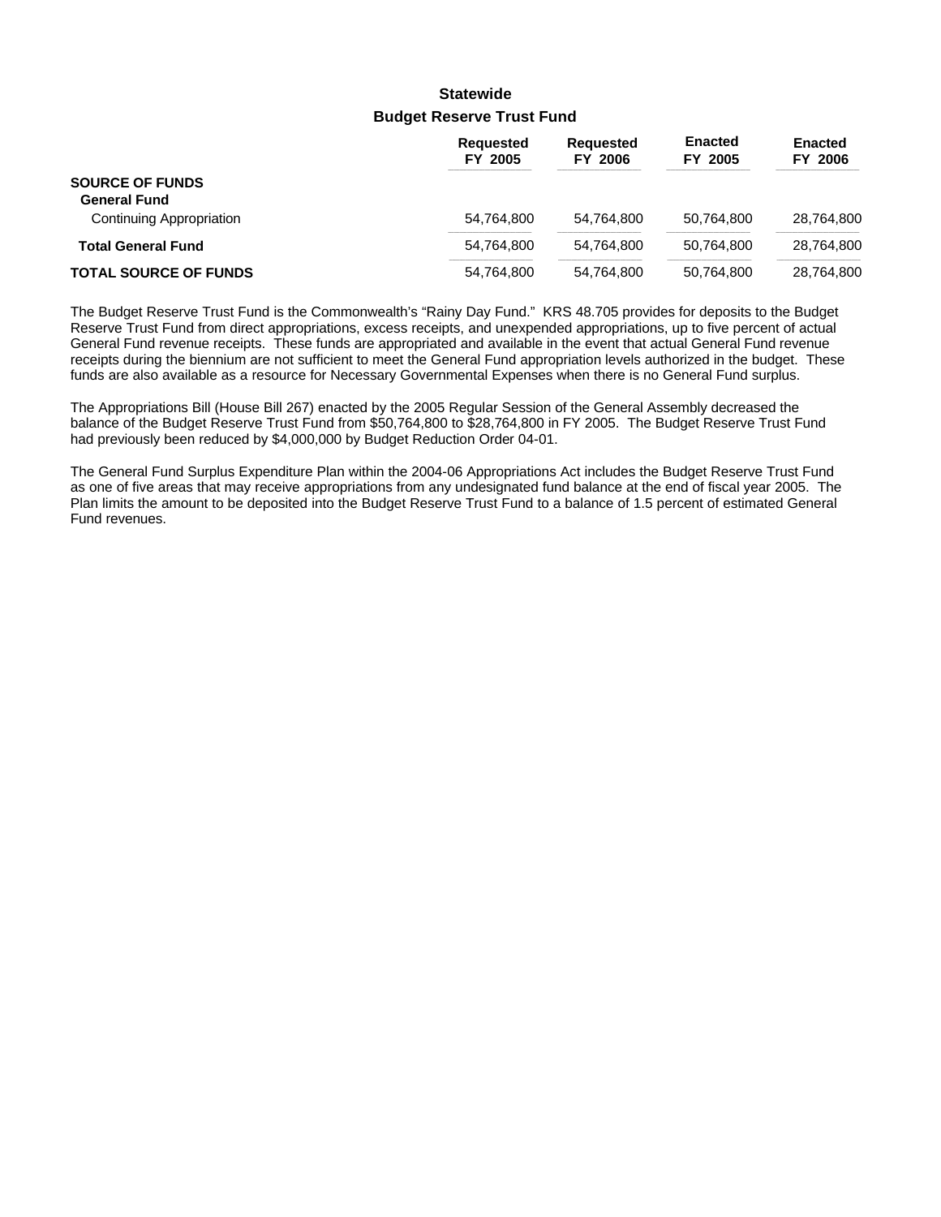## Statewide

### Budget Reserve Trust Fund

| | Requested FY 2005 | Requested FY 2006 | Enacted FY 2005 | Enacted FY 2006 |
|---|---|---|---|---|
| **SOURCE OF FUNDS** | | | | |
| **General Fund** | | | | |
| Continuing Appropriation | 54,764,800 | 54,764,800 | 50,764,800 | 28,764,800 |
| **Total General Fund** | 54,764,800 | 54,764,800 | 50,764,800 | 28,764,800 |
| **TOTAL SOURCE OF FUNDS** | 54,764,800 | 54,764,800 | 50,764,800 | 28,764,800 |

The Budget Reserve Trust Fund is the Commonwealth's "Rainy Day Fund." KRS 48.705 provides for deposits to the Budget Reserve Trust Fund from direct appropriations, excess receipts, and unexpended appropriations, up to five percent of actual General Fund revenue receipts. These funds are appropriated and available in the event that actual General Fund revenue receipts during the biennium are not sufficient to meet the General Fund appropriation levels authorized in the budget. These funds are also available as a resource for Necessary Governmental Expenses when there is no General Fund surplus.

The Appropriations Bill (House Bill 267) enacted by the 2005 Regular Session of the General Assembly decreased the balance of the Budget Reserve Trust Fund from $50,764,800 to $28,764,800 in FY 2005. The Budget Reserve Trust Fund had previously been reduced by $4,000,000 by Budget Reduction Order 04-01.

The General Fund Surplus Expenditure Plan within the 2004-06 Appropriations Act includes the Budget Reserve Trust Fund as one of five areas that may receive appropriations from any undesignated fund balance at the end of fiscal year 2005. The Plan limits the amount to be deposited into the Budget Reserve Trust Fund to a balance of 1.5 percent of estimated General Fund revenues.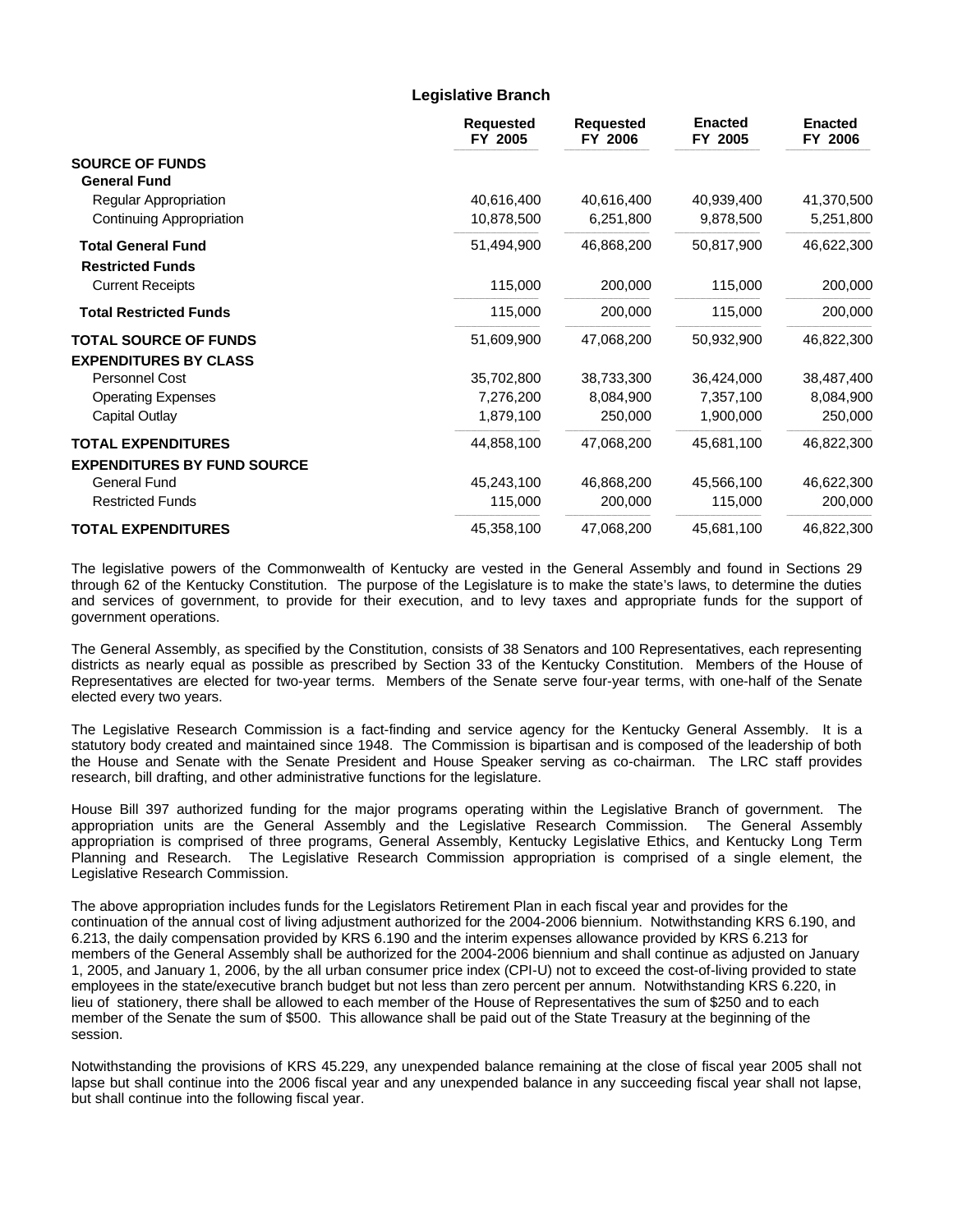## Legislative Branch

| | Requested FY 2005 | Requested FY 2006 | Enacted FY 2005 | Enacted FY 2006 |
|---|---|---|---|---|
| **SOURCE OF FUNDS** | | | | |
| **General Fund** | | | | |
| Regular Appropriation | 40,616,400 | 40,616,400 | 40,939,400 | 41,370,500 |
| Continuing Appropriation | 10,878,500 | 6,251,800 | 9,878,500 | 5,251,800 |
| **Total General Fund** | 51,494,900 | 46,868,200 | 50,817,900 | 46,622,300 |
| **Restricted Funds** | | | | |
| Current Receipts | 115,000 | 200,000 | 115,000 | 200,000 |
| **Total Restricted Funds** | 115,000 | 200,000 | 115,000 | 200,000 |
| **TOTAL SOURCE OF FUNDS** | 51,609,900 | 47,068,200 | 50,932,900 | 46,822,300 |
| **EXPENDITURES BY CLASS** | | | | |
| Personnel Cost | 35,702,800 | 38,733,300 | 36,424,000 | 38,487,400 |
| Operating Expenses | 7,276,200 | 8,084,900 | 7,357,100 | 8,084,900 |
| Capital Outlay | 1,879,100 | 250,000 | 1,900,000 | 250,000 |
| **TOTAL EXPENDITURES** | 44,858,100 | 47,068,200 | 45,681,100 | 46,822,300 |
| **EXPENDITURES BY FUND SOURCE** | | | | |
| General Fund | 45,243,100 | 46,868,200 | 45,566,100 | 46,622,300 |
| Restricted Funds | 115,000 | 200,000 | 115,000 | 200,000 |
| **TOTAL EXPENDITURES** | 45,358,100 | 47,068,200 | 45,681,100 | 46,822,300 |

The legislative powers of the Commonwealth of Kentucky are vested in the General Assembly and found in Sections 29 through 62 of the Kentucky Constitution. The purpose of the Legislature is to make the state's laws, to determine the duties and services of government, to provide for their execution, and to levy taxes and appropriate funds for the support of government operations.

The General Assembly, as specified by the Constitution, consists of 38 Senators and 100 Representatives, each representing districts as nearly equal as possible as prescribed by Section 33 of the Kentucky Constitution. Members of the House of Representatives are elected for two-year terms. Members of the Senate serve four-year terms, with one-half of the Senate elected every two years.

The Legislative Research Commission is a fact-finding and service agency for the Kentucky General Assembly. It is a statutory body created and maintained since 1948. The Commission is bipartisan and is composed of the leadership of both the House and Senate with the Senate President and House Speaker serving as co-chairman. The LRC staff provides research, bill drafting, and other administrative functions for the legislature.

House Bill 397 authorized funding for the major programs operating within the Legislative Branch of government. The appropriation units are the General Assembly and the Legislative Research Commission. The General Assembly appropriation is comprised of three programs, General Assembly, Kentucky Legislative Ethics, and Kentucky Long Term Planning and Research. The Legislative Research Commission appropriation is comprised of a single element, the Legislative Research Commission.

The above appropriation includes funds for the Legislators Retirement Plan in each fiscal year and provides for the continuation of the annual cost of living adjustment authorized for the 2004-2006 biennium. Notwithstanding KRS 6.190, and 6.213, the daily compensation provided by KRS 6.190 and the interim expenses allowance provided by KRS 6.213 for members of the General Assembly shall be authorized for the 2004-2006 biennium and shall continue as adjusted on January 1, 2005, and January 1, 2006, by the all urban consumer price index (CPI-U) not to exceed the cost-of-living provided to state employees in the state/executive branch budget but not less than zero percent per annum. Notwithstanding KRS 6.220, in lieu of stationery, there shall be allowed to each member of the House of Representatives the sum of $250 and to each member of the Senate the sum of $500. This allowance shall be paid out of the State Treasury at the beginning of the session.

Notwithstanding the provisions of KRS 45.229, any unexpended balance remaining at the close of fiscal year 2005 shall not lapse but shall continue into the 2006 fiscal year and any unexpended balance in any succeeding fiscal year shall not lapse, but shall continue into the following fiscal year.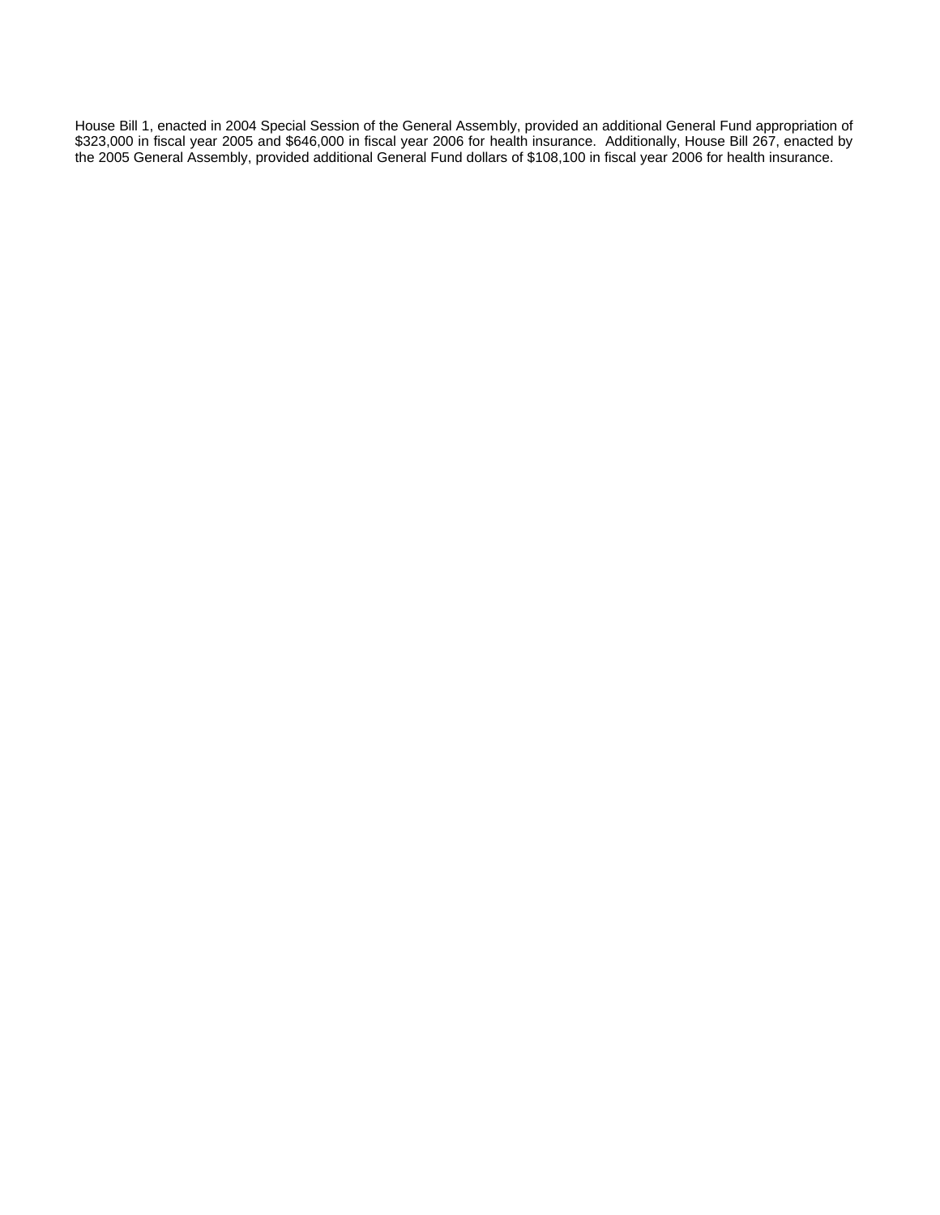House Bill 1, enacted in 2004 Special Session of the General Assembly, provided an additional General Fund appropriation of $323,000 in fiscal year 2005 and $646,000 in fiscal year 2006 for health insurance. Additionally, House Bill 267, enacted by the 2005 General Assembly, provided additional General Fund dollars of $108,100 in fiscal year 2006 for health insurance.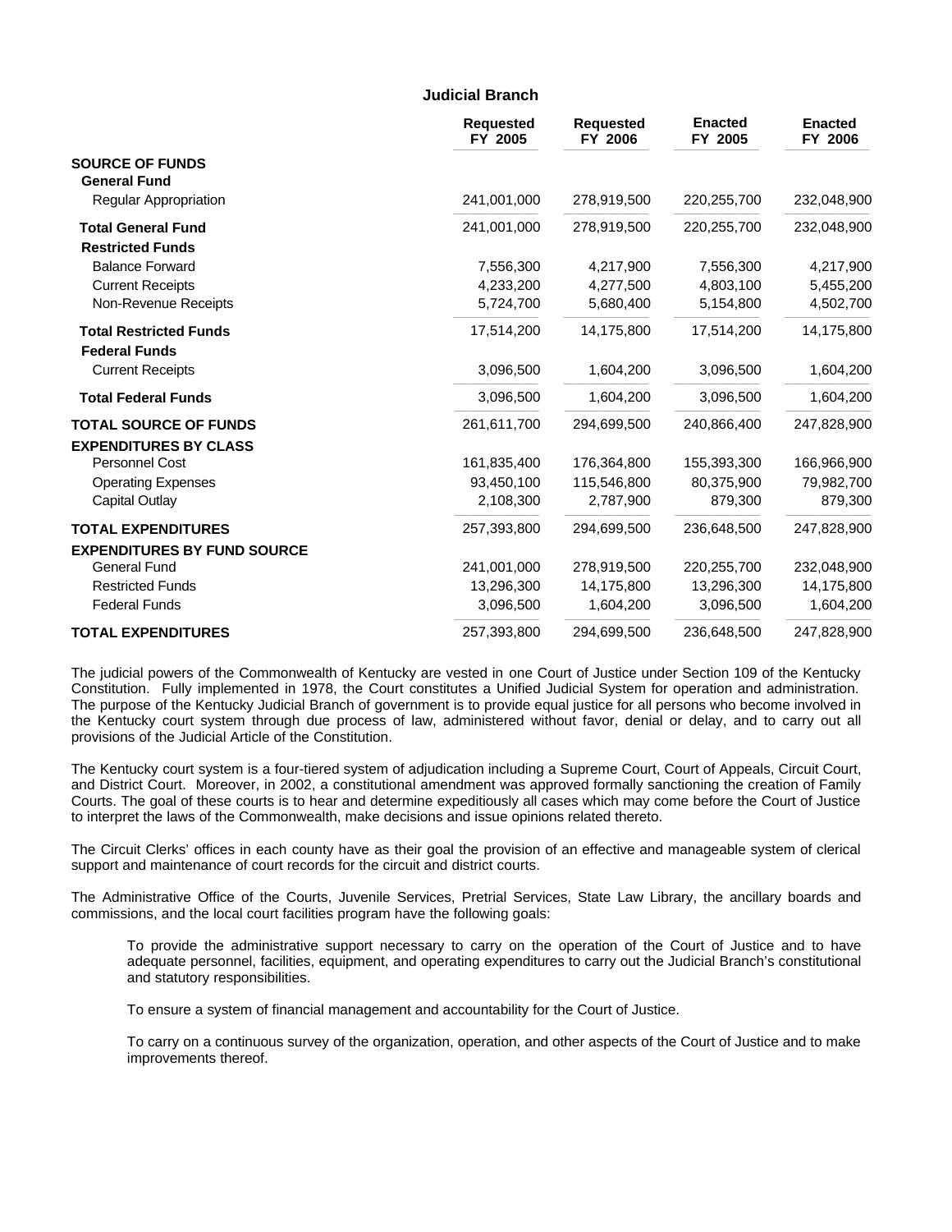## Judicial Branch

| | Requested FY 2005 | Requested FY 2006 | Enacted FY 2005 | Enacted FY 2006 |
|---|---|---|---|---|
| **SOURCE OF FUNDS** | | | | |
| **General Fund** | | | | |
| Regular Appropriation | 241,001,000 | 278,919,500 | 220,255,700 | 232,048,900 |
| **Total General Fund** | 241,001,000 | 278,919,500 | 220,255,700 | 232,048,900 |
| **Restricted Funds** | | | | |
| Balance Forward | 7,556,300 | 4,217,900 | 7,556,300 | 4,217,900 |
| Current Receipts | 4,233,200 | 4,277,500 | 4,803,100 | 5,455,200 |
| Non-Revenue Receipts | 5,724,700 | 5,680,400 | 5,154,800 | 4,502,700 |
| **Total Restricted Funds** | 17,514,200 | 14,175,800 | 17,514,200 | 14,175,800 |
| **Federal Funds** | | | | |
| Current Receipts | 3,096,500 | 1,604,200 | 3,096,500 | 1,604,200 |
| **Total Federal Funds** | 3,096,500 | 1,604,200 | 3,096,500 | 1,604,200 |
| **TOTAL SOURCE OF FUNDS** | 261,611,700 | 294,699,500 | 240,866,400 | 247,828,900 |
| **EXPENDITURES BY CLASS** | | | | |
| Personnel Cost | 161,835,400 | 176,364,800 | 155,393,300 | 166,966,900 |
| Operating Expenses | 93,450,100 | 115,546,800 | 80,375,900 | 79,982,700 |
| Capital Outlay | 2,108,300 | 2,787,900 | 879,300 | 879,300 |
| **TOTAL EXPENDITURES** | 257,393,800 | 294,699,500 | 236,648,500 | 247,828,900 |
| **EXPENDITURES BY FUND SOURCE** | | | | |
| General Fund | 241,001,000 | 278,919,500 | 220,255,700 | 232,048,900 |
| Restricted Funds | 13,296,300 | 14,175,800 | 13,296,300 | 14,175,800 |
| Federal Funds | 3,096,500 | 1,604,200 | 3,096,500 | 1,604,200 |
| **TOTAL EXPENDITURES** | 257,393,800 | 294,699,500 | 236,648,500 | 247,828,900 |

The judicial powers of the Commonwealth of Kentucky are vested in one Court of Justice under Section 109 of the Kentucky Constitution. Fully implemented in 1978, the Court constitutes a Unified Judicial System for operation and administration. The purpose of the Kentucky Judicial Branch of government is to provide equal justice for all persons who become involved in the Kentucky court system through due process of law, administered without favor, denial or delay, and to carry out all provisions of the Judicial Article of the Constitution.

The Kentucky court system is a four-tiered system of adjudication including a Supreme Court, Court of Appeals, Circuit Court, and District Court. Moreover, in 2002, a constitutional amendment was approved formally sanctioning the creation of Family Courts. The goal of these courts is to hear and determine expeditiously all cases which may come before the Court of Justice to interpret the laws of the Commonwealth, make decisions and issue opinions related thereto.

The Circuit Clerks' offices in each county have as their goal the provision of an effective and manageable system of clerical support and maintenance of court records for the circuit and district courts.

The Administrative Office of the Courts, Juvenile Services, Pretrial Services, State Law Library, the ancillary boards and commissions, and the local court facilities program have the following goals:

To provide the administrative support necessary to carry on the operation of the Court of Justice and to have adequate personnel, facilities, equipment, and operating expenditures to carry out the Judicial Branch's constitutional and statutory responsibilities.

To ensure a system of financial management and accountability for the Court of Justice.

To carry on a continuous survey of the organization, operation, and other aspects of the Court of Justice and to make improvements thereof.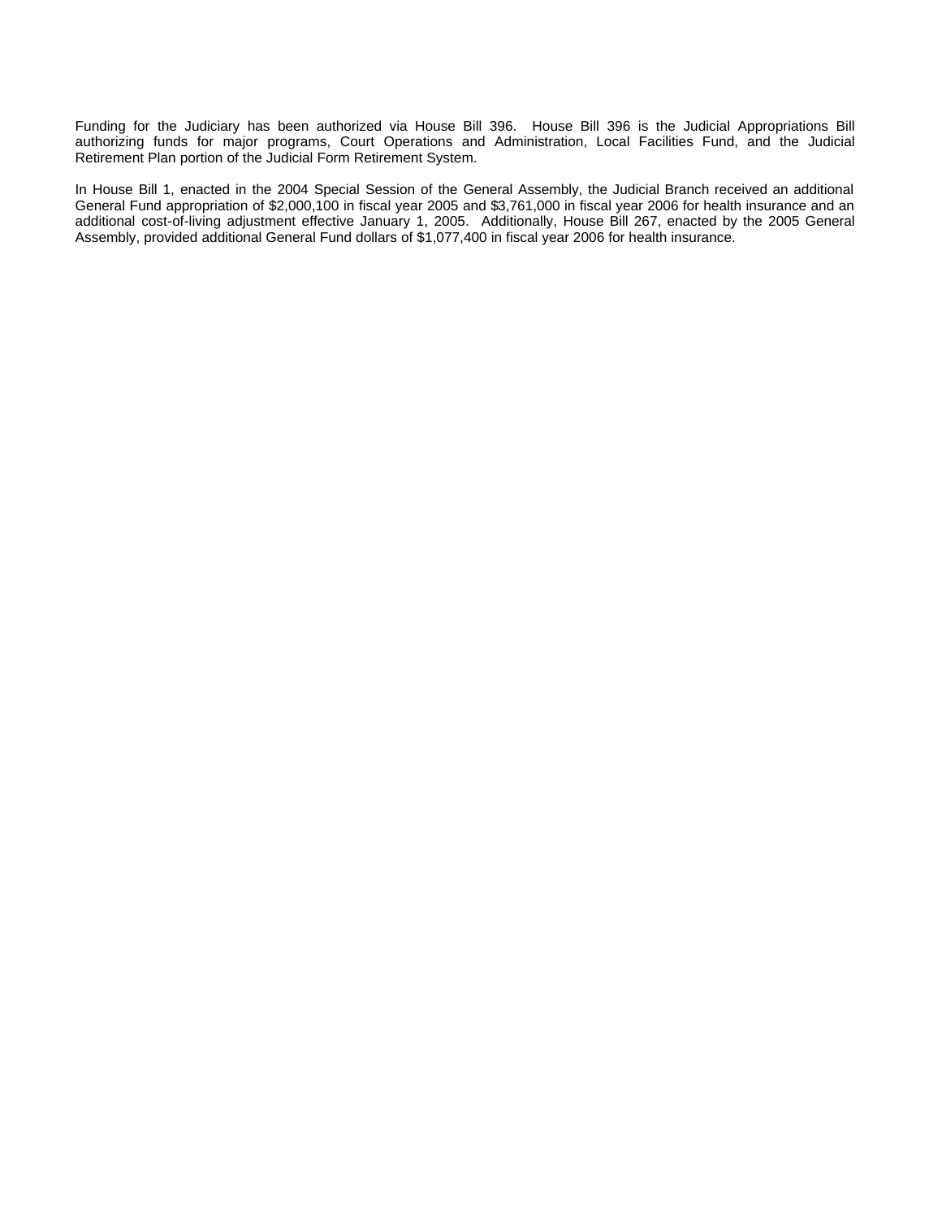Funding for the Judiciary has been authorized via House Bill 396. House Bill 396 is the Judicial Appropriations Bill authorizing funds for major programs, Court Operations and Administration, Local Facilities Fund, and the Judicial Retirement Plan portion of the Judicial Form Retirement System.

In House Bill 1, enacted in the 2004 Special Session of the General Assembly, the Judicial Branch received an additional General Fund appropriation of $2,000,100 in fiscal year 2005 and $3,761,000 in fiscal year 2006 for health insurance and an additional cost-of-living adjustment effective January 1, 2005. Additionally, House Bill 267, enacted by the 2005 General Assembly, provided additional General Fund dollars of $1,077,400 in fiscal year 2006 for health insurance.